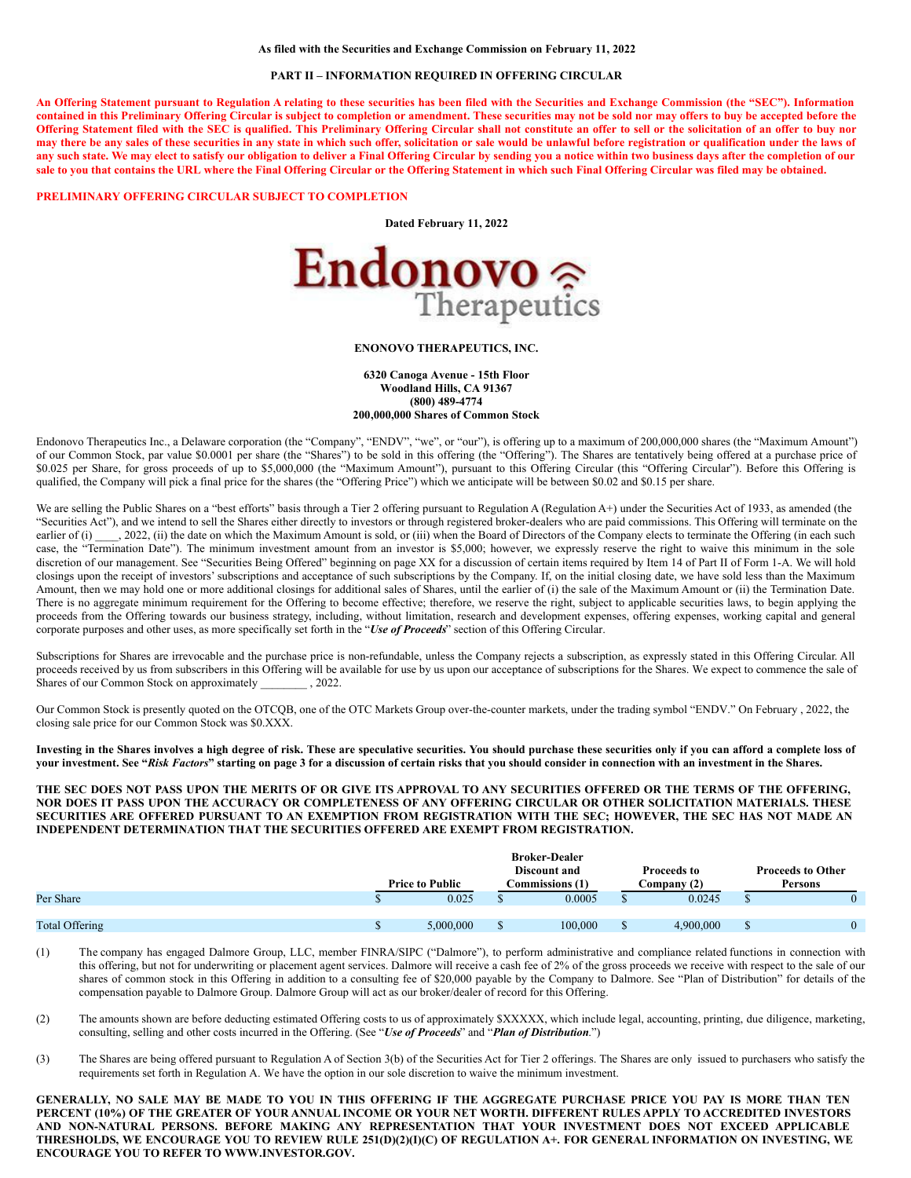As filed with the Securities and Exchange Commission on February 11, 2022

**PART II – INFORMATION REQUIRED IN OFFERING CIRCULAR**

**An Offering Statement pursuant to Regulation A relating to these securities has been filed with the Securities and Exchange Commission (the "SEC"). Information contained in this Preliminary Offering Circular is subject to completion or amendment. These securities may not be sold nor may offers to buy be accepted before the Offering Statement filed with the SEC is qualified. This Preliminary Offering Circular shall not constitute an offer to sell or the solicitation of an offer to buy nor may there be any sales of these securities in any state in which such offer, solicitation or sale would be unlawful before registration or qualification under the laws of any such state. We may elect to satisfy our obligation to deliver a Final Offering Circular by sending you a notice within two business days after the completion of our sale to you that contains the URL where the Final Offering Circular or the Offering Statement in which such Final Offering Circular was filed may be obtained.**

**PRELIMINARY OFFERING CIRCULAR SUBJECT TO COMPLETION**

**Dated February 11, 2022**

Endonovo Therapeutics

**ENONOVO THERAPEUTICS, INC.**

**6320 Canoga Avenue - 15th Floor**
**Woodland Hills, CA 91367**
**(800) 489-4774**
**200,000,000 Shares of Common Stock**

Endonovo Therapeutics Inc., a Delaware corporation (the "Company", "ENDV", "we", or "our"), is offering up to a maximum of 200,000,000 shares (the "Maximum Amount") of our Common Stock, par value $0.0001 per share (the "Shares") to be sold in this offering (the "Offering"). The Shares are tentatively being offered at a purchase price of $0.025 per Share, for gross proceeds of up to $5,000,000 (the "Maximum Amount"), pursuant to this Offering Circular (this "Offering Circular"). Before this Offering is qualified, the Company will pick a final price for the shares (the "Offering Price") which we anticipate will be between $0.02 and $0.15 per share.

We are selling the Public Shares on a "best efforts" basis through a Tier 2 offering pursuant to Regulation A (Regulation A+) under the Securities Act of 1933, as amended (the "Securities Act"), and we intend to sell the Shares either directly to investors or through registered broker-dealers who are paid commissions. This Offering will terminate on the earlier of (i) ____, 2022, (ii) the date on which the Maximum Amount is sold, or (iii) when the Board of Directors of the Company elects to terminate the Offering (in each such case, the "Termination Date"). The minimum investment amount from an investor is $5,000; however, we expressly reserve the right to waive this minimum in the sole discretion of our management. See "Securities Being Offered" beginning on page XX for a discussion of certain items required by Item 14 of Part II of Form 1-A. We will hold closings upon the receipt of investors' subscriptions and acceptance of such subscriptions by the Company. If, on the initial closing date, we have sold less than the Maximum Amount, then we may hold one or more additional closings for additional sales of Shares, until the earlier of (i) the sale of the Maximum Amount or (ii) the Termination Date. There is no aggregate minimum requirement for the Offering to become effective; therefore, we reserve the right, subject to applicable securities laws, to begin applying the proceeds from the Offering towards our business strategy, including, without limitation, research and development expenses, offering expenses, working capital and general corporate purposes and other uses, as more specifically set forth in the "*Use of Proceeds*" section of this Offering Circular.

Subscriptions for Shares are irrevocable and the purchase price is non-refundable, unless the Company rejects a subscription, as expressly stated in this Offering Circular. All proceeds received by us from subscribers in this Offering will be available for use by us upon our acceptance of subscriptions for the Shares. We expect to commence the sale of Shares of our Common Stock on approximately ________ , 2022.

Our Common Stock is presently quoted on the OTCQB, one of the OTC Markets Group over-the-counter markets, under the trading symbol "ENDV." On February , 2022, the closing sale price for our Common Stock was $0.XXX.

**Investing in the Shares involves a high degree of risk. These are speculative securities. You should purchase these securities only if you can afford a complete loss of your investment. See "*Risk Factors*" starting on page 3 for a discussion of certain risks that you should consider in connection with an investment in the Shares.**

**THE SEC DOES NOT PASS UPON THE MERITS OF OR GIVE ITS APPROVAL TO ANY SECURITIES OFFERED OR THE TERMS OF THE OFFERING, NOR DOES IT PASS UPON THE ACCURACY OR COMPLETENESS OF ANY OFFERING CIRCULAR OR OTHER SOLICITATION MATERIALS. THESE SECURITIES ARE OFFERED PURSUANT TO AN EXEMPTION FROM REGISTRATION WITH THE SEC; HOWEVER, THE SEC HAS NOT MADE AN INDEPENDENT DETERMINATION THAT THE SECURITIES OFFERED ARE EXEMPT FROM REGISTRATION.**

| | Price to Public | Broker-Dealer Discount and Commissions (1) | Proceeds to Company (2) | Proceeds to Other Persons |
|---|---|---|---|---|
| Per Share | $ 0.025 | $ 0.0005 | $ 0.0245 | $ 0 |
| Total Offering | $ 5,000,000 | $ 100,000 | $ 4,900,000 | $ 0 |

(1) The company has engaged Dalmore Group, LLC, member FINRA/SIPC ("Dalmore"), to perform administrative and compliance related functions in connection with this offering, but not for underwriting or placement agent services. Dalmore will receive a cash fee of 2% of the gross proceeds we receive with respect to the sale of our shares of common stock in this Offering in addition to a consulting fee of $20,000 payable by the Company to Dalmore. See "Plan of Distribution" for details of the compensation payable to Dalmore Group. Dalmore Group will act as our broker/dealer of record for this Offering.

(2) The amounts shown are before deducting estimated Offering costs to us of approximately $XXXXX, which include legal, accounting, printing, due diligence, marketing, consulting, selling and other costs incurred in the Offering. (See "*Use of Proceeds*" and "*Plan of Distribution*.")

(3) The Shares are being offered pursuant to Regulation A of Section 3(b) of the Securities Act for Tier 2 offerings. The Shares are only issued to purchasers who satisfy the requirements set forth in Regulation A. We have the option in our sole discretion to waive the minimum investment.

**GENERALLY, NO SALE MAY BE MADE TO YOU IN THIS OFFERING IF THE AGGREGATE PURCHASE PRICE YOU PAY IS MORE THAN TEN PERCENT (10%) OF THE GREATER OF YOUR ANNUAL INCOME OR YOUR NET WORTH. DIFFERENT RULES APPLY TO ACCREDITED INVESTORS AND NON-NATURAL PERSONS. BEFORE MAKING ANY REPRESENTATION THAT YOUR INVESTMENT DOES NOT EXCEED APPLICABLE THRESHOLDS, WE ENCOURAGE YOU TO REVIEW RULE 251(D)(2)(I)(C) OF REGULATION A+. FOR GENERAL INFORMATION ON INVESTING, WE ENCOURAGE YOU TO REFER TO WWW.INVESTOR.GOV.**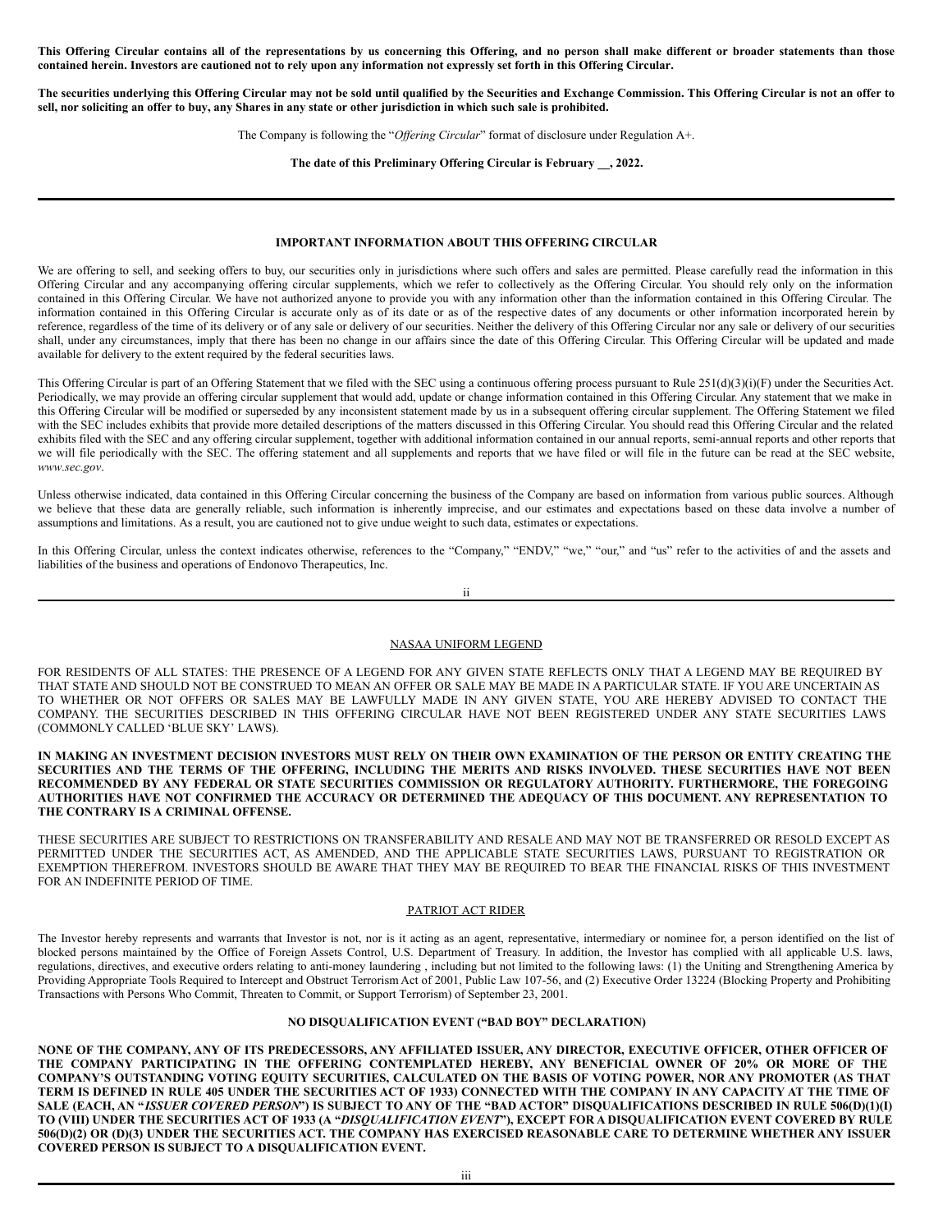**This Offering Circular contains all of the representations by us concerning this Offering, and no person shall make different or broader statements than those contained herein. Investors are cautioned not to rely upon any information not expressly set forth in this Offering Circular.**

**The securities underlying this Offering Circular may not be sold until qualified by the Securities and Exchange Commission. This Offering Circular is not an offer to sell, nor soliciting an offer to buy, any Shares in any state or other jurisdiction in which such sale is prohibited.**

The Company is following the "*Offering Circular*" format of disclosure under Regulation A+.

**The date of this Preliminary Offering Circular is February __, 2022.**

---

## IMPORTANT INFORMATION ABOUT THIS OFFERING CIRCULAR

We are offering to sell, and seeking offers to buy, our securities only in jurisdictions where such offers and sales are permitted. Please carefully read the information in this Offering Circular and any accompanying offering circular supplements, which we refer to collectively as the Offering Circular. You should rely only on the information contained in this Offering Circular. We have not authorized anyone to provide you with any information other than the information contained in this Offering Circular. The information contained in this Offering Circular is accurate only as of its date or as of the respective dates of any documents or other information incorporated herein by reference, regardless of the time of its delivery or of any sale or delivery of our securities. Neither the delivery of this Offering Circular nor any sale or delivery of our securities shall, under any circumstances, imply that there has been no change in our affairs since the date of this Offering Circular. This Offering Circular will be updated and made available for delivery to the extent required by the federal securities laws.

This Offering Circular is part of an Offering Statement that we filed with the SEC using a continuous offering process pursuant to Rule 251(d)(3)(i)(F) under the Securities Act. Periodically, we may provide an offering circular supplement that would add, update or change information contained in this Offering Circular. Any statement that we make in this Offering Circular will be modified or superseded by any inconsistent statement made by us in a subsequent offering circular supplement. The Offering Statement we filed with the SEC includes exhibits that provide more detailed descriptions of the matters discussed in this Offering Circular. You should read this Offering Circular and the related exhibits filed with the SEC and any offering circular supplement, together with additional information contained in our annual reports, semi-annual reports and other reports that we will file periodically with the SEC. The offering statement and all supplements and reports that we have filed or will file in the future can be read at the SEC website, *www.sec.gov*.

Unless otherwise indicated, data contained in this Offering Circular concerning the business of the Company are based on information from various public sources. Although we believe that these data are generally reliable, such information is inherently imprecise, and our estimates and expectations based on these data involve a number of assumptions and limitations. As a result, you are cautioned not to give undue weight to such data, estimates or expectations.

In this Offering Circular, unless the context indicates otherwise, references to the "Company," "ENDV," "we," "our," and "us" refer to the activities of and the assets and liabilities of the business and operations of Endonovo Therapeutics, Inc.

---

## NASAA UNIFORM LEGEND

FOR RESIDENTS OF ALL STATES: THE PRESENCE OF A LEGEND FOR ANY GIVEN STATE REFLECTS ONLY THAT A LEGEND MAY BE REQUIRED BY THAT STATE AND SHOULD NOT BE CONSTRUED TO MEAN AN OFFER OR SALE MAY BE MADE IN A PARTICULAR STATE. IF YOU ARE UNCERTAIN AS TO WHETHER OR NOT OFFERS OR SALES MAY BE LAWFULLY MADE IN ANY GIVEN STATE, YOU ARE HEREBY ADVISED TO CONTACT THE COMPANY. THE SECURITIES DESCRIBED IN THIS OFFERING CIRCULAR HAVE NOT BEEN REGISTERED UNDER ANY STATE SECURITIES LAWS (COMMONLY CALLED 'BLUE SKY' LAWS).

**IN MAKING AN INVESTMENT DECISION INVESTORS MUST RELY ON THEIR OWN EXAMINATION OF THE PERSON OR ENTITY CREATING THE SECURITIES AND THE TERMS OF THE OFFERING, INCLUDING THE MERITS AND RISKS INVOLVED. THESE SECURITIES HAVE NOT BEEN RECOMMENDED BY ANY FEDERAL OR STATE SECURITIES COMMISSION OR REGULATORY AUTHORITY. FURTHERMORE, THE FOREGOING AUTHORITIES HAVE NOT CONFIRMED THE ACCURACY OR DETERMINED THE ADEQUACY OF THIS DOCUMENT. ANY REPRESENTATION TO THE CONTRARY IS A CRIMINAL OFFENSE.**

THESE SECURITIES ARE SUBJECT TO RESTRICTIONS ON TRANSFERABILITY AND RESALE AND MAY NOT BE TRANSFERRED OR RESOLD EXCEPT AS PERMITTED UNDER THE SECURITIES ACT, AS AMENDED, AND THE APPLICABLE STATE SECURITIES LAWS, PURSUANT TO REGISTRATION OR EXEMPTION THEREFROM. INVESTORS SHOULD BE AWARE THAT THEY MAY BE REQUIRED TO BEAR THE FINANCIAL RISKS OF THIS INVESTMENT FOR AN INDEFINITE PERIOD OF TIME.

## PATRIOT ACT RIDER

The Investor hereby represents and warrants that Investor is not, nor is it acting as an agent, representative, intermediary or nominee for, a person identified on the list of blocked persons maintained by the Office of Foreign Assets Control, U.S. Department of Treasury. In addition, the Investor has complied with all applicable U.S. laws, regulations, directives, and executive orders relating to anti-money laundering , including but not limited to the following laws: (1) the Uniting and Strengthening America by Providing Appropriate Tools Required to Intercept and Obstruct Terrorism Act of 2001, Public Law 107-56, and (2) Executive Order 13224 (Blocking Property and Prohibiting Transactions with Persons Who Commit, Threaten to Commit, or Support Terrorism) of September 23, 2001.

## NO DISQUALIFICATION EVENT ("BAD BOY" DECLARATION)

**NONE OF THE COMPANY, ANY OF ITS PREDECESSORS, ANY AFFILIATED ISSUER, ANY DIRECTOR, EXECUTIVE OFFICER, OTHER OFFICER OF THE COMPANY PARTICIPATING IN THE OFFERING CONTEMPLATED HEREBY, ANY BENEFICIAL OWNER OF 20% OR MORE OF THE COMPANY'S OUTSTANDING VOTING EQUITY SECURITIES, CALCULATED ON THE BASIS OF VOTING POWER, NOR ANY PROMOTER (AS THAT TERM IS DEFINED IN RULE 405 UNDER THE SECURITIES ACT OF 1933) CONNECTED WITH THE COMPANY IN ANY CAPACITY AT THE TIME OF SALE (EACH, AN "*ISSUER COVERED PERSON*") IS SUBJECT TO ANY OF THE "BAD ACTOR" DISQUALIFICATIONS DESCRIBED IN RULE 506(D)(1)(I) TO (VIII) UNDER THE SECURITIES ACT OF 1933 (A "*DISQUALIFICATION EVENT*"), EXCEPT FOR A DISQUALIFICATION EVENT COVERED BY RULE 506(D)(2) OR (D)(3) UNDER THE SECURITIES ACT. THE COMPANY HAS EXERCISED REASONABLE CARE TO DETERMINE WHETHER ANY ISSUER COVERED PERSON IS SUBJECT TO A DISQUALIFICATION EVENT.**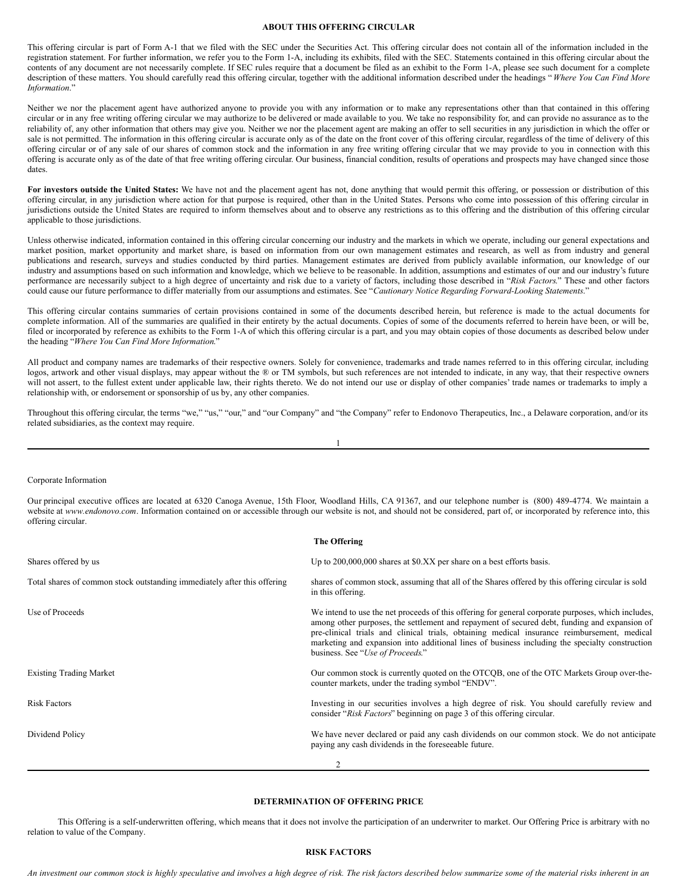## ABOUT THIS OFFERING CIRCULAR

This offering circular is part of Form A-1 that we filed with the SEC under the Securities Act. This offering circular does not contain all of the information included in the registration statement. For further information, we refer you to the Form 1-A, including its exhibits, filed with the SEC. Statements contained in this offering circular about the contents of any document are not necessarily complete. If SEC rules require that a document be filed as an exhibit to the Form 1-A, please see such document for a complete description of these matters. You should carefully read this offering circular, together with the additional information described under the headings "*Where You Can Find More Information*."

Neither we nor the placement agent have authorized anyone to provide you with any information or to make any representations other than that contained in this offering circular or in any free writing offering circular we may authorize to be delivered or made available to you. We take no responsibility for, and can provide no assurance as to the reliability of, any other information that others may give you. Neither we nor the placement agent are making an offer to sell securities in any jurisdiction in which the offer or sale is not permitted. The information in this offering circular is accurate only as of the date on the front cover of this offering circular, regardless of the time of delivery of this offering circular or of any sale of our shares of common stock and the information in any free writing offering circular that we may provide to you in connection with this offering is accurate only as of the date of that free writing offering circular. Our business, financial condition, results of operations and prospects may have changed since those dates.

**For investors outside the United States:** We have not and the placement agent has not, done anything that would permit this offering, or possession or distribution of this offering circular, in any jurisdiction where action for that purpose is required, other than in the United States. Persons who come into possession of this offering circular in jurisdictions outside the United States are required to inform themselves about and to observe any restrictions as to this offering and the distribution of this offering circular applicable to those jurisdictions.

Unless otherwise indicated, information contained in this offering circular concerning our industry and the markets in which we operate, including our general expectations and market position, market opportunity and market share, is based on information from our own management estimates and research, as well as from industry and general publications and research, surveys and studies conducted by third parties. Management estimates are derived from publicly available information, our knowledge of our industry and assumptions based on such information and knowledge, which we believe to be reasonable. In addition, assumptions and estimates of our and our industry's future performance are necessarily subject to a high degree of uncertainty and risk due to a variety of factors, including those described in "*Risk Factors*." These and other factors could cause our future performance to differ materially from our assumptions and estimates. See "*Cautionary Notice Regarding Forward-Looking Statements*."

This offering circular contains summaries of certain provisions contained in some of the documents described herein, but reference is made to the actual documents for complete information. All of the summaries are qualified in their entirety by the actual documents. Copies of some of the documents referred to herein have been, or will be, filed or incorporated by reference as exhibits to the Form 1-A of which this offering circular is a part, and you may obtain copies of those documents as described below under the heading "*Where You Can Find More Information*."

All product and company names are trademarks of their respective owners. Solely for convenience, trademarks and trade names referred to in this offering circular, including logos, artwork and other visual displays, may appear without the ® or TM symbols, but such references are not intended to indicate, in any way, that their respective owners will not assert, to the fullest extent under applicable law, their rights thereto. We do not intend our use or display of other companies' trade names or trademarks to imply a relationship with, or endorsement or sponsorship of us by, any other companies.

Throughout this offering circular, the terms "we," "us," "our," and "our Company" and "the Company" refer to Endonovo Therapeutics, Inc., a Delaware corporation, and/or its related subsidiaries, as the context may require.

Corporate Information

Our principal executive offices are located at 6320 Canoga Avenue, 15th Floor, Woodland Hills, CA 91367, and our telephone number is (800) 489-4774. We maintain a website at *www.endonovo.com*. Information contained on or accessible through our website is not, and should not be considered, part of, or incorporated by reference into, this offering circular.

### The Offering

| | |
|---|---|
| Shares offered by us | Up to 200,000,000 shares at $0.XX per share on a best efforts basis. |
| Total shares of common stock outstanding immediately after this offering | shares of common stock, assuming that all of the Shares offered by this offering circular is sold in this offering. |
| Use of Proceeds | We intend to use the net proceeds of this offering for general corporate purposes, which includes, among other purposes, the settlement and repayment of secured debt, funding and expansion of pre-clinical trials and clinical trials, obtaining medical insurance reimbursement, medical marketing and expansion into additional lines of business including the specialty construction business. See "*Use of Proceeds*." |
| Existing Trading Market | Our common stock is currently quoted on the OTCQB, one of the OTC Markets Group over-the-counter markets, under the trading symbol "ENDV". |
| Risk Factors | Investing in our securities involves a high degree of risk. You should carefully review and consider "*Risk Factors*" beginning on page 3 of this offering circular. |
| Dividend Policy | We have never declared or paid any cash dividends on our common stock. We do not anticipate paying any cash dividends in the foreseeable future. |

## DETERMINATION OF OFFERING PRICE

This Offering is a self-underwritten offering, which means that it does not involve the participation of an underwriter to market. Our Offering Price is arbitrary with no relation to value of the Company.

## RISK FACTORS

*An investment our common stock is highly speculative and involves a high degree of risk. The risk factors described below summarize some of the material risks inherent in an*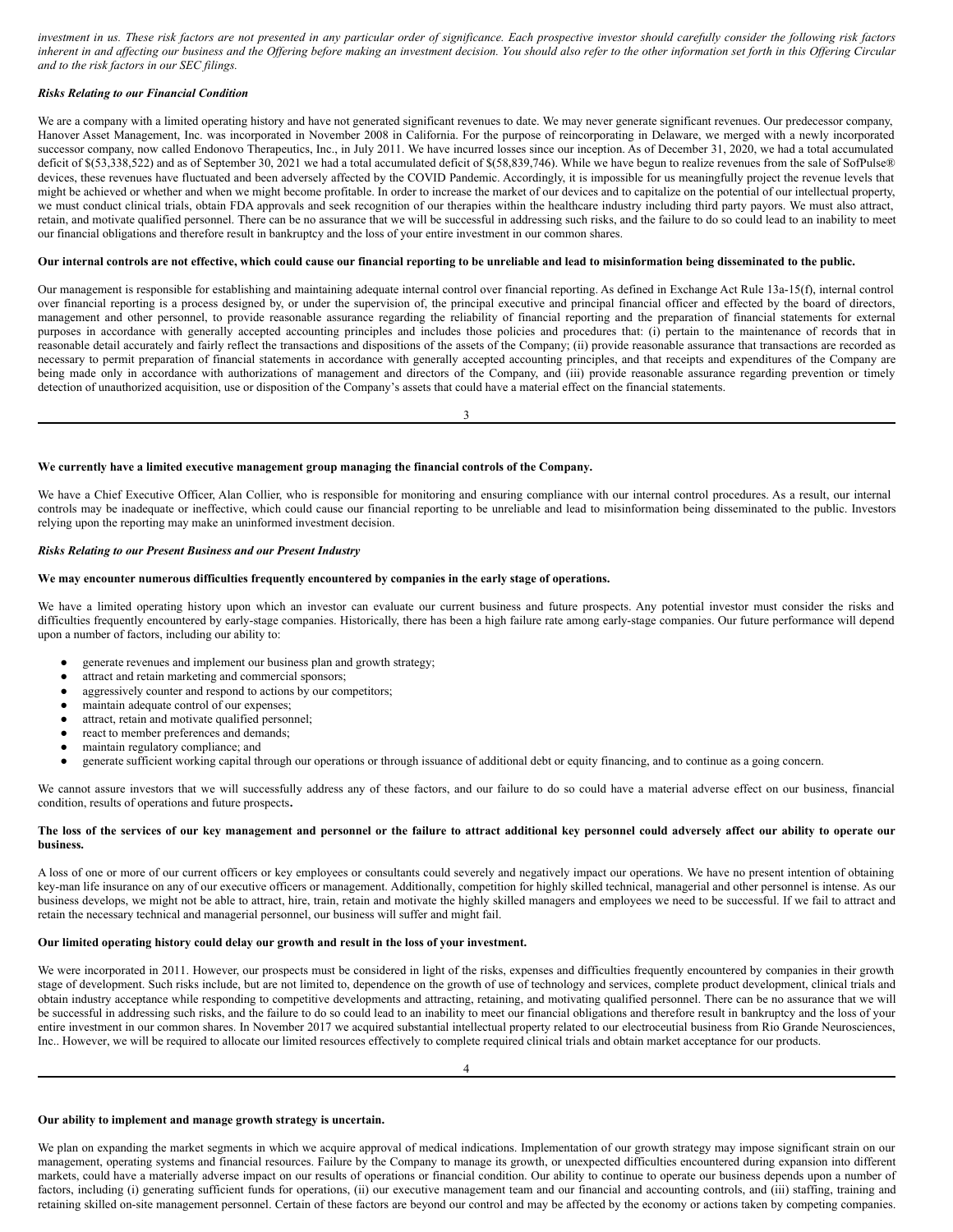*investment in us. These risk factors are not presented in any particular order of significance. Each prospective investor should carefully consider the following risk factors inherent in and affecting our business and the Offering before making an investment decision. You should also refer to the other information set forth in this Offering Circular and to the risk factors in our SEC filings.*

***Risks Relating to our Financial Condition***

We are a company with a limited operating history and have not generated significant revenues to date. We may never generate significant revenues. Our predecessor company, Hanover Asset Management, Inc. was incorporated in November 2008 in California. For the purpose of reincorporating in Delaware, we merged with a newly incorporated successor company, now called Endonovo Therapeutics, Inc., in July 2011. We have incurred losses since our inception. As of December 31, 2020, we had a total accumulated deficit of $(53,338,522) and as of September 30, 2021 we had a total accumulated deficit of $(58,839,746). While we have begun to realize revenues from the sale of SofPulse® devices, these revenues have fluctuated and been adversely affected by the COVID Pandemic. Accordingly, it is impossible for us meaningfully project the revenue levels that might be achieved or whether and when we might become profitable. In order to increase the market of our devices and to capitalize on the potential of our intellectual property, we must conduct clinical trials, obtain FDA approvals and seek recognition of our therapies within the healthcare industry including third party payors. We must also attract, retain, and motivate qualified personnel. There can be no assurance that we will be successful in addressing such risks, and the failure to do so could lead to an inability to meet our financial obligations and therefore result in bankruptcy and the loss of your entire investment in our common shares.

**Our internal controls are not effective, which could cause our financial reporting to be unreliable and lead to misinformation being disseminated to the public.**

Our management is responsible for establishing and maintaining adequate internal control over financial reporting. As defined in Exchange Act Rule 13a-15(f), internal control over financial reporting is a process designed by, or under the supervision of, the principal executive and principal financial officer and effected by the board of directors, management and other personnel, to provide reasonable assurance regarding the reliability of financial reporting and the preparation of financial statements for external purposes in accordance with generally accepted accounting principles and includes those policies and procedures that: (i) pertain to the maintenance of records that in reasonable detail accurately and fairly reflect the transactions and dispositions of the assets of the Company; (ii) provide reasonable assurance that transactions are recorded as necessary to permit preparation of financial statements in accordance with generally accepted accounting principles, and that receipts and expenditures of the Company are being made only in accordance with authorizations of management and directors of the Company, and (iii) provide reasonable assurance regarding prevention or timely detection of unauthorized acquisition, use or disposition of the Company's assets that could have a material effect on the financial statements.

**We currently have a limited executive management group managing the financial controls of the Company.**

We have a Chief Executive Officer, Alan Collier, who is responsible for monitoring and ensuring compliance with our internal control procedures. As a result, our internal controls may be inadequate or ineffective, which could cause our financial reporting to be unreliable and lead to misinformation being disseminated to the public. Investors relying upon the reporting may make an uninformed investment decision.

***Risks Relating to our Present Business and our Present Industry***

**We may encounter numerous difficulties frequently encountered by companies in the early stage of operations.**

We have a limited operating history upon which an investor can evaluate our current business and future prospects. Any potential investor must consider the risks and difficulties frequently encountered by early-stage companies. Historically, there has been a high failure rate among early-stage companies. Our future performance will depend upon a number of factors, including our ability to:

- generate revenues and implement our business plan and growth strategy;
- attract and retain marketing and commercial sponsors;
- aggressively counter and respond to actions by our competitors;
- maintain adequate control of our expenses;
- attract, retain and motivate qualified personnel;
- react to member preferences and demands;
- maintain regulatory compliance; and
- generate sufficient working capital through our operations or through issuance of additional debt or equity financing, and to continue as a going concern.

We cannot assure investors that we will successfully address any of these factors, and our failure to do so could have a material adverse effect on our business, financial condition, results of operations and future prospects**.**

**The loss of the services of our key management and personnel or the failure to attract additional key personnel could adversely affect our ability to operate our business.**

A loss of one or more of our current officers or key employees or consultants could severely and negatively impact our operations. We have no present intention of obtaining key-man life insurance on any of our executive officers or management. Additionally, competition for highly skilled technical, managerial and other personnel is intense. As our business develops, we might not be able to attract, hire, train, retain and motivate the highly skilled managers and employees we need to be successful. If we fail to attract and retain the necessary technical and managerial personnel, our business will suffer and might fail.

**Our limited operating history could delay our growth and result in the loss of your investment.**

We were incorporated in 2011. However, our prospects must be considered in light of the risks, expenses and difficulties frequently encountered by companies in their growth stage of development. Such risks include, but are not limited to, dependence on the growth of use of technology and services, complete product development, clinical trials and obtain industry acceptance while responding to competitive developments and attracting, retaining, and motivating qualified personnel. There can be no assurance that we will be successful in addressing such risks, and the failure to do so could lead to an inability to meet our financial obligations and therefore result in bankruptcy and the loss of your entire investment in our common shares. In November 2017 we acquired substantial intellectual property related to our electroceutial business from Rio Grande Neurosciences, Inc.. However, we will be required to allocate our limited resources effectively to complete required clinical trials and obtain market acceptance for our products.

**Our ability to implement and manage growth strategy is uncertain.**

We plan on expanding the market segments in which we acquire approval of medical indications. Implementation of our growth strategy may impose significant strain on our management, operating systems and financial resources. Failure by the Company to manage its growth, or unexpected difficulties encountered during expansion into different markets, could have a materially adverse impact on our results of operations or financial condition. Our ability to continue to operate our business depends upon a number of factors, including (i) generating sufficient funds for operations, (ii) our executive management team and our financial and accounting controls, and (iii) staffing, training and retaining skilled on-site management personnel. Certain of these factors are beyond our control and may be affected by the economy or actions taken by competing companies.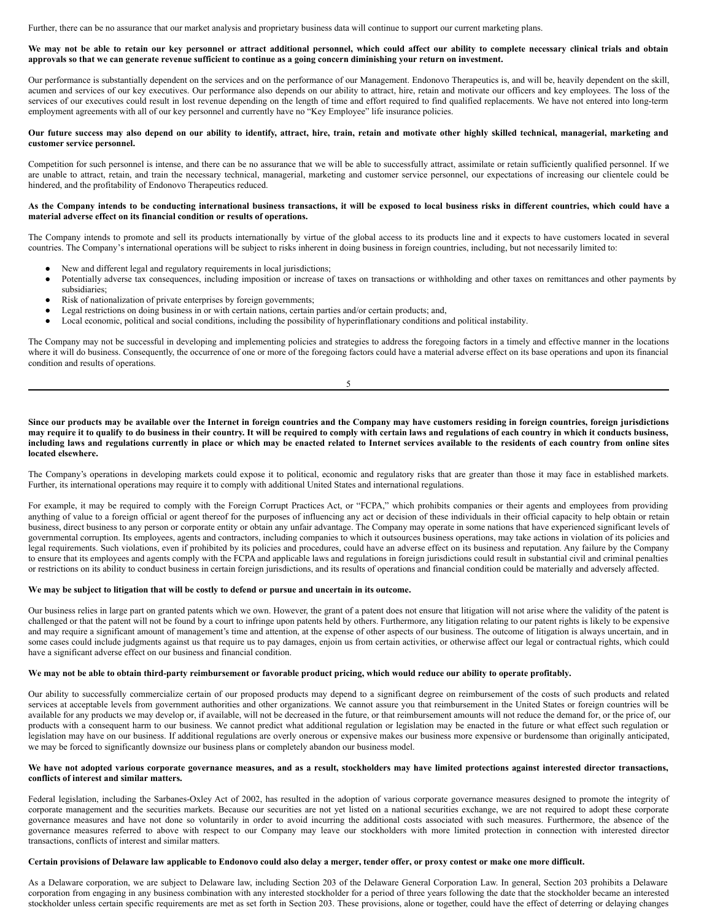Further, there can be no assurance that our market analysis and proprietary business data will continue to support our current marketing plans.

**We may not be able to retain our key personnel or attract additional personnel, which could affect our ability to complete necessary clinical trials and obtain approvals so that we can generate revenue sufficient to continue as a going concern diminishing your return on investment.**

Our performance is substantially dependent on the services and on the performance of our Management. Endonovo Therapeutics is, and will be, heavily dependent on the skill, acumen and services of our key executives. Our performance also depends on our ability to attract, hire, retain and motivate our officers and key employees. The loss of the services of our executives could result in lost revenue depending on the length of time and effort required to find qualified replacements. We have not entered into long-term employment agreements with all of our key personnel and currently have no "Key Employee" life insurance policies.

**Our future success may also depend on our ability to identify, attract, hire, train, retain and motivate other highly skilled technical, managerial, marketing and customer service personnel.**

Competition for such personnel is intense, and there can be no assurance that we will be able to successfully attract, assimilate or retain sufficiently qualified personnel. If we are unable to attract, retain, and train the necessary technical, managerial, marketing and customer service personnel, our expectations of increasing our clientele could be hindered, and the profitability of Endonovo Therapeutics reduced.

**As the Company intends to be conducting international business transactions, it will be exposed to local business risks in different countries, which could have a material adverse effect on its financial condition or results of operations.**

The Company intends to promote and sell its products internationally by virtue of the global access to its products line and it expects to have customers located in several countries. The Company's international operations will be subject to risks inherent in doing business in foreign countries, including, but not necessarily limited to:

- New and different legal and regulatory requirements in local jurisdictions;
- Potentially adverse tax consequences, including imposition or increase of taxes on transactions or withholding and other taxes on remittances and other payments by subsidiaries;
- Risk of nationalization of private enterprises by foreign governments;
- Legal restrictions on doing business in or with certain nations, certain parties and/or certain products; and,
- Local economic, political and social conditions, including the possibility of hyperinflationary conditions and political instability.

The Company may not be successful in developing and implementing policies and strategies to address the foregoing factors in a timely and effective manner in the locations where it will do business. Consequently, the occurrence of one or more of the foregoing factors could have a material adverse effect on its base operations and upon its financial condition and results of operations.

**Since our products may be available over the Internet in foreign countries and the Company may have customers residing in foreign countries, foreign jurisdictions may require it to qualify to do business in their country. It will be required to comply with certain laws and regulations of each country in which it conducts business, including laws and regulations currently in place or which may be enacted related to Internet services available to the residents of each country from online sites located elsewhere.**

The Company's operations in developing markets could expose it to political, economic and regulatory risks that are greater than those it may face in established markets. Further, its international operations may require it to comply with additional United States and international regulations.

For example, it may be required to comply with the Foreign Corrupt Practices Act, or "FCPA," which prohibits companies or their agents and employees from providing anything of value to a foreign official or agent thereof for the purposes of influencing any act or decision of these individuals in their official capacity to help obtain or retain business, direct business to any person or corporate entity or obtain any unfair advantage. The Company may operate in some nations that have experienced significant levels of governmental corruption. Its employees, agents and contractors, including companies to which it outsources business operations, may take actions in violation of its policies and legal requirements. Such violations, even if prohibited by its policies and procedures, could have an adverse effect on its business and reputation. Any failure by the Company to ensure that its employees and agents comply with the FCPA and applicable laws and regulations in foreign jurisdictions could result in substantial civil and criminal penalties or restrictions on its ability to conduct business in certain foreign jurisdictions, and its results of operations and financial condition could be materially and adversely affected.

**We may be subject to litigation that will be costly to defend or pursue and uncertain in its outcome.**

Our business relies in large part on granted patents which we own. However, the grant of a patent does not ensure that litigation will not arise where the validity of the patent is challenged or that the patent will not be found by a court to infringe upon patents held by others. Furthermore, any litigation relating to our patent rights is likely to be expensive and may require a significant amount of management's time and attention, at the expense of other aspects of our business. The outcome of litigation is always uncertain, and in some cases could include judgments against us that require us to pay damages, enjoin us from certain activities, or otherwise affect our legal or contractual rights, which could have a significant adverse effect on our business and financial condition.

**We may not be able to obtain third-party reimbursement or favorable product pricing, which would reduce our ability to operate profitably.**

Our ability to successfully commercialize certain of our proposed products may depend to a significant degree on reimbursement of the costs of such products and related services at acceptable levels from government authorities and other organizations. We cannot assure you that reimbursement in the United States or foreign countries will be available for any products we may develop or, if available, will not be decreased in the future, or that reimbursement amounts will not reduce the demand for, or the price of, our products with a consequent harm to our business. We cannot predict what additional regulation or legislation may be enacted in the future or what effect such regulation or legislation may have on our business. If additional regulations are overly onerous or expensive makes our business more expensive or burdensome than originally anticipated, we may be forced to significantly downsize our business plans or completely abandon our business model.

**We have not adopted various corporate governance measures, and as a result, stockholders may have limited protections against interested director transactions, conflicts of interest and similar matters.**

Federal legislation, including the Sarbanes-Oxley Act of 2002, has resulted in the adoption of various corporate governance measures designed to promote the integrity of corporate management and the securities markets. Because our securities are not yet listed on a national securities exchange, we are not required to adopt these corporate governance measures and have not done so voluntarily in order to avoid incurring the additional costs associated with such measures. Furthermore, the absence of the governance measures referred to above with respect to our Company may leave our stockholders with more limited protection in connection with interested director transactions, conflicts of interest and similar matters.

**Certain provisions of Delaware law applicable to Endonovo could also delay a merger, tender offer, or proxy contest or make one more difficult.**

As a Delaware corporation, we are subject to Delaware law, including Section 203 of the Delaware General Corporation Law. In general, Section 203 prohibits a Delaware corporation from engaging in any business combination with any interested stockholder for a period of three years following the date that the stockholder became an interested stockholder unless certain specific requirements are met as set forth in Section 203. These provisions, alone or together, could have the effect of deterring or delaying changes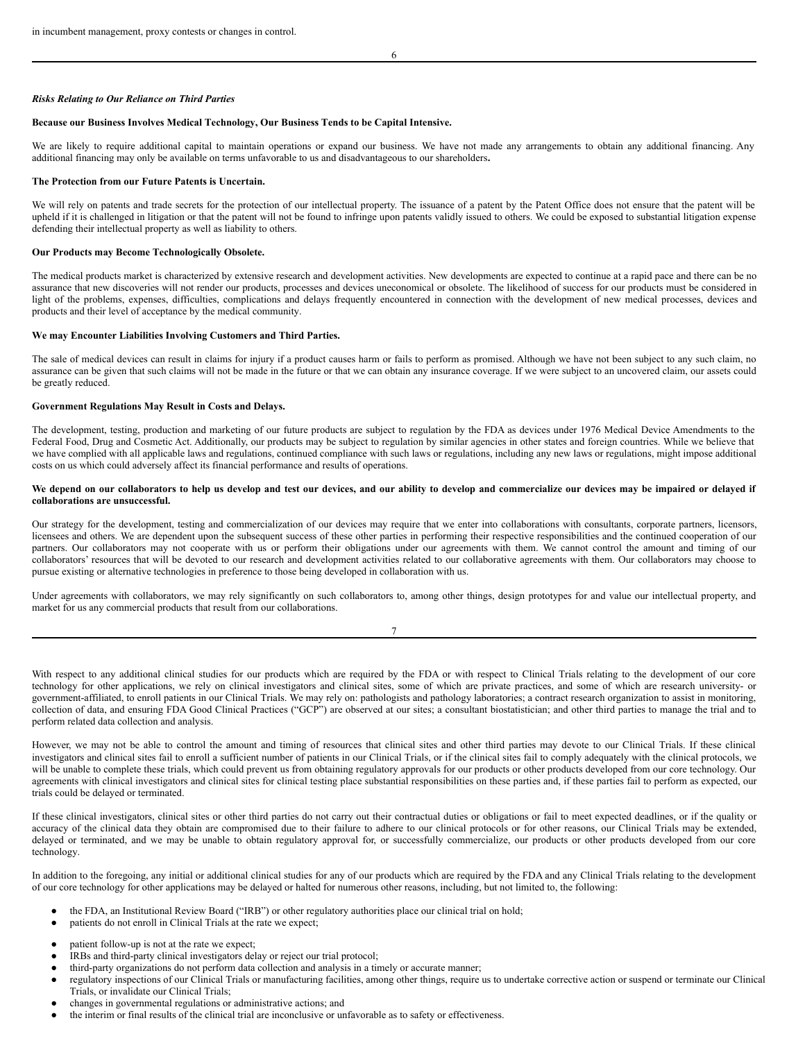in incumbent management, proxy contests or changes in control.

***Risks Relating to Our Reliance on Third Parties***

**Because our Business Involves Medical Technology, Our Business Tends to be Capital Intensive.**

We are likely to require additional capital to maintain operations or expand our business. We have not made any arrangements to obtain any additional financing. Any additional financing may only be available on terms unfavorable to us and disadvantageous to our shareholders**.**

**The Protection from our Future Patents is Uncertain.**

We will rely on patents and trade secrets for the protection of our intellectual property. The issuance of a patent by the Patent Office does not ensure that the patent will be upheld if it is challenged in litigation or that the patent will not be found to infringe upon patents validly issued to others. We could be exposed to substantial litigation expense defending their intellectual property as well as liability to others.

**Our Products may Become Technologically Obsolete.**

The medical products market is characterized by extensive research and development activities. New developments are expected to continue at a rapid pace and there can be no assurance that new discoveries will not render our products, processes and devices uneconomical or obsolete. The likelihood of success for our products must be considered in light of the problems, expenses, difficulties, complications and delays frequently encountered in connection with the development of new medical processes, devices and products and their level of acceptance by the medical community.

**We may Encounter Liabilities Involving Customers and Third Parties.**

The sale of medical devices can result in claims for injury if a product causes harm or fails to perform as promised. Although we have not been subject to any such claim, no assurance can be given that such claims will not be made in the future or that we can obtain any insurance coverage. If we were subject to an uncovered claim, our assets could be greatly reduced.

**Government Regulations May Result in Costs and Delays.**

The development, testing, production and marketing of our future products are subject to regulation by the FDA as devices under 1976 Medical Device Amendments to the Federal Food, Drug and Cosmetic Act. Additionally, our products may be subject to regulation by similar agencies in other states and foreign countries. While we believe that we have complied with all applicable laws and regulations, continued compliance with such laws or regulations, including any new laws or regulations, might impose additional costs on us which could adversely affect its financial performance and results of operations.

**We depend on our collaborators to help us develop and test our devices, and our ability to develop and commercialize our devices may be impaired or delayed if collaborations are unsuccessful.**

Our strategy for the development, testing and commercialization of our devices may require that we enter into collaborations with consultants, corporate partners, licensors, licensees and others. We are dependent upon the subsequent success of these other parties in performing their respective responsibilities and the continued cooperation of our partners. Our collaborators may not cooperate with us or perform their obligations under our agreements with them. We cannot control the amount and timing of our collaborators' resources that will be devoted to our research and development activities related to our collaborative agreements with them. Our collaborators may choose to pursue existing or alternative technologies in preference to those being developed in collaboration with us.

Under agreements with collaborators, we may rely significantly on such collaborators to, among other things, design prototypes for and value our intellectual property, and market for us any commercial products that result from our collaborations.

With respect to any additional clinical studies for our products which are required by the FDA or with respect to Clinical Trials relating to the development of our core technology for other applications, we rely on clinical investigators and clinical sites, some of which are private practices, and some of which are research university- or government-affiliated, to enroll patients in our Clinical Trials. We may rely on: pathologists and pathology laboratories; a contract research organization to assist in monitoring, collection of data, and ensuring FDA Good Clinical Practices ("GCP") are observed at our sites; a consultant biostatistician; and other third parties to manage the trial and to perform related data collection and analysis.

However, we may not be able to control the amount and timing of resources that clinical sites and other third parties may devote to our Clinical Trials. If these clinical investigators and clinical sites fail to enroll a sufficient number of patients in our Clinical Trials, or if the clinical sites fail to comply adequately with the clinical protocols, we will be unable to complete these trials, which could prevent us from obtaining regulatory approvals for our products or other products developed from our core technology. Our agreements with clinical investigators and clinical sites for clinical testing place substantial responsibilities on these parties and, if these parties fail to perform as expected, our trials could be delayed or terminated.

If these clinical investigators, clinical sites or other third parties do not carry out their contractual duties or obligations or fail to meet expected deadlines, or if the quality or accuracy of the clinical data they obtain are compromised due to their failure to adhere to our clinical protocols or for other reasons, our Clinical Trials may be extended, delayed or terminated, and we may be unable to obtain regulatory approval for, or successfully commercialize, our products or other products developed from our core technology.

In addition to the foregoing, any initial or additional clinical studies for any of our products which are required by the FDA and any Clinical Trials relating to the development of our core technology for other applications may be delayed or halted for numerous other reasons, including, but not limited to, the following:

- the FDA, an Institutional Review Board ("IRB") or other regulatory authorities place our clinical trial on hold;
- patients do not enroll in Clinical Trials at the rate we expect;
- patient follow-up is not at the rate we expect;
- IRBs and third-party clinical investigators delay or reject our trial protocol;
- third-party organizations do not perform data collection and analysis in a timely or accurate manner;
- regulatory inspections of our Clinical Trials or manufacturing facilities, among other things, require us to undertake corrective action or suspend or terminate our Clinical Trials, or invalidate our Clinical Trials;
- changes in governmental regulations or administrative actions; and
- the interim or final results of the clinical trial are inconclusive or unfavorable as to safety or effectiveness.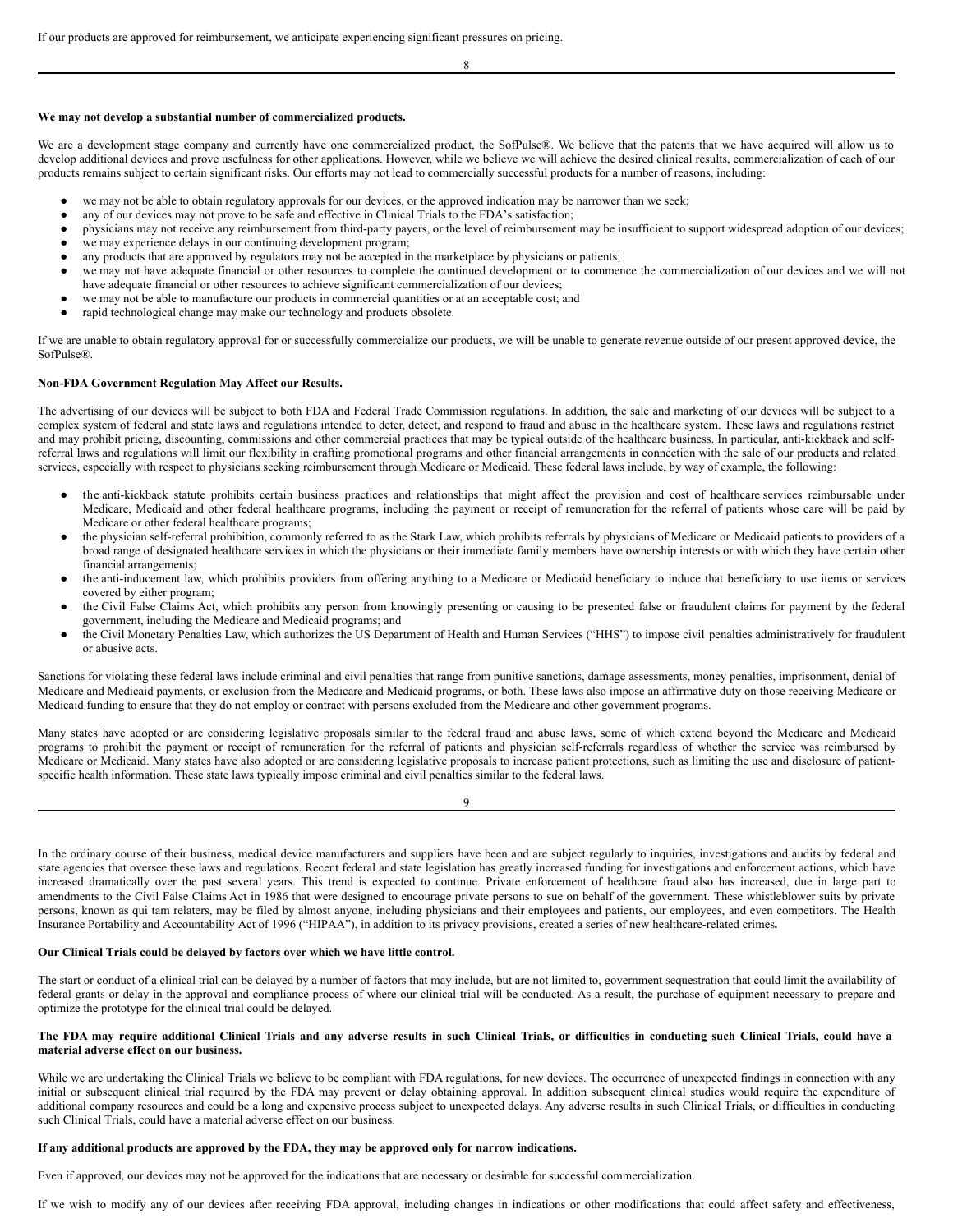If our products are approved for reimbursement, we anticipate experiencing significant pressures on pricing.

**We may not develop a substantial number of commercialized products.**

We are a development stage company and currently have one commercialized product, the SofPulse®. We believe that the patents that we have acquired will allow us to develop additional devices and prove usefulness for other applications. However, while we believe we will achieve the desired clinical results, commercialization of each of our products remains subject to certain significant risks. Our efforts may not lead to commercially successful products for a number of reasons, including:

- we may not be able to obtain regulatory approvals for our devices, or the approved indication may be narrower than we seek;
- any of our devices may not prove to be safe and effective in Clinical Trials to the FDA's satisfaction;
- physicians may not receive any reimbursement from third-party payers, or the level of reimbursement may be insufficient to support widespread adoption of our devices;
- we may experience delays in our continuing development program;
- any products that are approved by regulators may not be accepted in the marketplace by physicians or patients;
- we may not have adequate financial or other resources to complete the continued development or to commence the commercialization of our devices and we will not have adequate financial or other resources to achieve significant commercialization of our devices;
- we may not be able to manufacture our products in commercial quantities or at an acceptable cost; and
- rapid technological change may make our technology and products obsolete.

If we are unable to obtain regulatory approval for or successfully commercialize our products, we will be unable to generate revenue outside of our present approved device, the SofPulse®.

**Non-FDA Government Regulation May Affect our Results.**

The advertising of our devices will be subject to both FDA and Federal Trade Commission regulations. In addition, the sale and marketing of our devices will be subject to a complex system of federal and state laws and regulations intended to deter, detect, and respond to fraud and abuse in the healthcare system. These laws and regulations restrict and may prohibit pricing, discounting, commissions and other commercial practices that may be typical outside of the healthcare business. In particular, anti-kickback and self-referral laws and regulations will limit our flexibility in crafting promotional programs and other financial arrangements in connection with the sale of our products and related services, especially with respect to physicians seeking reimbursement through Medicare or Medicaid. These federal laws include, by way of example, the following:

- the anti-kickback statute prohibits certain business practices and relationships that might affect the provision and cost of healthcare services reimbursable under Medicare, Medicaid and other federal healthcare programs, including the payment or receipt of remuneration for the referral of patients whose care will be paid by Medicare or other federal healthcare programs;
- the physician self-referral prohibition, commonly referred to as the Stark Law, which prohibits referrals by physicians of Medicare or Medicaid patients to providers of a broad range of designated healthcare services in which the physicians or their immediate family members have ownership interests or with which they have certain other financial arrangements;
- the anti-inducement law, which prohibits providers from offering anything to a Medicare or Medicaid beneficiary to induce that beneficiary to use items or services covered by either program;
- the Civil False Claims Act, which prohibits any person from knowingly presenting or causing to be presented false or fraudulent claims for payment by the federal government, including the Medicare and Medicaid programs; and
- the Civil Monetary Penalties Law, which authorizes the US Department of Health and Human Services ("HHS") to impose civil penalties administratively for fraudulent or abusive acts.

Sanctions for violating these federal laws include criminal and civil penalties that range from punitive sanctions, damage assessments, money penalties, imprisonment, denial of Medicare and Medicaid payments, or exclusion from the Medicare and Medicaid programs, or both. These laws also impose an affirmative duty on those receiving Medicare or Medicaid funding to ensure that they do not employ or contract with persons excluded from the Medicare and other government programs.

Many states have adopted or are considering legislative proposals similar to the federal fraud and abuse laws, some of which extend beyond the Medicare and Medicaid programs to prohibit the payment or receipt of remuneration for the referral of patients and physician self-referrals regardless of whether the service was reimbursed by Medicare or Medicaid. Many states have also adopted or are considering legislative proposals to increase patient protections, such as limiting the use and disclosure of patient-specific health information. These state laws typically impose criminal and civil penalties similar to the federal laws.

In the ordinary course of their business, medical device manufacturers and suppliers have been and are subject regularly to inquiries, investigations and audits by federal and state agencies that oversee these laws and regulations. Recent federal and state legislation has greatly increased funding for investigations and enforcement actions, which have increased dramatically over the past several years. This trend is expected to continue. Private enforcement of healthcare fraud also has increased, due in large part to amendments to the Civil False Claims Act in 1986 that were designed to encourage private persons to sue on behalf of the government. These whistleblower suits by private persons, known as qui tam relaters, may be filed by almost anyone, including physicians and their employees and patients, our employees, and even competitors. The Health Insurance Portability and Accountability Act of 1996 ("HIPAA"), in addition to its privacy provisions, created a series of new healthcare-related crimes.

**Our Clinical Trials could be delayed by factors over which we have little control.**

The start or conduct of a clinical trial can be delayed by a number of factors that may include, but are not limited to, government sequestration that could limit the availability of federal grants or delay in the approval and compliance process of where our clinical trial will be conducted. As a result, the purchase of equipment necessary to prepare and optimize the prototype for the clinical trial could be delayed.

**The FDA may require additional Clinical Trials and any adverse results in such Clinical Trials, or difficulties in conducting such Clinical Trials, could have a material adverse effect on our business.**

While we are undertaking the Clinical Trials we believe to be compliant with FDA regulations, for new devices. The occurrence of unexpected findings in connection with any initial or subsequent clinical trial required by the FDA may prevent or delay obtaining approval. In addition subsequent clinical studies would require the expenditure of additional company resources and could be a long and expensive process subject to unexpected delays. Any adverse results in such Clinical Trials, or difficulties in conducting such Clinical Trials, could have a material adverse effect on our business.

**If any additional products are approved by the FDA, they may be approved only for narrow indications.**

Even if approved, our devices may not be approved for the indications that are necessary or desirable for successful commercialization.

If we wish to modify any of our devices after receiving FDA approval, including changes in indications or other modifications that could affect safety and effectiveness,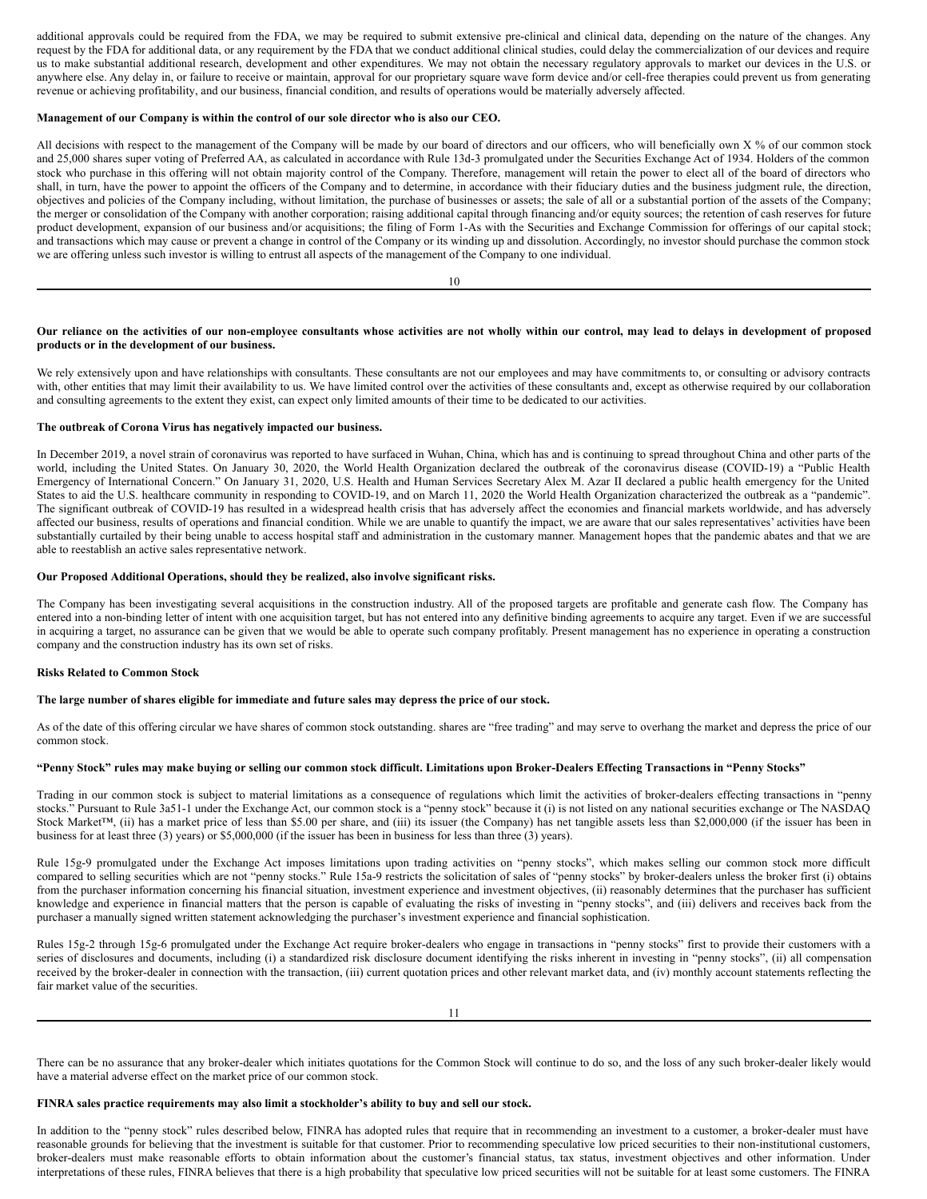additional approvals could be required from the FDA, we may be required to submit extensive pre-clinical and clinical data, depending on the nature of the changes. Any request by the FDA for additional data, or any requirement by the FDA that we conduct additional clinical studies, could delay the commercialization of our devices and require us to make substantial additional research, development and other expenditures. We may not obtain the necessary regulatory approvals to market our devices in the U.S. or anywhere else. Any delay in, or failure to receive or maintain, approval for our proprietary square wave form device and/or cell-free therapies could prevent us from generating revenue or achieving profitability, and our business, financial condition, and results of operations would be materially adversely affected.

**Management of our Company is within the control of our sole director who is also our CEO.**

All decisions with respect to the management of the Company will be made by our board of directors and our officers, who will beneficially own X % of our common stock and 25,000 shares super voting of Preferred AA, as calculated in accordance with Rule 13d-3 promulgated under the Securities Exchange Act of 1934. Holders of the common stock who purchase in this offering will not obtain majority control of the Company. Therefore, management will retain the power to elect all of the board of directors who shall, in turn, have the power to appoint the officers of the Company and to determine, in accordance with their fiduciary duties and the business judgment rule, the direction, objectives and policies of the Company including, without limitation, the purchase of businesses or assets; the sale of all or a substantial portion of the assets of the Company; the merger or consolidation of the Company with another corporation; raising additional capital through financing and/or equity sources; the retention of cash reserves for future product development, expansion of our business and/or acquisitions; the filing of Form 1-As with the Securities and Exchange Commission for offerings of our capital stock; and transactions which may cause or prevent a change in control of the Company or its winding up and dissolution. Accordingly, no investor should purchase the common stock we are offering unless such investor is willing to entrust all aspects of the management of the Company to one individual.

**Our reliance on the activities of our non-employee consultants whose activities are not wholly within our control, may lead to delays in development of proposed products or in the development of our business.**

We rely extensively upon and have relationships with consultants. These consultants are not our employees and may have commitments to, or consulting or advisory contracts with, other entities that may limit their availability to us. We have limited control over the activities of these consultants and, except as otherwise required by our collaboration and consulting agreements to the extent they exist, can expect only limited amounts of their time to be dedicated to our activities.

**The outbreak of Corona Virus has negatively impacted our business.**

In December 2019, a novel strain of coronavirus was reported to have surfaced in Wuhan, China, which has and is continuing to spread throughout China and other parts of the world, including the United States. On January 30, 2020, the World Health Organization declared the outbreak of the coronavirus disease (COVID-19) a "Public Health Emergency of International Concern." On January 31, 2020, U.S. Health and Human Services Secretary Alex M. Azar II declared a public health emergency for the United States to aid the U.S. healthcare community in responding to COVID-19, and on March 11, 2020 the World Health Organization characterized the outbreak as a "pandemic". The significant outbreak of COVID-19 has resulted in a widespread health crisis that has adversely affect the economies and financial markets worldwide, and has adversely affected our business, results of operations and financial condition. While we are unable to quantify the impact, we are aware that our sales representatives' activities have been substantially curtailed by their being unable to access hospital staff and administration in the customary manner. Management hopes that the pandemic abates and that we are able to reestablish an active sales representative network.

**Our Proposed Additional Operations, should they be realized, also involve significant risks.**

The Company has been investigating several acquisitions in the construction industry. All of the proposed targets are profitable and generate cash flow. The Company has entered into a non-binding letter of intent with one acquisition target, but has not entered into any definitive binding agreements to acquire any target. Even if we are successful in acquiring a target, no assurance can be given that we would be able to operate such company profitably. Present management has no experience in operating a construction company and the construction industry has its own set of risks.

**Risks Related to Common Stock**

**The large number of shares eligible for immediate and future sales may depress the price of our stock.**

As of the date of this offering circular we have shares of common stock outstanding. shares are "free trading" and may serve to overhang the market and depress the price of our common stock.

**"Penny Stock" rules may make buying or selling our common stock difficult. Limitations upon Broker-Dealers Effecting Transactions in "Penny Stocks"**

Trading in our common stock is subject to material limitations as a consequence of regulations which limit the activities of broker-dealers effecting transactions in "penny stocks." Pursuant to Rule 3a51-1 under the Exchange Act, our common stock is a "penny stock" because it (i) is not listed on any national securities exchange or The NASDAQ Stock Market™, (ii) has a market price of less than $5.00 per share, and (iii) its issuer (the Company) has net tangible assets less than $2,000,000 (if the issuer has been in business for at least three (3) years) or $5,000,000 (if the issuer has been in business for less than three (3) years).

Rule 15g-9 promulgated under the Exchange Act imposes limitations upon trading activities on "penny stocks", which makes selling our common stock more difficult compared to selling securities which are not "penny stocks." Rule 15a-9 restricts the solicitation of sales of "penny stocks" by broker-dealers unless the broker first (i) obtains from the purchaser information concerning his financial situation, investment experience and investment objectives, (ii) reasonably determines that the purchaser has sufficient knowledge and experience in financial matters that the person is capable of evaluating the risks of investing in "penny stocks", and (iii) delivers and receives back from the purchaser a manually signed written statement acknowledging the purchaser's investment experience and financial sophistication.

Rules 15g-2 through 15g-6 promulgated under the Exchange Act require broker-dealers who engage in transactions in "penny stocks" first to provide their customers with a series of disclosures and documents, including (i) a standardized risk disclosure document identifying the risks inherent in investing in "penny stocks", (ii) all compensation received by the broker-dealer in connection with the transaction, (iii) current quotation prices and other relevant market data, and (iv) monthly account statements reflecting the fair market value of the securities.

There can be no assurance that any broker-dealer which initiates quotations for the Common Stock will continue to do so, and the loss of any such broker-dealer likely would have a material adverse effect on the market price of our common stock.

**FINRA sales practice requirements may also limit a stockholder's ability to buy and sell our stock.**

In addition to the "penny stock" rules described below, FINRA has adopted rules that require that in recommending an investment to a customer, a broker-dealer must have reasonable grounds for believing that the investment is suitable for that customer. Prior to recommending speculative low priced securities to their non-institutional customers, broker-dealers must make reasonable efforts to obtain information about the customer's financial status, tax status, investment objectives and other information. Under interpretations of these rules, FINRA believes that there is a high probability that speculative low priced securities will not be suitable for at least some customers. The FINRA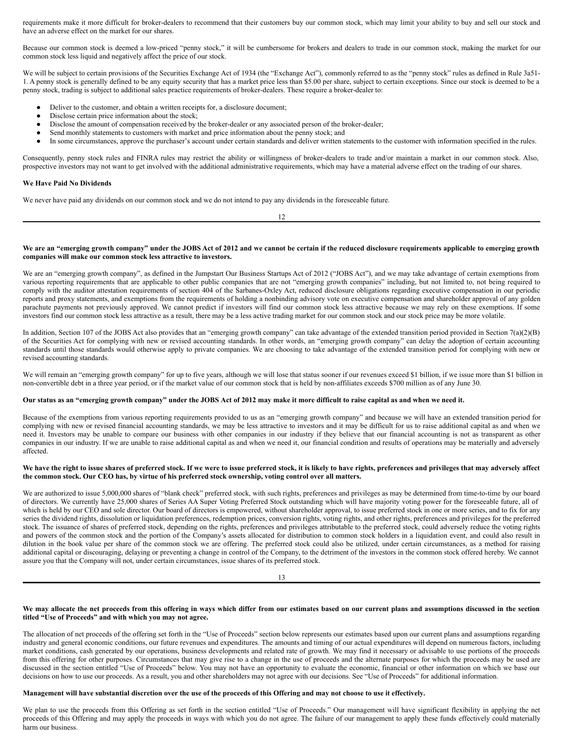requirements make it more difficult for broker-dealers to recommend that their customers buy our common stock, which may limit your ability to buy and sell our stock and have an adverse effect on the market for our shares.

Because our common stock is deemed a low-priced "penny stock," it will be cumbersome for brokers and dealers to trade in our common stock, making the market for our common stock less liquid and negatively affect the price of our stock.

We will be subject to certain provisions of the Securities Exchange Act of 1934 (the "Exchange Act"), commonly referred to as the "penny stock" rules as defined in Rule 3a51-1. A penny stock is generally defined to be any equity security that has a market price less than $5.00 per share, subject to certain exceptions. Since our stock is deemed to be a penny stock, trading is subject to additional sales practice requirements of broker-dealers. These require a broker-dealer to:

- Deliver to the customer, and obtain a written receipts for, a disclosure document;
- Disclose certain price information about the stock;
- Disclose the amount of compensation received by the broker-dealer or any associated person of the broker-dealer;
- Send monthly statements to customers with market and price information about the penny stock; and
- In some circumstances, approve the purchaser's account under certain standards and deliver written statements to the customer with information specified in the rules.

Consequently, penny stock rules and FINRA rules may restrict the ability or willingness of broker-dealers to trade and/or maintain a market in our common stock. Also, prospective investors may not want to get involved with the additional administrative requirements, which may have a material adverse effect on the trading of our shares.

**We Have Paid No Dividends**

We never have paid any dividends on our common stock and we do not intend to pay any dividends in the foreseeable future.

**We are an "emerging growth company" under the JOBS Act of 2012 and we cannot be certain if the reduced disclosure requirements applicable to emerging growth companies will make our common stock less attractive to investors.**

We are an "emerging growth company", as defined in the Jumpstart Our Business Startups Act of 2012 ("JOBS Act"), and we may take advantage of certain exemptions from various reporting requirements that are applicable to other public companies that are not "emerging growth companies" including, but not limited to, not being required to comply with the auditor attestation requirements of section 404 of the Sarbanes-Oxley Act, reduced disclosure obligations regarding executive compensation in our periodic reports and proxy statements, and exemptions from the requirements of holding a nonbinding advisory vote on executive compensation and shareholder approval of any golden parachute payments not previously approved. We cannot predict if investors will find our common stock less attractive because we may rely on these exemptions. If some investors find our common stock less attractive as a result, there may be a less active trading market for our common stock and our stock price may be more volatile.

In addition, Section 107 of the JOBS Act also provides that an "emerging growth company" can take advantage of the extended transition period provided in Section 7(a)(2)(B) of the Securities Act for complying with new or revised accounting standards. In other words, an "emerging growth company" can delay the adoption of certain accounting standards until those standards would otherwise apply to private companies. We are choosing to take advantage of the extended transition period for complying with new or revised accounting standards.

We will remain an "emerging growth company" for up to five years, although we will lose that status sooner if our revenues exceed $1 billion, if we issue more than $1 billion in non-convertible debt in a three year period, or if the market value of our common stock that is held by non-affiliates exceeds $700 million as of any June 30.

**Our status as an "emerging growth company" under the JOBS Act of 2012 may make it more difficult to raise capital as and when we need it.**

Because of the exemptions from various reporting requirements provided to us as an "emerging growth company" and because we will have an extended transition period for complying with new or revised financial accounting standards, we may be less attractive to investors and it may be difficult for us to raise additional capital as and when we need it. Investors may be unable to compare our business with other companies in our industry if they believe that our financial accounting is not as transparent as other companies in our industry. If we are unable to raise additional capital as and when we need it, our financial condition and results of operations may be materially and adversely affected.

**We have the right to issue shares of preferred stock. If we were to issue preferred stock, it is likely to have rights, preferences and privileges that may adversely affect the common stock. Our CEO has, by virtue of his preferred stock ownership, voting control over all matters.**

We are authorized to issue 5,000,000 shares of "blank check" preferred stock, with such rights, preferences and privileges as may be determined from time-to-time by our board of directors. We currently have 25,000 shares of Series AA Super Voting Preferred Stock outstanding which will have majority voting power for the foreseeable future, all of which is held by our CEO and sole director. Our board of directors is empowered, without shareholder approval, to issue preferred stock in one or more series, and to fix for any series the dividend rights, dissolution or liquidation preferences, redemption prices, conversion rights, voting rights, and other rights, preferences and privileges for the preferred stock. The issuance of shares of preferred stock, depending on the rights, preferences and privileges attributable to the preferred stock, could adversely reduce the voting rights and powers of the common stock and the portion of the Company's assets allocated for distribution to common stock holders in a liquidation event, and could also result in dilution in the book value per share of the common stock we are offering. The preferred stock could also be utilized, under certain circumstances, as a method for raising additional capital or discouraging, delaying or preventing a change in control of the Company, to the detriment of the investors in the common stock offered hereby. We cannot assure you that the Company will not, under certain circumstances, issue shares of its preferred stock.

**We may allocate the net proceeds from this offering in ways which differ from our estimates based on our current plans and assumptions discussed in the section titled "Use of Proceeds" and with which you may not agree.**

The allocation of net proceeds of the offering set forth in the "Use of Proceeds" section below represents our estimates based upon our current plans and assumptions regarding industry and general economic conditions, our future revenues and expenditures. The amounts and timing of our actual expenditures will depend on numerous factors, including market conditions, cash generated by our operations, business developments and related rate of growth. We may find it necessary or advisable to use portions of the proceeds from this offering for other purposes. Circumstances that may give rise to a change in the use of proceeds and the alternate purposes for which the proceeds may be used are discussed in the section entitled "Use of Proceeds" below. You may not have an opportunity to evaluate the economic, financial or other information on which we base our decisions on how to use our proceeds. As a result, you and other shareholders may not agree with our decisions. See "Use of Proceeds" for additional information.

**Management will have substantial discretion over the use of the proceeds of this Offering and may not choose to use it effectively.**

We plan to use the proceeds from this Offering as set forth in the section entitled "Use of Proceeds." Our management will have significant flexibility in applying the net proceeds of this Offering and may apply the proceeds in ways with which you do not agree. The failure of our management to apply these funds effectively could materially harm our business.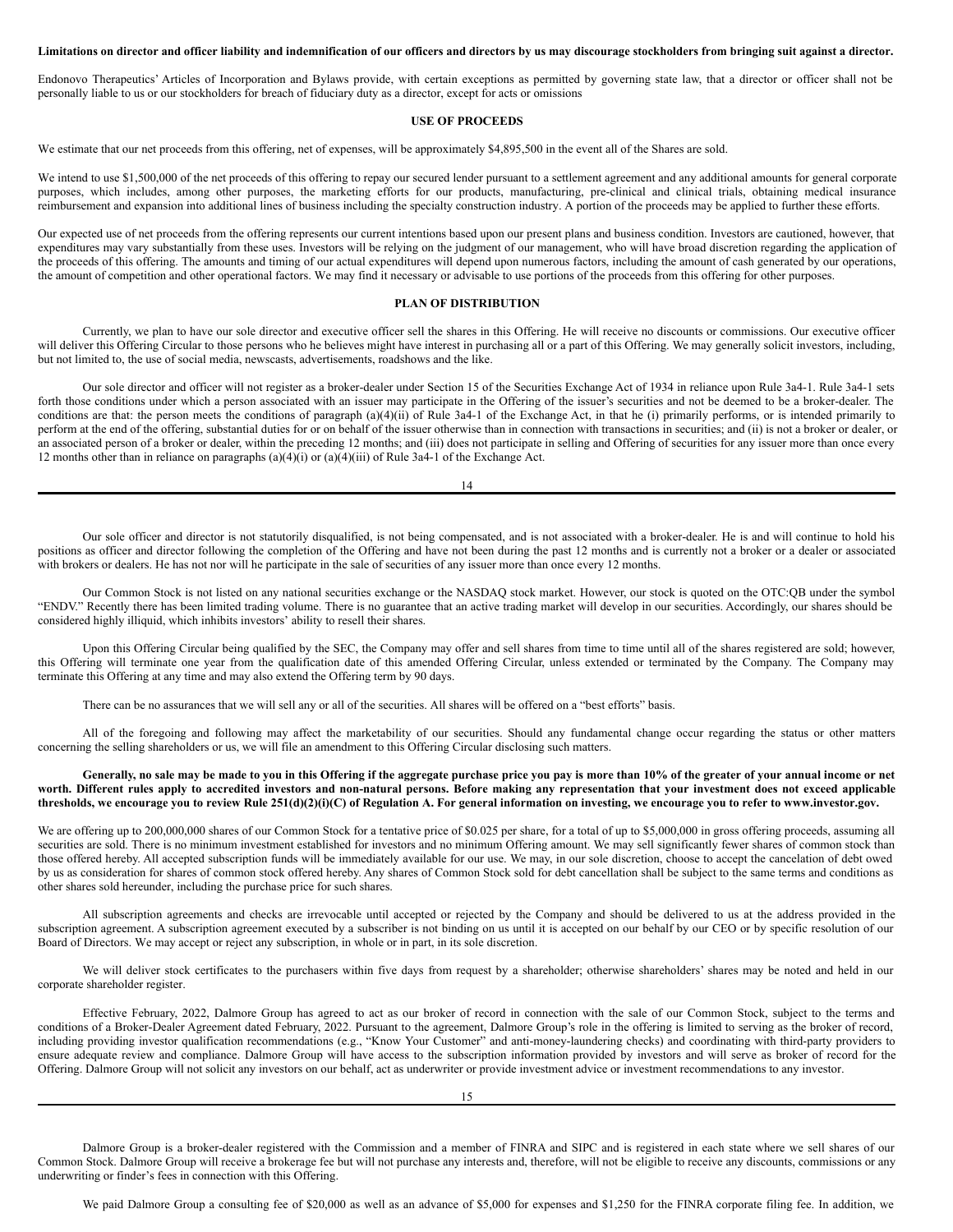**Limitations on director and officer liability and indemnification of our officers and directors by us may discourage stockholders from bringing suit against a director.**

Endonovo Therapeutics' Articles of Incorporation and Bylaws provide, with certain exceptions as permitted by governing state law, that a director or officer shall not be personally liable to us or our stockholders for breach of fiduciary duty as a director, except for acts or omissions

## USE OF PROCEEDS

We estimate that our net proceeds from this offering, net of expenses, will be approximately $4,895,500 in the event all of the Shares are sold.

We intend to use $1,500,000 of the net proceeds of this offering to repay our secured lender pursuant to a settlement agreement and any additional amounts for general corporate purposes, which includes, among other purposes, the marketing efforts for our products, manufacturing, pre-clinical and clinical trials, obtaining medical insurance reimbursement and expansion into additional lines of business including the specialty construction industry. A portion of the proceeds may be applied to further these efforts.

Our expected use of net proceeds from the offering represents our current intentions based upon our present plans and business condition. Investors are cautioned, however, that expenditures may vary substantially from these uses. Investors will be relying on the judgment of our management, who will have broad discretion regarding the application of the proceeds of this offering. The amounts and timing of our actual expenditures will depend upon numerous factors, including the amount of cash generated by our operations, the amount of competition and other operational factors. We may find it necessary or advisable to use portions of the proceeds from this offering for other purposes.

## PLAN OF DISTRIBUTION

Currently, we plan to have our sole director and executive officer sell the shares in this Offering. He will receive no discounts or commissions. Our executive officer will deliver this Offering Circular to those persons who he believes might have interest in purchasing all or a part of this Offering. We may generally solicit investors, including, but not limited to, the use of social media, newscasts, advertisements, roadshows and the like.

Our sole director and officer will not register as a broker-dealer under Section 15 of the Securities Exchange Act of 1934 in reliance upon Rule 3a4-1. Rule 3a4-1 sets forth those conditions under which a person associated with an issuer may participate in the Offering of the issuer's securities and not be deemed to be a broker-dealer. The conditions are that: the person meets the conditions of paragraph (a)(4)(ii) of Rule 3a4-1 of the Exchange Act, in that he (i) primarily performs, or is intended primarily to perform at the end of the offering, substantial duties for or on behalf of the issuer otherwise than in connection with transactions in securities; and (ii) is not a broker or dealer, or an associated person of a broker or dealer, within the preceding 12 months; and (iii) does not participate in selling and Offering of securities for any issuer more than once every 12 months other than in reliance on paragraphs (a)(4)(i) or (a)(4)(iii) of Rule 3a4-1 of the Exchange Act.

Our sole officer and director is not statutorily disqualified, is not being compensated, and is not associated with a broker-dealer. He is and will continue to hold his positions as officer and director following the completion of the Offering and have not been during the past 12 months and is currently not a broker or a dealer or associated with brokers or dealers. He has not nor will he participate in the sale of securities of any issuer more than once every 12 months.

Our Common Stock is not listed on any national securities exchange or the NASDAQ stock market. However, our stock is quoted on the OTC:QB under the symbol "ENDV." Recently there has been limited trading volume. There is no guarantee that an active trading market will develop in our securities. Accordingly, our shares should be considered highly illiquid, which inhibits investors' ability to resell their shares.

Upon this Offering Circular being qualified by the SEC, the Company may offer and sell shares from time to time until all of the shares registered are sold; however, this Offering will terminate one year from the qualification date of this amended Offering Circular, unless extended or terminated by the Company. The Company may terminate this Offering at any time and may also extend the Offering term by 90 days.

There can be no assurances that we will sell any or all of the securities. All shares will be offered on a "best efforts" basis.

All of the foregoing and following may affect the marketability of our securities. Should any fundamental change occur regarding the status or other matters concerning the selling shareholders or us, we will file an amendment to this Offering Circular disclosing such matters.

**Generally, no sale may be made to you in this Offering if the aggregate purchase price you pay is more than 10% of the greater of your annual income or net worth. Different rules apply to accredited investors and non-natural persons. Before making any representation that your investment does not exceed applicable thresholds, we encourage you to review Rule 251(d)(2)(i)(C) of Regulation A. For general information on investing, we encourage you to refer to www.investor.gov.**

We are offering up to 200,000,000 shares of our Common Stock for a tentative price of $0.025 per share, for a total of up to $5,000,000 in gross offering proceeds, assuming all securities are sold. There is no minimum investment established for investors and no minimum Offering amount. We may sell significantly fewer shares of common stock than those offered hereby. All accepted subscription funds will be immediately available for our use. We may, in our sole discretion, choose to accept the cancelation of debt owed by us as consideration for shares of common stock offered hereby. Any shares of Common Stock sold for debt cancellation shall be subject to the same terms and conditions as other shares sold hereunder, including the purchase price for such shares.

All subscription agreements and checks are irrevocable until accepted or rejected by the Company and should be delivered to us at the address provided in the subscription agreement. A subscription agreement executed by a subscriber is not binding on us until it is accepted on our behalf by our CEO or by specific resolution of our Board of Directors. We may accept or reject any subscription, in whole or in part, in its sole discretion.

We will deliver stock certificates to the purchasers within five days from request by a shareholder; otherwise shareholders' shares may be noted and held in our corporate shareholder register.

Effective February, 2022, Dalmore Group has agreed to act as our broker of record in connection with the sale of our Common Stock, subject to the terms and conditions of a Broker-Dealer Agreement dated February, 2022. Pursuant to the agreement, Dalmore Group's role in the offering is limited to serving as the broker of record, including providing investor qualification recommendations (e.g., "Know Your Customer" and anti-money-laundering checks) and coordinating with third-party providers to ensure adequate review and compliance. Dalmore Group will have access to the subscription information provided by investors and will serve as broker of record for the Offering. Dalmore Group will not solicit any investors on our behalf, act as underwriter or provide investment advice or investment recommendations to any investor.

Dalmore Group is a broker-dealer registered with the Commission and a member of FINRA and SIPC and is registered in each state where we sell shares of our Common Stock. Dalmore Group will receive a brokerage fee but will not purchase any interests and, therefore, will not be eligible to receive any discounts, commissions or any underwriting or finder's fees in connection with this Offering.

We paid Dalmore Group a consulting fee of $20,000 as well as an advance of $5,000 for expenses and $1,250 for the FINRA corporate filing fee. In addition, we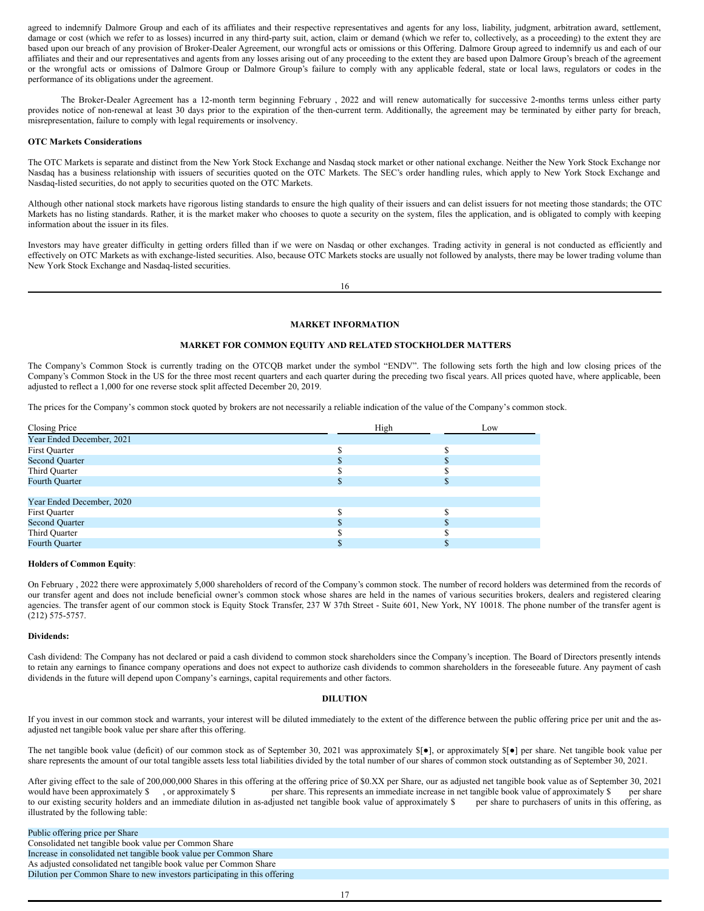agreed to indemnify Dalmore Group and each of its affiliates and their respective representatives and agents for any loss, liability, judgment, arbitration award, settlement, damage or cost (which we refer to as losses) incurred in any third-party suit, action, claim or demand (which we refer to, collectively, as a proceeding) to the extent they are based upon our breach of any provision of Broker-Dealer Agreement, our wrongful acts or omissions or this Offering. Dalmore Group agreed to indemnify us and each of our affiliates and their and our representatives and agents from any losses arising out of any proceeding to the extent they are based upon Dalmore Group's breach of the agreement or the wrongful acts or omissions of Dalmore Group or Dalmore Group's failure to comply with any applicable federal, state or local laws, regulators or codes in the performance of its obligations under the agreement.

The Broker-Dealer Agreement has a 12-month term beginning February , 2022 and will renew automatically for successive 2-months terms unless either party provides notice of non-renewal at least 30 days prior to the expiration of the then-current term. Additionally, the agreement may be terminated by either party for breach, misrepresentation, failure to comply with legal requirements or insolvency.

**OTC Markets Considerations**

The OTC Markets is separate and distinct from the New York Stock Exchange and Nasdaq stock market or other national exchange. Neither the New York Stock Exchange nor Nasdaq has a business relationship with issuers of securities quoted on the OTC Markets. The SEC's order handling rules, which apply to New York Stock Exchange and Nasdaq-listed securities, do not apply to securities quoted on the OTC Markets.

Although other national stock markets have rigorous listing standards to ensure the high quality of their issuers and can delist issuers for not meeting those standards; the OTC Markets has no listing standards. Rather, it is the market maker who chooses to quote a security on the system, files the application, and is obligated to comply with keeping information about the issuer in its files.

Investors may have greater difficulty in getting orders filled than if we were on Nasdaq or other exchanges. Trading activity in general is not conducted as efficiently and effectively on OTC Markets as with exchange-listed securities. Also, because OTC Markets stocks are usually not followed by analysts, there may be lower trading volume than New York Stock Exchange and Nasdaq-listed securities.

## MARKET INFORMATION

## MARKET FOR COMMON EQUITY AND RELATED STOCKHOLDER MATTERS

The Company's Common Stock is currently trading on the OTCQB market under the symbol "ENDV". The following sets forth the high and low closing prices of the Company's Common Stock in the US for the three most recent quarters and each quarter during the preceding two fiscal years. All prices quoted have, where applicable, been adjusted to reflect a 1,000 for one reverse stock split affected December 20, 2019.

The prices for the Company's common stock quoted by brokers are not necessarily a reliable indication of the value of the Company's common stock.

| Closing Price | High | Low |
|---|---|---|
| Year Ended December, 2021 | | |
| First Quarter | $ | $ |
| Second Quarter | $ | $ |
| Third Quarter | $ | $ |
| Fourth Quarter | $ | $ |
| | | |
| Year Ended December, 2020 | | |
| First Quarter | $ | $ |
| Second Quarter | $ | $ |
| Third Quarter | $ | $ |
| Fourth Quarter | $ | $ |

**Holders of Common Equity**:

On February , 2022 there were approximately 5,000 shareholders of record of the Company's common stock. The number of record holders was determined from the records of our transfer agent and does not include beneficial owner's common stock whose shares are held in the names of various securities brokers, dealers and registered clearing agencies. The transfer agent of our common stock is Equity Stock Transfer, 237 W 37th Street - Suite 601, New York, NY 10018. The phone number of the transfer agent is (212) 575-5757.

**Dividends:**

Cash dividend: The Company has not declared or paid a cash dividend to common stock shareholders since the Company's inception. The Board of Directors presently intends to retain any earnings to finance company operations and does not expect to authorize cash dividends to common shareholders in the foreseeable future. Any payment of cash dividends in the future will depend upon Company's earnings, capital requirements and other factors.

## DILUTION

If you invest in our common stock and warrants, your interest will be diluted immediately to the extent of the difference between the public offering price per unit and the as-adjusted net tangible book value per share after this offering.

The net tangible book value (deficit) of our common stock as of September 30, 2021 was approximately $[●], or approximately $[●] per share. Net tangible book value per share represents the amount of our total tangible assets less total liabilities divided by the total number of our shares of common stock outstanding as of September 30, 2021.

After giving effect to the sale of 200,000,000 Shares in this offering at the offering price of $0.XX per Share, our as adjusted net tangible book value as of September 30, 2021 would have been approximately $ , or approximately $ per share. This represents an immediate increase in net tangible book value of approximately $ per share to our existing security holders and an immediate dilution in as-adjusted net tangible book value of approximately $ per share to purchasers of units in this offering, as illustrated by the following table:

| | |
|---|---|
| Public offering price per Share | |
| Consolidated net tangible book value per Common Share | |
| Increase in consolidated net tangible book value per Common Share | |
| As adjusted consolidated net tangible book value per Common Share | |
| Dilution per Common Share to new investors participating in this offering | |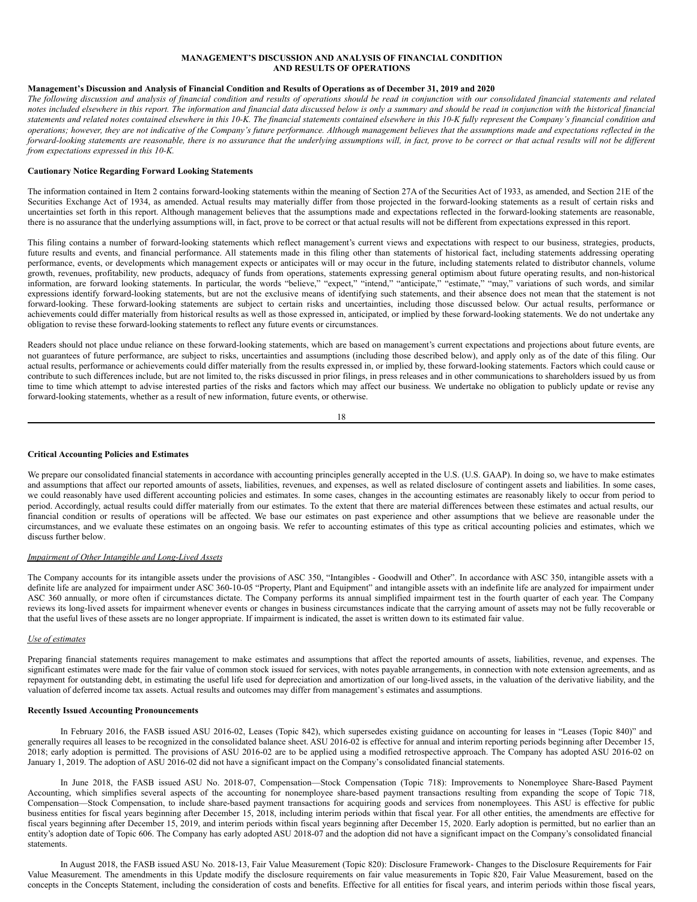# MANAGEMENT'S DISCUSSION AND ANALYSIS OF FINANCIAL CONDITION AND RESULTS OF OPERATIONS

**Management's Discussion and Analysis of Financial Condition and Results of Operations as of December 31, 2019 and 2020**

*The following discussion and analysis of financial condition and results of operations should be read in conjunction with our consolidated financial statements and related notes included elsewhere in this report. The information and financial data discussed below is only a summary and should be read in conjunction with the historical financial statements and related notes contained elsewhere in this 10-K. The financial statements contained elsewhere in this 10-K fully represent the Company's financial condition and operations; however, they are not indicative of the Company's future performance. Although management believes that the assumptions made and expectations reflected in the forward-looking statements are reasonable, there is no assurance that the underlying assumptions will, in fact, prove to be correct or that actual results will not be different from expectations expressed in this 10-K.*

**Cautionary Notice Regarding Forward Looking Statements**

The information contained in Item 2 contains forward-looking statements within the meaning of Section 27A of the Securities Act of 1933, as amended, and Section 21E of the Securities Exchange Act of 1934, as amended. Actual results may materially differ from those projected in the forward-looking statements as a result of certain risks and uncertainties set forth in this report. Although management believes that the assumptions made and expectations reflected in the forward-looking statements are reasonable, there is no assurance that the underlying assumptions will, in fact, prove to be correct or that actual results will not be different from expectations expressed in this report.

This filing contains a number of forward-looking statements which reflect management's current views and expectations with respect to our business, strategies, products, future results and events, and financial performance. All statements made in this filing other than statements of historical fact, including statements addressing operating performance, events, or developments which management expects or anticipates will or may occur in the future, including statements related to distributor channels, volume growth, revenues, profitability, new products, adequacy of funds from operations, statements expressing general optimism about future operating results, and non-historical information, are forward looking statements. In particular, the words "believe," "expect," "intend," "anticipate," "estimate," "may," variations of such words, and similar expressions identify forward-looking statements, but are not the exclusive means of identifying such statements, and their absence does not mean that the statement is not forward-looking. These forward-looking statements are subject to certain risks and uncertainties, including those discussed below. Our actual results, performance or achievements could differ materially from historical results as well as those expressed in, anticipated, or implied by these forward-looking statements. We do not undertake any obligation to revise these forward-looking statements to reflect any future events or circumstances.

Readers should not place undue reliance on these forward-looking statements, which are based on management's current expectations and projections about future events, are not guarantees of future performance, are subject to risks, uncertainties and assumptions (including those described below), and apply only as of the date of this filing. Our actual results, performance or achievements could differ materially from the results expressed in, or implied by, these forward-looking statements. Factors which could cause or contribute to such differences include, but are not limited to, the risks discussed in prior filings, in press releases and in other communications to shareholders issued by us from time to time which attempt to advise interested parties of the risks and factors which may affect our business. We undertake no obligation to publicly update or revise any forward-looking statements, whether as a result of new information, future events, or otherwise.

**Critical Accounting Policies and Estimates**

We prepare our consolidated financial statements in accordance with accounting principles generally accepted in the U.S. (U.S. GAAP). In doing so, we have to make estimates and assumptions that affect our reported amounts of assets, liabilities, revenues, and expenses, as well as related disclosure of contingent assets and liabilities. In some cases, we could reasonably have used different accounting policies and estimates. In some cases, changes in the accounting estimates are reasonably likely to occur from period to period. Accordingly, actual results could differ materially from our estimates. To the extent that there are material differences between these estimates and actual results, our financial condition or results of operations will be affected. We base our estimates on past experience and other assumptions that we believe are reasonable under the circumstances, and we evaluate these estimates on an ongoing basis. We refer to accounting estimates of this type as critical accounting policies and estimates, which we discuss further below.

*Impairment of Other Intangible and Long-Lived Assets*

The Company accounts for its intangible assets under the provisions of ASC 350, "Intangibles - Goodwill and Other". In accordance with ASC 350, intangible assets with a definite life are analyzed for impairment under ASC 360-10-05 "Property, Plant and Equipment" and intangible assets with an indefinite life are analyzed for impairment under ASC 360 annually, or more often if circumstances dictate. The Company performs its annual simplified impairment test in the fourth quarter of each year. The Company reviews its long-lived assets for impairment whenever events or changes in business circumstances indicate that the carrying amount of assets may not be fully recoverable or that the useful lives of these assets are no longer appropriate. If impairment is indicated, the asset is written down to its estimated fair value.

*Use of estimates*

Preparing financial statements requires management to make estimates and assumptions that affect the reported amounts of assets, liabilities, revenue, and expenses. The significant estimates were made for the fair value of common stock issued for services, with notes payable arrangements, in connection with note extension agreements, and as repayment for outstanding debt, in estimating the useful life used for depreciation and amortization of our long-lived assets, in the valuation of the derivative liability, and the valuation of deferred income tax assets. Actual results and outcomes may differ from management's estimates and assumptions.

**Recently Issued Accounting Pronouncements**

In February 2016, the FASB issued ASU 2016-02, Leases (Topic 842), which supersedes existing guidance on accounting for leases in "Leases (Topic 840)" and generally requires all leases to be recognized in the consolidated balance sheet. ASU 2016-02 is effective for annual and interim reporting periods beginning after December 15, 2018; early adoption is permitted. The provisions of ASU 2016-02 are to be applied using a modified retrospective approach. The Company has adopted ASU 2016-02 on January 1, 2019. The adoption of ASU 2016-02 did not have a significant impact on the Company's consolidated financial statements.

In June 2018, the FASB issued ASU No. 2018-07, Compensation—Stock Compensation (Topic 718): Improvements to Nonemployee Share-Based Payment Accounting, which simplifies several aspects of the accounting for nonemployee share-based payment transactions resulting from expanding the scope of Topic 718, Compensation—Stock Compensation, to include share-based payment transactions for acquiring goods and services from nonemployees. This ASU is effective for public business entities for fiscal years beginning after December 15, 2018, including interim periods within that fiscal year. For all other entities, the amendments are effective for fiscal years beginning after December 15, 2019, and interim periods within fiscal years beginning after December 15, 2020. Early adoption is permitted, but no earlier than an entity's adoption date of Topic 606. The Company has early adopted ASU 2018-07 and the adoption did not have a significant impact on the Company's consolidated financial statements.

In August 2018, the FASB issued ASU No. 2018-13, Fair Value Measurement (Topic 820): Disclosure Framework- Changes to the Disclosure Requirements for Fair Value Measurement. The amendments in this Update modify the disclosure requirements on fair value measurements in Topic 820, Fair Value Measurement, based on the concepts in the Concepts Statement, including the consideration of costs and benefits. Effective for all entities for fiscal years, and interim periods within those fiscal years,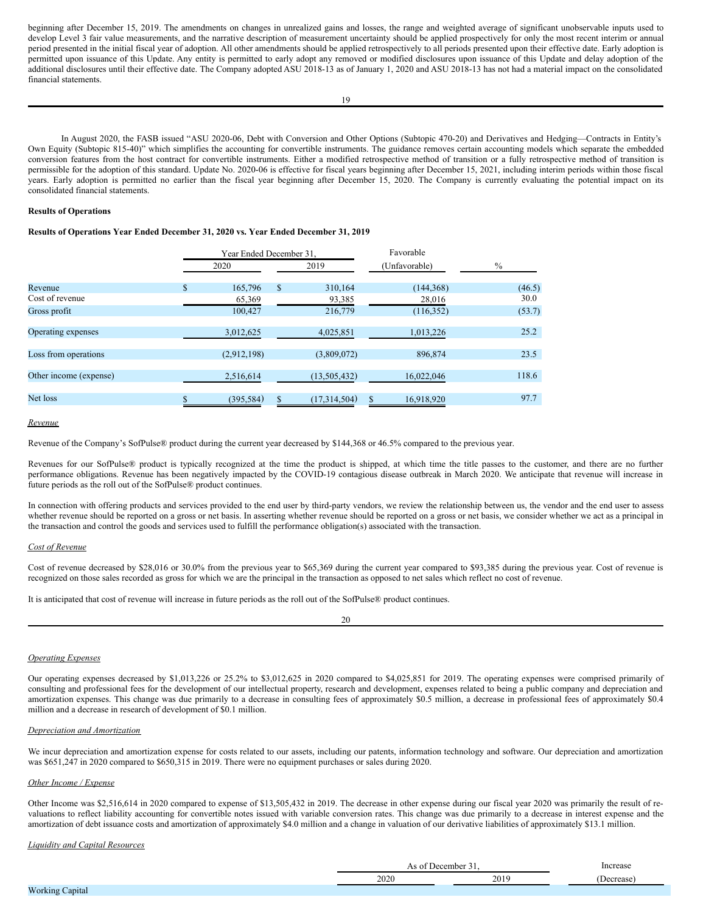beginning after December 15, 2019. The amendments on changes in unrealized gains and losses, the range and weighted average of significant unobservable inputs used to develop Level 3 fair value measurements, and the narrative description of measurement uncertainty should be applied prospectively for only the most recent interim or annual period presented in the initial fiscal year of adoption. All other amendments should be applied retrospectively to all periods presented upon their effective date. Early adoption is permitted upon issuance of this Update. Any entity is permitted to early adopt any removed or modified disclosures upon issuance of this Update and delay adoption of the additional disclosures until their effective date. The Company adopted ASU 2018-13 as of January 1, 2020 and ASU 2018-13 has not had a material impact on the consolidated financial statements.

In August 2020, the FASB issued "ASU 2020-06, Debt with Conversion and Other Options (Subtopic 470-20) and Derivatives and Hedging—Contracts in Entity's Own Equity (Subtopic 815-40)" which simplifies the accounting for convertible instruments. The guidance removes certain accounting models which separate the embedded conversion features from the host contract for convertible instruments. Either a modified retrospective method of transition or a fully retrospective method of transition is permissible for the adoption of this standard. Update No. 2020-06 is effective for fiscal years beginning after December 15, 2021, including interim periods within those fiscal years. Early adoption is permitted no earlier than the fiscal year beginning after December 15, 2020. The Company is currently evaluating the potential impact on its consolidated financial statements.

**Results of Operations**

**Results of Operations Year Ended December 31, 2020 vs. Year Ended December 31, 2019**

| | Year Ended December 31, | | Favorable | |
|---|---|---|---|---|
| | 2020 | 2019 | (Unfavorable) | % |
| Revenue | $ 165,796 | $ 310,164 | (144,368) | (46.5) |
| Cost of revenue | 65,369 | 93,385 | 28,016 | 30.0 |
| Gross profit | 100,427 | 216,779 | (116,352) | (53.7) |
| Operating expenses | 3,012,625 | 4,025,851 | 1,013,226 | 25.2 |
| Loss from operations | (2,912,198) | (3,809,072) | 896,874 | 23.5 |
| Other income (expense) | 2,516,614 | (13,505,432) | 16,022,046 | 118.6 |
| Net loss | $ (395,584) | $ (17,314,504) | $ 16,918,920 | 97.7 |

*Revenue*

Revenue of the Company's SofPulse® product during the current year decreased by $144,368 or 46.5% compared to the previous year.

Revenues for our SofPulse® product is typically recognized at the time the product is shipped, at which time the title passes to the customer, and there are no further performance obligations. Revenue has been negatively impacted by the COVID-19 contagious disease outbreak in March 2020. We anticipate that revenue will increase in future periods as the roll out of the SofPulse® product continues.

In connection with offering products and services provided to the end user by third-party vendors, we review the relationship between us, the vendor and the end user to assess whether revenue should be reported on a gross or net basis. In asserting whether revenue should be reported on a gross or net basis, we consider whether we act as a principal in the transaction and control the goods and services used to fulfill the performance obligation(s) associated with the transaction.

*Cost of Revenue*

Cost of revenue decreased by $28,016 or 30.0% from the previous year to $65,369 during the current year compared to $93,385 during the previous year. Cost of revenue is recognized on those sales recorded as gross for which we are the principal in the transaction as opposed to net sales which reflect no cost of revenue.

It is anticipated that cost of revenue will increase in future periods as the roll out of the SofPulse® product continues.

*Operating Expenses*

Our operating expenses decreased by $1,013,226 or 25.2% to $3,012,625 in 2020 compared to $4,025,851 for 2019. The operating expenses were comprised primarily of consulting and professional fees for the development of our intellectual property, research and development, expenses related to being a public company and depreciation and amortization expenses. This change was due primarily to a decrease in consulting fees of approximately $0.5 million, a decrease in professional fees of approximately $0.4 million and a decrease in research of development of $0.1 million.

*Depreciation and Amortization*

We incur depreciation and amortization expense for costs related to our assets, including our patents, information technology and software. Our depreciation and amortization was $651,247 in 2020 compared to $650,315 in 2019. There were no equipment purchases or sales during 2020.

*Other Income / Expense*

Other Income was $2,516,614 in 2020 compared to expense of $13,505,432 in 2019. The decrease in other expense during our fiscal year 2020 was primarily the result of re-valuations to reflect liability accounting for convertible notes issued with variable conversion rates. This change was due primarily to a decrease in interest expense and the amortization of debt issuance costs and amortization of approximately $4.0 million and a change in valuation of our derivative liabilities of approximately $13.1 million.

*Liquidity and Capital Resources*

| | As of December 31, | | Increase |
|---|---|---|---|
| | 2020 | 2019 | (Decrease) |
| Working Capital | | | |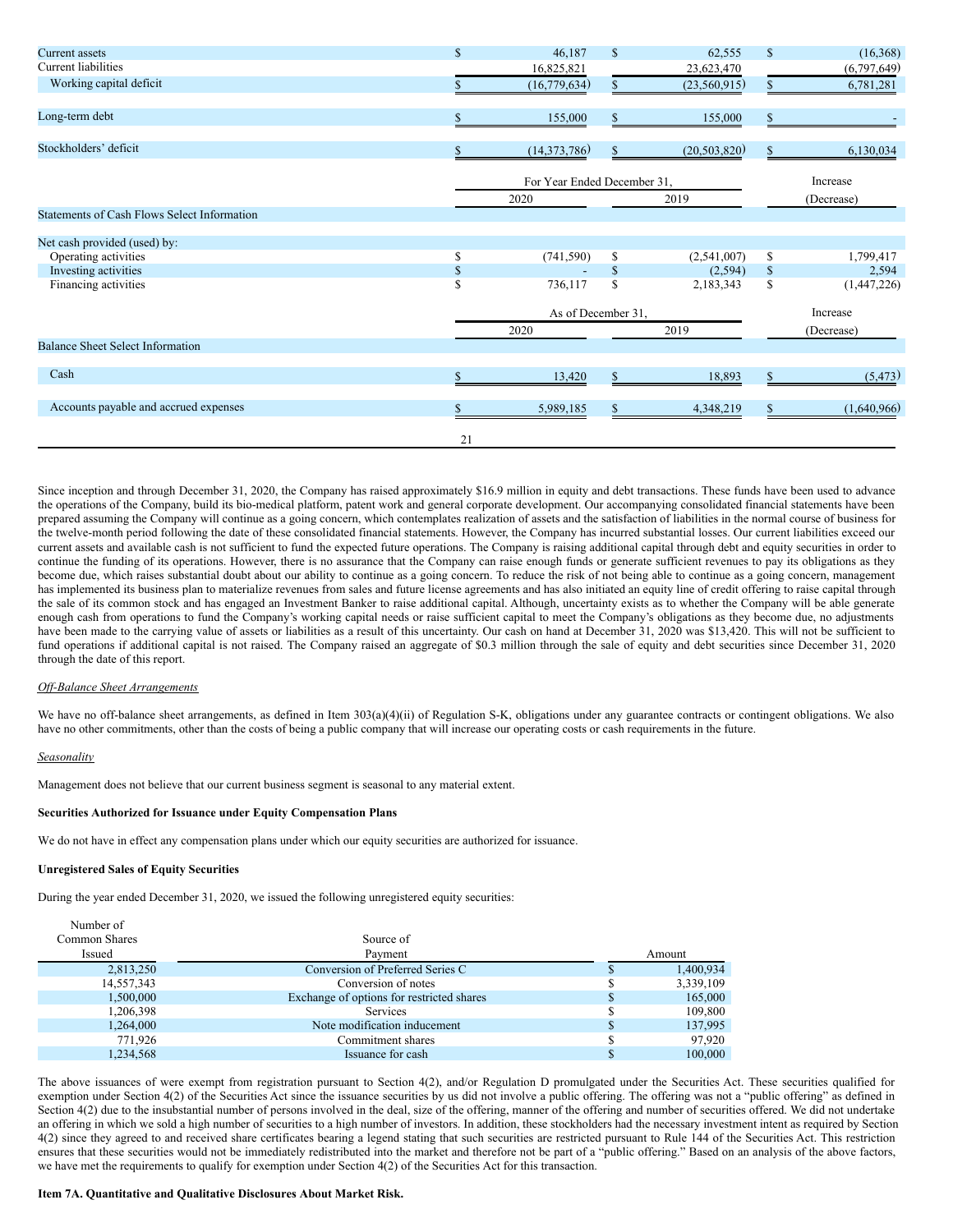| | | | |
|---|---|---|---|
| Current assets | $ 46,187 | $ 62,555 | $ (16,368) |
| Current liabilities | 16,825,821 | 23,623,470 | (6,797,649) |
| Working capital deficit | $ (16,779,634) | $ (23,560,915) | $ 6,781,281 |
| | | | |
| Long-term debt | $ 155,000 | $ 155,000 | $ - |
| | | | |
| Stockholders' deficit | $ (14,373,786) | $ (20,503,820) | $ 6,130,034 |

| | For Year Ended December 31, | | Increase |
|---|---|---|---|
| | 2020 | 2019 | (Decrease) |
| Statements of Cash Flows Select Information | | | |
| | | | |
| Net cash provided (used) by: | | | |
| Operating activities | $ (741,590) | $ (2,541,007) | $ 1,799,417 |
| Investing activities | $ - | $ (2,594) | $ 2,594 |
| Financing activities | $ 736,117 | $ 2,183,343 | $ (1,447,226) |

| | As of December 31, | | Increase |
|---|---|---|---|
| | 2020 | 2019 | (Decrease) |
| Balance Sheet Select Information | | | |
| | | | |
| Cash | $ 13,420 | $ 18,893 | $ (5,473) |
| | | | |
| Accounts payable and accrued expenses | $ 5,989,185 | $ 4,348,219 | $ (1,640,966) |

Since inception and through December 31, 2020, the Company has raised approximately $16.9 million in equity and debt transactions. These funds have been used to advance the operations of the Company, build its bio-medical platform, patent work and general corporate development. Our accompanying consolidated financial statements have been prepared assuming the Company will continue as a going concern, which contemplates realization of assets and the satisfaction of liabilities in the normal course of business for the twelve-month period following the date of these consolidated financial statements. However, the Company has incurred substantial losses. Our current liabilities exceed our current assets and available cash is not sufficient to fund the expected future operations. The Company is raising additional capital through debt and equity securities in order to continue the funding of its operations. However, there is no assurance that the Company can raise enough funds or generate sufficient revenues to pay its obligations as they become due, which raises substantial doubt about our ability to continue as a going concern. To reduce the risk of not being able to continue as a going concern, management has implemented its business plan to materialize revenues from sales and future license agreements and has also initiated an equity line of credit offering to raise capital through the sale of its common stock and has engaged an Investment Banker to raise additional capital. Although, uncertainty exists as to whether the Company will be able generate enough cash from operations to fund the Company's working capital needs or raise sufficient capital to meet the Company's obligations as they become due, no adjustments have been made to the carrying value of assets or liabilities as a result of this uncertainty. Our cash on hand at December 31, 2020 was $13,420. This will not be sufficient to fund operations if additional capital is not raised. The Company raised an aggregate of $0.3 million through the sale of equity and debt securities since December 31, 2020 through the date of this report.

*Off-Balance Sheet Arrangements*

We have no off-balance sheet arrangements, as defined in Item 303(a)(4)(ii) of Regulation S-K, obligations under any guarantee contracts or contingent obligations. We also have no other commitments, other than the costs of being a public company that will increase our operating costs or cash requirements in the future.

*Seasonality*

Management does not believe that our current business segment is seasonal to any material extent.

**Securities Authorized for Issuance under Equity Compensation Plans**

We do not have in effect any compensation plans under which our equity securities are authorized for issuance.

**Unregistered Sales of Equity Securities**

During the year ended December 31, 2020, we issued the following unregistered equity securities:

| Number of Common Shares Issued | Source of Payment | Amount |
|---|---|---|
| 2,813,250 | Conversion of Preferred Series C | $ 1,400,934 |
| 14,557,343 | Conversion of notes | $ 3,339,109 |
| 1,500,000 | Exchange of options for restricted shares | $ 165,000 |
| 1,206,398 | Services | $ 109,800 |
| 1,264,000 | Note modification inducement | $ 137,995 |
| 771,926 | Commitment shares | $ 97,920 |
| 1,234,568 | Issuance for cash | $ 100,000 |

The above issuances of were exempt from registration pursuant to Section 4(2), and/or Regulation D promulgated under the Securities Act. These securities qualified for exemption under Section 4(2) of the Securities Act since the issuance securities by us did not involve a public offering. The offering was not a "public offering" as defined in Section 4(2) due to the insubstantial number of persons involved in the deal, size of the offering, manner of the offering and number of securities offered. We did not undertake an offering in which we sold a high number of securities to a high number of investors. In addition, these stockholders had the necessary investment intent as required by Section 4(2) since they agreed to and received share certificates bearing a legend stating that such securities are restricted pursuant to Rule 144 of the Securities Act. This restriction ensures that these securities would not be immediately redistributed into the market and therefore not be part of a "public offering." Based on an analysis of the above factors, we have met the requirements to qualify for exemption under Section 4(2) of the Securities Act for this transaction.

**Item 7A. Quantitative and Qualitative Disclosures About Market Risk.**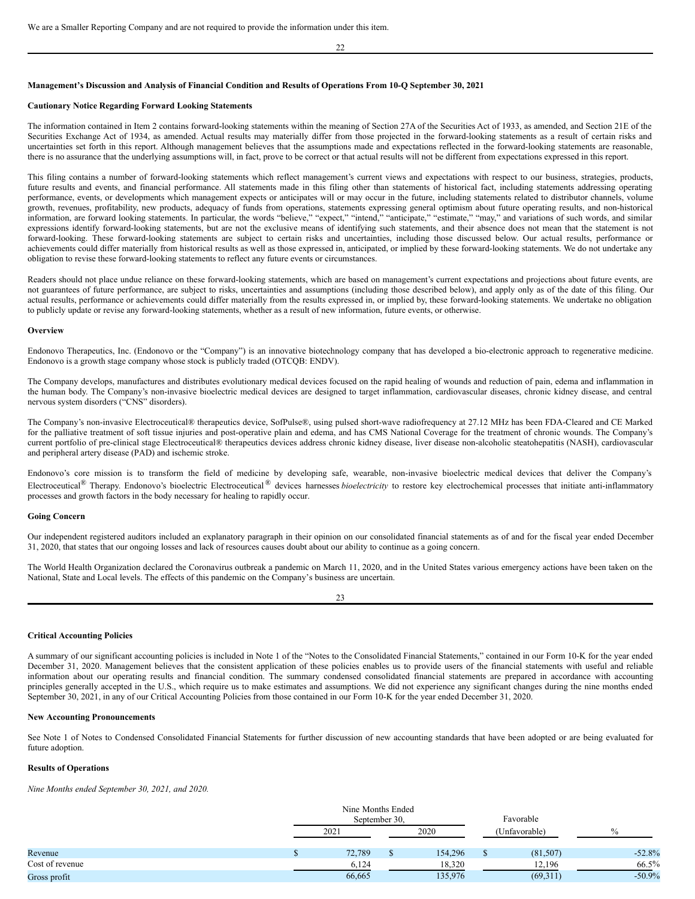We are a Smaller Reporting Company and are not required to provide the information under this item.

**Management's Discussion and Analysis of Financial Condition and Results of Operations From 10-Q September 30, 2021**

**Cautionary Notice Regarding Forward Looking Statements**

The information contained in Item 2 contains forward-looking statements within the meaning of Section 27A of the Securities Act of 1933, as amended, and Section 21E of the Securities Exchange Act of 1934, as amended. Actual results may materially differ from those projected in the forward-looking statements as a result of certain risks and uncertainties set forth in this report. Although management believes that the assumptions made and expectations reflected in the forward-looking statements are reasonable, there is no assurance that the underlying assumptions will, in fact, prove to be correct or that actual results will not be different from expectations expressed in this report.

This filing contains a number of forward-looking statements which reflect management's current views and expectations with respect to our business, strategies, products, future results and events, and financial performance. All statements made in this filing other than statements of historical fact, including statements addressing operating performance, events, or developments which management expects or anticipates will or may occur in the future, including statements related to distributor channels, volume growth, revenues, profitability, new products, adequacy of funds from operations, statements expressing general optimism about future operating results, and non-historical information, are forward looking statements. In particular, the words "believe," "expect," "intend," "anticipate," "estimate," "may," and variations of such words, and similar expressions identify forward-looking statements, but are not the exclusive means of identifying such statements, and their absence does not mean that the statement is not forward-looking. These forward-looking statements are subject to certain risks and uncertainties, including those discussed below. Our actual results, performance or achievements could differ materially from historical results as well as those expressed in, anticipated, or implied by these forward-looking statements. We do not undertake any obligation to revise these forward-looking statements to reflect any future events or circumstances.

Readers should not place undue reliance on these forward-looking statements, which are based on management's current expectations and projections about future events, are not guarantees of future performance, are subject to risks, uncertainties and assumptions (including those described below), and apply only as of the date of this filing. Our actual results, performance or achievements could differ materially from the results expressed in, or implied by, these forward-looking statements. We undertake no obligation to publicly update or revise any forward-looking statements, whether as a result of new information, future events, or otherwise.

**Overview**

Endonovo Therapeutics, Inc. (Endonovo or the "Company") is an innovative biotechnology company that has developed a bio-electronic approach to regenerative medicine. Endonovo is a growth stage company whose stock is publicly traded (OTCQB: ENDV).

The Company develops, manufactures and distributes evolutionary medical devices focused on the rapid healing of wounds and reduction of pain, edema and inflammation in the human body. The Company's non-invasive bioelectric medical devices are designed to target inflammation, cardiovascular diseases, chronic kidney disease, and central nervous system disorders ("CNS" disorders).

The Company's non-invasive Electroceutical® therapeutics device, SofPulse®, using pulsed short-wave radiofrequency at 27.12 MHz has been FDA-Cleared and CE Marked for the palliative treatment of soft tissue injuries and post-operative plain and edema, and has CMS National Coverage for the treatment of chronic wounds. The Company's current portfolio of pre-clinical stage Electroceutical® therapeutics devices address chronic kidney disease, liver disease non-alcoholic steatohepatitis (NASH), cardiovascular and peripheral artery disease (PAD) and ischemic stroke.

Endonovo's core mission is to transform the field of medicine by developing safe, wearable, non-invasive bioelectric medical devices that deliver the Company's Electroceutical® Therapy. Endonovo's bioelectric Electroceutical® devices harnesses *bioelectricity* to restore key electrochemical processes that initiate anti-inflammatory processes and growth factors in the body necessary for healing to rapidly occur.

**Going Concern**

Our independent registered auditors included an explanatory paragraph in their opinion on our consolidated financial statements as of and for the fiscal year ended December 31, 2020, that states that our ongoing losses and lack of resources causes doubt about our ability to continue as a going concern.

The World Health Organization declared the Coronavirus outbreak a pandemic on March 11, 2020, and in the United States various emergency actions have been taken on the National, State and Local levels. The effects of this pandemic on the Company's business are uncertain.

**Critical Accounting Policies**

A summary of our significant accounting policies is included in Note 1 of the "Notes to the Consolidated Financial Statements," contained in our Form 10-K for the year ended December 31, 2020. Management believes that the consistent application of these policies enables us to provide users of the financial statements with useful and reliable information about our operating results and financial condition. The summary condensed consolidated financial statements are prepared in accordance with accounting principles generally accepted in the U.S., which require us to make estimates and assumptions. We did not experience any significant changes during the nine months ended September 30, 2021, in any of our Critical Accounting Policies from those contained in our Form 10-K for the year ended December 31, 2020.

**New Accounting Pronouncements**

See Note 1 of Notes to Condensed Consolidated Financial Statements for further discussion of new accounting standards that have been adopted or are being evaluated for future adoption.

**Results of Operations**

*Nine Months ended September 30, 2021, and 2020.*

| | Nine Months Ended September 30, | | Favorable | |
|---|---|---|---|---|
| | 2021 | 2020 | (Unfavorable) | % |
| Revenue | $ 72,789 | $ 154,296 | $ (81,507) | -52.8% |
| Cost of revenue | 6,124 | 18,320 | 12,196 | 66.5% |
| Gross profit | 66,665 | 135,976 | (69,311) | -50.9% |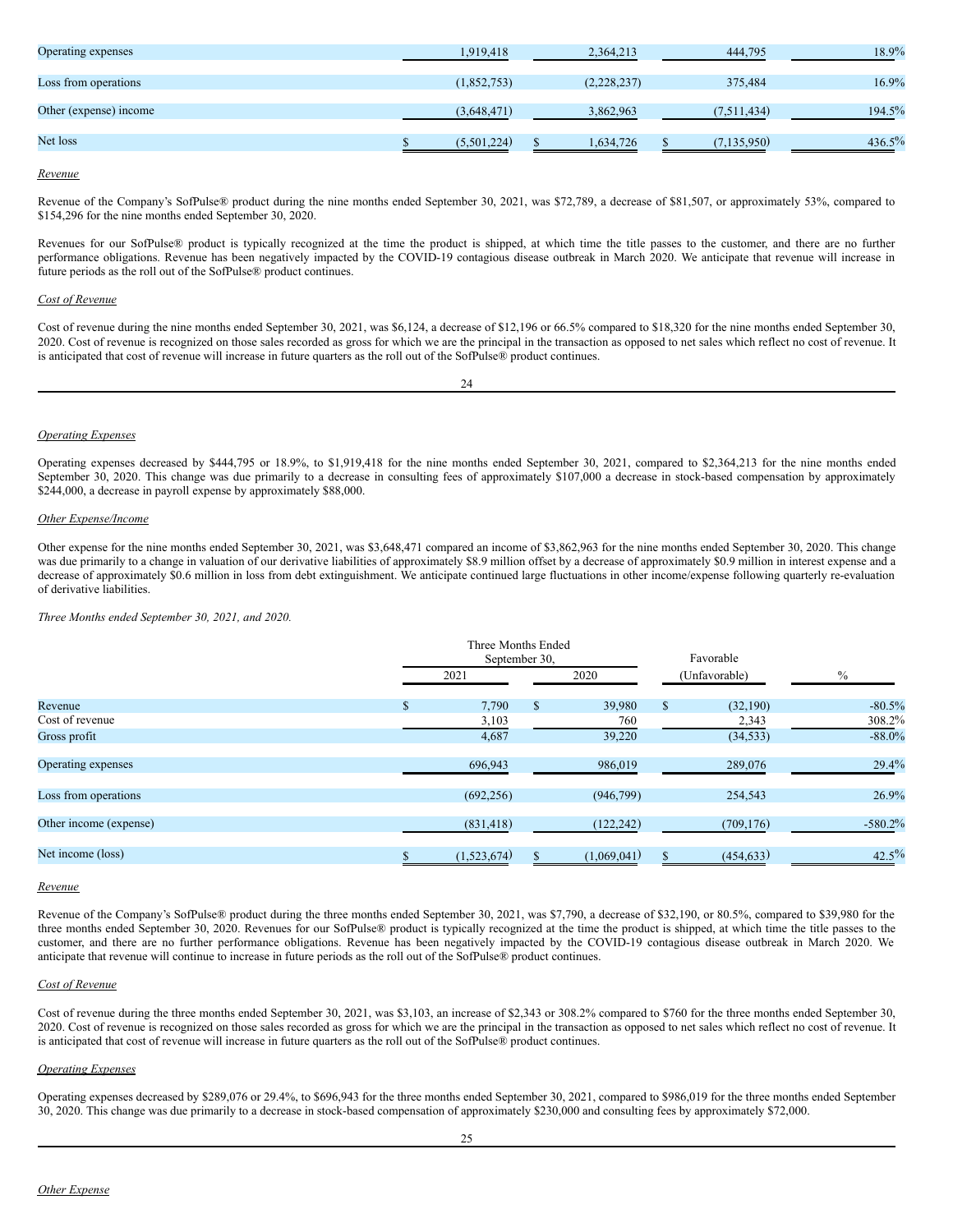| | | | | |
|---|---|---|---|---|
| Operating expenses | 1,919,418 | 2,364,213 | 444,795 | 18.9% |
| Loss from operations | (1,852,753) | (2,228,237) | 375,484 | 16.9% |
| Other (expense) income | (3,648,471) | 3,862,963 | (7,511,434) | 194.5% |
| Net loss | $ (5,501,224) | $ 1,634,726 | $ (7,135,950) | 436.5% |

*Revenue*

Revenue of the Company's SofPulse® product during the nine months ended September 30, 2021, was $72,789, a decrease of $81,507, or approximately 53%, compared to $154,296 for the nine months ended September 30, 2020.

Revenues for our SofPulse® product is typically recognized at the time the product is shipped, at which time the title passes to the customer, and there are no further performance obligations. Revenue has been negatively impacted by the COVID-19 contagious disease outbreak in March 2020. We anticipate that revenue will increase in future periods as the roll out of the SofPulse® product continues.

*Cost of Revenue*

Cost of revenue during the nine months ended September 30, 2021, was $6,124, a decrease of $12,196 or 66.5% compared to $18,320 for the nine months ended September 30, 2020. Cost of revenue is recognized on those sales recorded as gross for which we are the principal in the transaction as opposed to net sales which reflect no cost of revenue. It is anticipated that cost of revenue will increase in future quarters as the roll out of the SofPulse® product continues.

*Operating Expenses*

Operating expenses decreased by $444,795 or 18.9%, to $1,919,418 for the nine months ended September 30, 2021, compared to $2,364,213 for the nine months ended September 30, 2020. This change was due primarily to a decrease in consulting fees of approximately $107,000 a decrease in stock-based compensation by approximately $244,000, a decrease in payroll expense by approximately $88,000.

*Other Expense/Income*

Other expense for the nine months ended September 30, 2021, was $3,648,471 compared an income of $3,862,963 for the nine months ended September 30, 2020. This change was due primarily to a change in valuation of our derivative liabilities of approximately $8.9 million offset by a decrease of approximately $0.9 million in interest expense and a decrease of approximately $0.6 million in loss from debt extinguishment. We anticipate continued large fluctuations in other income/expense following quarterly re-evaluation of derivative liabilities.

*Three Months ended September 30, 2021, and 2020.*

| | Three Months Ended September 30, | | Favorable | |
|---|---|---|---|---|
| | 2021 | 2020 | (Unfavorable) | % |
| Revenue | $ 7,790 | $ 39,980 | $ (32,190) | -80.5% |
| Cost of revenue | 3,103 | 760 | 2,343 | 308.2% |
| Gross profit | 4,687 | 39,220 | (34,533) | -88.0% |
| Operating expenses | 696,943 | 986,019 | 289,076 | 29.4% |
| Loss from operations | (692,256) | (946,799) | 254,543 | 26.9% |
| Other income (expense) | (831,418) | (122,242) | (709,176) | -580.2% |
| Net income (loss) | $ (1,523,674) | $ (1,069,041) | $ (454,633) | 42.5% |

*Revenue*

Revenue of the Company's SofPulse® product during the three months ended September 30, 2021, was $7,790, a decrease of $32,190, or 80.5%, compared to $39,980 for the three months ended September 30, 2020. Revenues for our SofPulse® product is typically recognized at the time the product is shipped, at which time the title passes to the customer, and there are no further performance obligations. Revenue has been negatively impacted by the COVID-19 contagious disease outbreak in March 2020. We anticipate that revenue will continue to increase in future periods as the roll out of the SofPulse® product continues.

*Cost of Revenue*

Cost of revenue during the three months ended September 30, 2021, was $3,103, an increase of $2,343 or 308.2% compared to $760 for the three months ended September 30, 2020. Cost of revenue is recognized on those sales recorded as gross for which we are the principal in the transaction as opposed to net sales which reflect no cost of revenue. It is anticipated that cost of revenue will increase in future quarters as the roll out of the SofPulse® product continues.

*Operating Expenses*

Operating expenses decreased by $289,076 or 29.4%, to $696,943 for the three months ended September 30, 2021, compared to $986,019 for the three months ended September 30, 2020. This change was due primarily to a decrease in stock-based compensation of approximately $230,000 and consulting fees by approximately $72,000.

*Other Expense*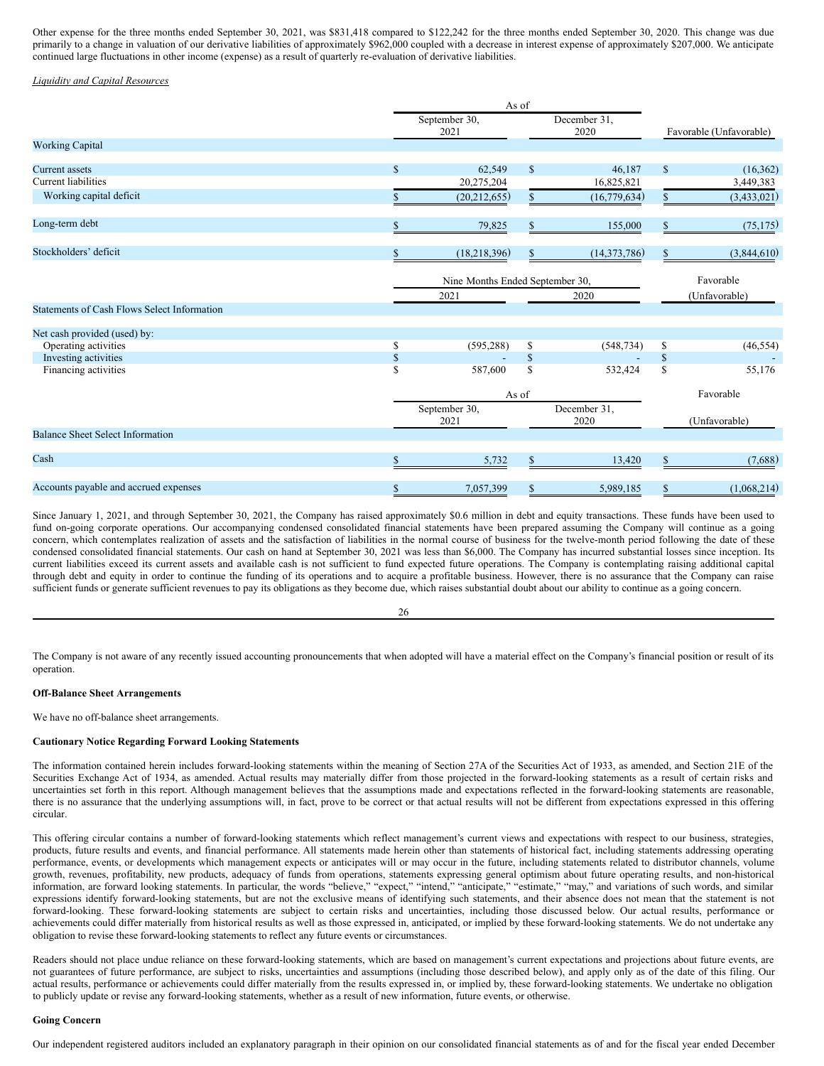Other expense for the three months ended September 30, 2021, was $831,418 compared to $122,242 for the three months ended September 30, 2020. This change was due primarily to a change in valuation of our derivative liabilities of approximately $962,000 coupled with a decrease in interest expense of approximately $207,000. We anticipate continued large fluctuations in other income (expense) as a result of quarterly re-evaluation of derivative liabilities.

*Liquidity and Capital Resources*

| | As of | | |
|---|---|---|---|
| | September 30, 2021 | December 31, 2020 | Favorable (Unfavorable) |
| Working Capital | | | |
| Current assets | $ 62,549 | $ 46,187 | $ (16,362) |
| Current liabilities | 20,275,204 | 16,825,821 | 3,449,383 |
| Working capital deficit | $ (20,212,655) | $ (16,779,634) | $ (3,433,021) |
| Long-term debt | $ 79,825 | $ 155,000 | $ (75,175) |
| Stockholders' deficit | $ (18,218,396) | $ (14,373,786) | $ (3,844,610) |

| | Nine Months Ended September 30, | | Favorable |
|---|---|---|---|
| | 2021 | 2020 | (Unfavorable) |
| Statements of Cash Flows Select Information | | | |
| Net cash provided (used) by: | | | |
| Operating activities | $ (595,288) | $ (548,734) | $ (46,554) |
| Investing activities | $ - | $ - | $ - |
| Financing activities | $ 587,600 | $ 532,424 | $ 55,176 |

| | As of | | Favorable |
|---|---|---|---|
| | September 30, 2021 | December 31, 2020 | (Unfavorable) |
| Balance Sheet Select Information | | | |
| Cash | $ 5,732 | $ 13,420 | $ (7,688) |
| Accounts payable and accrued expenses | $ 7,057,399 | $ 5,989,185 | $ (1,068,214) |

Since January 1, 2021, and through September 30, 2021, the Company has raised approximately $0.6 million in debt and equity transactions. These funds have been used to fund on-going corporate operations. Our accompanying condensed consolidated financial statements have been prepared assuming the Company will continue as a going concern, which contemplates realization of assets and the satisfaction of liabilities in the normal course of business for the twelve-month period following the date of these condensed consolidated financial statements. Our cash on hand at September 30, 2021 was less than $6,000. The Company has incurred substantial losses since inception. Its current liabilities exceed its current assets and available cash is not sufficient to fund expected future operations. The Company is contemplating raising additional capital through debt and equity in order to continue the funding of its operations and to acquire a profitable business. However, there is no assurance that the Company can raise sufficient funds or generate sufficient revenues to pay its obligations as they become due, which raises substantial doubt about our ability to continue as a going concern.

The Company is not aware of any recently issued accounting pronouncements that when adopted will have a material effect on the Company's financial position or result of its operation.

**Off-Balance Sheet Arrangements**

We have no off-balance sheet arrangements.

**Cautionary Notice Regarding Forward Looking Statements**

The information contained herein includes forward-looking statements within the meaning of Section 27A of the Securities Act of 1933, as amended, and Section 21E of the Securities Exchange Act of 1934, as amended. Actual results may materially differ from those projected in the forward-looking statements as a result of certain risks and uncertainties set forth in this report. Although management believes that the assumptions made and expectations reflected in the forward-looking statements are reasonable, there is no assurance that the underlying assumptions will, in fact, prove to be correct or that actual results will not be different from expectations expressed in this offering circular.

This offering circular contains a number of forward-looking statements which reflect management's current views and expectations with respect to our business, strategies, products, future results and events, and financial performance. All statements made herein other than statements of historical fact, including statements addressing operating performance, events, or developments which management expects or anticipates will or may occur in the future, including statements related to distributor channels, volume growth, revenues, profitability, new products, adequacy of funds from operations, statements expressing general optimism about future operating results, and non-historical information, are forward looking statements. In particular, the words "believe," "expect," "intend," "anticipate," "estimate," "may," and variations of such words, and similar expressions identify forward-looking statements, but are not the exclusive means of identifying such statements, and their absence does not mean that the statement is not forward-looking. These forward-looking statements are subject to certain risks and uncertainties, including those discussed below. Our actual results, performance or achievements could differ materially from historical results as well as those expressed in, anticipated, or implied by these forward-looking statements. We do not undertake any obligation to revise these forward-looking statements to reflect any future events or circumstances.

Readers should not place undue reliance on these forward-looking statements, which are based on management's current expectations and projections about future events, are not guarantees of future performance, are subject to risks, uncertainties and assumptions (including those described below), and apply only as of the date of this filing. Our actual results, performance or achievements could differ materially from the results expressed in, or implied by, these forward-looking statements. We undertake no obligation to publicly update or revise any forward-looking statements, whether as a result of new information, future events, or otherwise.

**Going Concern**

Our independent registered auditors included an explanatory paragraph in their opinion on our consolidated financial statements as of and for the fiscal year ended December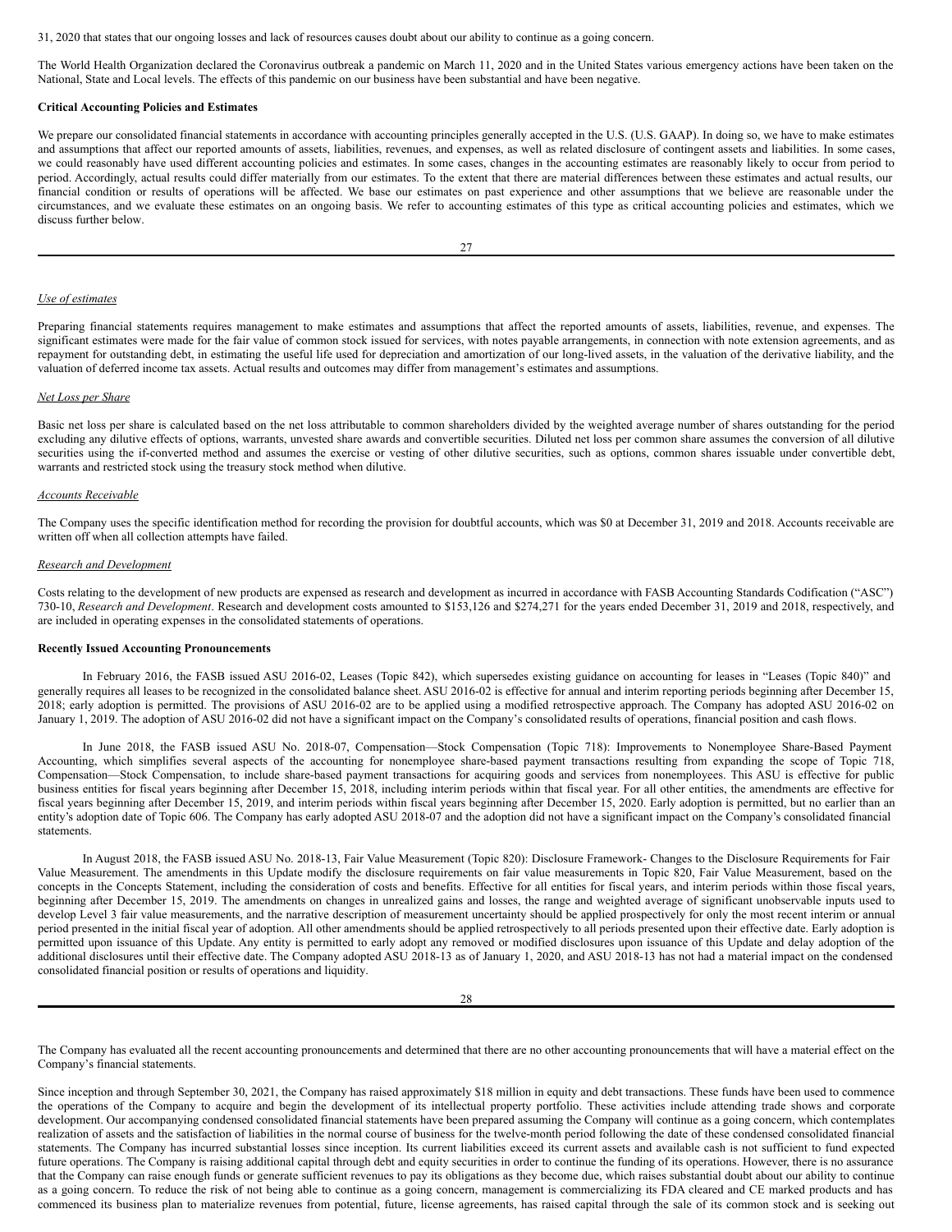31, 2020 that states that our ongoing losses and lack of resources causes doubt about our ability to continue as a going concern.

The World Health Organization declared the Coronavirus outbreak a pandemic on March 11, 2020 and in the United States various emergency actions have been taken on the National, State and Local levels. The effects of this pandemic on our business have been substantial and have been negative.

**Critical Accounting Policies and Estimates**

We prepare our consolidated financial statements in accordance with accounting principles generally accepted in the U.S. (U.S. GAAP). In doing so, we have to make estimates and assumptions that affect our reported amounts of assets, liabilities, revenues, and expenses, as well as related disclosure of contingent assets and liabilities. In some cases, we could reasonably have used different accounting policies and estimates. In some cases, changes in the accounting estimates are reasonably likely to occur from period to period. Accordingly, actual results could differ materially from our estimates. To the extent that there are material differences between these estimates and actual results, our financial condition or results of operations will be affected. We base our estimates on past experience and other assumptions that we believe are reasonable under the circumstances, and we evaluate these estimates on an ongoing basis. We refer to accounting estimates of this type as critical accounting policies and estimates, which we discuss further below.

*Use of estimates*

Preparing financial statements requires management to make estimates and assumptions that affect the reported amounts of assets, liabilities, revenue, and expenses. The significant estimates were made for the fair value of common stock issued for services, with notes payable arrangements, in connection with note extension agreements, and as repayment for outstanding debt, in estimating the useful life used for depreciation and amortization of our long-lived assets, in the valuation of the derivative liability, and the valuation of deferred income tax assets. Actual results and outcomes may differ from management's estimates and assumptions.

*Net Loss per Share*

Basic net loss per share is calculated based on the net loss attributable to common shareholders divided by the weighted average number of shares outstanding for the period excluding any dilutive effects of options, warrants, unvested share awards and convertible securities. Diluted net loss per common share assumes the conversion of all dilutive securities using the if-converted method and assumes the exercise or vesting of other dilutive securities, such as options, common shares issuable under convertible debt, warrants and restricted stock using the treasury stock method when dilutive.

*Accounts Receivable*

The Company uses the specific identification method for recording the provision for doubtful accounts, which was $0 at December 31, 2019 and 2018. Accounts receivable are written off when all collection attempts have failed.

*Research and Development*

Costs relating to the development of new products are expensed as research and development as incurred in accordance with FASB Accounting Standards Codification ("ASC") 730-10, *Research and Development*. Research and development costs amounted to $153,126 and $274,271 for the years ended December 31, 2019 and 2018, respectively, and are included in operating expenses in the consolidated statements of operations.

**Recently Issued Accounting Pronouncements**

In February 2016, the FASB issued ASU 2016-02, Leases (Topic 842), which supersedes existing guidance on accounting for leases in "Leases (Topic 840)" and generally requires all leases to be recognized in the consolidated balance sheet. ASU 2016-02 is effective for annual and interim reporting periods beginning after December 15, 2018; early adoption is permitted. The provisions of ASU 2016-02 are to be applied using a modified retrospective approach. The Company has adopted ASU 2016-02 on January 1, 2019. The adoption of ASU 2016-02 did not have a significant impact on the Company's consolidated results of operations, financial position and cash flows.

In June 2018, the FASB issued ASU No. 2018-07, Compensation—Stock Compensation (Topic 718): Improvements to Nonemployee Share-Based Payment Accounting, which simplifies several aspects of the accounting for nonemployee share-based payment transactions resulting from expanding the scope of Topic 718, Compensation—Stock Compensation, to include share-based payment transactions for acquiring goods and services from nonemployees. This ASU is effective for public business entities for fiscal years beginning after December 15, 2018, including interim periods within that fiscal year. For all other entities, the amendments are effective for fiscal years beginning after December 15, 2019, and interim periods within fiscal years beginning after December 15, 2020. Early adoption is permitted, but no earlier than an entity's adoption date of Topic 606. The Company has early adopted ASU 2018-07 and the adoption did not have a significant impact on the Company's consolidated financial statements.

In August 2018, the FASB issued ASU No. 2018-13, Fair Value Measurement (Topic 820): Disclosure Framework- Changes to the Disclosure Requirements for Fair Value Measurement. The amendments in this Update modify the disclosure requirements on fair value measurements in Topic 820, Fair Value Measurement, based on the concepts in the Concepts Statement, including the consideration of costs and benefits. Effective for all entities for fiscal years, and interim periods within those fiscal years, beginning after December 15, 2019. The amendments on changes in unrealized gains and losses, the range and weighted average of significant unobservable inputs used to develop Level 3 fair value measurements, and the narrative description of measurement uncertainty should be applied prospectively for only the most recent interim or annual period presented in the initial fiscal year of adoption. All other amendments should be applied retrospectively to all periods presented upon their effective date. Early adoption is permitted upon issuance of this Update. Any entity is permitted to early adopt any removed or modified disclosures upon issuance of this Update and delay adoption of the additional disclosures until their effective date. The Company adopted ASU 2018-13 as of January 1, 2020, and ASU 2018-13 has not had a material impact on the condensed consolidated financial position or results of operations and liquidity.

The Company has evaluated all the recent accounting pronouncements and determined that there are no other accounting pronouncements that will have a material effect on the Company's financial statements.

Since inception and through September 30, 2021, the Company has raised approximately $18 million in equity and debt transactions. These funds have been used to commence the operations of the Company to acquire and begin the development of its intellectual property portfolio. These activities include attending trade shows and corporate development. Our accompanying condensed consolidated financial statements have been prepared assuming the Company will continue as a going concern, which contemplates realization of assets and the satisfaction of liabilities in the normal course of business for the twelve-month period following the date of these condensed consolidated financial statements. The Company has incurred substantial losses since inception. Its current liabilities exceed its current assets and available cash is not sufficient to fund expected future operations. The Company is raising additional capital through debt and equity securities in order to continue the funding of its operations. However, there is no assurance that the Company can raise enough funds or generate sufficient revenues to pay its obligations as they become due, which raises substantial doubt about our ability to continue as a going concern. To reduce the risk of not being able to continue as a going concern, management is commercializing its FDA cleared and CE marked products and has commenced its business plan to materialize revenues from potential, future, license agreements, has raised capital through the sale of its common stock and is seeking out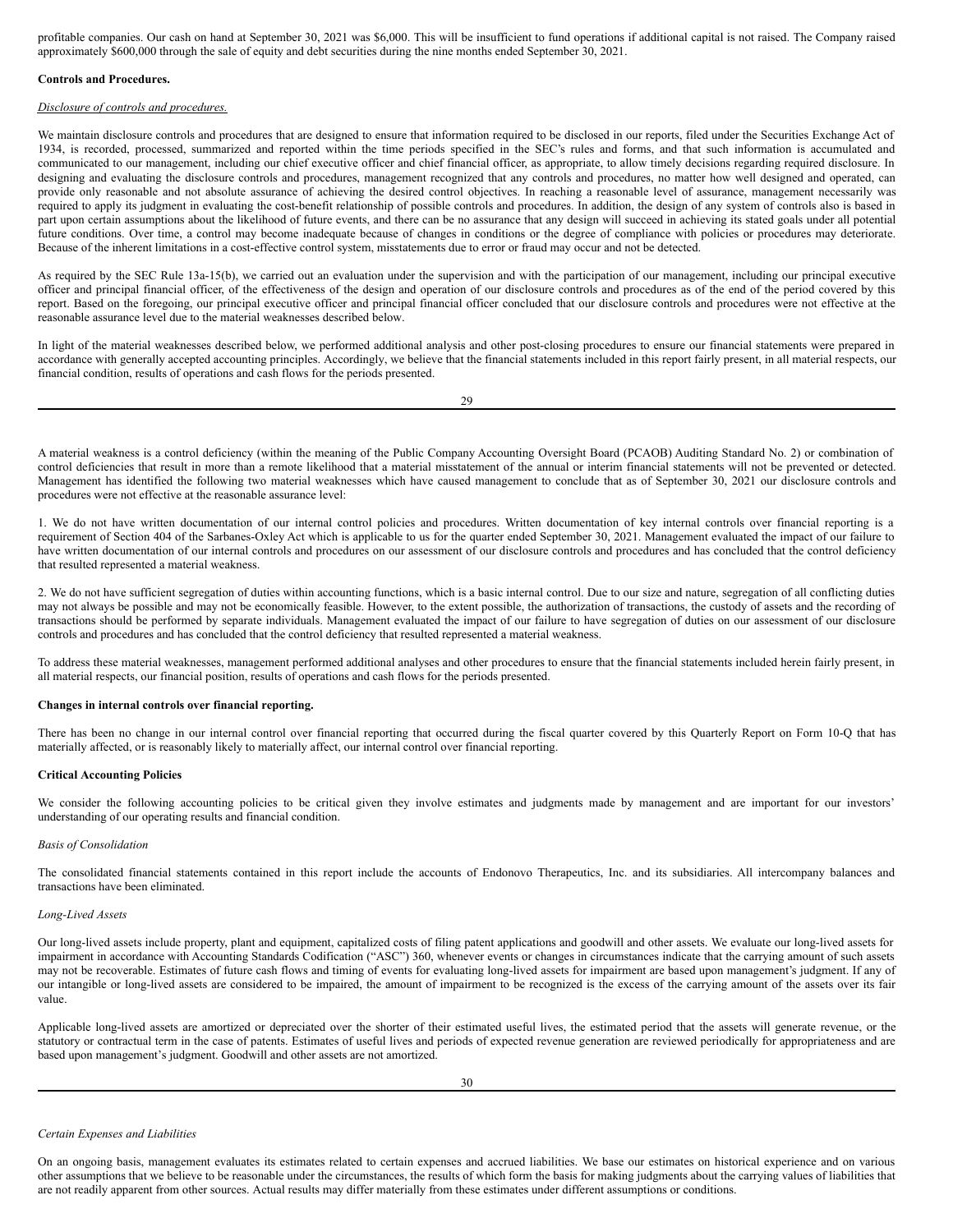profitable companies. Our cash on hand at September 30, 2021 was $6,000. This will be insufficient to fund operations if additional capital is not raised. The Company raised approximately $600,000 through the sale of equity and debt securities during the nine months ended September 30, 2021.

**Controls and Procedures.**

*Disclosure of controls and procedures.*

We maintain disclosure controls and procedures that are designed to ensure that information required to be disclosed in our reports, filed under the Securities Exchange Act of 1934, is recorded, processed, summarized and reported within the time periods specified in the SEC's rules and forms, and that such information is accumulated and communicated to our management, including our chief executive officer and chief financial officer, as appropriate, to allow timely decisions regarding required disclosure. In designing and evaluating the disclosure controls and procedures, management recognized that any controls and procedures, no matter how well designed and operated, can provide only reasonable and not absolute assurance of achieving the desired control objectives. In reaching a reasonable level of assurance, management necessarily was required to apply its judgment in evaluating the cost-benefit relationship of possible controls and procedures. In addition, the design of any system of controls also is based in part upon certain assumptions about the likelihood of future events, and there can be no assurance that any design will succeed in achieving its stated goals under all potential future conditions. Over time, a control may become inadequate because of changes in conditions or the degree of compliance with policies or procedures may deteriorate. Because of the inherent limitations in a cost-effective control system, misstatements due to error or fraud may occur and not be detected.

As required by the SEC Rule 13a-15(b), we carried out an evaluation under the supervision and with the participation of our management, including our principal executive officer and principal financial officer, of the effectiveness of the design and operation of our disclosure controls and procedures as of the end of the period covered by this report. Based on the foregoing, our principal executive officer and principal financial officer concluded that our disclosure controls and procedures were not effective at the reasonable assurance level due to the material weaknesses described below.

In light of the material weaknesses described below, we performed additional analysis and other post-closing procedures to ensure our financial statements were prepared in accordance with generally accepted accounting principles. Accordingly, we believe that the financial statements included in this report fairly present, in all material respects, our financial condition, results of operations and cash flows for the periods presented.

A material weakness is a control deficiency (within the meaning of the Public Company Accounting Oversight Board (PCAOB) Auditing Standard No. 2) or combination of control deficiencies that result in more than a remote likelihood that a material misstatement of the annual or interim financial statements will not be prevented or detected. Management has identified the following two material weaknesses which have caused management to conclude that as of September 30, 2021 our disclosure controls and procedures were not effective at the reasonable assurance level:

1. We do not have written documentation of our internal control policies and procedures. Written documentation of key internal controls over financial reporting is a requirement of Section 404 of the Sarbanes-Oxley Act which is applicable to us for the quarter ended September 30, 2021. Management evaluated the impact of our failure to have written documentation of our internal controls and procedures on our assessment of our disclosure controls and procedures and has concluded that the control deficiency that resulted represented a material weakness.

2. We do not have sufficient segregation of duties within accounting functions, which is a basic internal control. Due to our size and nature, segregation of all conflicting duties may not always be possible and may not be economically feasible. However, to the extent possible, the authorization of transactions, the custody of assets and the recording of transactions should be performed by separate individuals. Management evaluated the impact of our failure to have segregation of duties on our assessment of our disclosure controls and procedures and has concluded that the control deficiency that resulted represented a material weakness.

To address these material weaknesses, management performed additional analyses and other procedures to ensure that the financial statements included herein fairly present, in all material respects, our financial position, results of operations and cash flows for the periods presented.

**Changes in internal controls over financial reporting.**

There has been no change in our internal control over financial reporting that occurred during the fiscal quarter covered by this Quarterly Report on Form 10-Q that has materially affected, or is reasonably likely to materially affect, our internal control over financial reporting.

**Critical Accounting Policies**

We consider the following accounting policies to be critical given they involve estimates and judgments made by management and are important for our investors' understanding of our operating results and financial condition.

*Basis of Consolidation*

The consolidated financial statements contained in this report include the accounts of Endonovo Therapeutics, Inc. and its subsidiaries. All intercompany balances and transactions have been eliminated.

*Long-Lived Assets*

Our long-lived assets include property, plant and equipment, capitalized costs of filing patent applications and goodwill and other assets. We evaluate our long-lived assets for impairment in accordance with Accounting Standards Codification ("ASC") 360, whenever events or changes in circumstances indicate that the carrying amount of such assets may not be recoverable. Estimates of future cash flows and timing of events for evaluating long-lived assets for impairment are based upon management's judgment. If any of our intangible or long-lived assets are considered to be impaired, the amount of impairment to be recognized is the excess of the carrying amount of the assets over its fair value.

Applicable long-lived assets are amortized or depreciated over the shorter of their estimated useful lives, the estimated period that the assets will generate revenue, or the statutory or contractual term in the case of patents. Estimates of useful lives and periods of expected revenue generation are reviewed periodically for appropriateness and are based upon management's judgment. Goodwill and other assets are not amortized.

*Certain Expenses and Liabilities*

On an ongoing basis, management evaluates its estimates related to certain expenses and accrued liabilities. We base our estimates on historical experience and on various other assumptions that we believe to be reasonable under the circumstances, the results of which form the basis for making judgments about the carrying values of liabilities that are not readily apparent from other sources. Actual results may differ materially from these estimates under different assumptions or conditions.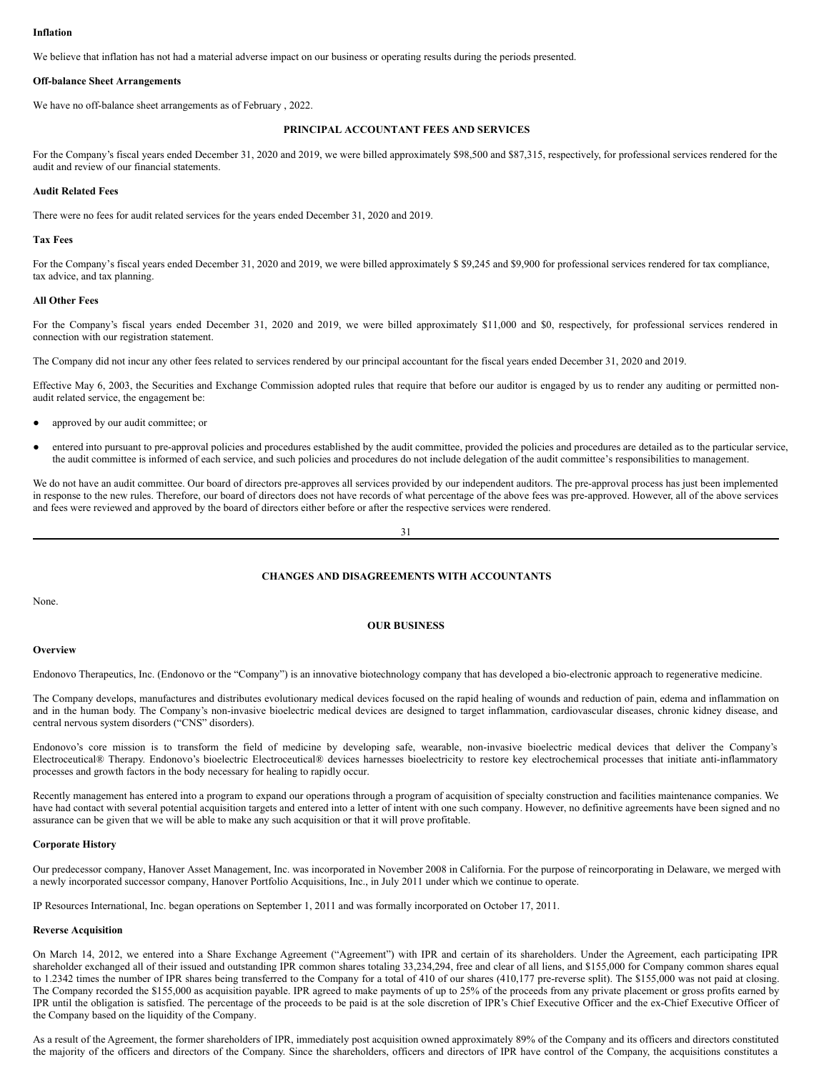**Inflation**

We believe that inflation has not had a material adverse impact on our business or operating results during the periods presented.

**Off-balance Sheet Arrangements**

We have no off-balance sheet arrangements as of February , 2022.

## PRINCIPAL ACCOUNTANT FEES AND SERVICES

For the Company's fiscal years ended December 31, 2020 and 2019, we were billed approximately $98,500 and $87,315, respectively, for professional services rendered for the audit and review of our financial statements.

**Audit Related Fees**

There were no fees for audit related services for the years ended December 31, 2020 and 2019.

**Tax Fees**

For the Company's fiscal years ended December 31, 2020 and 2019, we were billed approximately $ $9,245 and $9,900 for professional services rendered for tax compliance, tax advice, and tax planning.

**All Other Fees**

For the Company's fiscal years ended December 31, 2020 and 2019, we were billed approximately $11,000 and $0, respectively, for professional services rendered in connection with our registration statement.

The Company did not incur any other fees related to services rendered by our principal accountant for the fiscal years ended December 31, 2020 and 2019.

Effective May 6, 2003, the Securities and Exchange Commission adopted rules that require that before our auditor is engaged by us to render any auditing or permitted non-audit related service, the engagement be:

- approved by our audit committee; or
- entered into pursuant to pre-approval policies and procedures established by the audit committee, provided the policies and procedures are detailed as to the particular service, the audit committee is informed of each service, and such policies and procedures do not include delegation of the audit committee's responsibilities to management.

We do not have an audit committee. Our board of directors pre-approves all services provided by our independent auditors. The pre-approval process has just been implemented in response to the new rules. Therefore, our board of directors does not have records of what percentage of the above fees was pre-approved. However, all of the above services and fees were reviewed and approved by the board of directors either before or after the respective services were rendered.

## CHANGES AND DISAGREEMENTS WITH ACCOUNTANTS

None.

## OUR BUSINESS

**Overview**

Endonovo Therapeutics, Inc. (Endonovo or the "Company") is an innovative biotechnology company that has developed a bio-electronic approach to regenerative medicine.

The Company develops, manufactures and distributes evolutionary medical devices focused on the rapid healing of wounds and reduction of pain, edema and inflammation on and in the human body. The Company's non-invasive bioelectric medical devices are designed to target inflammation, cardiovascular diseases, chronic kidney disease, and central nervous system disorders ("CNS" disorders).

Endonovo's core mission is to transform the field of medicine by developing safe, wearable, non-invasive bioelectric medical devices that deliver the Company's Electroceutical® Therapy. Endonovo's bioelectric Electroceutical® devices harnesses bioelectricity to restore key electrochemical processes that initiate anti-inflammatory processes and growth factors in the body necessary for healing to rapidly occur.

Recently management has entered into a program to expand our operations through a program of acquisition of specialty construction and facilities maintenance companies. We have had contact with several potential acquisition targets and entered into a letter of intent with one such company. However, no definitive agreements have been signed and no assurance can be given that we will be able to make any such acquisition or that it will prove profitable.

**Corporate History**

Our predecessor company, Hanover Asset Management, Inc. was incorporated in November 2008 in California. For the purpose of reincorporating in Delaware, we merged with a newly incorporated successor company, Hanover Portfolio Acquisitions, Inc., in July 2011 under which we continue to operate.

IP Resources International, Inc. began operations on September 1, 2011 and was formally incorporated on October 17, 2011.

**Reverse Acquisition**

On March 14, 2012, we entered into a Share Exchange Agreement ("Agreement") with IPR and certain of its shareholders. Under the Agreement, each participating IPR shareholder exchanged all of their issued and outstanding IPR common shares totaling 33,234,294, free and clear of all liens, and $155,000 for Company common shares equal to 1.2342 times the number of IPR shares being transferred to the Company for a total of 410 of our shares (410,177 pre-reverse split). The $155,000 was not paid at closing. The Company recorded the $155,000 as acquisition payable. IPR agreed to make payments of up to 25% of the proceeds from any private placement or gross profits earned by IPR until the obligation is satisfied. The percentage of the proceeds to be paid is at the sole discretion of IPR's Chief Executive Officer and the ex-Chief Executive Officer of the Company based on the liquidity of the Company.

As a result of the Agreement, the former shareholders of IPR, immediately post acquisition owned approximately 89% of the Company and its officers and directors constituted the majority of the officers and directors of the Company. Since the shareholders, officers and directors of IPR have control of the Company, the acquisitions constitutes a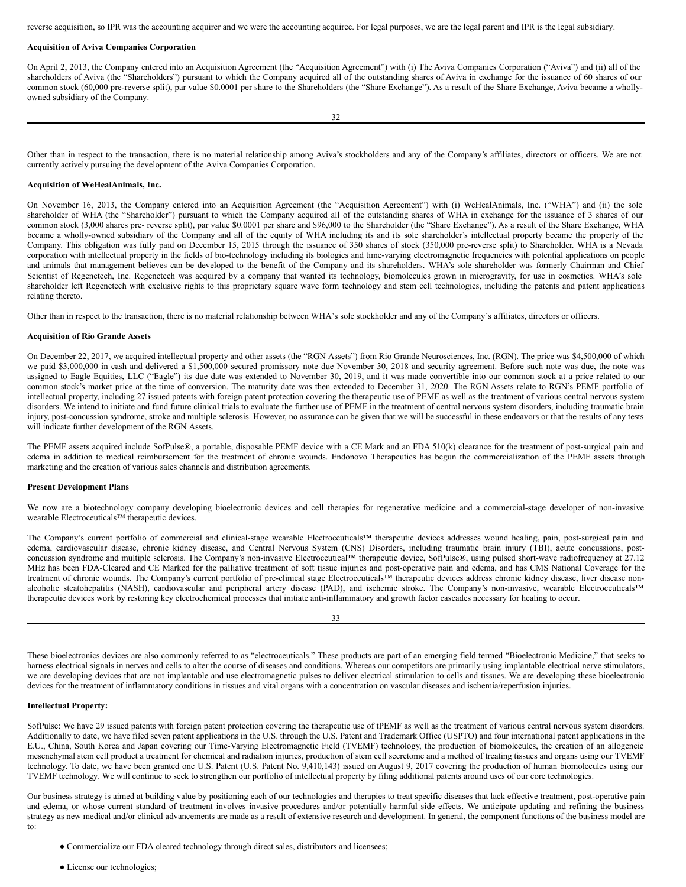reverse acquisition, so IPR was the accounting acquirer and we were the accounting acquiree. For legal purposes, we are the legal parent and IPR is the legal subsidiary.

**Acquisition of Aviva Companies Corporation**

On April 2, 2013, the Company entered into an Acquisition Agreement (the "Acquisition Agreement") with (i) The Aviva Companies Corporation ("Aviva") and (ii) all of the shareholders of Aviva (the "Shareholders") pursuant to which the Company acquired all of the outstanding shares of Aviva in exchange for the issuance of 60 shares of our common stock (60,000 pre-reverse split), par value $0.0001 per share to the Shareholders (the "Share Exchange"). As a result of the Share Exchange, Aviva became a wholly-owned subsidiary of the Company.

Other than in respect to the transaction, there is no material relationship among Aviva's stockholders and any of the Company's affiliates, directors or officers. We are not currently actively pursuing the development of the Aviva Companies Corporation.

**Acquisition of WeHealAnimals, Inc.**

On November 16, 2013, the Company entered into an Acquisition Agreement (the "Acquisition Agreement") with (i) WeHealAnimals, Inc. ("WHA") and (ii) the sole shareholder of WHA (the "Shareholder") pursuant to which the Company acquired all of the outstanding shares of WHA in exchange for the issuance of 3 shares of our common stock (3,000 shares pre- reverse split), par value $0.0001 per share and $96,000 to the Shareholder (the "Share Exchange"). As a result of the Share Exchange, WHA became a wholly-owned subsidiary of the Company and all of the equity of WHA including its and its sole shareholder's intellectual property became the property of the Company. This obligation was fully paid on December 15, 2015 through the issuance of 350 shares of stock (350,000 pre-reverse split) to Shareholder. WHA is a Nevada corporation with intellectual property in the fields of bio-technology including its biologics and time-varying electromagnetic frequencies with potential applications on people and animals that management believes can be developed to the benefit of the Company and its shareholders. WHA's sole shareholder was formerly Chairman and Chief Scientist of Regenetech, Inc. Regenetech was acquired by a company that wanted its technology, biomolecules grown in microgravity, for use in cosmetics. WHA's sole shareholder left Regenetech with exclusive rights to this proprietary square wave form technology and stem cell technologies, including the patents and patent applications relating thereto.

Other than in respect to the transaction, there is no material relationship between WHA's sole stockholder and any of the Company's affiliates, directors or officers.

**Acquisition of Rio Grande Assets**

On December 22, 2017, we acquired intellectual property and other assets (the "RGN Assets") from Rio Grande Neurosciences, Inc. (RGN). The price was $4,500,000 of which we paid $3,000,000 in cash and delivered a $1,500,000 secured promissory note due November 30, 2018 and security agreement. Before such note was due, the note was assigned to Eagle Equities, LLC ("Eagle") its due date was extended to November 30, 2019, and it was made convertible into our common stock at a price related to our common stock's market price at the time of conversion. The maturity date was then extended to December 31, 2020. The RGN Assets relate to RGN's PEMF portfolio of intellectual property, including 27 issued patents with foreign patent protection covering the therapeutic use of PEMF as well as the treatment of various central nervous system disorders. We intend to initiate and fund future clinical trials to evaluate the further use of PEMF in the treatment of central nervous system disorders, including traumatic brain injury, post-concussion syndrome, stroke and multiple sclerosis. However, no assurance can be given that we will be successful in these endeavors or that the results of any tests will indicate further development of the RGN Assets.

The PEMF assets acquired include SofPulse®, a portable, disposable PEMF device with a CE Mark and an FDA 510(k) clearance for the treatment of post-surgical pain and edema in addition to medical reimbursement for the treatment of chronic wounds. Endonovo Therapeutics has begun the commercialization of the PEMF assets through marketing and the creation of various sales channels and distribution agreements.

**Present Development Plans**

We now are a biotechnology company developing bioelectronic devices and cell therapies for regenerative medicine and a commercial-stage developer of non-invasive wearable Electroceuticals™ therapeutic devices.

The Company's current portfolio of commercial and clinical-stage wearable Electroceuticals™ therapeutic devices addresses wound healing, pain, post-surgical pain and edema, cardiovascular disease, chronic kidney disease, and Central Nervous System (CNS) Disorders, including traumatic brain injury (TBI), acute concussions, post-concussion syndrome and multiple sclerosis. The Company's non-invasive Electroceutical™ therapeutic device, SofPulse®, using pulsed short-wave radiofrequency at 27.12 MHz has been FDA-Cleared and CE Marked for the palliative treatment of soft tissue injuries and post-operative pain and edema, and has CMS National Coverage for the treatment of chronic wounds. The Company's current portfolio of pre-clinical stage Electroceuticals™ therapeutic devices address chronic kidney disease, liver disease non-alcoholic steatohepatitis (NASH), cardiovascular and peripheral artery disease (PAD), and ischemic stroke. The Company's non-invasive, wearable Electroceuticals™ therapeutic devices work by restoring key electrochemical processes that initiate anti-inflammatory and growth factor cascades necessary for healing to occur.

These bioelectronics devices are also commonly referred to as "electroceuticals." These products are part of an emerging field termed "Bioelectronic Medicine," that seeks to harness electrical signals in nerves and cells to alter the course of diseases and conditions. Whereas our competitors are primarily using implantable electrical nerve stimulators, we are developing devices that are not implantable and use electromagnetic pulses to deliver electrical stimulation to cells and tissues. We are developing these bioelectronic devices for the treatment of inflammatory conditions in tissues and vital organs with a concentration on vascular diseases and ischemia/reperfusion injuries.

**Intellectual Property:**

SofPulse: We have 29 issued patents with foreign patent protection covering the therapeutic use of tPEMF as well as the treatment of various central nervous system disorders. Additionally to date, we have filed seven patent applications in the U.S. through the U.S. Patent and Trademark Office (USPTO) and four international patent applications in the E.U., China, South Korea and Japan covering our Time-Varying Electromagnetic Field (TVEMF) technology, the production of biomolecules, the creation of an allogeneic mesenchymal stem cell product a treatment for chemical and radiation injuries, production of stem cell secretome and a method of treating tissues and organs using our TVEMF technology. To date, we have been granted one U.S. Patent (U.S. Patent No. 9,410,143) issued on August 9, 2017 covering the production of human biomolecules using our TVEMF technology. We will continue to seek to strengthen our portfolio of intellectual property by filing additional patents around uses of our core technologies.

Our business strategy is aimed at building value by positioning each of our technologies and therapies to treat specific diseases that lack effective treatment, post-operative pain and edema, or whose current standard of treatment involves invasive procedures and/or potentially harmful side effects. We anticipate updating and refining the business strategy as new medical and/or clinical advancements are made as a result of extensive research and development. In general, the component functions of the business model are to:

- Commercialize our FDA cleared technology through direct sales, distributors and licensees;
- License our technologies;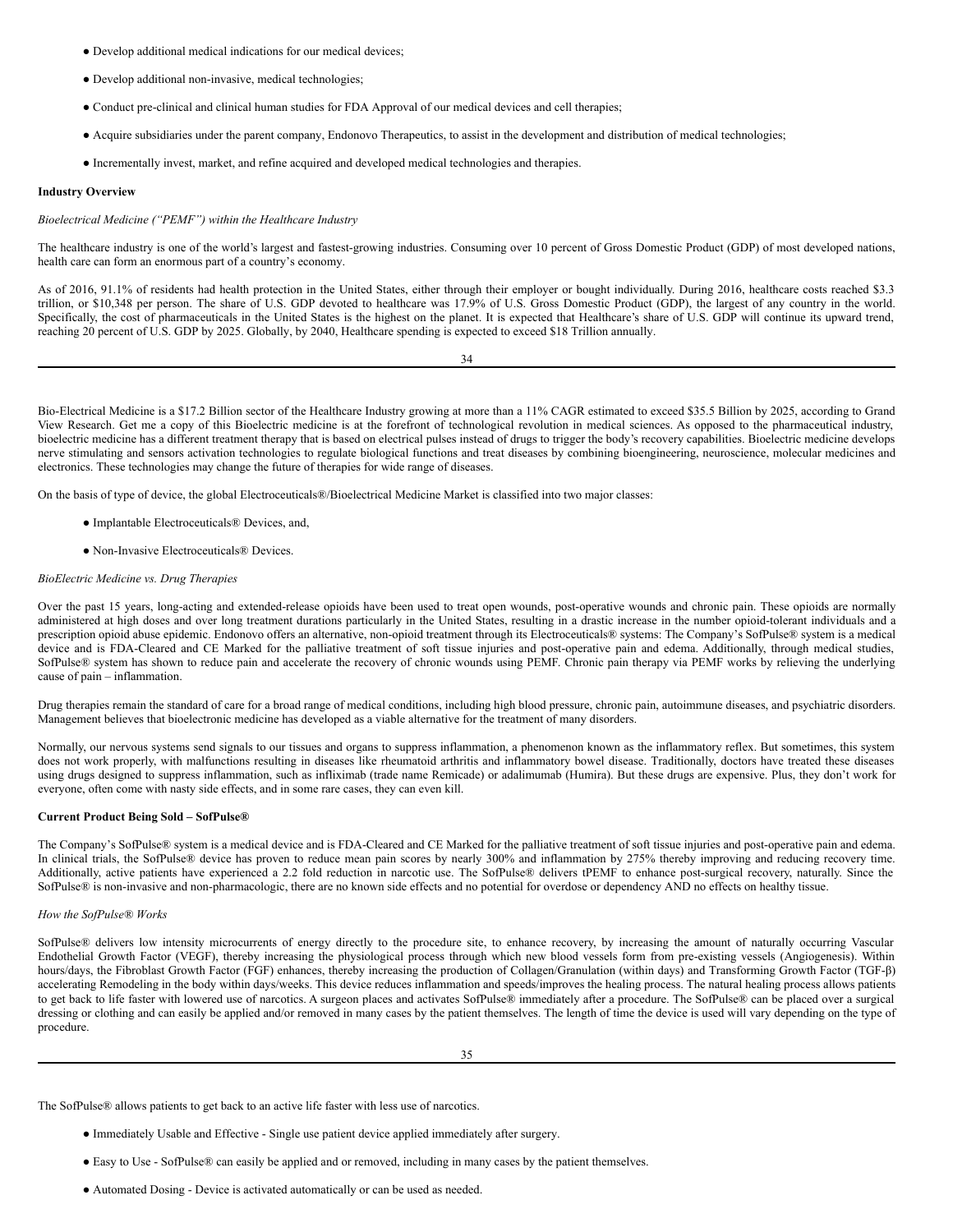● Develop additional medical indications for our medical devices;

● Develop additional non-invasive, medical technologies;

● Conduct pre-clinical and clinical human studies for FDA Approval of our medical devices and cell therapies;

● Acquire subsidiaries under the parent company, Endonovo Therapeutics, to assist in the development and distribution of medical technologies;

● Incrementally invest, market, and refine acquired and developed medical technologies and therapies.

**Industry Overview**

*Bioelectrical Medicine ("PEMF") within the Healthcare Industry*

The healthcare industry is one of the world's largest and fastest-growing industries. Consuming over 10 percent of Gross Domestic Product (GDP) of most developed nations, health care can form an enormous part of a country's economy.

As of 2016, 91.1% of residents had health protection in the United States, either through their employer or bought individually. During 2016, healthcare costs reached $3.3 trillion, or $10,348 per person. The share of U.S. GDP devoted to healthcare was 17.9% of U.S. Gross Domestic Product (GDP), the largest of any country in the world. Specifically, the cost of pharmaceuticals in the United States is the highest on the planet. It is expected that Healthcare's share of U.S. GDP will continue its upward trend, reaching 20 percent of U.S. GDP by 2025. Globally, by 2040, Healthcare spending is expected to exceed $18 Trillion annually.

Bio-Electrical Medicine is a $17.2 Billion sector of the Healthcare Industry growing at more than a 11% CAGR estimated to exceed $35.5 Billion by 2025, according to Grand View Research. Get me a copy of this Bioelectric medicine is at the forefront of technological revolution in medical sciences. As opposed to the pharmaceutical industry, bioelectric medicine has a different treatment therapy that is based on electrical pulses instead of drugs to trigger the body's recovery capabilities. Bioelectric medicine develops nerve stimulating and sensors activation technologies to regulate biological functions and treat diseases by combining bioengineering, neuroscience, molecular medicines and electronics. These technologies may change the future of therapies for wide range of diseases.

On the basis of type of device, the global Electroceuticals®/Bioelectrical Medicine Market is classified into two major classes:

● Implantable Electroceuticals® Devices, and,

● Non-Invasive Electroceuticals® Devices.

*BioElectric Medicine vs. Drug Therapies*

Over the past 15 years, long-acting and extended-release opioids have been used to treat open wounds, post-operative wounds and chronic pain. These opioids are normally administered at high doses and over long treatment durations particularly in the United States, resulting in a drastic increase in the number opioid-tolerant individuals and a prescription opioid abuse epidemic. Endonovo offers an alternative, non-opioid treatment through its Electroceuticals® systems: The Company's SofPulse® system is a medical device and is FDA-Cleared and CE Marked for the palliative treatment of soft tissue injuries and post-operative pain and edema. Additionally, through medical studies, SofPulse® system has shown to reduce pain and accelerate the recovery of chronic wounds using PEMF. Chronic pain therapy via PEMF works by relieving the underlying cause of pain – inflammation.

Drug therapies remain the standard of care for a broad range of medical conditions, including high blood pressure, chronic pain, autoimmune diseases, and psychiatric disorders. Management believes that bioelectronic medicine has developed as a viable alternative for the treatment of many disorders.

Normally, our nervous systems send signals to our tissues and organs to suppress inflammation, a phenomenon known as the inflammatory reflex. But sometimes, this system does not work properly, with malfunctions resulting in diseases like rheumatoid arthritis and inflammatory bowel disease. Traditionally, doctors have treated these diseases using drugs designed to suppress inflammation, such as infliximab (trade name Remicade) or adalimumab (Humira). But these drugs are expensive. Plus, they don't work for everyone, often come with nasty side effects, and in some rare cases, they can even kill.

**Current Product Being Sold – SofPulse®**

The Company's SofPulse® system is a medical device and is FDA-Cleared and CE Marked for the palliative treatment of soft tissue injuries and post-operative pain and edema. In clinical trials, the SofPulse® device has proven to reduce mean pain scores by nearly 300% and inflammation by 275% thereby improving and reducing recovery time. Additionally, active patients have experienced a 2.2 fold reduction in narcotic use. The SofPulse® delivers tPEMF to enhance post-surgical recovery, naturally. Since the SofPulse® is non-invasive and non-pharmacologic, there are no known side effects and no potential for overdose or dependency AND no effects on healthy tissue.

*How the SofPulse® Works*

SofPulse® delivers low intensity microcurrents of energy directly to the procedure site, to enhance recovery, by increasing the amount of naturally occurring Vascular Endothelial Growth Factor (VEGF), thereby increasing the physiological process through which new blood vessels form from pre-existing vessels (Angiogenesis). Within hours/days, the Fibroblast Growth Factor (FGF) enhances, thereby increasing the production of Collagen/Granulation (within days) and Transforming Growth Factor (TGF-β) accelerating Remodeling in the body within days/weeks. This device reduces inflammation and speeds/improves the healing process. The natural healing process allows patients to get back to life faster with lowered use of narcotics. A surgeon places and activates SofPulse® immediately after a procedure. The SofPulse® can be placed over a surgical dressing or clothing and can easily be applied and/or removed in many cases by the patient themselves. The length of time the device is used will vary depending on the type of procedure.

The SofPulse® allows patients to get back to an active life faster with less use of narcotics.

● Immediately Usable and Effective - Single use patient device applied immediately after surgery.

● Easy to Use - SofPulse® can easily be applied and or removed, including in many cases by the patient themselves.

● Automated Dosing - Device is activated automatically or can be used as needed.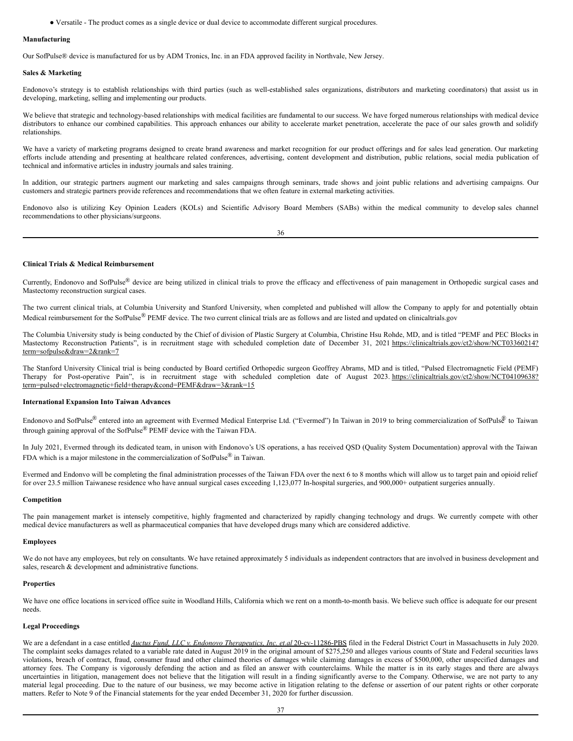- Versatile - The product comes as a single device or dual device to accommodate different surgical procedures.

**Manufacturing**

Our SofPulse® device is manufactured for us by ADM Tronics, Inc. in an FDA approved facility in Northvale, New Jersey.

**Sales & Marketing**

Endonovo's strategy is to establish relationships with third parties (such as well-established sales organizations, distributors and marketing coordinators) that assist us in developing, marketing, selling and implementing our products.

We believe that strategic and technology-based relationships with medical facilities are fundamental to our success. We have forged numerous relationships with medical device distributors to enhance our combined capabilities. This approach enhances our ability to accelerate market penetration, accelerate the pace of our sales growth and solidify relationships.

We have a variety of marketing programs designed to create brand awareness and market recognition for our product offerings and for sales lead generation. Our marketing efforts include attending and presenting at healthcare related conferences, advertising, content development and distribution, public relations, social media publication of technical and informative articles in industry journals and sales training.

In addition, our strategic partners augment our marketing and sales campaigns through seminars, trade shows and joint public relations and advertising campaigns. Our customers and strategic partners provide references and recommendations that we often feature in external marketing activities.

Endonovo also is utilizing Key Opinion Leaders (KOLs) and Scientific Advisory Board Members (SABs) within the medical community to develop sales channel recommendations to other physicians/surgeons.

**Clinical Trials & Medical Reimbursement**

Currently, Endonovo and SofPulse® device are being utilized in clinical trials to prove the efficacy and effectiveness of pain management in Orthopedic surgical cases and Mastectomy reconstruction surgical cases.

The two current clinical trials, at Columbia University and Stanford University, when completed and published will allow the Company to apply for and potentially obtain Medical reimbursement for the SofPulse® PEMF device. The two current clinical trials are as follows and are listed and updated on clinicaltrials.gov

The Columbia University study is being conducted by the Chief of division of Plastic Surgery at Columbia, Christine Hsu Rohde, MD, and is titled "PEMF and PEC Blocks in Mastectomy Reconstruction Patients", is in recruitment stage with scheduled completion date of December 31, 2021 https://clinicaltrials.gov/ct2/show/NCT03360214?term=sofpulse&draw=2&rank=7

The Stanford University Clinical trial is being conducted by Board certified Orthopedic surgeon Geoffrey Abrams, MD and is titled, "Pulsed Electromagnetic Field (PEMF) Therapy for Post-operative Pain", is in recruitment stage with scheduled completion date of August 2023. https://clinicaltrials.gov/ct2/show/NCT04109638?term=pulsed+electromagnetic+field+therapy&cond=PEMF&draw=3&rank=15

**International Expansion Into Taiwan Advances**

Endonovo and SofPulse® entered into an agreement with Evermed Medical Enterprise Ltd. ("Evermed") In Taiwan in 2019 to bring commercialization of SofPulse® to Taiwan through gaining approval of the SofPulse® PEMF device with the Taiwan FDA.

In July 2021, Evermed through its dedicated team, in unison with Endonovo's US operations, a has received QSD (Quality System Documentation) approval with the Taiwan FDA which is a major milestone in the commercialization of SofPulse® in Taiwan.

Evermed and Endonvo will be completing the final administration processes of the Taiwan FDA over the next 6 to 8 months which will allow us to target pain and opioid relief for over 23.5 million Taiwanese residence who have annual surgical cases exceeding 1,123,077 In-hospital surgeries, and 900,000+ outpatient surgeries annually.

**Competition**

The pain management market is intensely competitive, highly fragmented and characterized by rapidly changing technology and drugs. We currently compete with other medical device manufacturers as well as pharmaceutical companies that have developed drugs many which are considered addictive.

**Employees**

We do not have any employees, but rely on consultants. We have retained approximately 5 individuals as independent contractors that are involved in business development and sales, research & development and administrative functions.

**Properties**

We have one office locations in serviced office suite in Woodland Hills, California which we rent on a month-to-month basis. We believe such office is adequate for our present needs.

**Legal Proceedings**

We are a defendant in a case entitled *Auctus Fund, LLC v. Endonovo Therapeutics, Inc. et.al* 20-cv-11286-PBS filed in the Federal District Court in Massachusetts in July 2020. The complaint seeks damages related to a variable rate dated in August 2019 in the original amount of $275,250 and alleges various counts of State and Federal securities laws violations, breach of contract, fraud, consumer fraud and other claimed theories of damages while claiming damages in excess of $500,000, other unspecified damages and attorney fees. The Company is vigorously defending the action and as filed an answer with counterclaims. While the matter is in its early stages and there are always uncertainties in litigation, management does not believe that the litigation will result in a finding significantly averse to the Company. Otherwise, we are not party to any material legal proceeding. Due to the nature of our business, we may become active in litigation relating to the defense or assertion of our patent rights or other corporate matters. Refer to Note 9 of the Financial statements for the year ended December 31, 2020 for further discussion.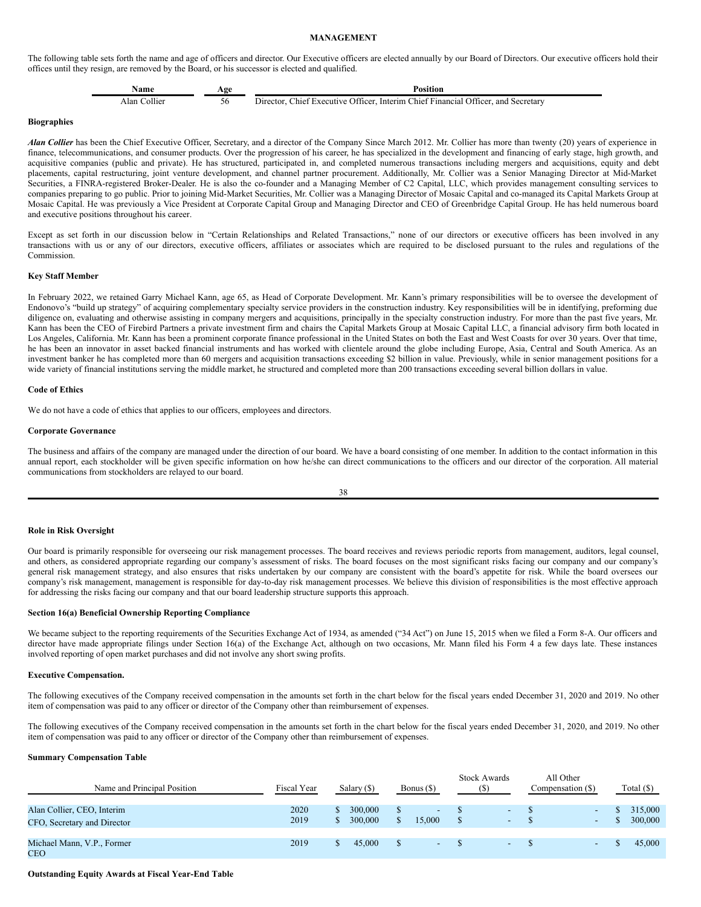# MANAGEMENT

The following table sets forth the name and age of officers and director. Our Executive officers are elected annually by our Board of Directors. Our executive officers hold their offices until they resign, are removed by the Board, or his successor is elected and qualified.

| Name | Age | Position |
|---|---|---|
| Alan Collier | 56 | Director, Chief Executive Officer, Interim Chief Financial Officer, and Secretary |

**Biographies**

***Alan Collier*** has been the Chief Executive Officer, Secretary, and a director of the Company Since March 2012. Mr. Collier has more than twenty (20) years of experience in finance, telecommunications, and consumer products. Over the progression of his career, he has specialized in the development and financing of early stage, high growth, and acquisitive companies (public and private). He has structured, participated in, and completed numerous transactions including mergers and acquisitions, equity and debt placements, capital restructuring, joint venture development, and channel partner procurement. Additionally, Mr. Collier was a Senior Managing Director at Mid-Market Securities, a FINRA-registered Broker-Dealer. He is also the co-founder and a Managing Member of C2 Capital, LLC, which provides management consulting services to companies preparing to go public. Prior to joining Mid-Market Securities, Mr. Collier was a Managing Director of Mosaic Capital and co-managed its Capital Markets Group at Mosaic Capital. He was previously a Vice President at Corporate Capital Group and Managing Director and CEO of Greenbridge Capital Group. He has held numerous board and executive positions throughout his career.

Except as set forth in our discussion below in "Certain Relationships and Related Transactions," none of our directors or executive officers has been involved in any transactions with us or any of our directors, executive officers, affiliates or associates which are required to be disclosed pursuant to the rules and regulations of the Commission.

**Key Staff Member**

In February 2022, we retained Garry Michael Kann, age 65, as Head of Corporate Development. Mr. Kann's primary responsibilities will be to oversee the development of Endonovo's "build up strategy" of acquiring complementary specialty service providers in the construction industry. Key responsibilities will be in identifying, preforming due diligence on, evaluating and otherwise assisting in company mergers and acquisitions, principally in the specialty construction industry. For more than the past five years, Mr. Kann has been the CEO of Firebird Partners a private investment firm and chairs the Capital Markets Group at Mosaic Capital LLC, a financial advisory firm both located in Los Angeles, California. Mr. Kann has been a prominent corporate finance professional in the United States on both the East and West Coasts for over 30 years. Over that time, he has been an innovator in asset backed financial instruments and has worked with clientele around the globe including Europe, Asia, Central and South America. As an investment banker he has completed more than 60 mergers and acquisition transactions exceeding $2 billion in value. Previously, while in senior management positions for a wide variety of financial institutions serving the middle market, he structured and completed more than 200 transactions exceeding several billion dollars in value.

**Code of Ethics**

We do not have a code of ethics that applies to our officers, employees and directors.

**Corporate Governance**

The business and affairs of the company are managed under the direction of our board. We have a board consisting of one member. In addition to the contact information in this annual report, each stockholder will be given specific information on how he/she can direct communications to the officers and our director of the corporation. All material communications from stockholders are relayed to our board.

**Role in Risk Oversight**

Our board is primarily responsible for overseeing our risk management processes. The board receives and reviews periodic reports from management, auditors, legal counsel, and others, as considered appropriate regarding our company's assessment of risks. The board focuses on the most significant risks facing our company and our company's general risk management strategy, and also ensures that risks undertaken by our company are consistent with the board's appetite for risk. While the board oversees our company's risk management, management is responsible for day-to-day risk management processes. We believe this division of responsibilities is the most effective approach for addressing the risks facing our company and that our board leadership structure supports this approach.

**Section 16(a) Beneficial Ownership Reporting Compliance**

We became subject to the reporting requirements of the Securities Exchange Act of 1934, as amended ("34 Act") on June 15, 2015 when we filed a Form 8-A. Our officers and director have made appropriate filings under Section 16(a) of the Exchange Act, although on two occasions, Mr. Mann filed his Form 4 a few days late. These instances involved reporting of open market purchases and did not involve any short swing profits.

**Executive Compensation.**

The following executives of the Company received compensation in the amounts set forth in the chart below for the fiscal years ended December 31, 2020 and 2019. No other item of compensation was paid to any officer or director of the Company other than reimbursement of expenses.

The following executives of the Company received compensation in the amounts set forth in the chart below for the fiscal years ended December 31, 2020, and 2019. No other item of compensation was paid to any officer or director of the Company other than reimbursement of expenses.

**Summary Compensation Table**

| Name and Principal Position | Fiscal Year | Salary ($) | Bonus ($) | Stock Awards ($) | All Other Compensation ($) | Total ($) |
|---|---|---|---|---|---|---|
| Alan Collier, CEO, Interim CFO, Secretary and Director | 2020 | $ 300,000 | $ - | $ - | $ - | $ 315,000 |
| | 2019 | $ 300,000 | $ 15,000 | $ - | $ - | $ 300,000 |
| Michael Mann, V.P., Former CEO | 2019 | $ 45,000 | $ - | $ - | $ - | $ 45,000 |

**Outstanding Equity Awards at Fiscal Year-End Table**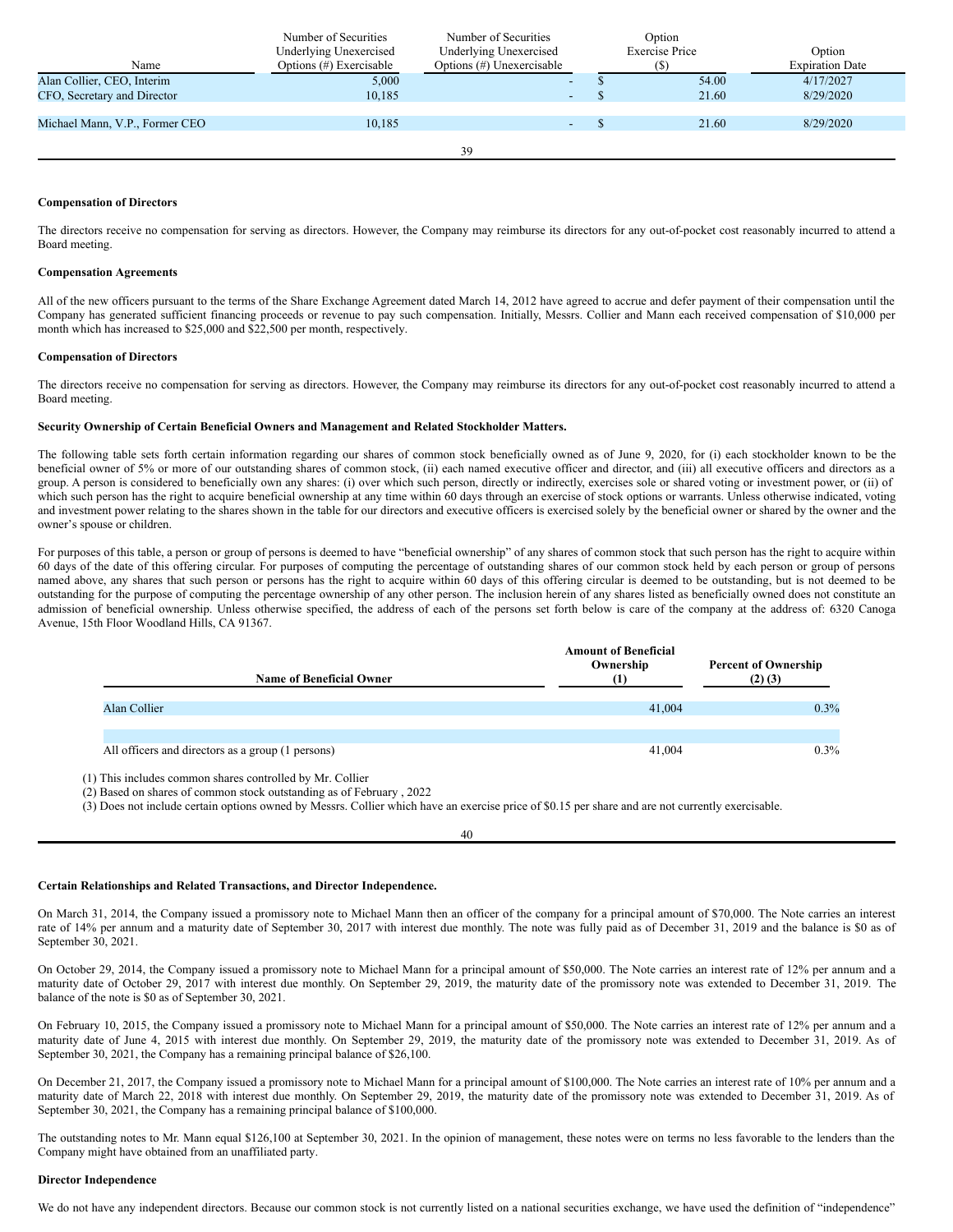| Name | Number of Securities Underlying Unexercised Options (#) Exercisable | Number of Securities Underlying Unexercised Options (#) Unexercisable | Option Exercise Price ($) | Option Expiration Date |
|---|---|---|---|---|
| Alan Collier, CEO, Interim | 5,000 | - | $ 54.00 | 4/17/2027 |
| CFO, Secretary and Director | 10,185 | - | $ 21.60 | 8/29/2020 |
| | | | | |
| Michael Mann, V.P., Former CEO | 10,185 | - | $ 21.60 | 8/29/2020 |

**Compensation of Directors**

The directors receive no compensation for serving as directors. However, the Company may reimburse its directors for any out-of-pocket cost reasonably incurred to attend a Board meeting.

**Compensation Agreements**

All of the new officers pursuant to the terms of the Share Exchange Agreement dated March 14, 2012 have agreed to accrue and defer payment of their compensation until the Company has generated sufficient financing proceeds or revenue to pay such compensation. Initially, Messrs. Collier and Mann each received compensation of $10,000 per month which has increased to $25,000 and $22,500 per month, respectively.

**Compensation of Directors**

The directors receive no compensation for serving as directors. However, the Company may reimburse its directors for any out-of-pocket cost reasonably incurred to attend a Board meeting.

**Security Ownership of Certain Beneficial Owners and Management and Related Stockholder Matters.**

The following table sets forth certain information regarding our shares of common stock beneficially owned as of June 9, 2020, for (i) each stockholder known to be the beneficial owner of 5% or more of our outstanding shares of common stock, (ii) each named executive officer and director, and (iii) all executive officers and directors as a group. A person is considered to beneficially own any shares: (i) over which such person, directly or indirectly, exercises sole or shared voting or investment power, or (ii) of which such person has the right to acquire beneficial ownership at any time within 60 days through an exercise of stock options or warrants. Unless otherwise indicated, voting and investment power relating to the shares shown in the table for our directors and executive officers is exercised solely by the beneficial owner or shared by the owner and the owner's spouse or children.

For purposes of this table, a person or group of persons is deemed to have "beneficial ownership" of any shares of common stock that such person has the right to acquire within 60 days of the date of this offering circular. For purposes of computing the percentage of outstanding shares of our common stock held by each person or group of persons named above, any shares that such person or persons has the right to acquire within 60 days of this offering circular is deemed to be outstanding, but is not deemed to be outstanding for the purpose of computing the percentage ownership of any other person. The inclusion herein of any shares listed as beneficially owned does not constitute an admission of beneficial ownership. Unless otherwise specified, the address of each of the persons set forth below is care of the company at the address of: 6320 Canoga Avenue, 15th Floor Woodland Hills, CA 91367.

| Name of Beneficial Owner | Amount of Beneficial Ownership (1) | Percent of Ownership (2) (3) |
|---|---|---|
| Alan Collier | 41,004 | 0.3% |
| | | |
| All officers and directors as a group (1 persons) | 41,004 | 0.3% |

(1) This includes common shares controlled by Mr. Collier

(2) Based on shares of common stock outstanding as of February , 2022

(3) Does not include certain options owned by Messrs. Collier which have an exercise price of $0.15 per share and are not currently exercisable.

**Certain Relationships and Related Transactions, and Director Independence.**

On March 31, 2014, the Company issued a promissory note to Michael Mann then an officer of the company for a principal amount of $70,000. The Note carries an interest rate of 14% per annum and a maturity date of September 30, 2017 with interest due monthly. The note was fully paid as of December 31, 2019 and the balance is $0 as of September 30, 2021.

On October 29, 2014, the Company issued a promissory note to Michael Mann for a principal amount of $50,000. The Note carries an interest rate of 12% per annum and a maturity date of October 29, 2017 with interest due monthly. On September 29, 2019, the maturity date of the promissory note was extended to December 31, 2019. The balance of the note is $0 as of September 30, 2021.

On February 10, 2015, the Company issued a promissory note to Michael Mann for a principal amount of $50,000. The Note carries an interest rate of 12% per annum and a maturity date of June 4, 2015 with interest due monthly. On September 29, 2019, the maturity date of the promissory note was extended to December 31, 2019. As of September 30, 2021, the Company has a remaining principal balance of $26,100.

On December 21, 2017, the Company issued a promissory note to Michael Mann for a principal amount of $100,000. The Note carries an interest rate of 10% per annum and a maturity date of March 22, 2018 with interest due monthly. On September 29, 2019, the maturity date of the promissory note was extended to December 31, 2019. As of September 30, 2021, the Company has a remaining principal balance of $100,000.

The outstanding notes to Mr. Mann equal $126,100 at September 30, 2021. In the opinion of management, these notes were on terms no less favorable to the lenders than the Company might have obtained from an unaffiliated party.

**Director Independence**

We do not have any independent directors. Because our common stock is not currently listed on a national securities exchange, we have used the definition of "independence"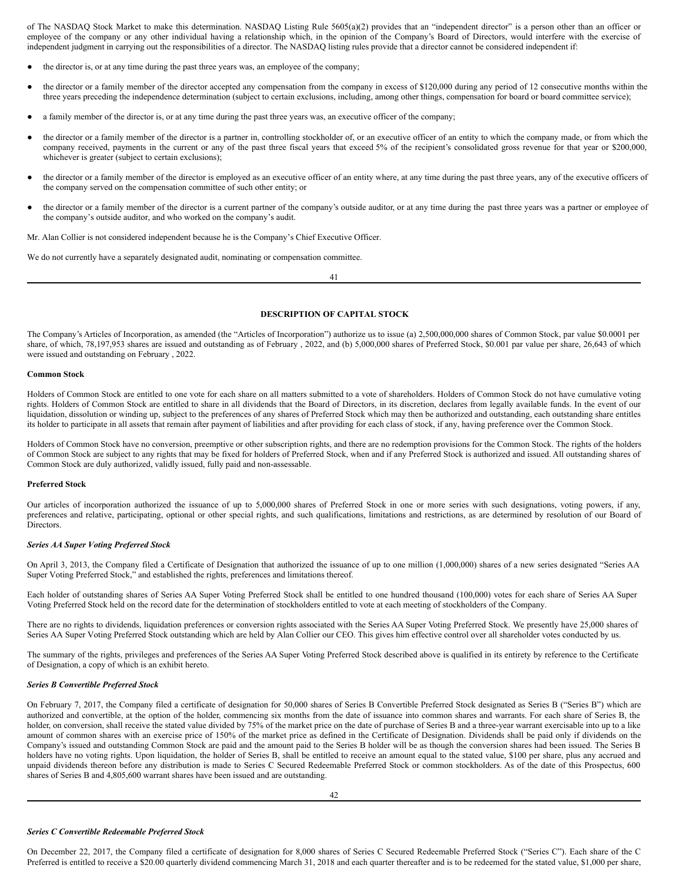of The NASDAQ Stock Market to make this determination. NASDAQ Listing Rule 5605(a)(2) provides that an "independent director" is a person other than an officer or employee of the company or any other individual having a relationship which, in the opinion of the Company's Board of Directors, would interfere with the exercise of independent judgment in carrying out the responsibilities of a director. The NASDAQ listing rules provide that a director cannot be considered independent if:

- the director is, or at any time during the past three years was, an employee of the company;
- the director or a family member of the director accepted any compensation from the company in excess of $120,000 during any period of 12 consecutive months within the three years preceding the independence determination (subject to certain exclusions, including, among other things, compensation for board or board committee service);
- a family member of the director is, or at any time during the past three years was, an executive officer of the company;
- the director or a family member of the director is a partner in, controlling stockholder of, or an executive officer of an entity to which the company made, or from which the company received, payments in the current or any of the past three fiscal years that exceed 5% of the recipient's consolidated gross revenue for that year or $200,000, whichever is greater (subject to certain exclusions);
- the director or a family member of the director is employed as an executive officer of an entity where, at any time during the past three years, any of the executive officers of the company served on the compensation committee of such other entity; or
- the director or a family member of the director is a current partner of the company's outside auditor, or at any time during the past three years was a partner or employee of the company's outside auditor, and who worked on the company's audit.

Mr. Alan Collier is not considered independent because he is the Company's Chief Executive Officer.

We do not currently have a separately designated audit, nominating or compensation committee.

## DESCRIPTION OF CAPITAL STOCK

The Company's Articles of Incorporation, as amended (the "Articles of Incorporation") authorize us to issue (a) 2,500,000,000 shares of Common Stock, par value $0.0001 per share, of which, 78,197,953 shares are issued and outstanding as of February , 2022, and (b) 5,000,000 shares of Preferred Stock, $0.001 par value per share, 26,643 of which were issued and outstanding on February , 2022.

**Common Stock**

Holders of Common Stock are entitled to one vote for each share on all matters submitted to a vote of shareholders. Holders of Common Stock do not have cumulative voting rights. Holders of Common Stock are entitled to share in all dividends that the Board of Directors, in its discretion, declares from legally available funds. In the event of our liquidation, dissolution or winding up, subject to the preferences of any shares of Preferred Stock which may then be authorized and outstanding, each outstanding share entitles its holder to participate in all assets that remain after payment of liabilities and after providing for each class of stock, if any, having preference over the Common Stock.

Holders of Common Stock have no conversion, preemptive or other subscription rights, and there are no redemption provisions for the Common Stock. The rights of the holders of Common Stock are subject to any rights that may be fixed for holders of Preferred Stock, when and if any Preferred Stock is authorized and issued. All outstanding shares of Common Stock are duly authorized, validly issued, fully paid and non-assessable.

**Preferred Stock**

Our articles of incorporation authorized the issuance of up to 5,000,000 shares of Preferred Stock in one or more series with such designations, voting powers, if any, preferences and relative, participating, optional or other special rights, and such qualifications, limitations and restrictions, as are determined by resolution of our Board of Directors.

***Series AA Super Voting Preferred Stock***

On April 3, 2013, the Company filed a Certificate of Designation that authorized the issuance of up to one million (1,000,000) shares of a new series designated "Series AA Super Voting Preferred Stock," and established the rights, preferences and limitations thereof.

Each holder of outstanding shares of Series AA Super Voting Preferred Stock shall be entitled to one hundred thousand (100,000) votes for each share of Series AA Super Voting Preferred Stock held on the record date for the determination of stockholders entitled to vote at each meeting of stockholders of the Company.

There are no rights to dividends, liquidation preferences or conversion rights associated with the Series AA Super Voting Preferred Stock. We presently have 25,000 shares of Series AA Super Voting Preferred Stock outstanding which are held by Alan Collier our CEO. This gives him effective control over all shareholder votes conducted by us.

The summary of the rights, privileges and preferences of the Series AA Super Voting Preferred Stock described above is qualified in its entirety by reference to the Certificate of Designation, a copy of which is an exhibit hereto.

***Series B Convertible Preferred Stock***

On February 7, 2017, the Company filed a certificate of designation for 50,000 shares of Series B Convertible Preferred Stock designated as Series B ("Series B") which are authorized and convertible, at the option of the holder, commencing six months from the date of issuance into common shares and warrants. For each share of Series B, the holder, on conversion, shall receive the stated value divided by 75% of the market price on the date of purchase of Series B and a three-year warrant exercisable into up to a like amount of common shares with an exercise price of 150% of the market price as defined in the Certificate of Designation. Dividends shall be paid only if dividends on the Company's issued and outstanding Common Stock are paid and the amount paid to the Series B holder will be as though the conversion shares had been issued. The Series B holders have no voting rights. Upon liquidation, the holder of Series B, shall be entitled to receive an amount equal to the stated value, $100 per share, plus any accrued and unpaid dividends thereon before any distribution is made to Series C Secured Redeemable Preferred Stock or common stockholders. As of the date of this Prospectus, 600 shares of Series B and 4,805,600 warrant shares have been issued and are outstanding.

***Series C Convertible Redeemable Preferred Stock***

On December 22, 2017, the Company filed a certificate of designation for 8,000 shares of Series C Secured Redeemable Preferred Stock ("Series C"). Each share of the C Preferred is entitled to receive a $20.00 quarterly dividend commencing March 31, 2018 and each quarter thereafter and is to be redeemed for the stated value, $1,000 per share,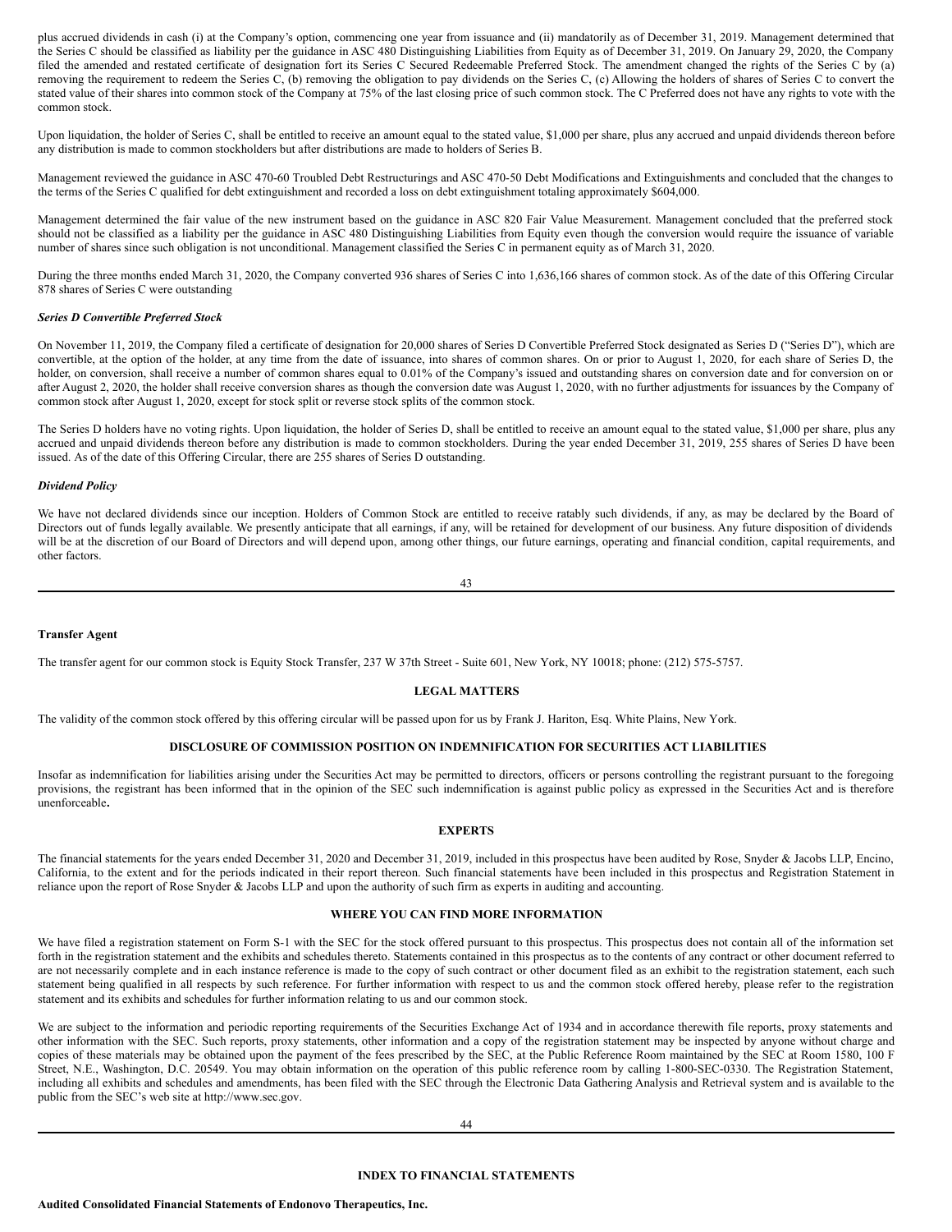plus accrued dividends in cash (i) at the Company's option, commencing one year from issuance and (ii) mandatorily as of December 31, 2019. Management determined that the Series C should be classified as liability per the guidance in ASC 480 Distinguishing Liabilities from Equity as of December 31, 2019. On January 29, 2020, the Company filed the amended and restated certificate of designation fort its Series C Secured Redeemable Preferred Stock. The amendment changed the rights of the Series C by (a) removing the requirement to redeem the Series C, (b) removing the obligation to pay dividends on the Series C, (c) Allowing the holders of shares of Series C to convert the stated value of their shares into common stock of the Company at 75% of the last closing price of such common stock. The C Preferred does not have any rights to vote with the common stock.

Upon liquidation, the holder of Series C, shall be entitled to receive an amount equal to the stated value, $1,000 per share, plus any accrued and unpaid dividends thereon before any distribution is made to common stockholders but after distributions are made to holders of Series B.

Management reviewed the guidance in ASC 470-60 Troubled Debt Restructurings and ASC 470-50 Debt Modifications and Extinguishments and concluded that the changes to the terms of the Series C qualified for debt extinguishment and recorded a loss on debt extinguishment totaling approximately $604,000.

Management determined the fair value of the new instrument based on the guidance in ASC 820 Fair Value Measurement. Management concluded that the preferred stock should not be classified as a liability per the guidance in ASC 480 Distinguishing Liabilities from Equity even though the conversion would require the issuance of variable number of shares since such obligation is not unconditional. Management classified the Series C in permanent equity as of March 31, 2020.

During the three months ended March 31, 2020, the Company converted 936 shares of Series C into 1,636,166 shares of common stock. As of the date of this Offering Circular 878 shares of Series C were outstanding

***Series D Convertible Preferred Stock***

On November 11, 2019, the Company filed a certificate of designation for 20,000 shares of Series D Convertible Preferred Stock designated as Series D ("Series D"), which are convertible, at the option of the holder, at any time from the date of issuance, into shares of common shares. On or prior to August 1, 2020, for each share of Series D, the holder, on conversion, shall receive a number of common shares equal to 0.01% of the Company's issued and outstanding shares on conversion date and for conversion on or after August 2, 2020, the holder shall receive conversion shares as though the conversion date was August 1, 2020, with no further adjustments for issuances by the Company of common stock after August 1, 2020, except for stock split or reverse stock splits of the common stock.

The Series D holders have no voting rights. Upon liquidation, the holder of Series D, shall be entitled to receive an amount equal to the stated value, $1,000 per share, plus any accrued and unpaid dividends thereon before any distribution is made to common stockholders. During the year ended December 31, 2019, 255 shares of Series D have been issued. As of the date of this Offering Circular, there are 255 shares of Series D outstanding.

***Dividend Policy***

We have not declared dividends since our inception. Holders of Common Stock are entitled to receive ratably such dividends, if any, as may be declared by the Board of Directors out of funds legally available. We presently anticipate that all earnings, if any, will be retained for development of our business. Any future disposition of dividends will be at the discretion of our Board of Directors and will depend upon, among other things, our future earnings, operating and financial condition, capital requirements, and other factors.

**Transfer Agent**

The transfer agent for our common stock is Equity Stock Transfer, 237 W 37th Street - Suite 601, New York, NY 10018; phone: (212) 575-5757.

## LEGAL MATTERS

The validity of the common stock offered by this offering circular will be passed upon for us by Frank J. Hariton, Esq. White Plains, New York.

## DISCLOSURE OF COMMISSION POSITION ON INDEMNIFICATION FOR SECURITIES ACT LIABILITIES

Insofar as indemnification for liabilities arising under the Securities Act may be permitted to directors, officers or persons controlling the registrant pursuant to the foregoing provisions, the registrant has been informed that in the opinion of the SEC such indemnification is against public policy as expressed in the Securities Act and is therefore unenforceable**.**

## EXPERTS

The financial statements for the years ended December 31, 2020 and December 31, 2019, included in this prospectus have been audited by Rose, Snyder & Jacobs LLP, Encino, California, to the extent and for the periods indicated in their report thereon. Such financial statements have been included in this prospectus and Registration Statement in reliance upon the report of Rose Snyder & Jacobs LLP and upon the authority of such firm as experts in auditing and accounting.

## WHERE YOU CAN FIND MORE INFORMATION

We have filed a registration statement on Form S-1 with the SEC for the stock offered pursuant to this prospectus. This prospectus does not contain all of the information set forth in the registration statement and the exhibits and schedules thereto. Statements contained in this prospectus as to the contents of any contract or other document referred to are not necessarily complete and in each instance reference is made to the copy of such contract or other document filed as an exhibit to the registration statement, each such statement being qualified in all respects by such reference. For further information with respect to us and the common stock offered hereby, please refer to the registration statement and its exhibits and schedules for further information relating to us and our common stock.

We are subject to the information and periodic reporting requirements of the Securities Exchange Act of 1934 and in accordance therewith file reports, proxy statements and other information with the SEC. Such reports, proxy statements, other information and a copy of the registration statement may be inspected by anyone without charge and copies of these materials may be obtained upon the payment of the fees prescribed by the SEC, at the Public Reference Room maintained by the SEC at Room 1580, 100 F Street, N.E., Washington, D.C. 20549. You may obtain information on the operation of this public reference room by calling 1-800-SEC-0330. The Registration Statement, including all exhibits and schedules and amendments, has been filed with the SEC through the Electronic Data Gathering Analysis and Retrieval system and is available to the public from the SEC's web site at http://www.sec.gov.

## INDEX TO FINANCIAL STATEMENTS

**Audited Consolidated Financial Statements of Endonovo Therapeutics, Inc.**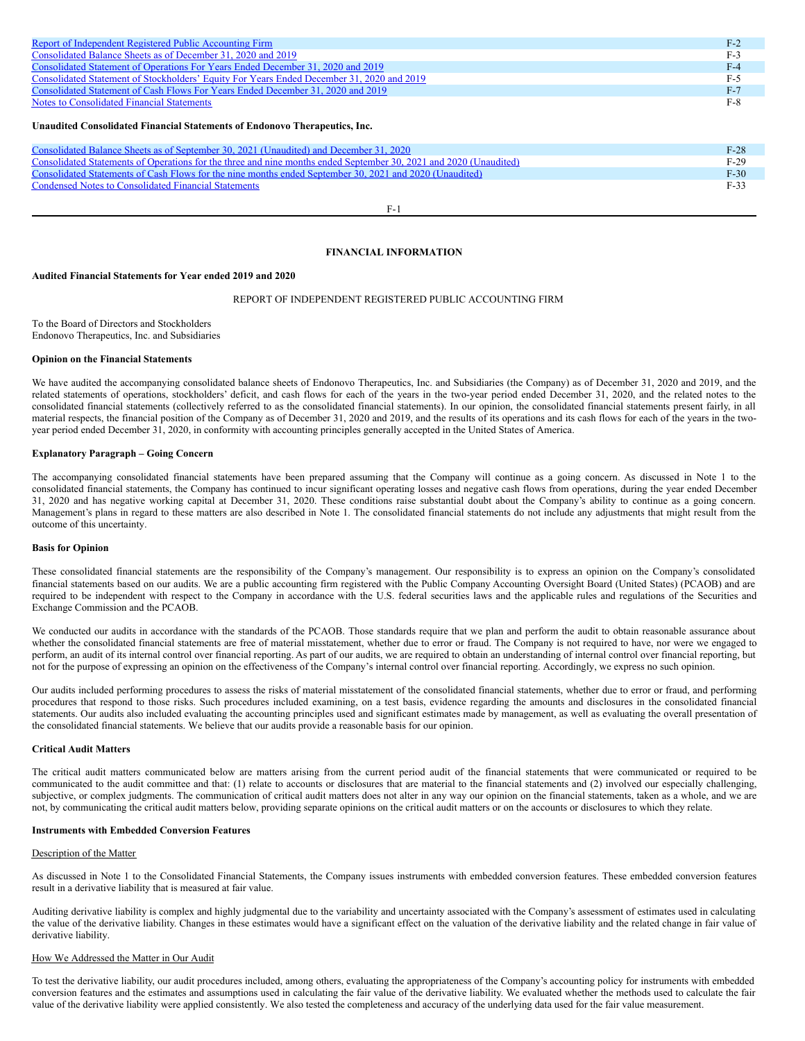| | |
|---|---|
| Report of Independent Registered Public Accounting Firm | F-2 |
| Consolidated Balance Sheets as of December 31, 2020 and 2019 | F-3 |
| Consolidated Statement of Operations For Years Ended December 31, 2020 and 2019 | F-4 |
| Consolidated Statement of Stockholders' Equity For Years Ended December 31, 2020 and 2019 | F-5 |
| Consolidated Statement of Cash Flows For Years Ended December 31, 2020 and 2019 | F-7 |
| Notes to Consolidated Financial Statements | F-8 |

**Unaudited Consolidated Financial Statements of Endonovo Therapeutics, Inc.**

| | |
|---|---|
| Consolidated Balance Sheets as of September 30, 2021 (Unaudited) and December 31, 2020 | F-28 |
| Consolidated Statements of Operations for the three and nine months ended September 30, 2021 and 2020 (Unaudited) | F-29 |
| Consolidated Statements of Cash Flows for the nine months ended September 30, 2021 and 2020 (Unaudited) | F-30 |
| Condensed Notes to Consolidated Financial Statements | F-33 |

**FINANCIAL INFORMATION**

**Audited Financial Statements for Year ended 2019 and 2020**

REPORT OF INDEPENDENT REGISTERED PUBLIC ACCOUNTING FIRM

To the Board of Directors and Stockholders
Endonovo Therapeutics, Inc. and Subsidiaries

**Opinion on the Financial Statements**

We have audited the accompanying consolidated balance sheets of Endonovo Therapeutics, Inc. and Subsidiaries (the Company) as of December 31, 2020 and 2019, and the related statements of operations, stockholders' deficit, and cash flows for each of the years in the two-year period ended December 31, 2020, and the related notes to the consolidated financial statements (collectively referred to as the consolidated financial statements). In our opinion, the consolidated financial statements present fairly, in all material respects, the financial position of the Company as of December 31, 2020 and 2019, and the results of its operations and its cash flows for each of the years in the two-year period ended December 31, 2020, in conformity with accounting principles generally accepted in the United States of America.

**Explanatory Paragraph – Going Concern**

The accompanying consolidated financial statements have been prepared assuming that the Company will continue as a going concern. As discussed in Note 1 to the consolidated financial statements, the Company has continued to incur significant operating losses and negative cash flows from operations, during the year ended December 31, 2020 and has negative working capital at December 31, 2020. These conditions raise substantial doubt about the Company's ability to continue as a going concern. Management's plans in regard to these matters are also described in Note 1. The consolidated financial statements do not include any adjustments that might result from the outcome of this uncertainty.

**Basis for Opinion**

These consolidated financial statements are the responsibility of the Company's management. Our responsibility is to express an opinion on the Company's consolidated financial statements based on our audits. We are a public accounting firm registered with the Public Company Accounting Oversight Board (United States) (PCAOB) and are required to be independent with respect to the Company in accordance with the U.S. federal securities laws and the applicable rules and regulations of the Securities and Exchange Commission and the PCAOB.

We conducted our audits in accordance with the standards of the PCAOB. Those standards require that we plan and perform the audit to obtain reasonable assurance about whether the consolidated financial statements are free of material misstatement, whether due to error or fraud. The Company is not required to have, nor were we engaged to perform, an audit of its internal control over financial reporting. As part of our audits, we are required to obtain an understanding of internal control over financial reporting, but not for the purpose of expressing an opinion on the effectiveness of the Company's internal control over financial reporting. Accordingly, we express no such opinion.

Our audits included performing procedures to assess the risks of material misstatement of the consolidated financial statements, whether due to error or fraud, and performing procedures that respond to those risks. Such procedures included examining, on a test basis, evidence regarding the amounts and disclosures in the consolidated financial statements. Our audits also included evaluating the accounting principles used and significant estimates made by management, as well as evaluating the overall presentation of the consolidated financial statements. We believe that our audits provide a reasonable basis for our opinion.

**Critical Audit Matters**

The critical audit matters communicated below are matters arising from the current period audit of the financial statements that were communicated or required to be communicated to the audit committee and that: (1) relate to accounts or disclosures that are material to the financial statements and (2) involved our especially challenging, subjective, or complex judgments. The communication of critical audit matters does not alter in any way our opinion on the financial statements, taken as a whole, and we are not, by communicating the critical audit matters below, providing separate opinions on the critical audit matters or on the accounts or disclosures to which they relate.

**Instruments with Embedded Conversion Features**

Description of the Matter

As discussed in Note 1 to the Consolidated Financial Statements, the Company issues instruments with embedded conversion features. These embedded conversion features result in a derivative liability that is measured at fair value.

Auditing derivative liability is complex and highly judgmental due to the variability and uncertainty associated with the Company's assessment of estimates used in calculating the value of the derivative liability. Changes in these estimates would have a significant effect on the valuation of the derivative liability and the related change in fair value of derivative liability.

How We Addressed the Matter in Our Audit

To test the derivative liability, our audit procedures included, among others, evaluating the appropriateness of the Company's accounting policy for instruments with embedded conversion features and the estimates and assumptions used in calculating the fair value of the derivative liability. We evaluated whether the methods used to calculate the fair value of the derivative liability were applied consistently. We also tested the completeness and accuracy of the underlying data used for the fair value measurement.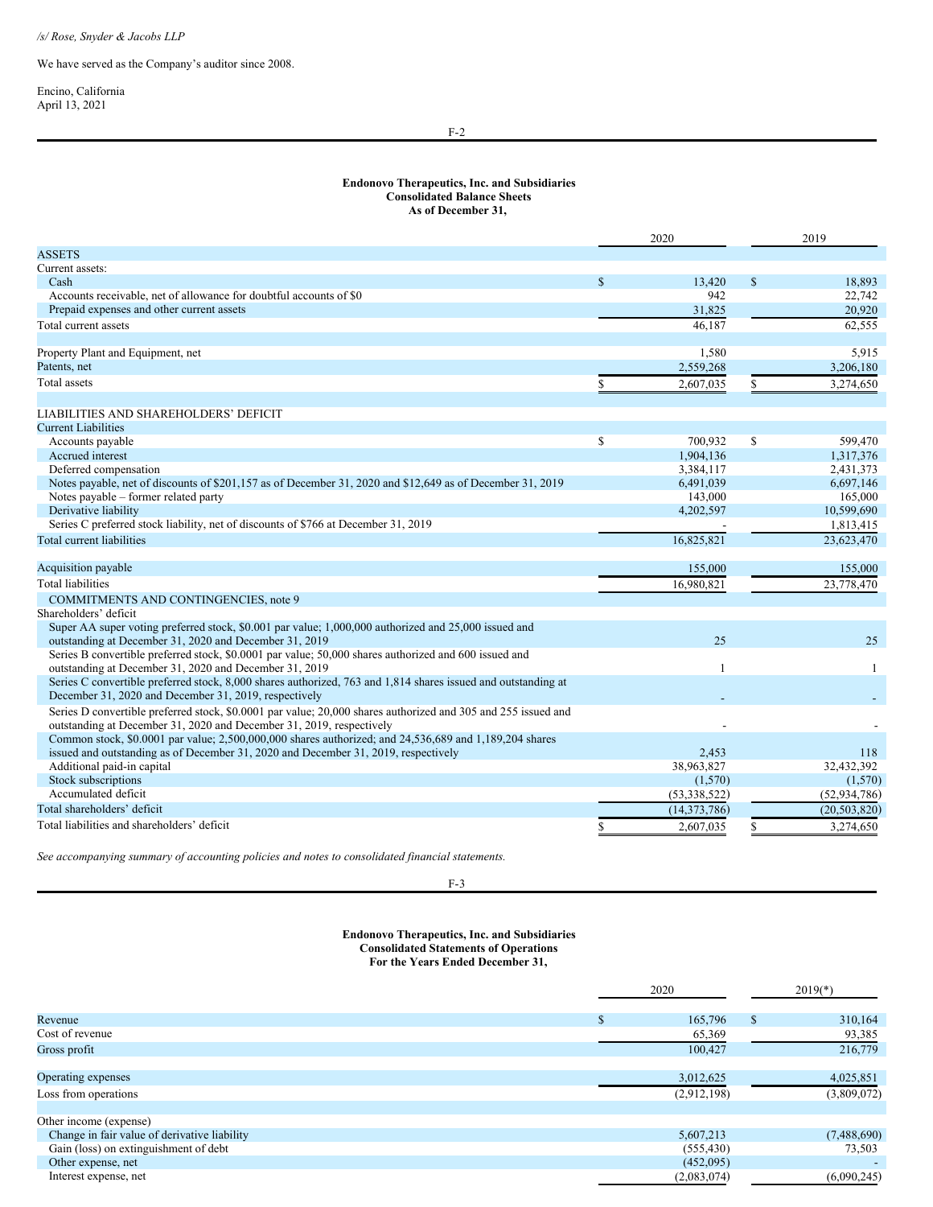*/s/ Rose, Snyder & Jacobs LLP*

We have served as the Company's auditor since 2008.

Encino, California
April 13, 2021

**Endonovo Therapeutics, Inc. and Subsidiaries**
**Consolidated Balance Sheets**
**As of December 31,**

| | 2020 | 2019 |
|---|---|---|
| ASSETS | | |
| Current assets: | | |
| Cash | $ 13,420 | $ 18,893 |
| Accounts receivable, net of allowance for doubtful accounts of $0 | 942 | 22,742 |
| Prepaid expenses and other current assets | 31,825 | 20,920 |
| Total current assets | 46,187 | 62,555 |
| | | |
| Property Plant and Equipment, net | 1,580 | 5,915 |
| Patents, net | 2,559,268 | 3,206,180 |
| Total assets | $ 2,607,035 | $ 3,274,650 |
| | | |
| LIABILITIES AND SHAREHOLDERS' DEFICIT | | |
| Current Liabilities | | |
| Accounts payable | $ 700,932 | $ 599,470 |
| Accrued interest | 1,904,136 | 1,317,376 |
| Deferred compensation | 3,384,117 | 2,431,373 |
| Notes payable, net of discounts of $201,157 as of December 31, 2020 and $12,649 as of December 31, 2019 | 6,491,039 | 6,697,146 |
| Notes payable – former related party | 143,000 | 165,000 |
| Derivative liability | 4,202,597 | 10,599,690 |
| Series C preferred stock liability, net of discounts of $766 at December 31, 2019 | - | 1,813,415 |
| Total current liabilities | 16,825,821 | 23,623,470 |
| | | |
| Acquisition payable | 155,000 | 155,000 |
| Total liabilities | 16,980,821 | 23,778,470 |
| COMMITMENTS AND CONTINGENCIES, note 9 | | |
| Shareholders' deficit | | |
| Super AA super voting preferred stock, $0.001 par value; 1,000,000 authorized and 25,000 issued and outstanding at December 31, 2020 and December 31, 2019 | 25 | 25 |
| Series B convertible preferred stock, $0.0001 par value; 50,000 shares authorized and 600 issued and outstanding at December 31, 2020 and December 31, 2019 | 1 | 1 |
| Series C convertible preferred stock, 8,000 shares authorized, 763 and 1,814 shares issued and outstanding at December 31, 2020 and December 31, 2019, respectively | - | - |
| Series D convertible preferred stock, $0.0001 par value; 20,000 shares authorized and 305 and 255 issued and outstanding at December 31, 2020 and December 31, 2019, respectively | - | - |
| Common stock, $0.0001 par value; 2,500,000,000 shares authorized; and 24,536,689 and 1,189,204 shares issued and outstanding as of December 31, 2020 and December 31, 2019, respectively | 2,453 | 118 |
| Additional paid-in capital | 38,963,827 | 32,432,392 |
| Stock subscriptions | (1,570) | (1,570) |
| Accumulated deficit | (53,338,522) | (52,934,786) |
| Total shareholders' deficit | (14,373,786) | (20,503,820) |
| Total liabilities and shareholders' deficit | $ 2,607,035 | $ 3,274,650 |

*See accompanying summary of accounting policies and notes to consolidated financial statements.*

**Endonovo Therapeutics, Inc. and Subsidiaries**
**Consolidated Statements of Operations**
**For the Years Ended December 31,**

| | 2020 | 2019(*) |
|---|---|---|
| Revenue | $ 165,796 | $ 310,164 |
| Cost of revenue | 65,369 | 93,385 |
| Gross profit | 100,427 | 216,779 |
| | | |
| Operating expenses | 3,012,625 | 4,025,851 |
| Loss from operations | (2,912,198) | (3,809,072) |
| | | |
| Other income (expense) | | |
| Change in fair value of derivative liability | 5,607,213 | (7,488,690) |
| Gain (loss) on extinguishment of debt | (555,430) | 73,503 |
| Other expense, net | (452,095) | - |
| Interest expense, net | (2,083,074) | (6,090,245) |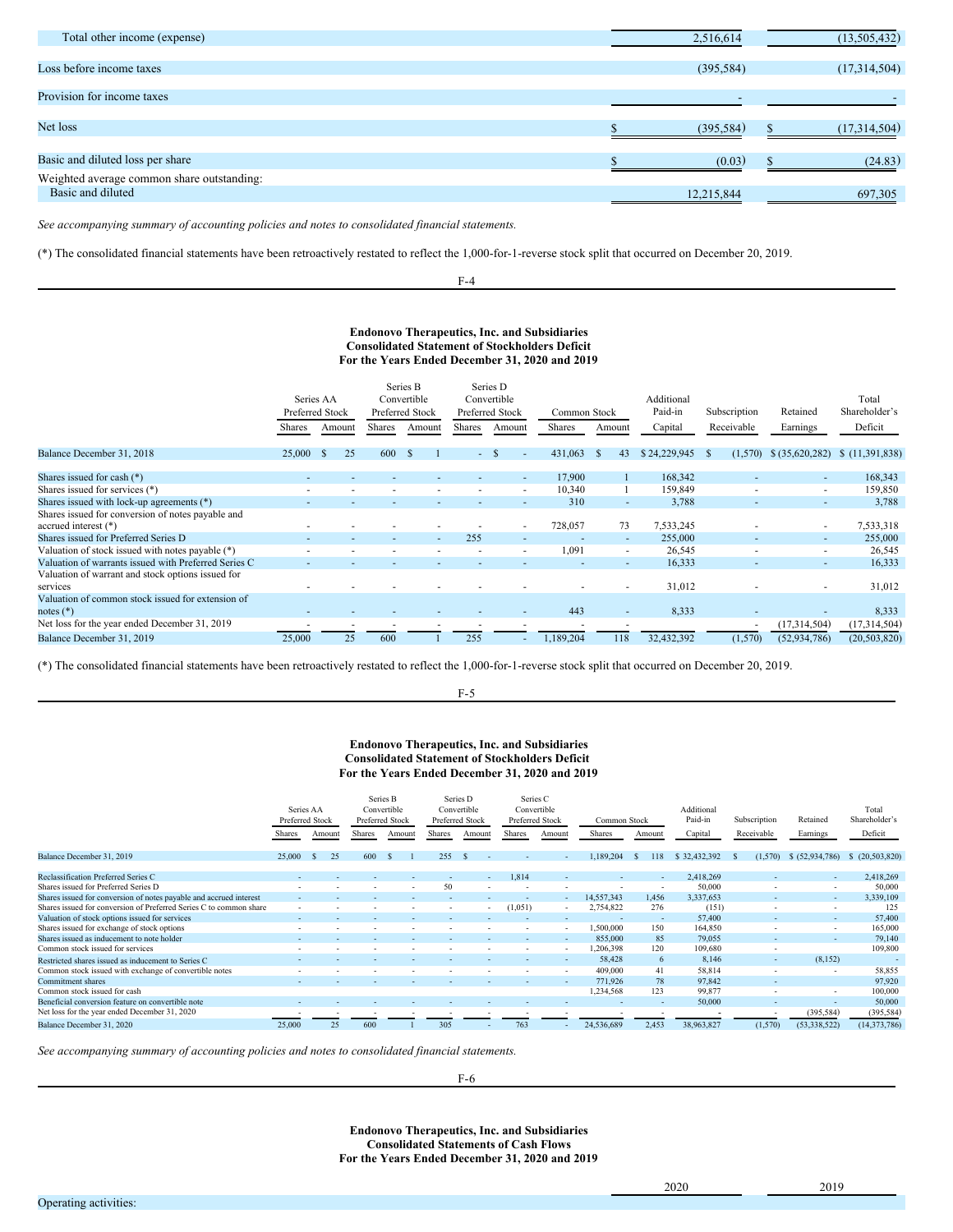| | | |
|---|---|---|
| Total other income (expense) | 2,516,614 | (13,505,432) |
| Loss before income taxes | (395,584) | (17,314,504) |
| Provision for income taxes | - | - |
| Net loss | $ (395,584) | $ (17,314,504) |
| Basic and diluted loss per share | $ (0.03) | $ (24.83) |
| Weighted average common share outstanding: | | |
| Basic and diluted | 12,215,844 | 697,305 |

*See accompanying summary of accounting policies and notes to consolidated financial statements.*

(*) The consolidated financial statements have been retroactively restated to reflect the 1,000-for-1-reverse stock split that occurred on December 20, 2019.

**Endonovo Therapeutics, Inc. and Subsidiaries**
**Consolidated Statement of Stockholders Deficit**
**For the Years Ended December 31, 2020 and 2019**

| | Series AA Preferred Stock | | Series B Convertible Preferred Stock | | Series D Convertible Preferred Stock | | Common Stock | | Additional Paid-in | Subscription | Retained | Total Shareholder's |
|---|---|---|---|---|---|---|---|---|---|---|---|---|
| | Shares | Amount | Shares | Amount | Shares | Amount | Shares | Amount | Capital | Receivable | Earnings | Deficit |
| Balance December 31, 2018 | 25,000 | $ 25 | 600 | $ 1 | - | $ - | 431,063 | $ 43 | $ 24,229,945 | $ (1,570) | $ (35,620,282) | $ (11,391,838) |
| Shares issued for cash (*) | - | - | - | - | - | - | 17,900 | 1 | 168,342 | - | - | 168,343 |
| Shares issued for services (*) | - | - | - | - | - | - | 10,340 | 1 | 159,849 | - | - | 159,850 |
| Shares issued with lock-up agreements (*) | - | - | - | - | - | - | 310 | - | 3,788 | - | - | 3,788 |
| Shares issued for conversion of notes payable and accrued interest (*) | - | - | - | - | - | - | 728,057 | 73 | 7,533,245 | - | - | 7,533,318 |
| Shares issued for Preferred Series D | - | - | - | - | 255 | - | - | - | 255,000 | - | - | 255,000 |
| Valuation of stock issued with notes payable (*) | - | - | - | - | - | - | 1,091 | - | 26,545 | - | - | 26,545 |
| Valuation of warrants issued with Preferred Series C | - | - | - | - | - | - | - | - | 16,333 | - | - | 16,333 |
| Valuation of warrant and stock options issued for services | - | - | - | - | - | - | - | - | 31,012 | - | - | 31,012 |
| Valuation of common stock issued for extension of notes (*) | - | - | - | - | - | - | 443 | - | 8,333 | - | - | 8,333 |
| Net loss for the year ended December 31, 2019 | - | - | - | - | - | - | - | - | - | - | (17,314,504) | (17,314,504) |
| Balance December 31, 2019 | 25,000 | 25 | 600 | 1 | 255 | - | 1,189,204 | 118 | 32,432,392 | (1,570) | (52,934,786) | (20,503,820) |

(*) The consolidated financial statements have been retroactively restated to reflect the 1,000-for-1-reverse stock split that occurred on December 20, 2019.

**Endonovo Therapeutics, Inc. and Subsidiaries**
**Consolidated Statement of Stockholders Deficit**
**For the Years Ended December 31, 2020 and 2019**

| | Series AA Preferred Stock | | Series B Convertible Preferred Stock | | Series D Convertible Preferred Stock | | Series C Convertible Preferred Stock | | Common Stock | | Additional Paid-in | Subscription | Retained | Total Shareholder's |
|---|---|---|---|---|---|---|---|---|---|---|---|---|---|---|
| | Shares | Amount | Shares | Amount | Shares | Amount | Shares | Amount | Shares | Amount | Capital | Receivable | Earnings | Deficit |
| Balance December 31, 2019 | 25,000 | $ 25 | 600 | $ 1 | 255 | $ - | - | - | 1,189,204 | $ 118 | $ 32,432,392 | $ (1,570) | $ (52,934,786) | $ (20,503,820) |
| Reclassification Preferred Series C | - | - | - | - | - | - | 1,814 | - | - | - | 2,418,269 | - | - | 2,418,269 |
| Shares issued for Preferred Series D | - | - | - | - | 50 | - | - | - | - | - | 50,000 | - | - | 50,000 |
| Shares issued for conversion of notes payable and accrued interest | - | - | - | - | - | - | - | - | 14,557,343 | 1,456 | 3,337,653 | - | - | 3,339,109 |
| Shares issued for conversion of Preferred Series C to common share | - | - | - | - | - | - | (1,051) | - | 2,754,822 | 276 | (151) | - | - | 125 |
| Valuation of stock options issued for services | - | - | - | - | - | - | - | - | - | - | 57,400 | - | - | 57,400 |
| Shares issued for exchange of stock options | - | - | - | - | - | - | - | - | 1,500,000 | 150 | 164,850 | - | - | 165,000 |
| Shares issued as inducement to note holder | - | - | - | - | - | - | - | - | 855,000 | 85 | 79,055 | - | - | 79,140 |
| Common stock issued for services | - | - | - | - | - | - | - | - | 1,206,398 | 120 | 109,680 | - | | 109,800 |
| Restricted shares issued as inducement to Series C | - | - | - | - | - | - | - | - | 58,428 | 6 | 8,146 | - | (8,152) | - |
| Common stock issued with exchange of convertible notes | - | - | - | - | - | - | - | - | 409,000 | 41 | 58,814 | - | - | 58,855 |
| Commitment shares | - | - | - | - | - | - | - | - | 771,926 | 78 | 97,842 | - | - | 97,920 |
| Common stock issued for cash | | | | | | | | | 1,234,568 | 123 | 99,877 | - | - | 100,000 |
| Beneficial conversion feature on convertible note | - | - | - | - | - | - | - | - | - | - | 50,000 | - | - | 50,000 |
| Net loss for the year ended December 31, 2020 | - | - | - | - | - | - | - | - | - | - | - | - | (395,584) | (395,584) |
| Balance December 31, 2020 | 25,000 | 25 | 600 | 1 | 305 | - | 763 | - | 24,536,689 | 2,453 | 38,963,827 | (1,570) | (53,338,522) | (14,373,786) |

*See accompanying summary of accounting policies and notes to consolidated financial statements.*

**Endonovo Therapeutics, Inc. and Subsidiaries**
**Consolidated Statements of Cash Flows**
**For the Years Ended December 31, 2020 and 2019**

| | 2020 | 2019 |
|---|---|---|
| Operating activities: | | |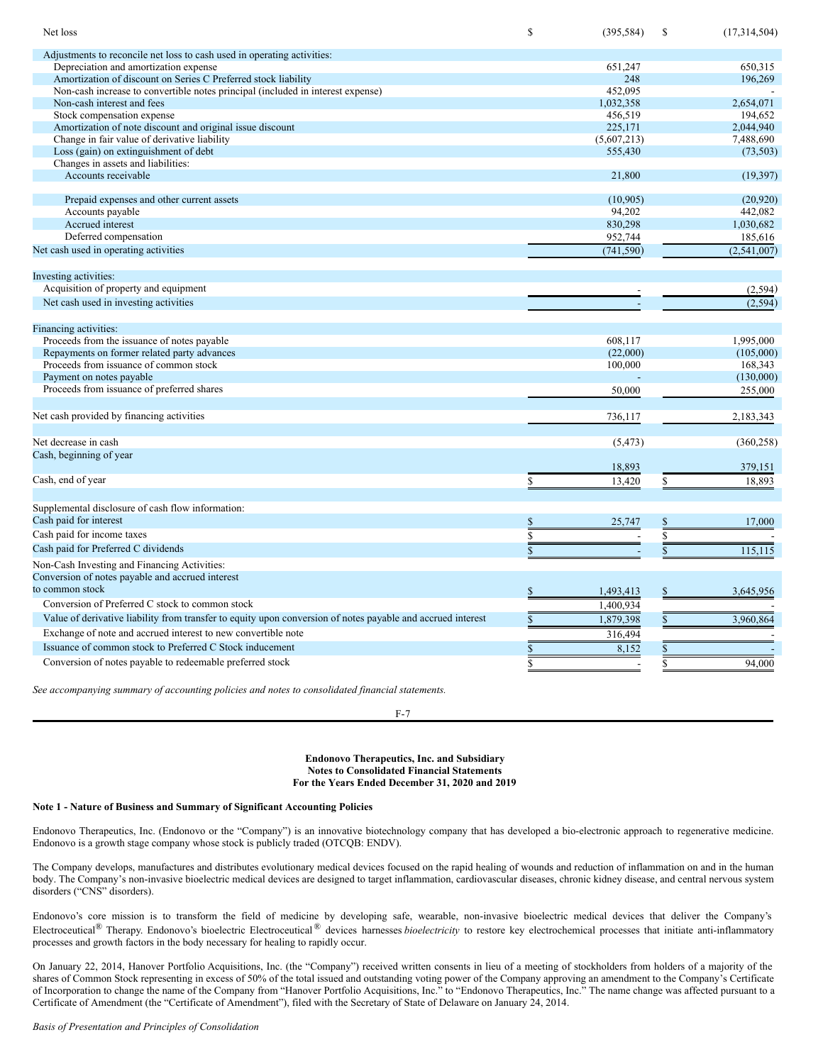| | 2020 | 2019 |
|---|---|---|
| Net loss | $ (395,584) | $ (17,314,504) |
| Adjustments to reconcile net loss to cash used in operating activities: | | |
| Depreciation and amortization expense | 651,247 | 650,315 |
| Amortization of discount on Series C Preferred stock liability | 248 | 196,269 |
| Non-cash increase to convertible notes principal (included in interest expense) | 452,095 | - |
| Non-cash interest and fees | 1,032,358 | 2,654,071 |
| Stock compensation expense | 456,519 | 194,652 |
| Amortization of note discount and original issue discount | 225,171 | 2,044,940 |
| Change in fair value of derivative liability | (5,607,213) | 7,488,690 |
| Loss (gain) on extinguishment of debt | 555,430 | (73,503) |
| Changes in assets and liabilities: | | |
| Accounts receivable | 21,800 | (19,397) |
| Prepaid expenses and other current assets | (10,905) | (20,920) |
| Accounts payable | 94,202 | 442,082 |
| Accrued interest | 830,298 | 1,030,682 |
| Deferred compensation | 952,744 | 185,616 |
| Net cash used in operating activities | (741,590) | (2,541,007) |
| Investing activities: | | |
| Acquisition of property and equipment | - | (2,594) |
| Net cash used in investing activities | - | (2,594) |
| Financing activities: | | |
| Proceeds from the issuance of notes payable | 608,117 | 1,995,000 |
| Repayments on former related party advances | (22,000) | (105,000) |
| Proceeds from issuance of common stock | 100,000 | 168,343 |
| Payment on notes payable | - | (130,000) |
| Proceeds from issuance of preferred shares | 50,000 | 255,000 |
| Net cash provided by financing activities | 736,117 | 2,183,343 |
| Net decrease in cash | (5,473) | (360,258) |
| Cash, beginning of year | 18,893 | 379,151 |
| Cash, end of year | $ 13,420 | $ 18,893 |
| Supplemental disclosure of cash flow information: | | |
| Cash paid for interest | $ 25,747 | $ 17,000 |
| Cash paid for income taxes | $ - | $ - |
| Cash paid for Preferred C dividends | $ - | $ 115,115 |
| Non-Cash Investing and Financing Activities: | | |
| Conversion of notes payable and accrued interest to common stock | $ 1,493,413 | $ 3,645,956 |
| Conversion of Preferred C stock to common stock | 1,400,934 | - |
| Value of derivative liability from transfer to equity upon conversion of notes payable and accrued interest | $ 1,879,398 | $ 3,960,864 |
| Exchange of note and accrued interest to new convertible note | 316,494 | - |
| Issuance of common stock to Preferred C Stock inducement | $ 8,152 | $ - |
| Conversion of notes payable to redeemable preferred stock | $ - | $ 94,000 |

*See accompanying summary of accounting policies and notes to consolidated financial statements.*

**Endonovo Therapeutics, Inc. and Subsidiary**
**Notes to Consolidated Financial Statements**
**For the Years Ended December 31, 2020 and 2019**

**Note 1 - Nature of Business and Summary of Significant Accounting Policies**

Endonovo Therapeutics, Inc. (Endonovo or the "Company") is an innovative biotechnology company that has developed a bio-electronic approach to regenerative medicine. Endonovo is a growth stage company whose stock is publicly traded (OTCQB: ENDV).

The Company develops, manufactures and distributes evolutionary medical devices focused on the rapid healing of wounds and reduction of inflammation on and in the human body. The Company's non-invasive bioelectric medical devices are designed to target inflammation, cardiovascular diseases, chronic kidney disease, and central nervous system disorders ("CNS" disorders).

Endonovo's core mission is to transform the field of medicine by developing safe, wearable, non-invasive bioelectric medical devices that deliver the Company's Electroceutical® Therapy. Endonovo's bioelectric Electroceutical® devices harnesses *bioelectricity* to restore key electrochemical processes that initiate anti-inflammatory processes and growth factors in the body necessary for healing to rapidly occur.

On January 22, 2014, Hanover Portfolio Acquisitions, Inc. (the "Company") received written consents in lieu of a meeting of stockholders from holders of a majority of the shares of Common Stock representing in excess of 50% of the total issued and outstanding voting power of the Company approving an amendment to the Company's Certificate of Incorporation to change the name of the Company from "Hanover Portfolio Acquisitions, Inc." to "Endonovo Therapeutics, Inc." The name change was affected pursuant to a Certificate of Amendment (the "Certificate of Amendment"), filed with the Secretary of State of Delaware on January 24, 2014.

*Basis of Presentation and Principles of Consolidation*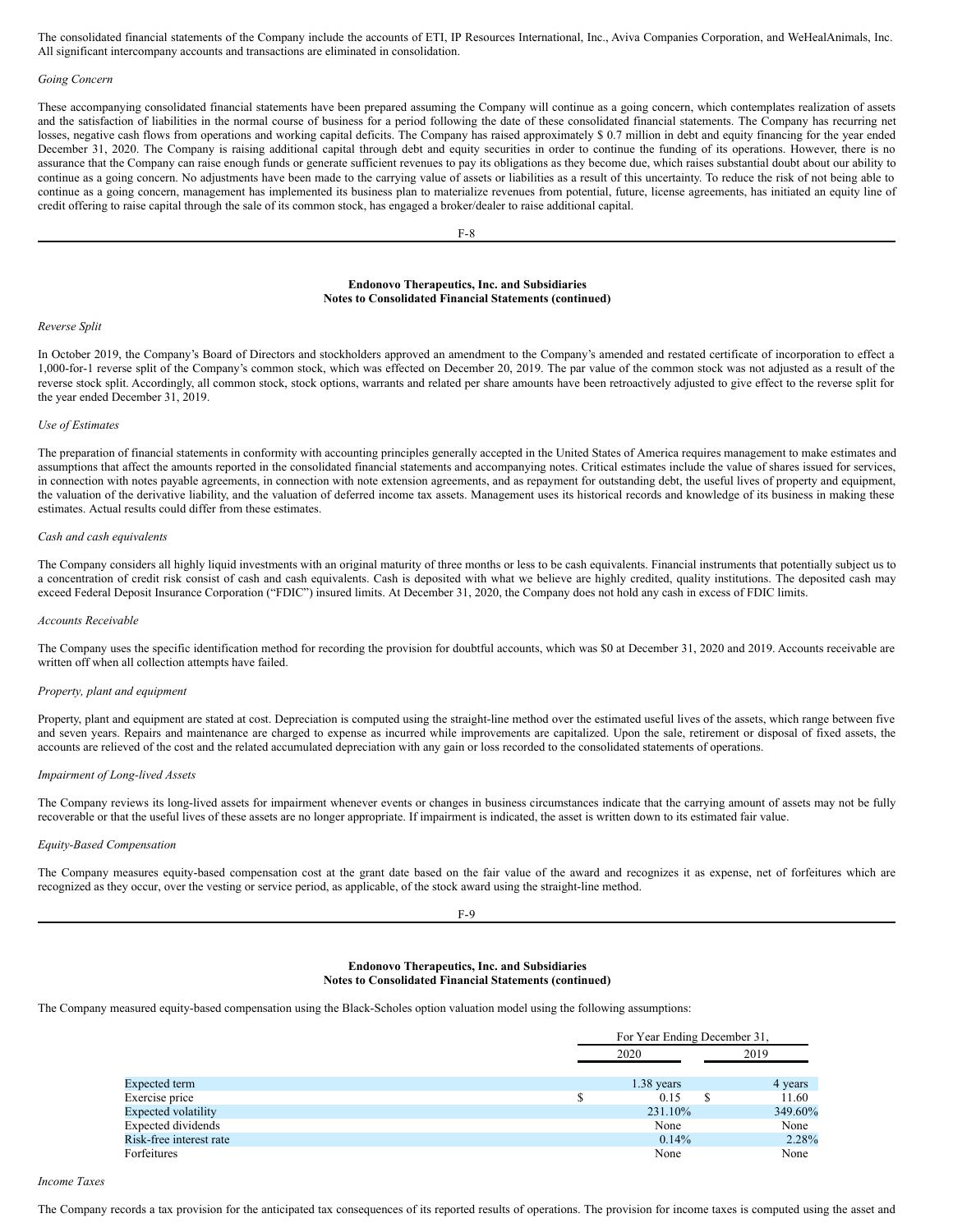The consolidated financial statements of the Company include the accounts of ETI, IP Resources International, Inc., Aviva Companies Corporation, and WeHealAnimals, Inc. All significant intercompany accounts and transactions are eliminated in consolidation.

*Going Concern*

These accompanying consolidated financial statements have been prepared assuming the Company will continue as a going concern, which contemplates realization of assets and the satisfaction of liabilities in the normal course of business for a period following the date of these consolidated financial statements. The Company has recurring net losses, negative cash flows from operations and working capital deficits. The Company has raised approximately $ 0.7 million in debt and equity financing for the year ended December 31, 2020. The Company is raising additional capital through debt and equity securities in order to continue the funding of its operations. However, there is no assurance that the Company can raise enough funds or generate sufficient revenues to pay its obligations as they become due, which raises substantial doubt about our ability to continue as a going concern. No adjustments have been made to the carrying value of assets or liabilities as a result of this uncertainty. To reduce the risk of not being able to continue as a going concern, management has implemented its business plan to materialize revenues from potential, future, license agreements, has initiated an equity line of credit offering to raise capital through the sale of its common stock, has engaged a broker/dealer to raise additional capital.

**Endonovo Therapeutics, Inc. and Subsidiaries**
**Notes to Consolidated Financial Statements (continued)**

*Reverse Split*

In October 2019, the Company's Board of Directors and stockholders approved an amendment to the Company's amended and restated certificate of incorporation to effect a 1,000-for-1 reverse split of the Company's common stock, which was effected on December 20, 2019. The par value of the common stock was not adjusted as a result of the reverse stock split. Accordingly, all common stock, stock options, warrants and related per share amounts have been retroactively adjusted to give effect to the reverse split for the year ended December 31, 2019.

*Use of Estimates*

The preparation of financial statements in conformity with accounting principles generally accepted in the United States of America requires management to make estimates and assumptions that affect the amounts reported in the consolidated financial statements and accompanying notes. Critical estimates include the value of shares issued for services, in connection with notes payable agreements, in connection with note extension agreements, and as repayment for outstanding debt, the useful lives of property and equipment, the valuation of the derivative liability, and the valuation of deferred income tax assets. Management uses its historical records and knowledge of its business in making these estimates. Actual results could differ from these estimates.

*Cash and cash equivalents*

The Company considers all highly liquid investments with an original maturity of three months or less to be cash equivalents. Financial instruments that potentially subject us to a concentration of credit risk consist of cash and cash equivalents. Cash is deposited with what we believe are highly credited, quality institutions. The deposited cash may exceed Federal Deposit Insurance Corporation ("FDIC") insured limits. At December 31, 2020, the Company does not hold any cash in excess of FDIC limits.

*Accounts Receivable*

The Company uses the specific identification method for recording the provision for doubtful accounts, which was $0 at December 31, 2020 and 2019. Accounts receivable are written off when all collection attempts have failed.

*Property, plant and equipment*

Property, plant and equipment are stated at cost. Depreciation is computed using the straight-line method over the estimated useful lives of the assets, which range between five and seven years. Repairs and maintenance are charged to expense as incurred while improvements are capitalized. Upon the sale, retirement or disposal of fixed assets, the accounts are relieved of the cost and the related accumulated depreciation with any gain or loss recorded to the consolidated statements of operations.

*Impairment of Long-lived Assets*

The Company reviews its long-lived assets for impairment whenever events or changes in business circumstances indicate that the carrying amount of assets may not be fully recoverable or that the useful lives of these assets are no longer appropriate. If impairment is indicated, the asset is written down to its estimated fair value.

*Equity-Based Compensation*

The Company measures equity-based compensation cost at the grant date based on the fair value of the award and recognizes it as expense, net of forfeitures which are recognized as they occur, over the vesting or service period, as applicable, of the stock award using the straight-line method.

**Endonovo Therapeutics, Inc. and Subsidiaries**
**Notes to Consolidated Financial Statements (continued)**

The Company measured equity-based compensation using the Black-Scholes option valuation model using the following assumptions:

| | For Year Ending December 31, | |
|---|---|---|
| | 2020 | 2019 |
| Expected term | 1.38 years | 4 years |
| Exercise price | $ 0.15 | $ 11.60 |
| Expected volatility | 231.10% | 349.60% |
| Expected dividends | None | None |
| Risk-free interest rate | 0.14% | 2.28% |
| Forfeitures | None | None |

*Income Taxes*

The Company records a tax provision for the anticipated tax consequences of its reported results of operations. The provision for income taxes is computed using the asset and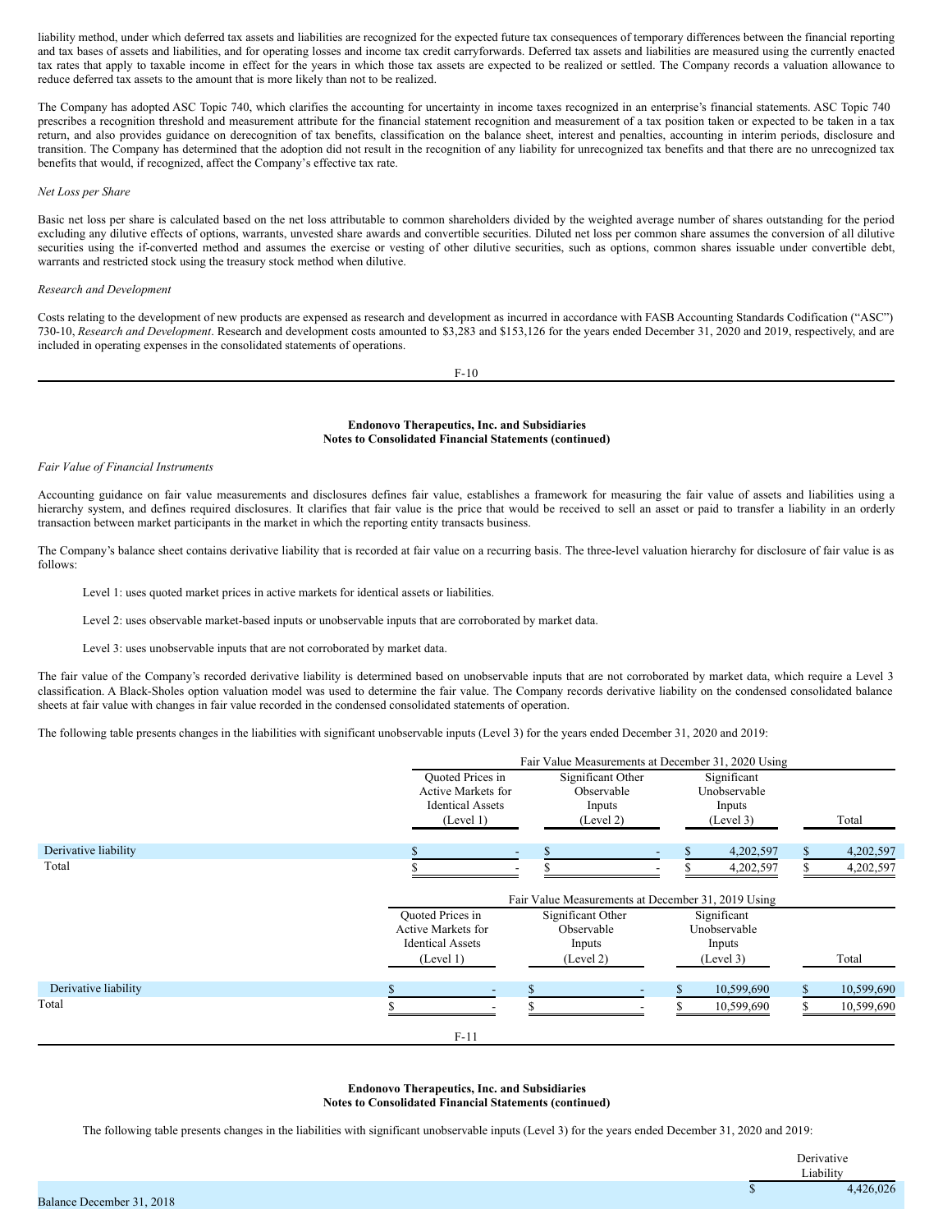liability method, under which deferred tax assets and liabilities are recognized for the expected future tax consequences of temporary differences between the financial reporting and tax bases of assets and liabilities, and for operating losses and income tax credit carryforwards. Deferred tax assets and liabilities are measured using the currently enacted tax rates that apply to taxable income in effect for the years in which those tax assets are expected to be realized or settled. The Company records a valuation allowance to reduce deferred tax assets to the amount that is more likely than not to be realized.

The Company has adopted ASC Topic 740, which clarifies the accounting for uncertainty in income taxes recognized in an enterprise's financial statements. ASC Topic 740 prescribes a recognition threshold and measurement attribute for the financial statement recognition and measurement of a tax position taken or expected to be taken in a tax return, and also provides guidance on derecognition of tax benefits, classification on the balance sheet, interest and penalties, accounting in interim periods, disclosure and transition. The Company has determined that the adoption did not result in the recognition of any liability for unrecognized tax benefits and that there are no unrecognized tax benefits that would, if recognized, affect the Company's effective tax rate.

*Net Loss per Share*

Basic net loss per share is calculated based on the net loss attributable to common shareholders divided by the weighted average number of shares outstanding for the period excluding any dilutive effects of options, warrants, unvested share awards and convertible securities. Diluted net loss per common share assumes the conversion of all dilutive securities using the if-converted method and assumes the exercise or vesting of other dilutive securities, such as options, common shares issuable under convertible debt, warrants and restricted stock using the treasury stock method when dilutive.

*Research and Development*

Costs relating to the development of new products are expensed as research and development as incurred in accordance with FASB Accounting Standards Codification ("ASC") 730-10, *Research and Development*. Research and development costs amounted to $3,283 and $153,126 for the years ended December 31, 2020 and 2019, respectively, and are included in operating expenses in the consolidated statements of operations.

**Endonovo Therapeutics, Inc. and Subsidiaries**
**Notes to Consolidated Financial Statements (continued)**

*Fair Value of Financial Instruments*

Accounting guidance on fair value measurements and disclosures defines fair value, establishes a framework for measuring the fair value of assets and liabilities using a hierarchy system, and defines required disclosures. It clarifies that fair value is the price that would be received to sell an asset or paid to transfer a liability in an orderly transaction between market participants in the market in which the reporting entity transacts business.

The Company's balance sheet contains derivative liability that is recorded at fair value on a recurring basis. The three-level valuation hierarchy for disclosure of fair value is as follows:

Level 1: uses quoted market prices in active markets for identical assets or liabilities.

Level 2: uses observable market-based inputs or unobservable inputs that are corroborated by market data.

Level 3: uses unobservable inputs that are not corroborated by market data.

The fair value of the Company's recorded derivative liability is determined based on unobservable inputs that are not corroborated by market data, which require a Level 3 classification. A Black-Sholes option valuation model was used to determine the fair value. The Company records derivative liability on the condensed consolidated balance sheets at fair value with changes in fair value recorded in the condensed consolidated statements of operation.

The following table presents changes in the liabilities with significant unobservable inputs (Level 3) for the years ended December 31, 2020 and 2019:

| | Fair Value Measurements at December 31, 2020 Using | | | |
|---|---|---|---|---|
| | Quoted Prices in Active Markets for Identical Assets (Level 1) | Significant Other Observable Inputs (Level 2) | Significant Unobservable Inputs (Level 3) | Total |
| Derivative liability | $ - | $ - | $ 4,202,597 | $ 4,202,597 |
| Total | $ - | $ - | $ 4,202,597 | $ 4,202,597 |

| | Fair Value Measurements at December 31, 2019 Using | | | |
|---|---|---|---|---|
| | Quoted Prices in Active Markets for Identical Assets (Level 1) | Significant Other Observable Inputs (Level 2) | Significant Unobservable Inputs (Level 3) | Total |
| Derivative liability | $ - | $ - | $ 10,599,690 | $ 10,599,690 |
| Total | $ - | $ - | $ 10,599,690 | $ 10,599,690 |

**Endonovo Therapeutics, Inc. and Subsidiaries**
**Notes to Consolidated Financial Statements (continued)**

The following table presents changes in the liabilities with significant unobservable inputs (Level 3) for the years ended December 31, 2020 and 2019:

| | Derivative Liability |
|---|---|
| Balance December 31, 2018 | $ 4,426,026 |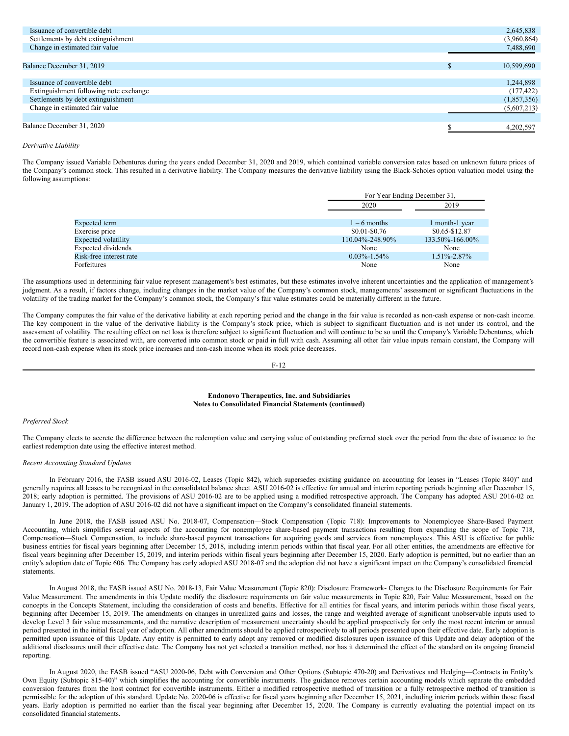| | | |
|---|---|---|
| Issuance of convertible debt | | 2,645,838 |
| Settlements by debt extinguishment | | (3,960,864) |
| Change in estimated fair value | | 7,488,690 |
| | | |
| Balance December 31, 2019 | $ | 10,599,690 |
| | | |
| Issuance of convertible debt | | 1,244,898 |
| Extinguishment following note exchange | | (177,422) |
| Settlements by debt extinguishment | | (1,857,356) |
| Change in estimated fair value | | (5,607,213) |
| | | |
| Balance December 31, 2020 | $ | 4,202,597 |

*Derivative Liability*

The Company issued Variable Debentures during the years ended December 31, 2020 and 2019, which contained variable conversion rates based on unknown future prices of the Company's common stock. This resulted in a derivative liability. The Company measures the derivative liability using the Black-Scholes option valuation model using the following assumptions:

| | For Year Ending December 31, | |
|---|---|---|
| | 2020 | 2019 |
| Expected term | 1 – 6 months | 1 month-1 year |
| Exercise price | \$0.01-\$0.76 | \$0.65-\$12.87 |
| Expected volatility | 110.04%-248.90% | 133.50%-166.00% |
| Expected dividends | None | None |
| Risk-free interest rate | 0.03%-1.54% | 1.51%-2.87% |
| Forfeitures | None | None |

The assumptions used in determining fair value represent management's best estimates, but these estimates involve inherent uncertainties and the application of management's judgment. As a result, if factors change, including changes in the market value of the Company's common stock, managements' assessment or significant fluctuations in the volatility of the trading market for the Company's common stock, the Company's fair value estimates could be materially different in the future.

The Company computes the fair value of the derivative liability at each reporting period and the change in the fair value is recorded as non-cash expense or non-cash income. The key component in the value of the derivative liability is the Company's stock price, which is subject to significant fluctuation and is not under its control, and the assessment of volatility. The resulting effect on net loss is therefore subject to significant fluctuation and will continue to be so until the Company's Variable Debentures, which the convertible feature is associated with, are converted into common stock or paid in full with cash. Assuming all other fair value inputs remain constant, the Company will record non-cash expense when its stock price increases and non-cash income when its stock price decreases.

**Endonovo Therapeutics, Inc. and Subsidiaries**
**Notes to Consolidated Financial Statements (continued)**

*Preferred Stock*

The Company elects to accrete the difference between the redemption value and carrying value of outstanding preferred stock over the period from the date of issuance to the earliest redemption date using the effective interest method.

*Recent Accounting Standard Updates*

In February 2016, the FASB issued ASU 2016-02, Leases (Topic 842), which supersedes existing guidance on accounting for leases in "Leases (Topic 840)" and generally requires all leases to be recognized in the consolidated balance sheet. ASU 2016-02 is effective for annual and interim reporting periods beginning after December 15, 2018; early adoption is permitted. The provisions of ASU 2016-02 are to be applied using a modified retrospective approach. The Company has adopted ASU 2016-02 on January 1, 2019. The adoption of ASU 2016-02 did not have a significant impact on the Company's consolidated financial statements.

In June 2018, the FASB issued ASU No. 2018-07, Compensation—Stock Compensation (Topic 718): Improvements to Nonemployee Share-Based Payment Accounting, which simplifies several aspects of the accounting for nonemployee share-based payment transactions resulting from expanding the scope of Topic 718, Compensation—Stock Compensation, to include share-based payment transactions for acquiring goods and services from nonemployees. This ASU is effective for public business entities for fiscal years beginning after December 15, 2018, including interim periods within that fiscal year. For all other entities, the amendments are effective for fiscal years beginning after December 15, 2019, and interim periods within fiscal years beginning after December 15, 2020. Early adoption is permitted, but no earlier than an entity's adoption date of Topic 606. The Company has early adopted ASU 2018-07 and the adoption did not have a significant impact on the Company's consolidated financial statements.

In August 2018, the FASB issued ASU No. 2018-13, Fair Value Measurement (Topic 820): Disclosure Framework- Changes to the Disclosure Requirements for Fair Value Measurement. The amendments in this Update modify the disclosure requirements on fair value measurements in Topic 820, Fair Value Measurement, based on the concepts in the Concepts Statement, including the consideration of costs and benefits. Effective for all entities for fiscal years, and interim periods within those fiscal years, beginning after December 15, 2019. The amendments on changes in unrealized gains and losses, the range and weighted average of significant unobservable inputs used to develop Level 3 fair value measurements, and the narrative description of measurement uncertainty should be applied prospectively for only the most recent interim or annual period presented in the initial fiscal year of adoption. All other amendments should be applied retrospectively to all periods presented upon their effective date. Early adoption is permitted upon issuance of this Update. Any entity is permitted to early adopt any removed or modified disclosures upon issuance of this Update and delay adoption of the additional disclosures until their effective date. The Company has not yet selected a transition method, nor has it determined the effect of the standard on its ongoing financial reporting.

In August 2020, the FASB issued "ASU 2020-06, Debt with Conversion and Other Options (Subtopic 470-20) and Derivatives and Hedging—Contracts in Entity's Own Equity (Subtopic 815-40)" which simplifies the accounting for convertible instruments. The guidance removes certain accounting models which separate the embedded conversion features from the host contract for convertible instruments. Either a modified retrospective method of transition or a fully retrospective method of transition is permissible for the adoption of this standard. Update No. 2020-06 is effective for fiscal years beginning after December 15, 2021, including interim periods within those fiscal years. Early adoption is permitted no earlier than the fiscal year beginning after December 15, 2020. The Company is currently evaluating the potential impact on its consolidated financial statements.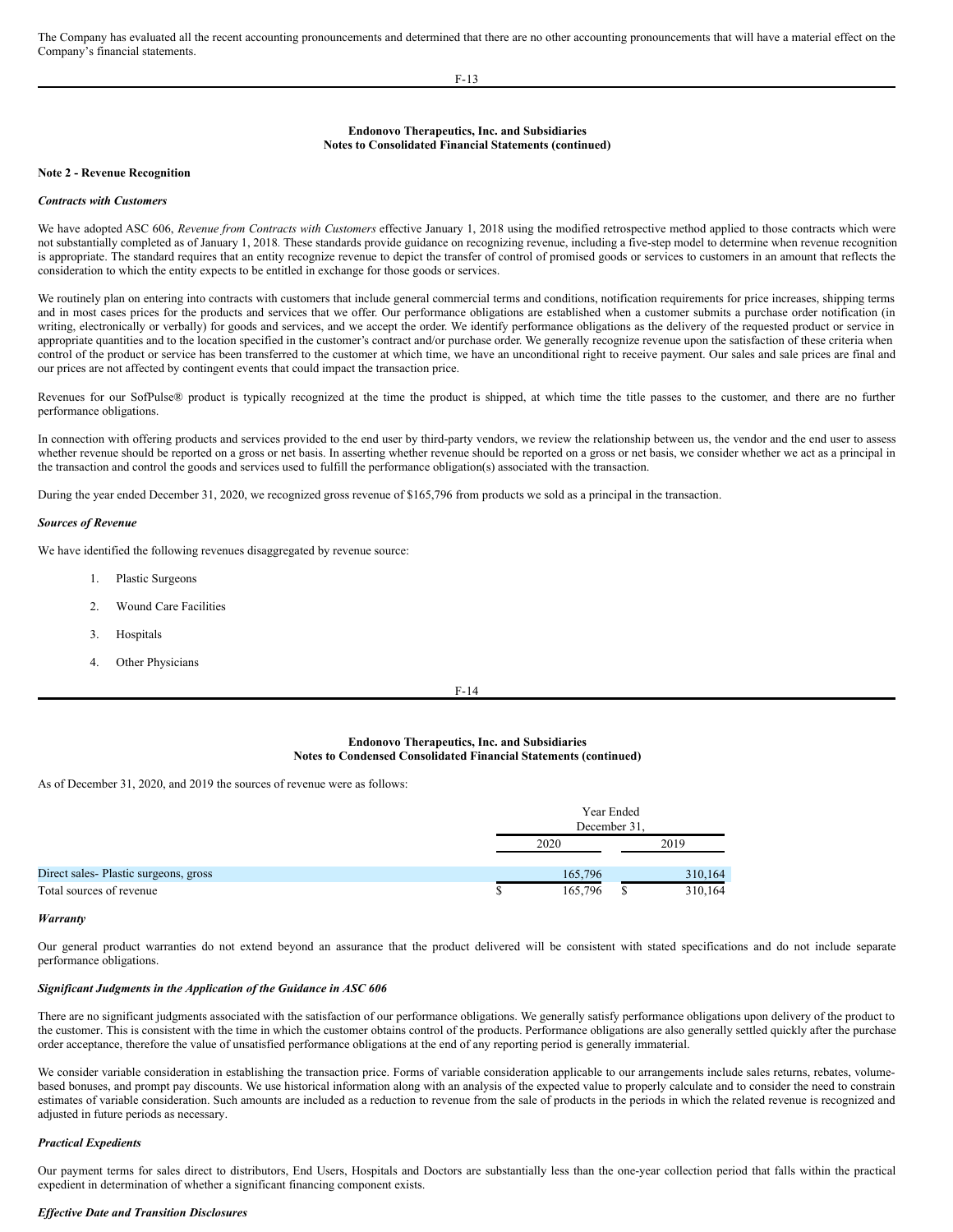The Company has evaluated all the recent accounting pronouncements and determined that there are no other accounting pronouncements that will have a material effect on the Company's financial statements.

**Endonovo Therapeutics, Inc. and Subsidiaries**
**Notes to Consolidated Financial Statements (continued)**

**Note 2 - Revenue Recognition**

***Contracts with Customers***

We have adopted ASC 606, *Revenue from Contracts with Customers* effective January 1, 2018 using the modified retrospective method applied to those contracts which were not substantially completed as of January 1, 2018. These standards provide guidance on recognizing revenue, including a five-step model to determine when revenue recognition is appropriate. The standard requires that an entity recognize revenue to depict the transfer of control of promised goods or services to customers in an amount that reflects the consideration to which the entity expects to be entitled in exchange for those goods or services.

We routinely plan on entering into contracts with customers that include general commercial terms and conditions, notification requirements for price increases, shipping terms and in most cases prices for the products and services that we offer. Our performance obligations are established when a customer submits a purchase order notification (in writing, electronically or verbally) for goods and services, and we accept the order. We identify performance obligations as the delivery of the requested product or service in appropriate quantities and to the location specified in the customer's contract and/or purchase order. We generally recognize revenue upon the satisfaction of these criteria when control of the product or service has been transferred to the customer at which time, we have an unconditional right to receive payment. Our sales and sale prices are final and our prices are not affected by contingent events that could impact the transaction price.

Revenues for our SofPulse® product is typically recognized at the time the product is shipped, at which time the title passes to the customer, and there are no further performance obligations.

In connection with offering products and services provided to the end user by third-party vendors, we review the relationship between us, the vendor and the end user to assess whether revenue should be reported on a gross or net basis. In asserting whether revenue should be reported on a gross or net basis, we consider whether we act as a principal in the transaction and control the goods and services used to fulfill the performance obligation(s) associated with the transaction.

During the year ended December 31, 2020, we recognized gross revenue of $165,796 from products we sold as a principal in the transaction.

***Sources of Revenue***

We have identified the following revenues disaggregated by revenue source:

1. Plastic Surgeons
2. Wound Care Facilities
3. Hospitals
4. Other Physicians

**Endonovo Therapeutics, Inc. and Subsidiaries**
**Notes to Condensed Consolidated Financial Statements (continued)**

As of December 31, 2020, and 2019 the sources of revenue were as follows:

| | Year Ended December 31, | |
|---|---|---|
| | 2020 | 2019 |
| Direct sales- Plastic surgeons, gross | 165,796 | 310,164 |
| Total sources of revenue | $ 165,796 | $ 310,164 |

***Warranty***

Our general product warranties do not extend beyond an assurance that the product delivered will be consistent with stated specifications and do not include separate performance obligations.

***Significant Judgments in the Application of the Guidance in ASC 606***

There are no significant judgments associated with the satisfaction of our performance obligations. We generally satisfy performance obligations upon delivery of the product to the customer. This is consistent with the time in which the customer obtains control of the products. Performance obligations are also generally settled quickly after the purchase order acceptance, therefore the value of unsatisfied performance obligations at the end of any reporting period is generally immaterial.

We consider variable consideration in establishing the transaction price. Forms of variable consideration applicable to our arrangements include sales returns, rebates, volume-based bonuses, and prompt pay discounts. We use historical information along with an analysis of the expected value to properly calculate and to consider the need to constrain estimates of variable consideration. Such amounts are included as a reduction to revenue from the sale of products in the periods in which the related revenue is recognized and adjusted in future periods as necessary.

***Practical Expedients***

Our payment terms for sales direct to distributors, End Users, Hospitals and Doctors are substantially less than the one-year collection period that falls within the practical expedient in determination of whether a significant financing component exists.

***Effective Date and Transition Disclosures***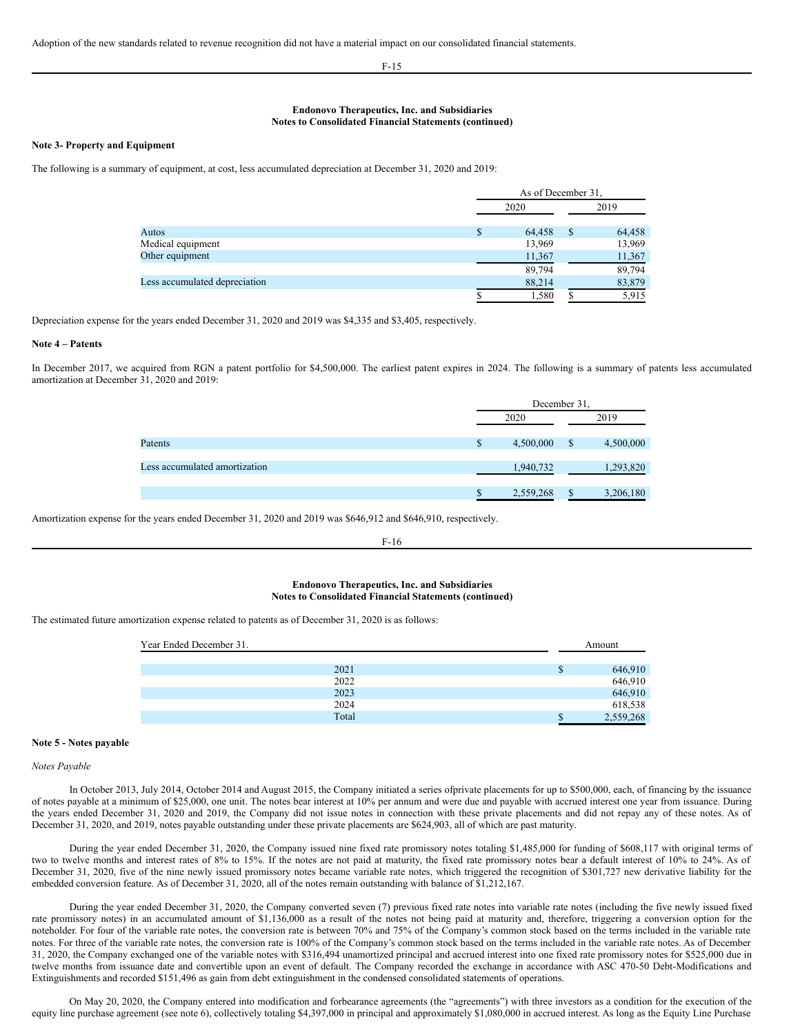Adoption of the new standards related to revenue recognition did not have a material impact on our consolidated financial statements.

**Endonovo Therapeutics, Inc. and Subsidiaries**
**Notes to Consolidated Financial Statements (continued)**

**Note 3- Property and Equipment**

The following is a summary of equipment, at cost, less accumulated depreciation at December 31, 2020 and 2019:

| | As of December 31, | |
|---|---|---|
| | 2020 | 2019 |
| Autos | $ 64,458 | $ 64,458 |
| Medical equipment | 13,969 | 13,969 |
| Other equipment | 11,367 | 11,367 |
| | 89,794 | 89,794 |
| Less accumulated depreciation | 88,214 | 83,879 |
| | $ 1,580 | $ 5,915 |

Depreciation expense for the years ended December 31, 2020 and 2019 was $4,335 and $3,405, respectively.

**Note 4 – Patents**

In December 2017, we acquired from RGN a patent portfolio for $4,500,000. The earliest patent expires in 2024. The following is a summary of patents less accumulated amortization at December 31, 2020 and 2019:

| | December 31, | |
|---|---|---|
| | 2020 | 2019 |
| Patents | $ 4,500,000 | $ 4,500,000 |
| Less accumulated amortization | 1,940,732 | 1,293,820 |
| | $ 2,559,268 | $ 3,206,180 |

Amortization expense for the years ended December 31, 2020 and 2019 was $646,912 and $646,910, respectively.

**Endonovo Therapeutics, Inc. and Subsidiaries**
**Notes to Consolidated Financial Statements (continued)**

The estimated future amortization expense related to patents as of December 31, 2020 is as follows:

| Year Ended December 31. | Amount |
|---|---|
| 2021 | $ 646,910 |
| 2022 | 646,910 |
| 2023 | 646,910 |
| 2024 | 618,538 |
| Total | $ 2,559,268 |

**Note 5 - Notes payable**

*Notes Payable*

In October 2013, July 2014, October 2014 and August 2015, the Company initiated a series ofprivate placements for up to $500,000, each, of financing by the issuance of notes payable at a minimum of $25,000, one unit. The notes bear interest at 10% per annum and were due and payable with accrued interest one year from issuance. During the years ended December 31, 2020 and 2019, the Company did not issue notes in connection with these private placements and did not repay any of these notes. As of December 31, 2020, and 2019, notes payable outstanding under these private placements are $624,903, all of which are past maturity.

During the year ended December 31, 2020, the Company issued nine fixed rate promissory notes totaling $1,485,000 for funding of $608,117 with original terms of two to twelve months and interest rates of 8% to 15%. If the notes are not paid at maturity, the fixed rate promissory notes bear a default interest of 10% to 24%. As of December 31, 2020, five of the nine newly issued promissory notes became variable rate notes, which triggered the recognition of $301,727 new derivative liability for the embedded conversion feature. As of December 31, 2020, all of the notes remain outstanding with balance of $1,212,167.

During the year ended December 31, 2020, the Company converted seven (7) previous fixed rate notes into variable rate notes (including the five newly issued fixed rate promissory notes) in an accumulated amount of $1,136,000 as a result of the notes not being paid at maturity and, therefore, triggering a conversion option for the noteholder. For four of the variable rate notes, the conversion rate is between 70% and 75% of the Company's common stock based on the terms included in the variable rate notes. For three of the variable rate notes, the conversion rate is 100% of the Company's common stock based on the terms included in the variable rate notes. As of December 31, 2020, the Company exchanged one of the variable notes with $316,494 unamortized principal and accrued interest into one fixed rate promissory notes for $525,000 due in twelve months from issuance date and convertible upon an event of default. The Company recorded the exchange in accordance with ASC 470-50 Debt-Modifications and Extinguishments and recorded $151,496 as gain from debt extinguishment in the condensed consolidated statements of operations.

On May 20, 2020, the Company entered into modification and forbearance agreements (the "agreements") with three investors as a condition for the execution of the equity line purchase agreement (see note 6), collectively totaling $4,397,000 in principal and approximately $1,080,000 in accrued interest. As long as the Equity Line Purchase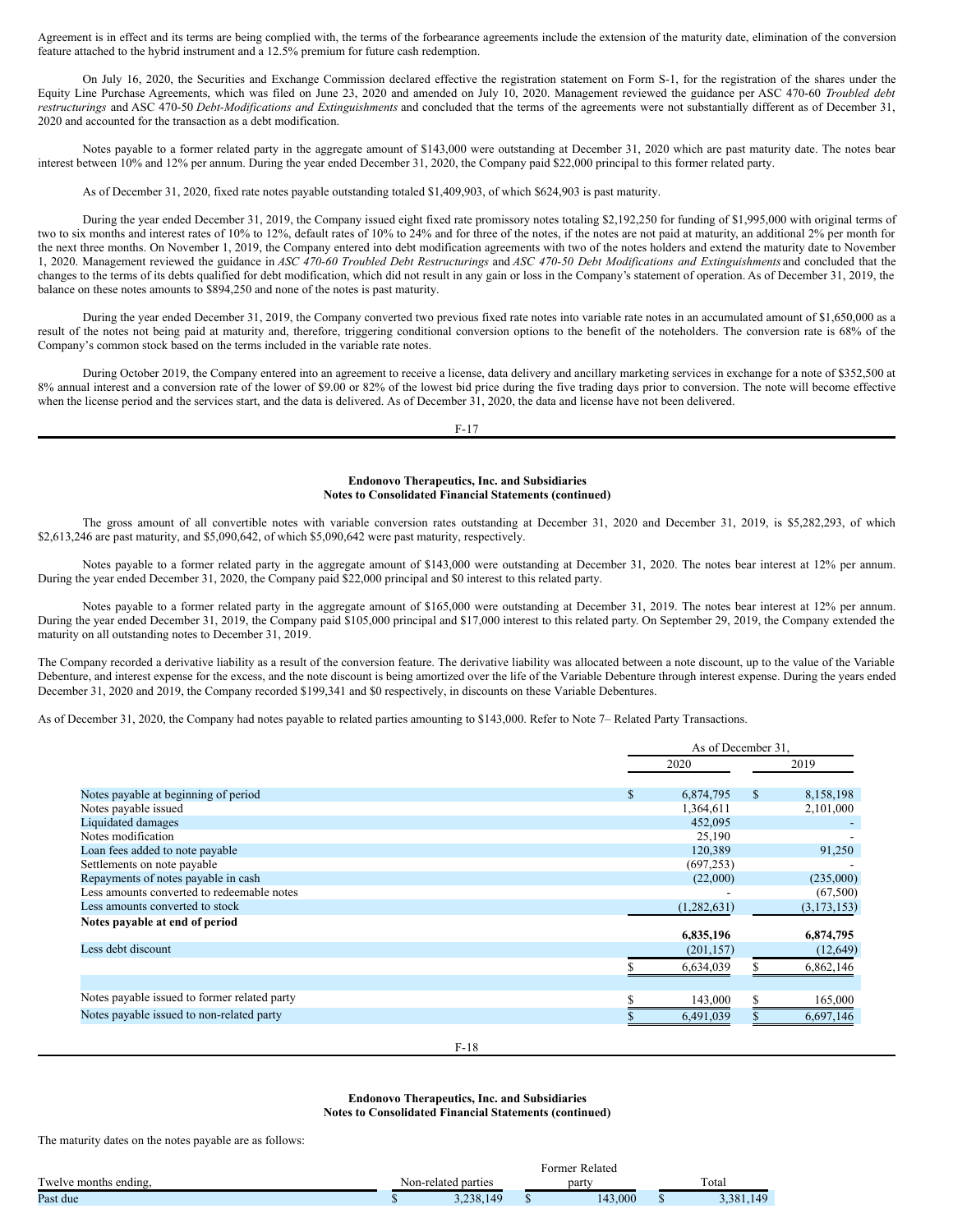Agreement is in effect and its terms are being complied with, the terms of the forbearance agreements include the extension of the maturity date, elimination of the conversion feature attached to the hybrid instrument and a 12.5% premium for future cash redemption.

On July 16, 2020, the Securities and Exchange Commission declared effective the registration statement on Form S-1, for the registration of the shares under the Equity Line Purchase Agreements, which was filed on June 23, 2020 and amended on July 10, 2020. Management reviewed the guidance per ASC 470-60 *Troubled debt restructurings* and ASC 470-50 *Debt-Modifications and Extinguishments* and concluded that the terms of the agreements were not substantially different as of December 31, 2020 and accounted for the transaction as a debt modification.

Notes payable to a former related party in the aggregate amount of $143,000 were outstanding at December 31, 2020 which are past maturity date. The notes bear interest between 10% and 12% per annum. During the year ended December 31, 2020, the Company paid $22,000 principal to this former related party.

As of December 31, 2020, fixed rate notes payable outstanding totaled $1,409,903, of which $624,903 is past maturity.

During the year ended December 31, 2019, the Company issued eight fixed rate promissory notes totaling $2,192,250 for funding of $1,995,000 with original terms of two to six months and interest rates of 10% to 12%, default rates of 10% to 24% and for three of the notes, if the notes are not paid at maturity, an additional 2% per month for the next three months. On November 1, 2019, the Company entered into debt modification agreements with two of the notes holders and extend the maturity date to November 1, 2020. Management reviewed the guidance in *ASC 470-60 Troubled Debt Restructurings* and *ASC 470-50 Debt Modifications and Extinguishments* and concluded that the changes to the terms of its debts qualified for debt modification, which did not result in any gain or loss in the Company's statement of operation. As of December 31, 2019, the balance on these notes amounts to $894,250 and none of the notes is past maturity.

During the year ended December 31, 2019, the Company converted two previous fixed rate notes into variable rate notes in an accumulated amount of $1,650,000 as a result of the notes not being paid at maturity and, therefore, triggering conditional conversion options to the benefit of the noteholders. The conversion rate is 68% of the Company's common stock based on the terms included in the variable rate notes.

During October 2019, the Company entered into an agreement to receive a license, data delivery and ancillary marketing services in exchange for a note of $352,500 at 8% annual interest and a conversion rate of the lower of $9.00 or 82% of the lowest bid price during the five trading days prior to conversion. The note will become effective when the license period and the services start, and the data is delivered. As of December 31, 2020, the data and license have not been delivered.

**Endonovo Therapeutics, Inc. and Subsidiaries**
**Notes to Consolidated Financial Statements (continued)**

The gross amount of all convertible notes with variable conversion rates outstanding at December 31, 2020 and December 31, 2019, is $5,282,293, of which $2,613,246 are past maturity, and $5,090,642, of which $5,090,642 were past maturity, respectively.

Notes payable to a former related party in the aggregate amount of $143,000 were outstanding at December 31, 2020. The notes bear interest at 12% per annum. During the year ended December 31, 2020, the Company paid $22,000 principal and $0 interest to this related party.

Notes payable to a former related party in the aggregate amount of $165,000 were outstanding at December 31, 2019. The notes bear interest at 12% per annum. During the year ended December 31, 2019, the Company paid $105,000 principal and $17,000 interest to this related party. On September 29, 2019, the Company extended the maturity on all outstanding notes to December 31, 2019.

The Company recorded a derivative liability as a result of the conversion feature. The derivative liability was allocated between a note discount, up to the value of the Variable Debenture, and interest expense for the excess, and the note discount is being amortized over the life of the Variable Debenture through interest expense. During the years ended December 31, 2020 and 2019, the Company recorded $199,341 and $0 respectively, in discounts on these Variable Debentures.

As of December 31, 2020, the Company had notes payable to related parties amounting to $143,000. Refer to Note 7– Related Party Transactions.

| | As of December 31, | |
|---|---|---|
| | 2020 | 2019 |
| Notes payable at beginning of period | $ 6,874,795 | $ 8,158,198 |
| Notes payable issued | 1,364,611 | 2,101,000 |
| Liquidated damages | 452,095 | - |
| Notes modification | 25,190 | - |
| Loan fees added to note payable | 120,389 | 91,250 |
| Settlements on note payable | (697,253) | - |
| Repayments of notes payable in cash | (22,000) | (235,000) |
| Less amounts converted to redeemable notes | - | (67,500) |
| Less amounts converted to stock | (1,282,631) | (3,173,153) |
| **Notes payable at end of period** | **6,835,196** | **6,874,795** |
| Less debt discount | (201,157) | (12,649) |
| | $ 6,634,039 | $ 6,862,146 |
| | | |
| Notes payable issued to former related party | $ 143,000 | $ 165,000 |
| Notes payable issued to non-related party | $ 6,491,039 | $ 6,697,146 |

**Endonovo Therapeutics, Inc. and Subsidiaries**
**Notes to Consolidated Financial Statements (continued)**

The maturity dates on the notes payable are as follows:

| Twelve months ending, | Non-related parties | Former Related party | Total |
|---|---|---|---|
| Past due | $ 3,238,149 | $ 143,000 | $ 3,381,149 |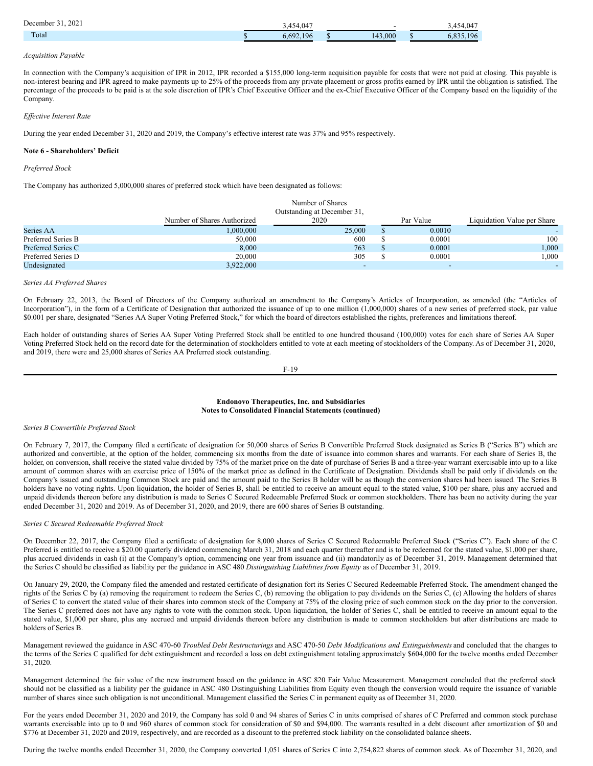| | | | | | |
|---|---|---|---|---|---|
| December 31, 2021 | | 3,454,047 | | - | 3,454,047 |
| Total | $ | 6,692,196 | $ | 143,000 | $ 6,835,196 |

*Acquisition Payable*

In connection with the Company's acquisition of IPR in 2012, IPR recorded a $155,000 long-term acquisition payable for costs that were not paid at closing. This payable is non-interest bearing and IPR agreed to make payments up to 25% of the proceeds from any private placement or gross profits earned by IPR until the obligation is satisfied. The percentage of the proceeds to be paid is at the sole discretion of IPR's Chief Executive Officer and the ex-Chief Executive Officer of the Company based on the liquidity of the Company.

*Effective Interest Rate*

During the year ended December 31, 2020 and 2019, the Company's effective interest rate was 37% and 95% respectively.

**Note 6 - Shareholders' Deficit**

*Preferred Stock*

The Company has authorized 5,000,000 shares of preferred stock which have been designated as follows:

| | Number of Shares Authorized | Number of Shares Outstanding at December 31, 2020 | | Par Value | Liquidation Value per Share |
|---|---|---|---|---|---|
| Series AA | 1,000,000 | 25,000 | $ | 0.0010 | - |
| Preferred Series B | 50,000 | 600 | $ | 0.0001 | 100 |
| Preferred Series C | 8,000 | 763 | $ | 0.0001 | 1,000 |
| Preferred Series D | 20,000 | 305 | $ | 0.0001 | 1,000 |
| Undesignated | 3,922,000 | - | | - | - |

*Series AA Preferred Shares*

On February 22, 2013, the Board of Directors of the Company authorized an amendment to the Company's Articles of Incorporation, as amended (the "Articles of Incorporation"), in the form of a Certificate of Designation that authorized the issuance of up to one million (1,000,000) shares of a new series of preferred stock, par value $0.001 per share, designated "Series AA Super Voting Preferred Stock," for which the board of directors established the rights, preferences and limitations thereof.

Each holder of outstanding shares of Series AA Super Voting Preferred Stock shall be entitled to one hundred thousand (100,000) votes for each share of Series AA Super Voting Preferred Stock held on the record date for the determination of stockholders entitled to vote at each meeting of stockholders of the Company. As of December 31, 2020, and 2019, there were and 25,000 shares of Series AA Preferred stock outstanding.

**Endonovo Therapeutics, Inc. and Subsidiaries**
**Notes to Consolidated Financial Statements (continued)**

*Series B Convertible Preferred Stock*

On February 7, 2017, the Company filed a certificate of designation for 50,000 shares of Series B Convertible Preferred Stock designated as Series B ("Series B") which are authorized and convertible, at the option of the holder, commencing six months from the date of issuance into common shares and warrants. For each share of Series B, the holder, on conversion, shall receive the stated value divided by 75% of the market price on the date of purchase of Series B and a three-year warrant exercisable into up to a like amount of common shares with an exercise price of 150% of the market price as defined in the Certificate of Designation. Dividends shall be paid only if dividends on the Company's issued and outstanding Common Stock are paid and the amount paid to the Series B holder will be as though the conversion shares had been issued. The Series B holders have no voting rights. Upon liquidation, the holder of Series B, shall be entitled to receive an amount equal to the stated value, $100 per share, plus any accrued and unpaid dividends thereon before any distribution is made to Series C Secured Redeemable Preferred Stock or common stockholders. There has been no activity during the year ended December 31, 2020 and 2019. As of December 31, 2020, and 2019, there are 600 shares of Series B outstanding.

*Series C Secured Redeemable Preferred Stock*

On December 22, 2017, the Company filed a certificate of designation for 8,000 shares of Series C Secured Redeemable Preferred Stock ("Series C"). Each share of the C Preferred is entitled to receive a $20.00 quarterly dividend commencing March 31, 2018 and each quarter thereafter and is to be redeemed for the stated value, $1,000 per share, plus accrued dividends in cash (i) at the Company's option, commencing one year from issuance and (ii) mandatorily as of December 31, 2019. Management determined that the Series C should be classified as liability per the guidance in ASC 480 *Distinguishing Liabilities from Equity* as of December 31, 2019.

On January 29, 2020, the Company filed the amended and restated certificate of designation fort its Series C Secured Redeemable Preferred Stock. The amendment changed the rights of the Series C by (a) removing the requirement to redeem the Series C, (b) removing the obligation to pay dividends on the Series C, (c) Allowing the holders of shares of Series C to convert the stated value of their shares into common stock of the Company at 75% of the closing price of such common stock on the day prior to the conversion. The Series C preferred does not have any rights to vote with the common stock. Upon liquidation, the holder of Series C, shall be entitled to receive an amount equal to the stated value, $1,000 per share, plus any accrued and unpaid dividends thereon before any distribution is made to common stockholders but after distributions are made to holders of Series B.

Management reviewed the guidance in ASC 470-60 *Troubled Debt Restructurings* and ASC 470-50 *Debt Modifications and Extinguishments* and concluded that the changes to the terms of the Series C qualified for debt extinguishment and recorded a loss on debt extinguishment totaling approximately $604,000 for the twelve months ended December 31, 2020.

Management determined the fair value of the new instrument based on the guidance in ASC 820 Fair Value Measurement. Management concluded that the preferred stock should not be classified as a liability per the guidance in ASC 480 Distinguishing Liabilities from Equity even though the conversion would require the issuance of variable number of shares since such obligation is not unconditional. Management classified the Series C in permanent equity as of December 31, 2020.

For the years ended December 31, 2020 and 2019, the Company has sold 0 and 94 shares of Series C in units comprised of shares of C Preferred and common stock purchase warrants exercisable into up to 0 and 960 shares of common stock for consideration of $0 and $94,000. The warrants resulted in a debt discount after amortization of $0 and $776 at December 31, 2020 and 2019, respectively, and are recorded as a discount to the preferred stock liability on the consolidated balance sheets.

During the twelve months ended December 31, 2020, the Company converted 1,051 shares of Series C into 2,754,822 shares of common stock. As of December 31, 2020, and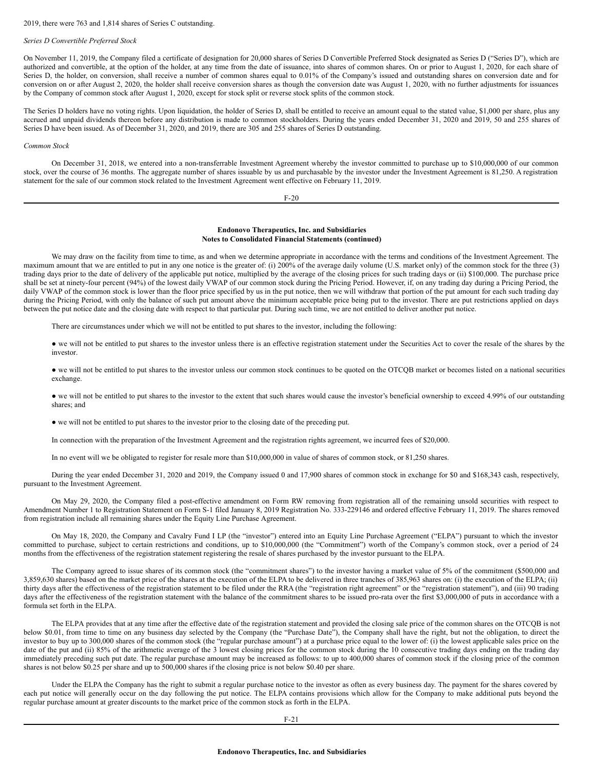2019, there were 763 and 1,814 shares of Series C outstanding.

*Series D Convertible Preferred Stock*

On November 11, 2019, the Company filed a certificate of designation for 20,000 shares of Series D Convertible Preferred Stock designated as Series D ("Series D"), which are authorized and convertible, at the option of the holder, at any time from the date of issuance, into shares of common shares. On or prior to August 1, 2020, for each share of Series D, the holder, on conversion, shall receive a number of common shares equal to 0.01% of the Company's issued and outstanding shares on conversion date and for conversion on or after August 2, 2020, the holder shall receive conversion shares as though the conversion date was August 1, 2020, with no further adjustments for issuances by the Company of common stock after August 1, 2020, except for stock split or reverse stock splits of the common stock.

The Series D holders have no voting rights. Upon liquidation, the holder of Series D, shall be entitled to receive an amount equal to the stated value, $1,000 per share, plus any accrued and unpaid dividends thereon before any distribution is made to common stockholders. During the years ended December 31, 2020 and 2019, 50 and 255 shares of Series D have been issued. As of December 31, 2020, and 2019, there are 305 and 255 shares of Series D outstanding.

*Common Stock*

On December 31, 2018, we entered into a non-transferrable Investment Agreement whereby the investor committed to purchase up to $10,000,000 of our common stock, over the course of 36 months. The aggregate number of shares issuable by us and purchasable by the investor under the Investment Agreement is 81,250. A registration statement for the sale of our common stock related to the Investment Agreement went effective on February 11, 2019.

**Endonovo Therapeutics, Inc. and Subsidiaries**
**Notes to Consolidated Financial Statements (continued)**

We may draw on the facility from time to time, as and when we determine appropriate in accordance with the terms and conditions of the Investment Agreement. The maximum amount that we are entitled to put in any one notice is the greater of: (i) 200% of the average daily volume (U.S. market only) of the common stock for the three (3) trading days prior to the date of delivery of the applicable put notice, multiplied by the average of the closing prices for such trading days or (ii) $100,000. The purchase price shall be set at ninety-four percent (94%) of the lowest daily VWAP of our common stock during the Pricing Period. However, if, on any trading day during a Pricing Period, the daily VWAP of the common stock is lower than the floor price specified by us in the put notice, then we will withdraw that portion of the put amount for each such trading day during the Pricing Period, with only the balance of such put amount above the minimum acceptable price being put to the investor. There are put restrictions applied on days between the put notice date and the closing date with respect to that particular put. During such time, we are not entitled to deliver another put notice.

There are circumstances under which we will not be entitled to put shares to the investor, including the following:

- we will not be entitled to put shares to the investor unless there is an effective registration statement under the Securities Act to cover the resale of the shares by the investor.
- we will not be entitled to put shares to the investor unless our common stock continues to be quoted on the OTCQB market or becomes listed on a national securities exchange.
- we will not be entitled to put shares to the investor to the extent that such shares would cause the investor's beneficial ownership to exceed 4.99% of our outstanding shares; and
- we will not be entitled to put shares to the investor prior to the closing date of the preceding put.

In connection with the preparation of the Investment Agreement and the registration rights agreement, we incurred fees of $20,000.

In no event will we be obligated to register for resale more than $10,000,000 in value of shares of common stock, or 81,250 shares.

During the year ended December 31, 2020 and 2019, the Company issued 0 and 17,900 shares of common stock in exchange for $0 and $168,343 cash, respectively, pursuant to the Investment Agreement.

On May 29, 2020, the Company filed a post-effective amendment on Form RW removing from registration all of the remaining unsold securities with respect to Amendment Number 1 to Registration Statement on Form S-1 filed January 8, 2019 Registration No. 333-229146 and ordered effective February 11, 2019. The shares removed from registration include all remaining shares under the Equity Line Purchase Agreement.

On May 18, 2020, the Company and Cavalry Fund I LP (the "investor") entered into an Equity Line Purchase Agreement ("ELPA") pursuant to which the investor committed to purchase, subject to certain restrictions and conditions, up to $10,000,000 (the "Commitment") worth of the Company's common stock, over a period of 24 months from the effectiveness of the registration statement registering the resale of shares purchased by the investor pursuant to the ELPA.

The Company agreed to issue shares of its common stock (the "commitment shares") to the investor having a market value of 5% of the commitment ($500,000 and 3,859,630 shares) based on the market price of the shares at the execution of the ELPA to be delivered in three tranches of 385,963 shares on: (i) the execution of the ELPA; (ii) thirty days after the effectiveness of the registration statement to be filed under the RRA (the "registration right agreement" or the "registration statement"), and (iii) 90 trading days after the effectiveness of the registration statement with the balance of the commitment shares to be issued pro-rata over the first $3,000,000 of puts in accordance with a formula set forth in the ELPA.

The ELPA provides that at any time after the effective date of the registration statement and provided the closing sale price of the common shares on the OTCQB is not below $0.01, from time to time on any business day selected by the Company (the "Purchase Date"), the Company shall have the right, but not the obligation, to direct the investor to buy up to 300,000 shares of the common stock (the "regular purchase amount") at a purchase price equal to the lower of: (i) the lowest applicable sales price on the date of the put and (ii) 85% of the arithmetic average of the 3 lowest closing prices for the common stock during the 10 consecutive trading days ending on the trading day immediately preceding such put date. The regular purchase amount may be increased as follows: to up to 400,000 shares of common stock if the closing price of the common shares is not below $0.25 per share and up to 500,000 shares if the closing price is not below $0.40 per share.

Under the ELPA the Company has the right to submit a regular purchase notice to the investor as often as every business day. The payment for the shares covered by each put notice will generally occur on the day following the put notice. The ELPA contains provisions which allow for the Company to make additional puts beyond the regular purchase amount at greater discounts to the market price of the common stock as forth in the ELPA.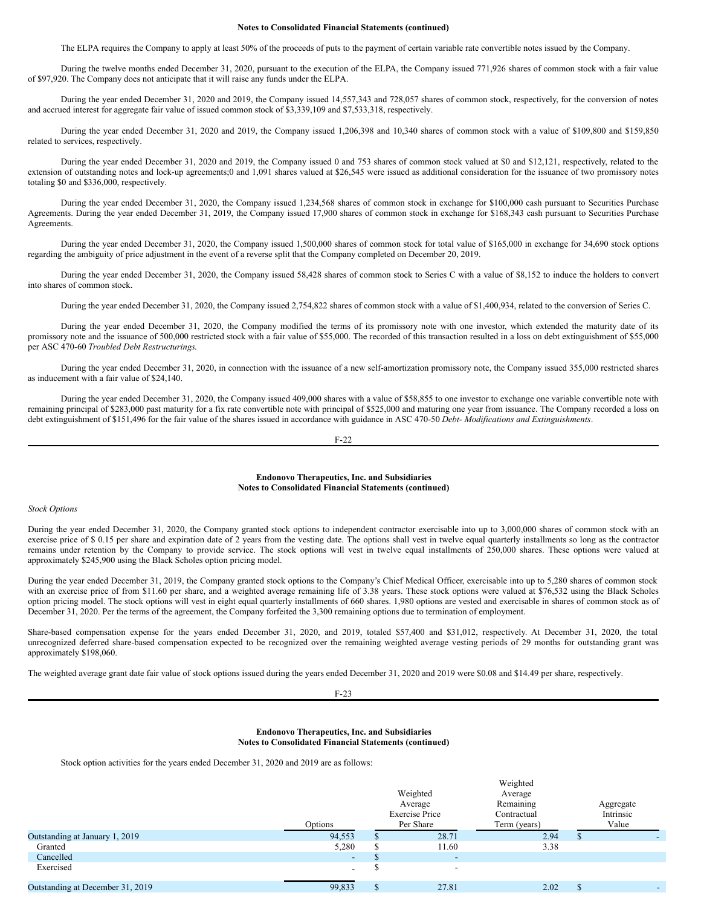**Notes to Consolidated Financial Statements (continued)**

The ELPA requires the Company to apply at least 50% of the proceeds of puts to the payment of certain variable rate convertible notes issued by the Company.

During the twelve months ended December 31, 2020, pursuant to the execution of the ELPA, the Company issued 771,926 shares of common stock with a fair value of $97,920. The Company does not anticipate that it will raise any funds under the ELPA.

During the year ended December 31, 2020 and 2019, the Company issued 14,557,343 and 728,057 shares of common stock, respectively, for the conversion of notes and accrued interest for aggregate fair value of issued common stock of $3,339,109 and $7,533,318, respectively.

During the year ended December 31, 2020 and 2019, the Company issued 1,206,398 and 10,340 shares of common stock with a value of $109,800 and $159,850 related to services, respectively.

During the year ended December 31, 2020 and 2019, the Company issued 0 and 753 shares of common stock valued at $0 and $12,121, respectively, related to the extension of outstanding notes and lock-up agreements;0 and 1,091 shares valued at $26,545 were issued as additional consideration for the issuance of two promissory notes totaling $0 and $336,000, respectively.

During the year ended December 31, 2020, the Company issued 1,234,568 shares of common stock in exchange for $100,000 cash pursuant to Securities Purchase Agreements. During the year ended December 31, 2019, the Company issued 17,900 shares of common stock in exchange for $168,343 cash pursuant to Securities Purchase Agreements.

During the year ended December 31, 2020, the Company issued 1,500,000 shares of common stock for total value of $165,000 in exchange for 34,690 stock options regarding the ambiguity of price adjustment in the event of a reverse split that the Company completed on December 20, 2019.

During the year ended December 31, 2020, the Company issued 58,428 shares of common stock to Series C with a value of $8,152 to induce the holders to convert into shares of common stock.

During the year ended December 31, 2020, the Company issued 2,754,822 shares of common stock with a value of $1,400,934, related to the conversion of Series C.

During the year ended December 31, 2020, the Company modified the terms of its promissory note with one investor, which extended the maturity date of its promissory note and the issuance of 500,000 restricted stock with a fair value of $55,000. The recorded of this transaction resulted in a loss on debt extinguishment of $55,000 per ASC 470-60 *Troubled Debt Restructurings.*

During the year ended December 31, 2020, in connection with the issuance of a new self-amortization promissory note, the Company issued 355,000 restricted shares as inducement with a fair value of $24,140.

During the year ended December 31, 2020, the Company issued 409,000 shares with a value of $58,855 to one investor to exchange one variable convertible note with remaining principal of $283,000 past maturity for a fix rate convertible note with principal of $525,000 and maturing one year from issuance. The Company recorded a loss on debt extinguishment of $151,496 for the fair value of the shares issued in accordance with guidance in ASC 470-50 *Debt- Modifications and Extinguishments*.

**Endonovo Therapeutics, Inc. and Subsidiaries**
**Notes to Consolidated Financial Statements (continued)**

*Stock Options*

During the year ended December 31, 2020, the Company granted stock options to independent contractor exercisable into up to 3,000,000 shares of common stock with an exercise price of $ 0.15 per share and expiration date of 2 years from the vesting date. The options shall vest in twelve equal quarterly installments so long as the contractor remains under retention by the Company to provide service. The stock options will vest in twelve equal installments of 250,000 shares. These options were valued at approximately $245,900 using the Black Scholes option pricing model.

During the year ended December 31, 2019, the Company granted stock options to the Company's Chief Medical Officer, exercisable into up to 5,280 shares of common stock with an exercise price of from $11.60 per share, and a weighted average remaining life of 3.38 years. These stock options were valued at $76,532 using the Black Scholes option pricing model. The stock options will vest in eight equal quarterly installments of 660 shares. 1,980 options are vested and exercisable in shares of common stock as of December 31, 2020. Per the terms of the agreement, the Company forfeited the 3,300 remaining options due to termination of employment.

Share-based compensation expense for the years ended December 31, 2020, and 2019, totaled $57,400 and $31,012, respectively. At December 31, 2020, the total unrecognized deferred share-based compensation expected to be recognized over the remaining weighted average vesting periods of 29 months for outstanding grant was approximately $198,060.

The weighted average grant date fair value of stock options issued during the years ended December 31, 2020 and 2019 were $0.08 and $14.49 per share, respectively.

**Endonovo Therapeutics, Inc. and Subsidiaries**
**Notes to Consolidated Financial Statements (continued)**

Stock option activities for the years ended December 31, 2020 and 2019 are as follows:

| | Options | Weighted Average Exercise Price Per Share | Weighted Average Remaining Contractual Term (years) | Aggregate Intrinsic Value |
|---|---|---|---|---|
| Outstanding at January 1, 2019 | 94,553 | $ 28.71 | 2.94 | $ - |
| Granted | 5,280 | $ 11.60 | 3.38 | |
| Cancelled | - | $ - | | |
| Exercised | - | $ - | | |
| Outstanding at December 31, 2019 | 99,833 | $ 27.81 | 2.02 | $ - |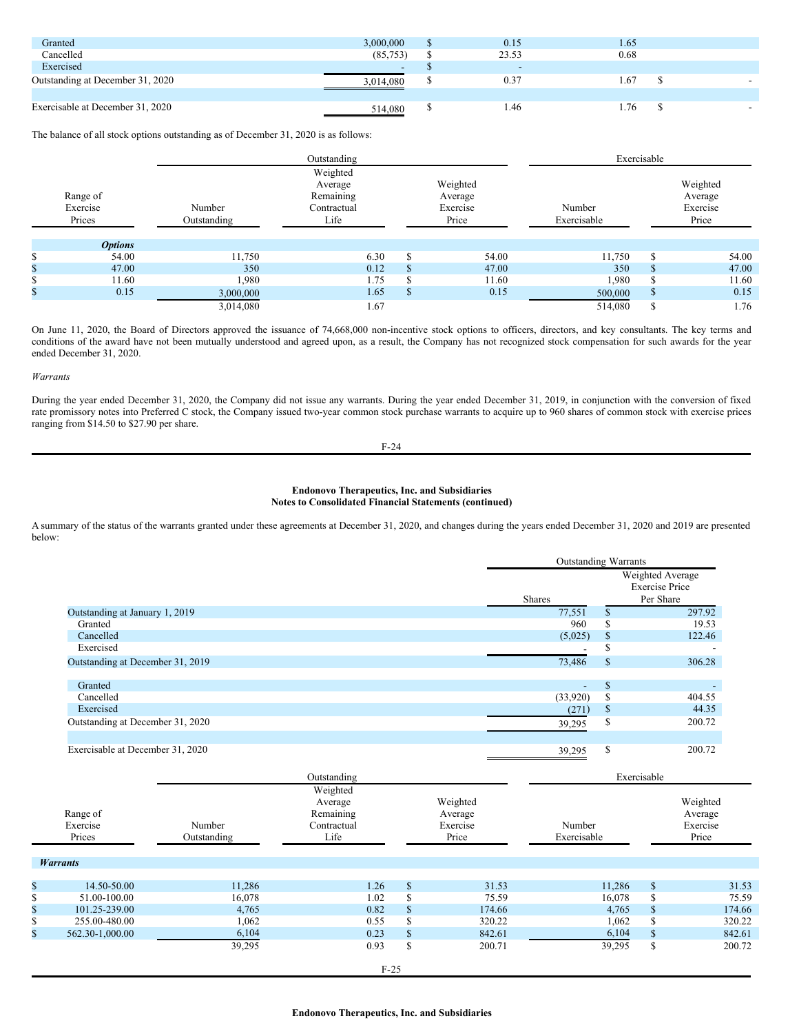| | Number of Options | Weighted Average Exercise Price | Weighted Average Remaining Contractual Life | Aggregate Intrinsic Value |
|---|---|---|---|---|
| Granted | 3,000,000 | $ 0.15 | 1.65 | |
| Cancelled | (85,753) | $ 23.53 | 0.68 | |
| Exercised | - | $ - | | |
| Outstanding at December 31, 2020 | 3,014,080 | $ 0.37 | 1.67 | $ - |
| | | | | |
| Exercisable at December 31, 2020 | 514,080 | $ 1.46 | 1.76 | $ - |

The balance of all stock options outstanding as of December 31, 2020 is as follows:

| | Outstanding | | | Exercisable | |
|---|---|---|---|---|---|
| Range of Exercise Prices | Number Outstanding | Weighted Average Remaining Contractual Life | Weighted Average Exercise Price | Number Exercisable | Weighted Average Exercise Price |
| ***Options*** | | | | | |
| $ 54.00 | 11,750 | 6.30 | $ 54.00 | 11,750 | $ 54.00 |
| $ 47.00 | 350 | 0.12 | $ 47.00 | 350 | $ 47.00 |
| $ 11.60 | 1,980 | 1.75 | $ 11.60 | 1,980 | $ 11.60 |
| $ 0.15 | 3,000,000 | 1.65 | $ 0.15 | 500,000 | $ 0.15 |
| | 3,014,080 | 1.67 | | 514,080 | $ 1.76 |

On June 11, 2020, the Board of Directors approved the issuance of 74,668,000 non-incentive stock options to officers, directors, and key consultants. The key terms and conditions of the award have not been mutually understood and agreed upon, as a result, the Company has not recognized stock compensation for such awards for the year ended December 31, 2020.

*Warrants*

During the year ended December 31, 2020, the Company did not issue any warrants. During the year ended December 31, 2019, in conjunction with the conversion of fixed rate promissory notes into Preferred C stock, the Company issued two-year common stock purchase warrants to acquire up to 960 shares of common stock with exercise prices ranging from $14.50 to $27.90 per share.

**Endonovo Therapeutics, Inc. and Subsidiaries**
**Notes to Consolidated Financial Statements (continued)**

A summary of the status of the warrants granted under these agreements at December 31, 2020, and changes during the years ended December 31, 2020 and 2019 are presented below:

| | Outstanding Warrants | |
|---|---|---|
| | Shares | Weighted Average Exercise Price Per Share |
| Outstanding at January 1, 2019 | 77,551 | $ 297.92 |
| Granted | 960 | $ 19.53 |
| Cancelled | (5,025) | $ 122.46 |
| Exercised | - | $ - |
| Outstanding at December 31, 2019 | 73,486 | $ 306.28 |
| | | |
| Granted | - | $ - |
| Cancelled | (33,920) | $ 404.55 |
| Exercised | (271) | $ 44.35 |
| Outstanding at December 31, 2020 | 39,295 | $ 200.72 |
| | | |
| Exercisable at December 31, 2020 | 39,295 | $ 200.72 |

| | Outstanding | | | Exercisable | |
|---|---|---|---|---|---|
| Range of Exercise Prices | Number Outstanding | Weighted Average Remaining Contractual Life | Weighted Average Exercise Price | Number Exercisable | Weighted Average Exercise Price |
| ***Warrants*** | | | | | |
| $ 14.50-50.00 | 11,286 | 1.26 | $ 31.53 | 11,286 | $ 31.53 |
| $ 51.00-100.00 | 16,078 | 1.02 | $ 75.59 | 16,078 | $ 75.59 |
| $ 101.25-239.00 | 4,765 | 0.82 | $ 174.66 | 4,765 | $ 174.66 |
| $ 255.00-480.00 | 1,062 | 0.55 | $ 320.22 | 1,062 | $ 320.22 |
| $ 562.30-1,000.00 | 6,104 | 0.23 | $ 842.61 | 6,104 | $ 842.61 |
| | 39,295 | 0.93 | $ 200.71 | 39,295 | $ 200.72 |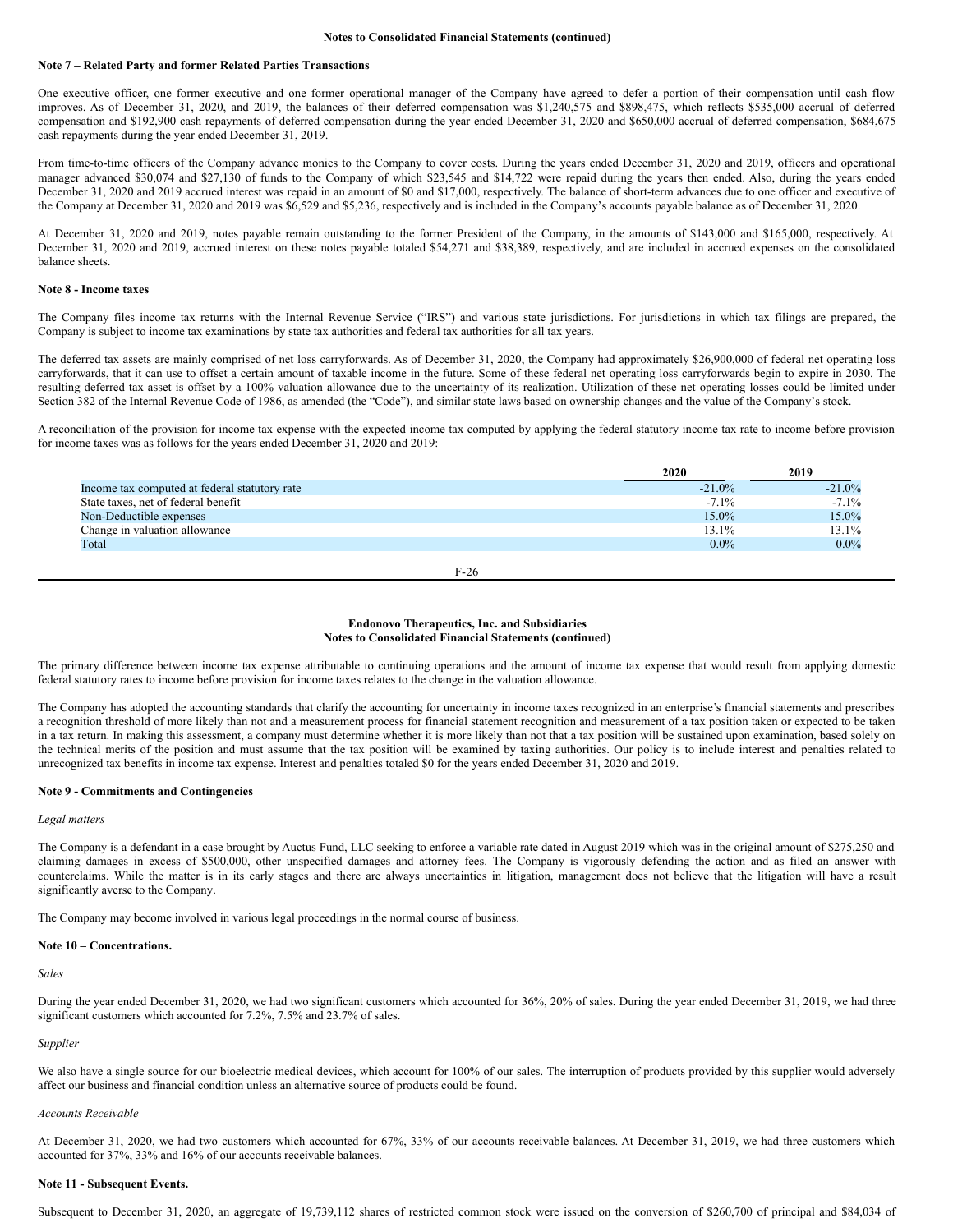## Note 7 – Related Party and former Related Parties Transactions

One executive officer, one former executive and one former operational manager of the Company have agreed to defer a portion of their compensation until cash flow improves. As of December 31, 2020, and 2019, the balances of their deferred compensation was $1,240,575 and $898,475, which reflects $535,000 accrual of deferred compensation and $192,900 cash repayments of deferred compensation during the year ended December 31, 2020 and $650,000 accrual of deferred compensation, $684,675 cash repayments during the year ended December 31, 2019.

From time-to-time officers of the Company advance monies to the Company to cover costs. During the years ended December 31, 2020 and 2019, officers and operational manager advanced $30,074 and $27,130 of funds to the Company of which $23,545 and $14,722 were repaid during the years then ended. Also, during the years ended December 31, 2020 and 2019 accrued interest was repaid in an amount of $0 and $17,000, respectively. The balance of short-term advances due to one officer and executive of the Company at December 31, 2020 and 2019 was $6,529 and $5,236, respectively and is included in the Company's accounts payable balance as of December 31, 2020.

At December 31, 2020 and 2019, notes payable remain outstanding to the former President of the Company, in the amounts of $143,000 and $165,000, respectively. At December 31, 2020 and 2019, accrued interest on these notes payable totaled $54,271 and $38,389, respectively, and are included in accrued expenses on the consolidated balance sheets.

## Note 8 - Income taxes

The Company files income tax returns with the Internal Revenue Service ("IRS") and various state jurisdictions. For jurisdictions in which tax filings are prepared, the Company is subject to income tax examinations by state tax authorities and federal tax authorities for all tax years.

The deferred tax assets are mainly comprised of net loss carryforwards. As of December 31, 2020, the Company had approximately $26,900,000 of federal net operating loss carryforwards, that it can use to offset a certain amount of taxable income in the future. Some of these federal net operating loss carryforwards begin to expire in 2030. The resulting deferred tax asset is offset by a 100% valuation allowance due to the uncertainty of its realization. Utilization of these net operating losses could be limited under Section 382 of the Internal Revenue Code of 1986, as amended (the "Code"), and similar state laws based on ownership changes and the value of the Company's stock.

A reconciliation of the provision for income tax expense with the expected income tax computed by applying the federal statutory income tax rate to income before provision for income taxes was as follows for the years ended December 31, 2020 and 2019:

| | 2020 | 2019 |
|---|---|---|
| Income tax computed at federal statutory rate | -21.0% | -21.0% |
| State taxes, net of federal benefit | -7.1% | -7.1% |
| Non-Deductible expenses | 15.0% | 15.0% |
| Change in valuation allowance | 13.1% | 13.1% |
| Total | 0.0% | 0.0% |

The primary difference between income tax expense attributable to continuing operations and the amount of income tax expense that would result from applying domestic federal statutory rates to income before provision for income taxes relates to the change in the valuation allowance.

The Company has adopted the accounting standards that clarify the accounting for uncertainty in income taxes recognized in an enterprise's financial statements and prescribes a recognition threshold of more likely than not and a measurement process for financial statement recognition and measurement of a tax position taken or expected to be taken in a tax return. In making this assessment, a company must determine whether it is more likely than not that a tax position will be sustained upon examination, based solely on the technical merits of the position and must assume that the tax position will be examined by taxing authorities. Our policy is to include interest and penalties related to unrecognized tax benefits in income tax expense. Interest and penalties totaled $0 for the years ended December 31, 2020 and 2019.

## Note 9 - Commitments and Contingencies

*Legal matters*

The Company is a defendant in a case brought by Auctus Fund, LLC seeking to enforce a variable rate dated in August 2019 which was in the original amount of $275,250 and claiming damages in excess of $500,000, other unspecified damages and attorney fees. The Company is vigorously defending the action and as filed an answer with counterclaims. While the matter is in its early stages and there are always uncertainties in litigation, management does not believe that the litigation will have a result significantly averse to the Company.

The Company may become involved in various legal proceedings in the normal course of business.

## Note 10 – Concentrations.

*Sales*

During the year ended December 31, 2020, we had two significant customers which accounted for 36%, 20% of sales. During the year ended December 31, 2019, we had three significant customers which accounted for 7.2%, 7.5% and 23.7% of sales.

*Supplier*

We also have a single source for our bioelectric medical devices, which account for 100% of our sales. The interruption of products provided by this supplier would adversely affect our business and financial condition unless an alternative source of products could be found.

*Accounts Receivable*

At December 31, 2020, we had two customers which accounted for 67%, 33% of our accounts receivable balances. At December 31, 2019, we had three customers which accounted for 37%, 33% and 16% of our accounts receivable balances.

## Note 11 - Subsequent Events.

Subsequent to December 31, 2020, an aggregate of 19,739,112 shares of restricted common stock were issued on the conversion of $260,700 of principal and $84,034 of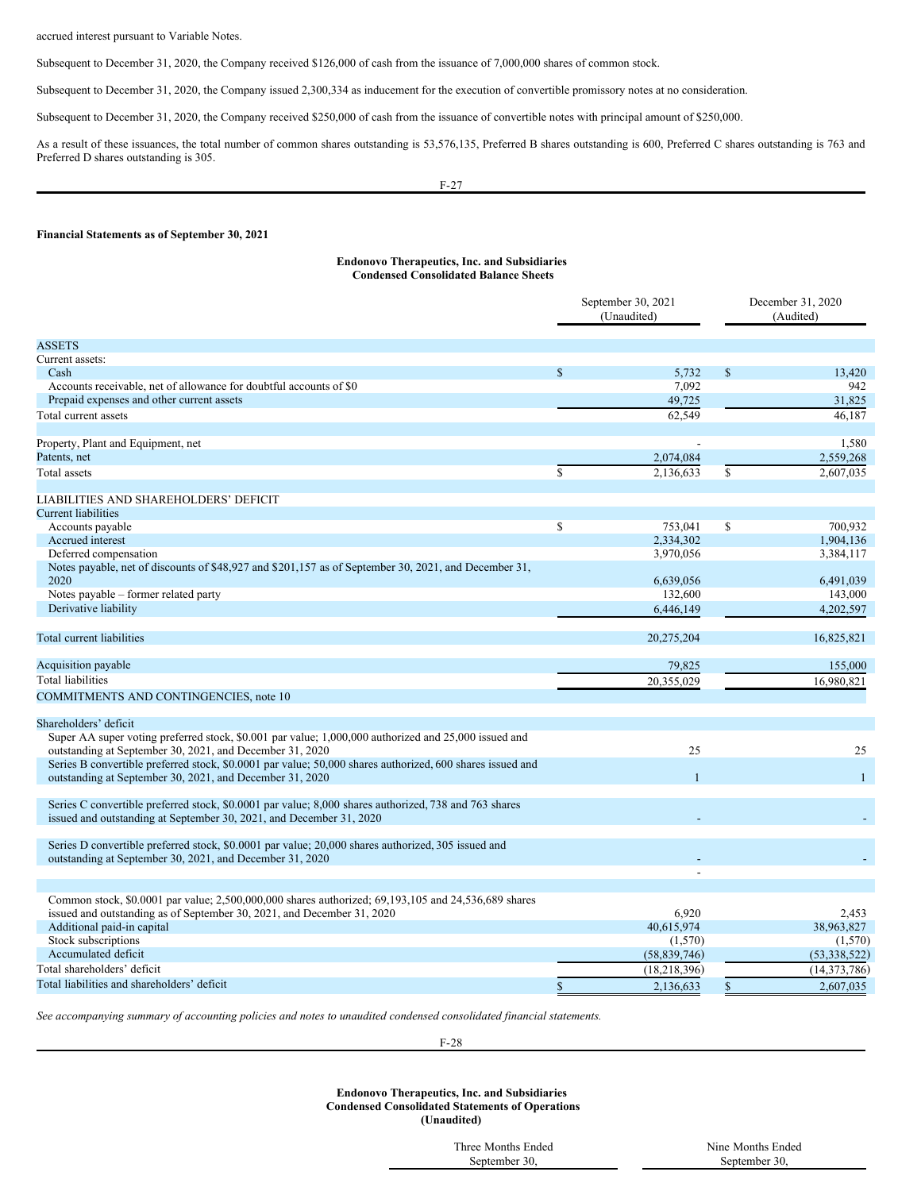accrued interest pursuant to Variable Notes.

Subsequent to December 31, 2020, the Company received $126,000 of cash from the issuance of 7,000,000 shares of common stock.

Subsequent to December 31, 2020, the Company issued 2,300,334 as inducement for the execution of convertible promissory notes at no consideration.

Subsequent to December 31, 2020, the Company received $250,000 of cash from the issuance of convertible notes with principal amount of $250,000.

As a result of these issuances, the total number of common shares outstanding is 53,576,135, Preferred B shares outstanding is 600, Preferred C shares outstanding is 763 and Preferred D shares outstanding is 305.

**Financial Statements as of September 30, 2021**

**Endonovo Therapeutics, Inc. and Subsidiaries**
**Condensed Consolidated Balance Sheets**

| | September 30, 2021 (Unaudited) | December 31, 2020 (Audited) |
|---|---|---|
| ASSETS | | |
| Current assets: | | |
| Cash | $ 5,732 | $ 13,420 |
| Accounts receivable, net of allowance for doubtful accounts of $0 | 7,092 | 942 |
| Prepaid expenses and other current assets | 49,725 | 31,825 |
| Total current assets | 62,549 | 46,187 |
| | | |
| Property, Plant and Equipment, net | - | 1,580 |
| Patents, net | 2,074,084 | 2,559,268 |
| Total assets | $ 2,136,633 | $ 2,607,035 |
| | | |
| LIABILITIES AND SHAREHOLDERS' DEFICIT | | |
| Current liabilities | | |
| Accounts payable | $ 753,041 | $ 700,932 |
| Accrued interest | 2,334,302 | 1,904,136 |
| Deferred compensation | 3,970,056 | 3,384,117 |
| Notes payable, net of discounts of $48,927 and $201,157 as of September 30, 2021, and December 31, 2020 | 6,639,056 | 6,491,039 |
| Notes payable – former related party | 132,600 | 143,000 |
| Derivative liability | 6,446,149 | 4,202,597 |
| | | |
| Total current liabilities | 20,275,204 | 16,825,821 |
| | | |
| Acquisition payable | 79,825 | 155,000 |
| Total liabilities | 20,355,029 | 16,980,821 |
| COMMITMENTS AND CONTINGENCIES, note 10 | | |
| | | |
| Shareholders' deficit | | |
| Super AA super voting preferred stock, $0.001 par value; 1,000,000 authorized and 25,000 issued and outstanding at September 30, 2021, and December 31, 2020 | 25 | 25 |
| Series B convertible preferred stock, $0.0001 par value; 50,000 shares authorized, 600 shares issued and outstanding at September 30, 2021, and December 31, 2020 | 1 | 1 |
| | | |
| Series C convertible preferred stock, $0.0001 par value; 8,000 shares authorized, 738 and 763 shares issued and outstanding at September 30, 2021, and December 31, 2020 | - | - |
| | | |
| Series D convertible preferred stock, $0.0001 par value; 20,000 shares authorized, 305 issued and outstanding at September 30, 2021, and December 31, 2020 | - | - |
| | - | |
| | | |
| Common stock, $0.0001 par value; 2,500,000,000 shares authorized; 69,193,105 and 24,536,689 shares issued and outstanding as of September 30, 2021, and December 31, 2020 | 6,920 | 2,453 |
| Additional paid-in capital | 40,615,974 | 38,963,827 |
| Stock subscriptions | (1,570) | (1,570) |
| Accumulated deficit | (58,839,746) | (53,338,522) |
| Total shareholders' deficit | (18,218,396) | (14,373,786) |
| Total liabilities and shareholders' deficit | $ 2,136,633 | $ 2,607,035 |

*See accompanying summary of accounting policies and notes to unaudited condensed consolidated financial statements.*

**Endonovo Therapeutics, Inc. and Subsidiaries**
**Condensed Consolidated Statements of Operations**
**(Unaudited)**

| | Three Months Ended September 30, | Nine Months Ended September 30, |
|---|---|---|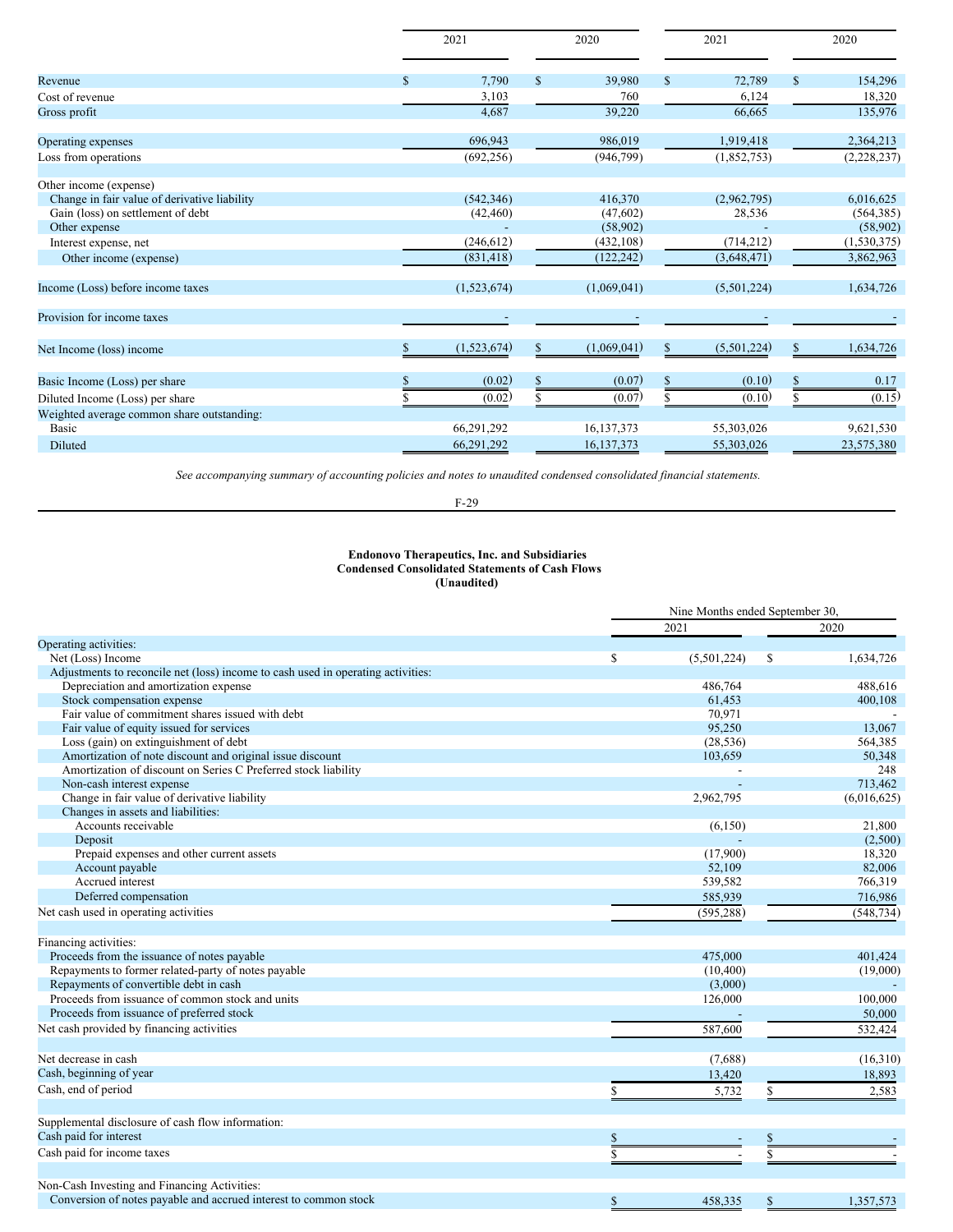| | 2021 | 2020 | 2021 | 2020 |
|---|---|---|---|---|
| Revenue | $ 7,790 | $ 39,980 | $ 72,789 | $ 154,296 |
| Cost of revenue | 3,103 | 760 | 6,124 | 18,320 |
| Gross profit | 4,687 | 39,220 | 66,665 | 135,976 |
| | | | | |
| Operating expenses | 696,943 | 986,019 | 1,919,418 | 2,364,213 |
| Loss from operations | (692,256) | (946,799) | (1,852,753) | (2,228,237) |
| | | | | |
| Other income (expense) | | | | |
| Change in fair value of derivative liability | (542,346) | 416,370 | (2,962,795) | 6,016,625 |
| Gain (loss) on settlement of debt | (42,460) | (47,602) | 28,536 | (564,385) |
| Other expense | - | (58,902) | - | (58,902) |
| Interest expense, net | (246,612) | (432,108) | (714,212) | (1,530,375) |
| Other income (expense) | (831,418) | (122,242) | (3,648,471) | 3,862,963 |
| | | | | |
| Income (Loss) before income taxes | (1,523,674) | (1,069,041) | (5,501,224) | 1,634,726 |
| | | | | |
| Provision for income taxes | - | - | - | - |
| | | | | |
| Net Income (loss) income | $ (1,523,674) | $ (1,069,041) | $ (5,501,224) | $ 1,634,726 |
| | | | | |
| Basic Income (Loss) per share | $ (0.02) | $ (0.07) | $ (0.10) | $ 0.17 |
| Diluted Income (Loss) per share | $ (0.02) | $ (0.07) | $ (0.10) | $ (0.15) |
| Weighted average common share outstanding: | | | | |
| Basic | 66,291,292 | 16,137,373 | 55,303,026 | 9,621,530 |
| Diluted | 66,291,292 | 16,137,373 | 55,303,026 | 23,575,380 |

*See accompanying summary of accounting policies and notes to unaudited condensed consolidated financial statements.*

**Endonovo Therapeutics, Inc. and Subsidiaries**
**Condensed Consolidated Statements of Cash Flows**
**(Unaudited)**

| | Nine Months ended September 30, | |
|---|---|---|
| | 2021 | 2020 |
| Operating activities: | | |
| Net (Loss) Income | $ (5,501,224) | $ 1,634,726 |
| Adjustments to reconcile net (loss) income to cash used in operating activities: | | |
| Depreciation and amortization expense | 486,764 | 488,616 |
| Stock compensation expense | 61,453 | 400,108 |
| Fair value of commitment shares issued with debt | 70,971 | - |
| Fair value of equity issued for services | 95,250 | 13,067 |
| Loss (gain) on extinguishment of debt | (28,536) | 564,385 |
| Amortization of note discount and original issue discount | 103,659 | 50,348 |
| Amortization of discount on Series C Preferred stock liability | - | 248 |
| Non-cash interest expense | - | 713,462 |
| Change in fair value of derivative liability | 2,962,795 | (6,016,625) |
| Changes in assets and liabilities: | | |
| Accounts receivable | (6,150) | 21,800 |
| Deposit | - | (2,500) |
| Prepaid expenses and other current assets | (17,900) | 18,320 |
| Account payable | 52,109 | 82,006 |
| Accrued interest | 539,582 | 766,319 |
| Deferred compensation | 585,939 | 716,986 |
| Net cash used in operating activities | (595,288) | (548,734) |
| | | |
| Financing activities: | | |
| Proceeds from the issuance of notes payable | 475,000 | 401,424 |
| Repayments to former related-party of notes payable | (10,400) | (19,000) |
| Repayments of convertible debt in cash | (3,000) | - |
| Proceeds from issuance of common stock and units | 126,000 | 100,000 |
| Proceeds from issuance of preferred stock | - | 50,000 |
| Net cash provided by financing activities | 587,600 | 532,424 |
| | | |
| Net decrease in cash | (7,688) | (16,310) |
| Cash, beginning of year | 13,420 | 18,893 |
| Cash, end of period | $ 5,732 | $ 2,583 |
| | | |
| Supplemental disclosure of cash flow information: | | |
| Cash paid for interest | $ - | $ - |
| Cash paid for income taxes | $ - | $ - |
| | | |
| Non-Cash Investing and Financing Activities: | | |
| Conversion of notes payable and accrued interest to common stock | $ 458,335 | $ 1,357,573 |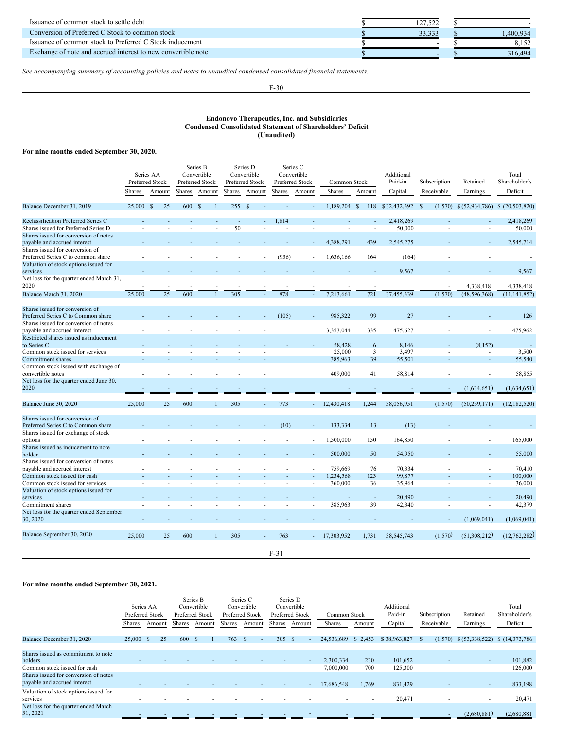| | | |
|---|---|---|
| Issuance of common stock to settle debt | $ 127,522 | $ - |
| Conversion of Preferred C Stock to common stock | $ 33,333 | $ 1,400,934 |
| Issuance of common stock to Preferred C Stock inducement | $ - | $ 8,152 |
| Exchange of note and accrued interest to new convertible note | $ - | $ 316,494 |

*See accompanying summary of accounting policies and notes to unaudited condensed consolidated financial statements.*

**Endonovo Therapeutics, Inc. and Subsidiaries**
**Condensed Consolidated Statement of Shareholders' Deficit**
**(Unaudited)**

**For nine months ended September 30, 2020.**

| | Series AA Preferred Stock | | Series B Convertible Preferred Stock | | Series D Convertible Preferred Stock | | Series C Convertible Preferred Stock | | Common Stock | | Additional Paid-in | Subscription | Retained | Total Shareholder's |
|---|---|---|---|---|---|---|---|---|---|---|---|---|---|---|
| | Shares | Amount | Shares | Amount | Shares | Amount | Shares | Amount | Shares | Amount | Capital | Receivable | Earnings | Deficit |
| Balance December 31, 2019 | 25,000 | $ 25 | 600 | $ 1 | 255 | $ - | - | - | 1,189,204 | $ 118 | $ 32,432,392 | $ (1,570) | $ (52,934,786) | $ (20,503,820) |
| Reclassification Preferred Series C | - | - | - | - | - | - | 1,814 | - | - | - | 2,418,269 | - | - | 2,418,269 |
| Shares issued for Preferred Series D | - | - | - | - | 50 | | - | - | - | - | 50,000 | - | - | 50,000 |
| Shares issued for conversion of notes payable and accrued interest | - | - | - | - | - | - | - | - | 4,388,291 | 439 | 2,545,275 | - | - | 2,545,714 |
| Shares issued for conversion of Preferred Series C to common share | - | - | - | - | - | - | (936) | - | 1,636,166 | 164 | (164) | - | - | - |
| Valuation of stock options issued for services | - | - | - | - | - | - | - | - | - | - | 9,567 | - | - | 9,567 |
| Net loss for the quarter ended March 31, 2020 | - | - | - | - | - | - | - | - | - | - | | - | 4,338,418 | 4,338,418 |
| Balance March 31, 2020 | 25,000 | 25 | 600 | 1 | 305 | - | 878 | - | 7,213,661 | 721 | 37,455,339 | (1,570) | (48,596,368) | (11,141,852) |
| Shares issued for conversion of Preferred Series C to Common share | - | - | - | - | - | - | (105) | - | 985,322 | 99 | 27 | - | - | 126 |
| Shares issued for conversion of notes payable and accrued interest | - | - | - | - | - | - | | | 3,353,044 | 335 | 475,627 | - | - | 475,962 |
| Restricted shares issued as inducement to Series C | - | - | - | - | - | - | - | - | 58,428 | 6 | 8,146 | - | (8,152) | - |
| Common stock issued for services | - | - | - | - | - | - | | | 25,000 | 3 | 3,497 | - | - | 3,500 |
| Commitment shares | - | - | - | - | - | - | | | 385,963 | 39 | 55,501 | - | - | 55,540 |
| Common stock issued with exchange of convertible notes | - | - | - | - | - | - | | | 409,000 | 41 | 58,814 | - | - | 58,855 |
| Net loss for the quarter ended June 30, 2020 | - | - | - | - | - | - | | | - | - | - | - | (1,634,651) | (1,634,651) |
| Balance June 30, 2020 | 25,000 | 25 | 600 | 1 | 305 | - | 773 | - | 12,430,418 | 1,244 | 38,056,951 | (1,570) | (50,239,171) | (12,182,520) |
| Shares issued for conversion of Preferred Series C to Common share | - | - | - | - | - | - | (10) | - | 133,334 | 13 | (13) | - | - | - |
| Shares issued for exchange of stock options | - | - | - | - | - | - | - | - | 1,500,000 | 150 | 164,850 | - | - | 165,000 |
| Shares issued as inducement to note holder | - | - | - | - | - | - | - | - | 500,000 | 50 | 54,950 | - | - | 55,000 |
| Shares issued for conversion of notes payable and accrued interest | - | - | - | - | - | - | - | - | 759,669 | 76 | 70,334 | - | - | 70,410 |
| Common stock issued for cash | - | - | - | - | - | - | - | - | 1,234,568 | 123 | 99,877 | - | - | 100,000 |
| Common stock issued for services | - | - | - | - | - | - | - | - | 360,000 | 36 | 35,964 | - | - | 36,000 |
| Valuation of stock options issued for services | - | - | - | - | - | - | - | - | - | - | 20,490 | - | - | 20,490 |
| Commitment shares | - | - | - | - | - | - | - | - | 385,963 | 39 | 42,340 | - | - | 42,379 |
| Net loss for the quarter ended September 30, 2020 | - | - | - | - | - | - | - | - | - | - | - | - | (1,069,041) | (1,069,041) |
| Balance September 30, 2020 | 25,000 | 25 | 600 | 1 | 305 | - | 763 | - | 17,303,952 | 1,731 | 38,545,743 | (1,570) | (51,308,212) | (12,762,282) |

**For nine months ended September 30, 2021.**

| | Series AA Preferred Stock | | Series B Convertible Preferred Stock | | Series C Convertible Preferred Stock | | Series D Convertible Preferred Stock | | Common Stock | | Additional Paid-in | Subscription | Retained | Total Shareholder's |
|---|---|---|---|---|---|---|---|---|---|---|---|---|---|---|
| | Shares | Amount | Shares | Amount | Shares | Amount | Shares | Amount | Shares | Amount | Capital | Receivable | Earnings | Deficit |
| Balance December 31, 2020 | 25,000 | $ 25 | 600 | $ 1 | 763 | $ - | 305 | $ - | 24,536,689 | $ 2,453 | $ 38,963,827 | $ (1,570) | $ (53,338,522) | $ (14,373,786 |
| Shares issued as commitment to note holders | - | - | - | - | - | - | - | - | 2,300,334 | 230 | 101,652 | - | - | 101,882 |
| Common stock issued for cash | | | | | | | | | 7,000,000 | 700 | 125,300 | | | 126,000 |
| Shares issued for conversion of notes payable and accrued interest | - | - | - | - | - | - | - | - | 17,686,548 | 1,769 | 831,429 | - | - | 833,198 |
| Valuation of stock options issued for services | - | - | - | - | - | - | - | - | - | - | 20,471 | - | - | 20,471 |
| Net loss for the quarter ended March 31, 2021 | - | - | - | - | - | - | - | - | - | - | | - | (2,680,881) | (2,680,881 |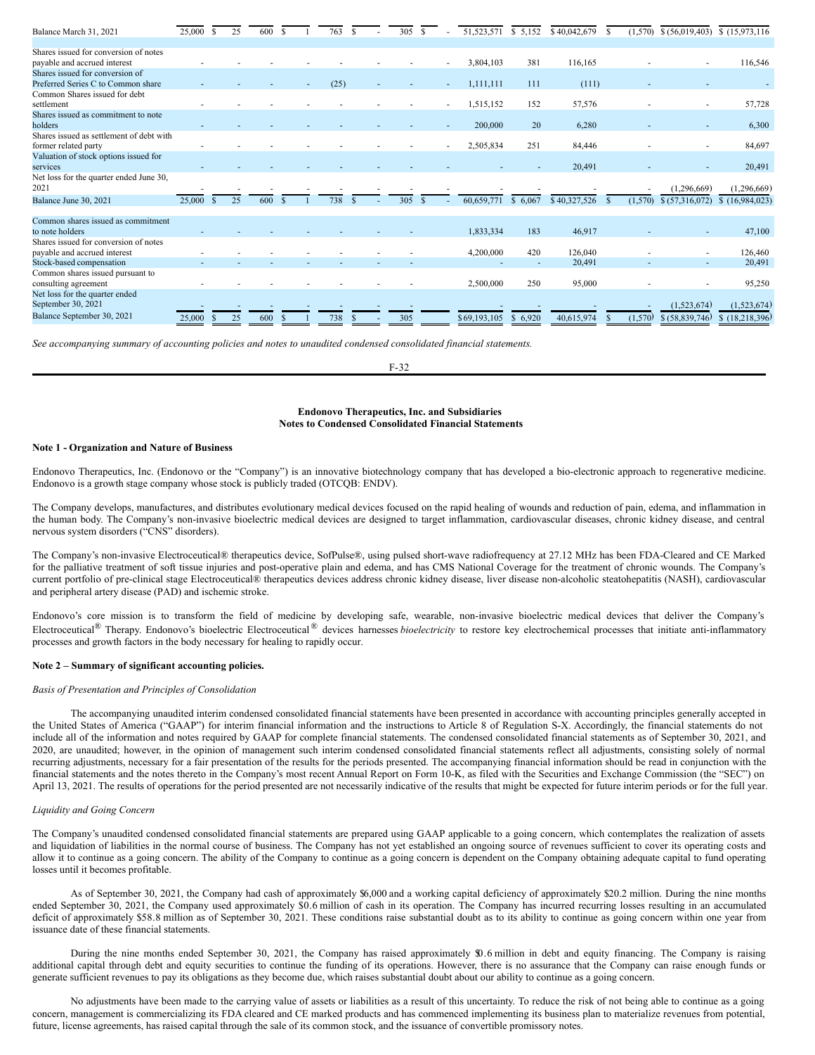| | | | | | | | | | | | | | |
|---|---|---|---|---|---|---|---|---|---|---|---|---|---|
| Balance March 31, 2021 | 25,000 | $ 25 | 600 | $ 1 | 763 | $ - | 305 | $ - | 51,523,571 | $ 5,152 | $ 40,042,679 | $ (1,570) | $ (56,019,403) | $ (15,973,116 |
| Shares issued for conversion of notes payable and accrued interest | - | - | - | - | - | - | - | - | 3,804,103 | 381 | 116,165 | - | - | 116,546 |
| Shares issued for conversion of Preferred Series C to Common share | - | - | - | - | (25) | - | - | - | 1,111,111 | 111 | (111) | - | - | - |
| Common Shares issued for debt settlement | - | - | - | - | - | - | - | - | 1,515,152 | 152 | 57,576 | - | - | 57,728 |
| Shares issued as commitment to note holders | - | - | - | - | - | - | - | - | 200,000 | 20 | 6,280 | - | - | 6,300 |
| Shares issued as settlement of debt with former related party | - | - | - | - | - | - | - | - | 2,505,834 | 251 | 84,446 | - | - | 84,697 |
| Valuation of stock options issued for services | - | - | - | - | - | - | - | - | - | - | 20,491 | - | - | 20,491 |
| Net loss for the quarter ended June 30, 2021 | - | - | - | - | - | - | - | - | - | - | - | - | (1,296,669) | (1,296,669) |
| Balance June 30, 2021 | 25,000 | $ 25 | 600 | $ 1 | 738 | $ - | 305 | $ - | 60,659,771 | $ 6,067 | $ 40,327,526 | $ (1,570) | $ (57,316,072) | $ (16,984,023) |
| Common shares issued as commitment to note holders | - | - | - | - | - | - | - | - | 1,833,334 | 183 | 46,917 | - | - | 47,100 |
| Shares issued for conversion of notes payable and accrued interest | - | - | - | - | - | - | - | - | 4,200,000 | 420 | 126,040 | - | - | 126,460 |
| Stock-based compensation | - | - | - | - | - | - | - | - | - | - | 20,491 | - | - | 20,491 |
| Common shares issued pursuant to consulting agreement | - | - | - | - | - | - | - | - | 2,500,000 | 250 | 95,000 | - | - | 95,250 |
| Net loss for the quarter ended September 30, 2021 | - | - | - | - | - | - | - | - | - | - | - | - | (1,523,674) | (1,523,674) |
| Balance September 30, 2021 | 25,000 | $ 25 | 600 | $ 1 | 738 | $ - | 305 | | $ 69,193,105 | $ 6,920 | 40,615,974 | $ (1,570) | $ (58,839,746) | $ (18,218,396) |

*See accompanying summary of accounting policies and notes to unaudited condensed consolidated financial statements.*

**Endonovo Therapeutics, Inc. and Subsidiaries**
**Notes to Condensed Consolidated Financial Statements**

**Note 1 - Organization and Nature of Business**

Endonovo Therapeutics, Inc. (Endonovo or the "Company") is an innovative biotechnology company that has developed a bio-electronic approach to regenerative medicine. Endonovo is a growth stage company whose stock is publicly traded (OTCQB: ENDV).

The Company develops, manufactures, and distributes evolutionary medical devices focused on the rapid healing of wounds and reduction of pain, edema, and inflammation in the human body. The Company's non-invasive bioelectric medical devices are designed to target inflammation, cardiovascular diseases, chronic kidney disease, and central nervous system disorders ("CNS" disorders).

The Company's non-invasive Electroceutical® therapeutics device, SofPulse®, using pulsed short-wave radiofrequency at 27.12 MHz has been FDA-Cleared and CE Marked for the palliative treatment of soft tissue injuries and post-operative plain and edema, and has CMS National Coverage for the treatment of chronic wounds. The Company's current portfolio of pre-clinical stage Electroceutical® therapeutics devices address chronic kidney disease, liver disease non-alcoholic steatohepatitis (NASH), cardiovascular and peripheral artery disease (PAD) and ischemic stroke.

Endonovo's core mission is to transform the field of medicine by developing safe, wearable, non-invasive bioelectric medical devices that deliver the Company's Electroceutical® Therapy. Endonovo's bioelectric Electroceutical® devices harnesses *bioelectricity* to restore key electrochemical processes that initiate anti-inflammatory processes and growth factors in the body necessary for healing to rapidly occur.

**Note 2 – Summary of significant accounting policies.**

*Basis of Presentation and Principles of Consolidation*

The accompanying unaudited interim condensed consolidated financial statements have been presented in accordance with accounting principles generally accepted in the United States of America ("GAAP") for interim financial information and the instructions to Article 8 of Regulation S-X. Accordingly, the financial statements do not include all of the information and notes required by GAAP for complete financial statements. The condensed consolidated financial statements as of September 30, 2021, and 2020, are unaudited; however, in the opinion of management such interim condensed consolidated financial statements reflect all adjustments, consisting solely of normal recurring adjustments, necessary for a fair presentation of the results for the periods presented. The accompanying financial information should be read in conjunction with the financial statements and the notes thereto in the Company's most recent Annual Report on Form 10-K, as filed with the Securities and Exchange Commission (the "SEC") on April 13, 2021. The results of operations for the period presented are not necessarily indicative of the results that might be expected for future interim periods or for the full year.

*Liquidity and Going Concern*

The Company's unaudited condensed consolidated financial statements are prepared using GAAP applicable to a going concern, which contemplates the realization of assets and liquidation of liabilities in the normal course of business. The Company has not yet established an ongoing source of revenues sufficient to cover its operating costs and allow it to continue as a going concern. The ability of the Company to continue as a going concern is dependent on the Company obtaining adequate capital to fund operating losses until it becomes profitable.

As of September 30, 2021, the Company had cash of approximately $6,000 and a working capital deficiency of approximately $20.2 million. During the nine months ended September 30, 2021, the Company used approximately $0.6 million of cash in its operation. The Company has incurred recurring losses resulting in an accumulated deficit of approximately $58.8 million as of September 30, 2021. These conditions raise substantial doubt as to its ability to continue as going concern within one year from issuance date of these financial statements.

During the nine months ended September 30, 2021, the Company has raised approximately $0.6 million in debt and equity financing. The Company is raising additional capital through debt and equity securities to continue the funding of its operations. However, there is no assurance that the Company can raise enough funds or generate sufficient revenues to pay its obligations as they become due, which raises substantial doubt about our ability to continue as a going concern.

No adjustments have been made to the carrying value of assets or liabilities as a result of this uncertainty. To reduce the risk of not being able to continue as a going concern, management is commercializing its FDA cleared and CE marked products and has commenced implementing its business plan to materialize revenues from potential, future, license agreements, has raised capital through the sale of its common stock, and the issuance of convertible promissory notes.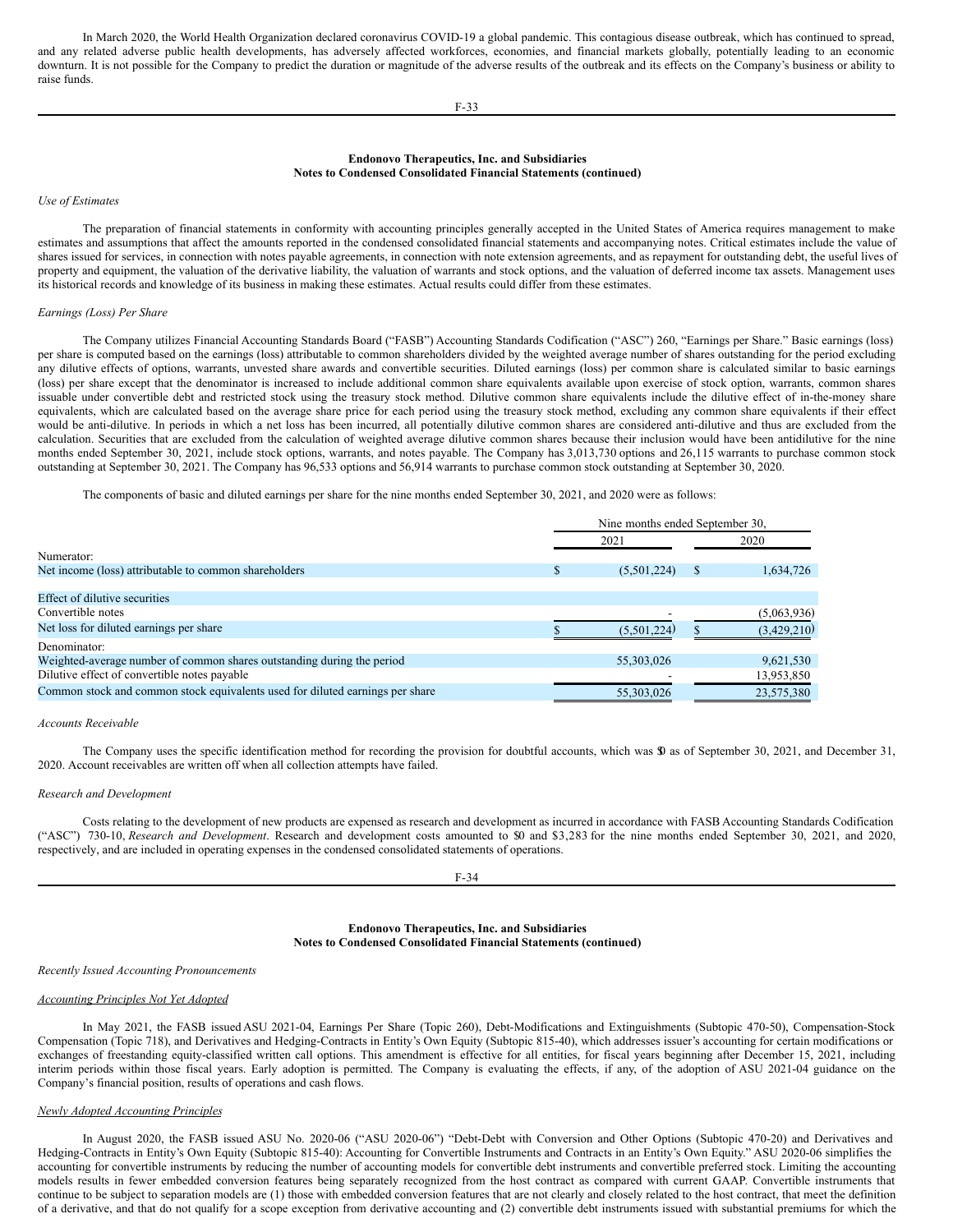In March 2020, the World Health Organization declared coronavirus COVID-19 a global pandemic. This contagious disease outbreak, which has continued to spread, and any related adverse public health developments, has adversely affected workforces, economies, and financial markets globally, potentially leading to an economic downturn. It is not possible for the Company to predict the duration or magnitude of the adverse results of the outbreak and its effects on the Company's business or ability to raise funds.

**Endonovo Therapeutics, Inc. and Subsidiaries**
**Notes to Condensed Consolidated Financial Statements (continued)**

*Use of Estimates*

The preparation of financial statements in conformity with accounting principles generally accepted in the United States of America requires management to make estimates and assumptions that affect the amounts reported in the condensed consolidated financial statements and accompanying notes. Critical estimates include the value of shares issued for services, in connection with notes payable agreements, in connection with note extension agreements, and as repayment for outstanding debt, the useful lives of property and equipment, the valuation of the derivative liability, the valuation of warrants and stock options, and the valuation of deferred income tax assets. Management uses its historical records and knowledge of its business in making these estimates. Actual results could differ from these estimates.

*Earnings (Loss) Per Share*

The Company utilizes Financial Accounting Standards Board ("FASB") Accounting Standards Codification ("ASC") 260, "Earnings per Share." Basic earnings (loss) per share is computed based on the earnings (loss) attributable to common shareholders divided by the weighted average number of shares outstanding for the period excluding any dilutive effects of options, warrants, unvested share awards and convertible securities. Diluted earnings (loss) per common share is calculated similar to basic earnings (loss) per share except that the denominator is increased to include additional common share equivalents available upon exercise of stock option, warrants, common shares issuable under convertible debt and restricted stock using the treasury stock method. Dilutive common share equivalents include the dilutive effect of in-the-money share equivalents, which are calculated based on the average share price for each period using the treasury stock method, excluding any common share equivalents if their effect would be anti-dilutive. In periods in which a net loss has been incurred, all potentially dilutive common shares are considered anti-dilutive and thus are excluded from the calculation. Securities that are excluded from the calculation of weighted average dilutive common shares because their inclusion would have been antidilutive for the nine months ended September 30, 2021, include stock options, warrants, and notes payable. The Company has 3,013,730 options and 26,115 warrants to purchase common stock outstanding at September 30, 2021. The Company has 96,533 options and 56,914 warrants to purchase common stock outstanding at September 30, 2020.

The components of basic and diluted earnings per share for the nine months ended September 30, 2021, and 2020 were as follows:

| | Nine months ended September 30, | |
|---|---|---|
| | 2021 | 2020 |
| Numerator: | | |
| Net income (loss) attributable to common shareholders | $ (5,501,224) | $ 1,634,726 |
| | | |
| Effect of dilutive securities | | |
| Convertible notes | - | (5,063,936) |
| Net loss for diluted earnings per share | $ (5,501,224) | $ (3,429,210) |
| Denominator: | | |
| Weighted-average number of common shares outstanding during the period | 55,303,026 | 9,621,530 |
| Dilutive effect of convertible notes payable | - | 13,953,850 |
| Common stock and common stock equivalents used for diluted earnings per share | 55,303,026 | 23,575,380 |

*Accounts Receivable*

The Company uses the specific identification method for recording the provision for doubtful accounts, which was $0 as of September 30, 2021, and December 31, 2020. Account receivables are written off when all collection attempts have failed.

*Research and Development*

Costs relating to the development of new products are expensed as research and development as incurred in accordance with FASB Accounting Standards Codification ("ASC") 730-10, *Research and Development*. Research and development costs amounted to $0 and $3,283 for the nine months ended September 30, 2021, and 2020, respectively, and are included in operating expenses in the condensed consolidated statements of operations.

**Endonovo Therapeutics, Inc. and Subsidiaries**
**Notes to Condensed Consolidated Financial Statements (continued)**

*Recently Issued Accounting Pronouncements*

*Accounting Principles Not Yet Adopted*

In May 2021, the FASB issued ASU 2021-04, Earnings Per Share (Topic 260), Debt-Modifications and Extinguishments (Subtopic 470-50), Compensation-Stock Compensation (Topic 718), and Derivatives and Hedging-Contracts in Entity's Own Equity (Subtopic 815-40), which addresses issuer's accounting for certain modifications or exchanges of freestanding equity-classified written call options. This amendment is effective for all entities, for fiscal years beginning after December 15, 2021, including interim periods within those fiscal years. Early adoption is permitted. The Company is evaluating the effects, if any, of the adoption of ASU 2021-04 guidance on the Company's financial position, results of operations and cash flows.

*Newly Adopted Accounting Principles*

In August 2020, the FASB issued ASU No. 2020-06 ("ASU 2020-06") "Debt-Debt with Conversion and Other Options (Subtopic 470-20) and Derivatives and Hedging-Contracts in Entity's Own Equity (Subtopic 815-40): Accounting for Convertible Instruments and Contracts in an Entity's Own Equity." ASU 2020-06 simplifies the accounting for convertible instruments by reducing the number of accounting models for convertible debt instruments and convertible preferred stock. Limiting the accounting models results in fewer embedded conversion features being separately recognized from the host contract as compared with current GAAP. Convertible instruments that continue to be subject to separation models are (1) those with embedded conversion features that are not clearly and closely related to the host contract, that meet the definition of a derivative, and that do not qualify for a scope exception from derivative accounting and (2) convertible debt instruments issued with substantial premiums for which the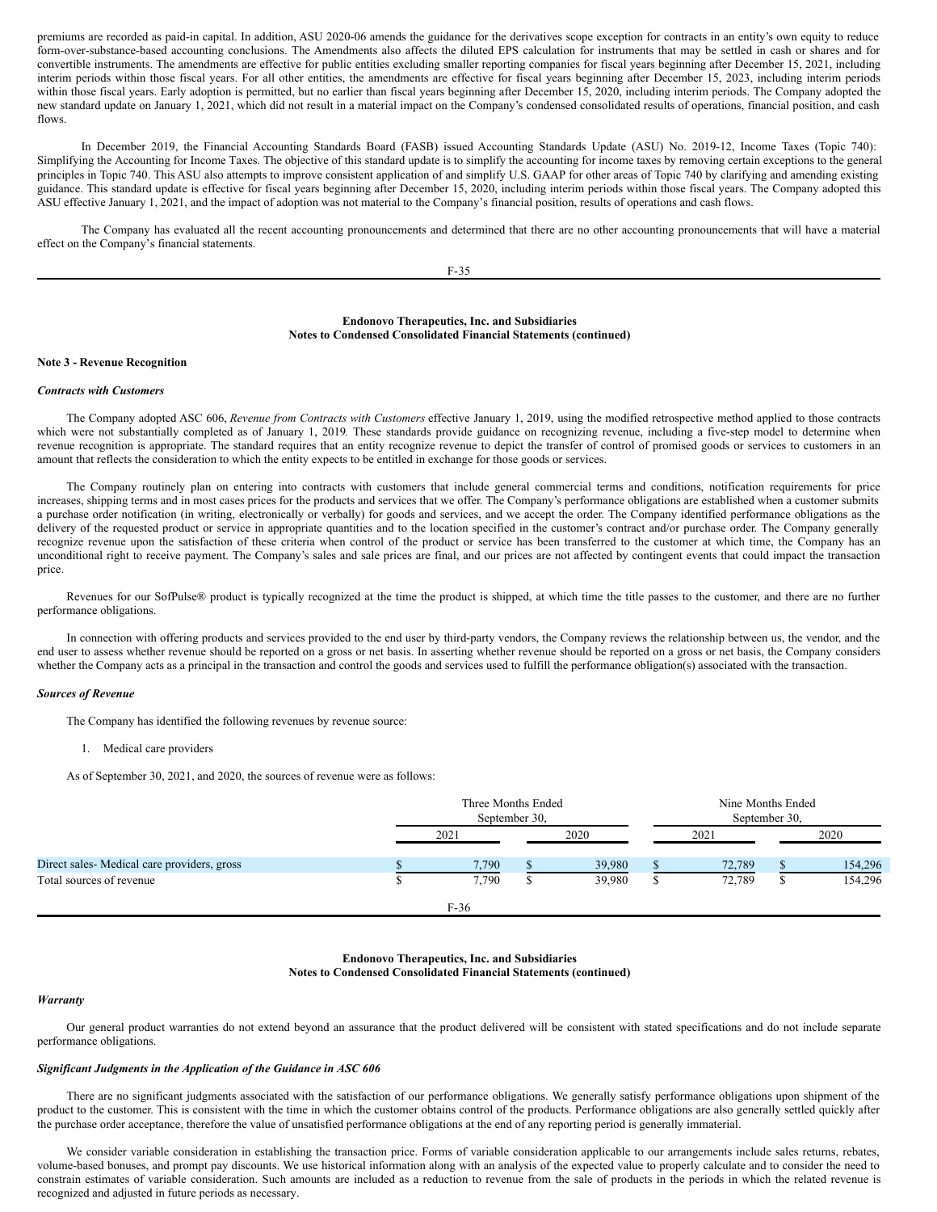premiums are recorded as paid-in capital. In addition, ASU 2020-06 amends the guidance for the derivatives scope exception for contracts in an entity's own equity to reduce form-over-substance-based accounting conclusions. The Amendments also affects the diluted EPS calculation for instruments that may be settled in cash or shares and for convertible instruments. The amendments are effective for public entities excluding smaller reporting companies for fiscal years beginning after December 15, 2021, including interim periods within those fiscal years. For all other entities, the amendments are effective for fiscal years beginning after December 15, 2023, including interim periods within those fiscal years. Early adoption is permitted, but no earlier than fiscal years beginning after December 15, 2020, including interim periods. The Company adopted the new standard update on January 1, 2021, which did not result in a material impact on the Company's condensed consolidated results of operations, financial position, and cash flows.

In December 2019, the Financial Accounting Standards Board (FASB) issued Accounting Standards Update (ASU) No. 2019-12, Income Taxes (Topic 740): Simplifying the Accounting for Income Taxes. The objective of this standard update is to simplify the accounting for income taxes by removing certain exceptions to the general principles in Topic 740. This ASU also attempts to improve consistent application of and simplify U.S. GAAP for other areas of Topic 740 by clarifying and amending existing guidance. This standard update is effective for fiscal years beginning after December 15, 2020, including interim periods within those fiscal years. The Company adopted this ASU effective January 1, 2021, and the impact of adoption was not material to the Company's financial position, results of operations and cash flows.

The Company has evaluated all the recent accounting pronouncements and determined that there are no other accounting pronouncements that will have a material effect on the Company's financial statements.

**Endonovo Therapeutics, Inc. and Subsidiaries**
**Notes to Condensed Consolidated Financial Statements (continued)**

**Note 3 - Revenue Recognition**

***Contracts with Customers***

The Company adopted ASC 606, *Revenue from Contracts with Customers* effective January 1, 2019, using the modified retrospective method applied to those contracts which were not substantially completed as of January 1, 2019*.* These standards provide guidance on recognizing revenue, including a five-step model to determine when revenue recognition is appropriate. The standard requires that an entity recognize revenue to depict the transfer of control of promised goods or services to customers in an amount that reflects the consideration to which the entity expects to be entitled in exchange for those goods or services.

The Company routinely plan on entering into contracts with customers that include general commercial terms and conditions, notification requirements for price increases, shipping terms and in most cases prices for the products and services that we offer. The Company's performance obligations are established when a customer submits a purchase order notification (in writing, electronically or verbally) for goods and services, and we accept the order. The Company identified performance obligations as the delivery of the requested product or service in appropriate quantities and to the location specified in the customer's contract and/or purchase order. The Company generally recognize revenue upon the satisfaction of these criteria when control of the product or service has been transferred to the customer at which time, the Company has an unconditional right to receive payment. The Company's sales and sale prices are final, and our prices are not affected by contingent events that could impact the transaction price.

Revenues for our SofPulse® product is typically recognized at the time the product is shipped, at which time the title passes to the customer, and there are no further performance obligations.

In connection with offering products and services provided to the end user by third-party vendors, the Company reviews the relationship between us, the vendor, and the end user to assess whether revenue should be reported on a gross or net basis. In asserting whether revenue should be reported on a gross or net basis, the Company considers whether the Company acts as a principal in the transaction and control the goods and services used to fulfill the performance obligation(s) associated with the transaction.

***Sources of Revenue***

The Company has identified the following revenues by revenue source:

1. Medical care providers

As of September 30, 2021, and 2020, the sources of revenue were as follows:

| | Three Months Ended September 30, | | Nine Months Ended September 30, | |
|---|---|---|---|---|
| | 2021 | 2020 | 2021 | 2020 |
| Direct sales- Medical care providers, gross | $ 7,790 | $ 39,980 | $ 72,789 | $ 154,296 |
| Total sources of revenue | $ 7,790 | $ 39,980 | $ 72,789 | $ 154,296 |

**Endonovo Therapeutics, Inc. and Subsidiaries**
**Notes to Condensed Consolidated Financial Statements (continued)**

***Warranty***

Our general product warranties do not extend beyond an assurance that the product delivered will be consistent with stated specifications and do not include separate performance obligations.

***Significant Judgments in the Application of the Guidance in ASC 606***

There are no significant judgments associated with the satisfaction of our performance obligations. We generally satisfy performance obligations upon shipment of the product to the customer. This is consistent with the time in which the customer obtains control of the products. Performance obligations are also generally settled quickly after the purchase order acceptance, therefore the value of unsatisfied performance obligations at the end of any reporting period is generally immaterial.

We consider variable consideration in establishing the transaction price. Forms of variable consideration applicable to our arrangements include sales returns, rebates, volume-based bonuses, and prompt pay discounts. We use historical information along with an analysis of the expected value to properly calculate and to consider the need to constrain estimates of variable consideration. Such amounts are included as a reduction to revenue from the sale of products in the periods in which the related revenue is recognized and adjusted in future periods as necessary.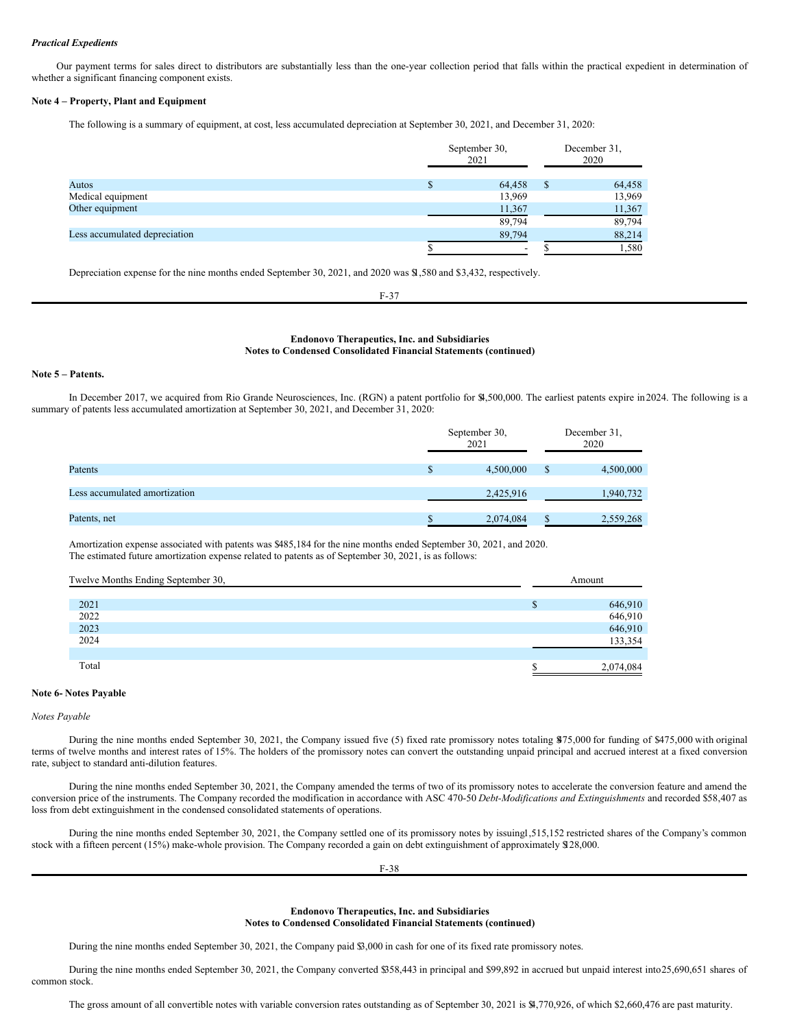***Practical Expedients***

Our payment terms for sales direct to distributors are substantially less than the one-year collection period that falls within the practical expedient in determination of whether a significant financing component exists.

**Note 4 – Property, Plant and Equipment**

The following is a summary of equipment, at cost, less accumulated depreciation at September 30, 2021, and December 31, 2020:

| | September 30, 2021 | December 31, 2020 |
|---|---|---|
| Autos | $ 64,458 | $ 64,458 |
| Medical equipment | 13,969 | 13,969 |
| Other equipment | 11,367 | 11,367 |
| | 89,794 | 89,794 |
| Less accumulated depreciation | 89,794 | 88,214 |
| | $ - | $ 1,580 |

Depreciation expense for the nine months ended September 30, 2021, and 2020 was $1,580 and $3,432, respectively.

**Endonovo Therapeutics, Inc. and Subsidiaries**
**Notes to Condensed Consolidated Financial Statements (continued)**

**Note 5 – Patents.**

In December 2017, we acquired from Rio Grande Neurosciences, Inc. (RGN) a patent portfolio for $4,500,000. The earliest patents expire in 2024. The following is a summary of patents less accumulated amortization at September 30, 2021, and December 31, 2020:

| | September 30, 2021 | December 31, 2020 |
|---|---|---|
| Patents | $ 4,500,000 | $ 4,500,000 |
| Less accumulated amortization | 2,425,916 | 1,940,732 |
| Patents, net | $ 2,074,084 | $ 2,559,268 |

Amortization expense associated with patents was $485,184 for the nine months ended September 30, 2021, and 2020.
The estimated future amortization expense related to patents as of September 30, 2021, is as follows:

| Twelve Months Ending September 30, | Amount |
|---|---|
| 2021 | $ 646,910 |
| 2022 | 646,910 |
| 2023 | 646,910 |
| 2024 | 133,354 |
| Total | $ 2,074,084 |

**Note 6- Notes Payable**

*Notes Payable*

During the nine months ended September 30, 2021, the Company issued five (5) fixed rate promissory notes totaling $475,000 for funding of $475,000 with original terms of twelve months and interest rates of 15%. The holders of the promissory notes can convert the outstanding unpaid principal and accrued interest at a fixed conversion rate, subject to standard anti-dilution features.

During the nine months ended September 30, 2021, the Company amended the terms of two of its promissory notes to accelerate the conversion feature and amend the conversion price of the instruments. The Company recorded the modification in accordance with ASC 470-50 *Debt-Modifications and Extinguishments* and recorded $58,407 as loss from debt extinguishment in the condensed consolidated statements of operations.

During the nine months ended September 30, 2021, the Company settled one of its promissory notes by issuing 1,515,152 restricted shares of the Company's common stock with a fifteen percent (15%) make-whole provision. The Company recorded a gain on debt extinguishment of approximately $128,000.

**Endonovo Therapeutics, Inc. and Subsidiaries**
**Notes to Condensed Consolidated Financial Statements (continued)**

During the nine months ended September 30, 2021, the Company paid $3,000 in cash for one of its fixed rate promissory notes.

During the nine months ended September 30, 2021, the Company converted $358,443 in principal and $99,892 in accrued but unpaid interest into 25,690,651 shares of common stock.

The gross amount of all convertible notes with variable conversion rates outstanding as of September 30, 2021 is $4,770,926, of which $2,660,476 are past maturity.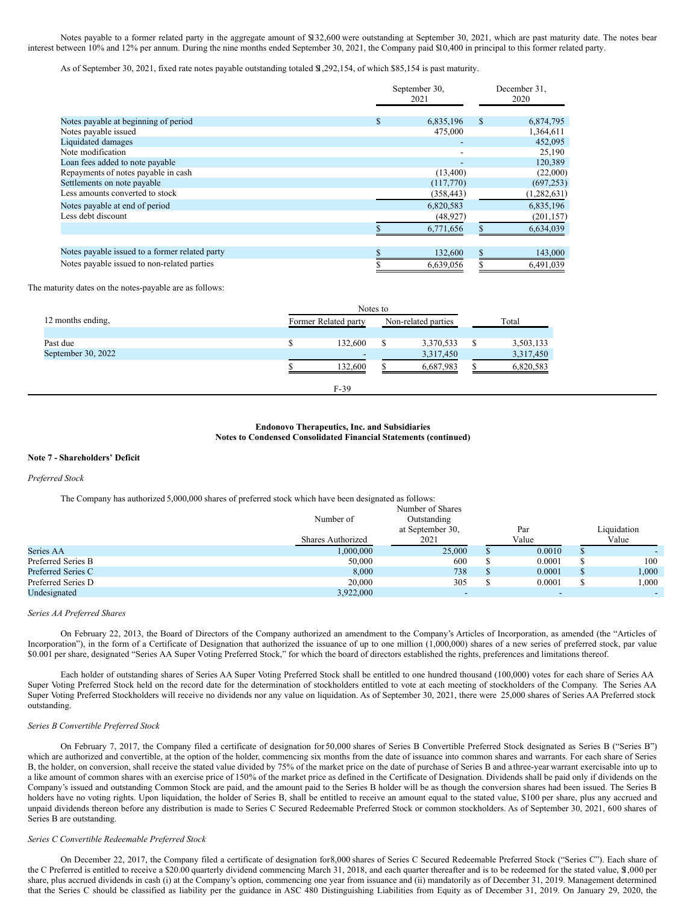Notes payable to a former related party in the aggregate amount of $132,600 were outstanding at September 30, 2021, which are past maturity date. The notes bear interest between 10% and 12% per annum. During the nine months ended September 30, 2021, the Company paid $10,400 in principal to this former related party.

As of September 30, 2021, fixed rate notes payable outstanding totaled $1,292,154, of which $85,154 is past maturity.

| | September 30, 2021 | December 31, 2020 |
|---|---|---|
| Notes payable at beginning of period | $ 6,835,196 | $ 6,874,795 |
| Notes payable issued | 475,000 | 1,364,611 |
| Liquidated damages | - | 452,095 |
| Note modification | - | 25,190 |
| Loan fees added to note payable | - | 120,389 |
| Repayments of notes payable in cash | (13,400) | (22,000) |
| Settlements on note payable | (117,770) | (697,253) |
| Less amounts converted to stock | (358,443) | (1,282,631) |
| Notes payable at end of period | 6,820,583 | 6,835,196 |
| Less debt discount | (48,927) | (201,157) |
| | $ 6,771,656 | $ 6,634,039 |
| | | |
| Notes payable issued to a former related party | $ 132,600 | $ 143,000 |
| Notes payable issued to non-related parties | $ 6,639,056 | $ 6,491,039 |

The maturity dates on the notes-payable are as follows:

| | Notes to | | |
|---|---|---|---|
| 12 months ending, | Former Related party | Non-related parties | Total |
| Past due | $ 132,600 | $ 3,370,533 | $ 3,503,133 |
| September 30, 2022 | - | 3,317,450 | 3,317,450 |
| | $ 132,600 | $ 6,687,983 | $ 6,820,583 |

**Endonovo Therapeutics, Inc. and Subsidiaries**
**Notes to Condensed Consolidated Financial Statements (continued)**

**Note 7 - Shareholders' Deficit**

*Preferred Stock*

The Company has authorized 5,000,000 shares of preferred stock which have been designated as follows:

| | Number of Shares Authorized | Number of Shares Outstanding at September 30, 2021 | Par Value | Liquidation Value |
|---|---|---|---|---|
| Series AA | 1,000,000 | 25,000 | $ 0.0010 | $ - |
| Preferred Series B | 50,000 | 600 | $ 0.0001 | $ 100 |
| Preferred Series C | 8,000 | 738 | $ 0.0001 | $ 1,000 |
| Preferred Series D | 20,000 | 305 | $ 0.0001 | $ 1,000 |
| Undesignated | 3,922,000 | - | - | - |

*Series AA Preferred Shares*

On February 22, 2013, the Board of Directors of the Company authorized an amendment to the Company's Articles of Incorporation, as amended (the "Articles of Incorporation"), in the form of a Certificate of Designation that authorized the issuance of up to one million (1,000,000) shares of a new series of preferred stock, par value $0.001 per share, designated "Series AA Super Voting Preferred Stock," for which the board of directors established the rights, preferences and limitations thereof.

Each holder of outstanding shares of Series AA Super Voting Preferred Stock shall be entitled to one hundred thousand (100,000) votes for each share of Series AA Super Voting Preferred Stock held on the record date for the determination of stockholders entitled to vote at each meeting of stockholders of the Company. The Series AA Super Voting Preferred Stockholders will receive no dividends nor any value on liquidation. As of September 30, 2021, there were 25,000 shares of Series AA Preferred stock outstanding.

*Series B Convertible Preferred Stock*

On February 7, 2017, the Company filed a certificate of designation for 50,000 shares of Series B Convertible Preferred Stock designated as Series B ("Series B") which are authorized and convertible, at the option of the holder, commencing six months from the date of issuance into common shares and warrants. For each share of Series B, the holder, on conversion, shall receive the stated value divided by 75% of the market price on the date of purchase of Series B and a three-year warrant exercisable into up to a like amount of common shares with an exercise price of 150% of the market price as defined in the Certificate of Designation. Dividends shall be paid only if dividends on the Company's issued and outstanding Common Stock are paid, and the amount paid to the Series B holder will be as though the conversion shares had been issued. The Series B holders have no voting rights. Upon liquidation, the holder of Series B, shall be entitled to receive an amount equal to the stated value, $100 per share, plus any accrued and unpaid dividends thereon before any distribution is made to Series C Secured Redeemable Preferred Stock or common stockholders. As of September 30, 2021, 600 shares of Series B are outstanding.

*Series C Convertible Redeemable Preferred Stock*

On December 22, 2017, the Company filed a certificate of designation for 8,000 shares of Series C Secured Redeemable Preferred Stock ("Series C"). Each share of the C Preferred is entitled to receive a $20.00 quarterly dividend commencing March 31, 2018, and each quarter thereafter and is to be redeemed for the stated value, $1,000 per share, plus accrued dividends in cash (i) at the Company's option, commencing one year from issuance and (ii) mandatorily as of December 31, 2019. Management determined that the Series C should be classified as liability per the guidance in ASC 480 Distinguishing Liabilities from Equity as of December 31, 2019. On January 29, 2020, the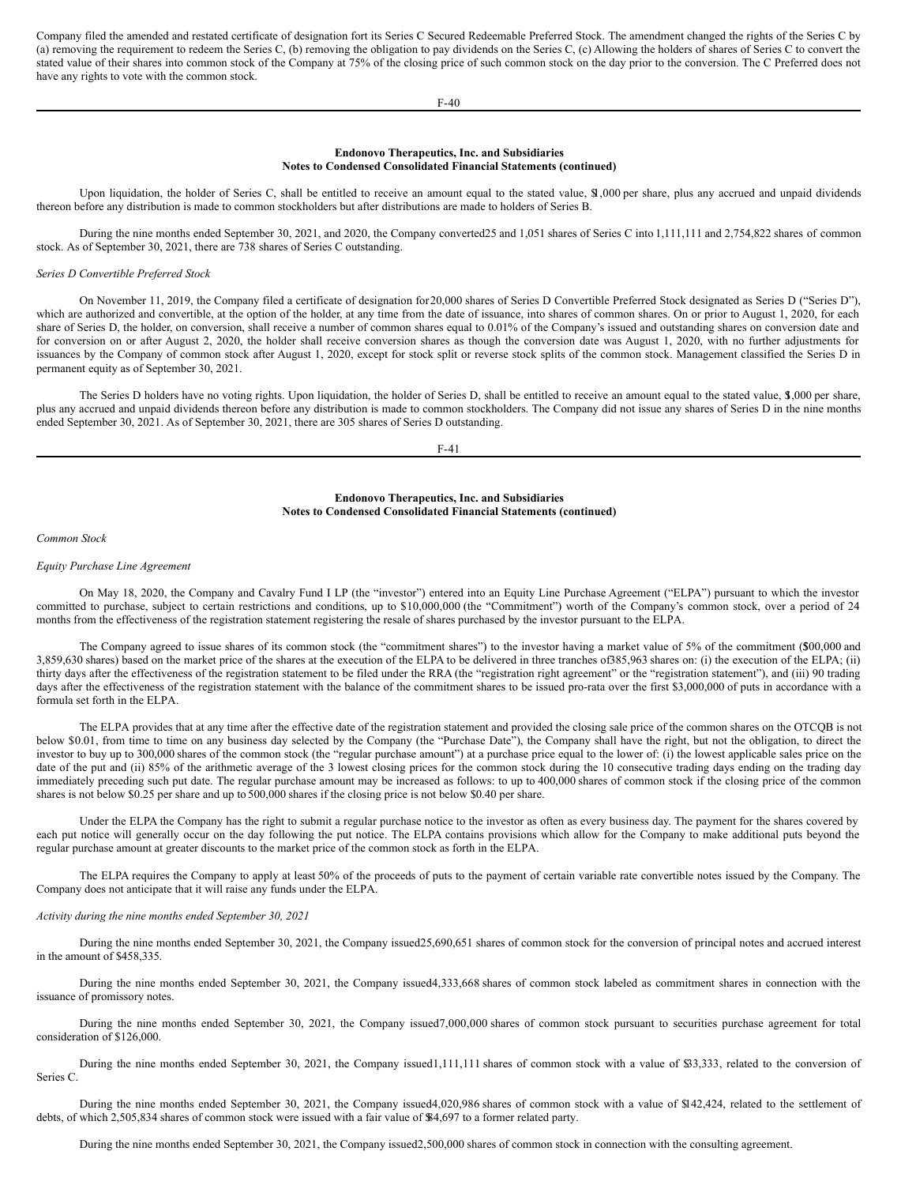Company filed the amended and restated certificate of designation fort its Series C Secured Redeemable Preferred Stock. The amendment changed the rights of the Series C by (a) removing the requirement to redeem the Series C, (b) removing the obligation to pay dividends on the Series C, (c) Allowing the holders of shares of Series C to convert the stated value of their shares into common stock of the Company at 75% of the closing price of such common stock on the day prior to the conversion. The C Preferred does not have any rights to vote with the common stock.

**Endonovo Therapeutics, Inc. and Subsidiaries**
**Notes to Condensed Consolidated Financial Statements (continued)**

Upon liquidation, the holder of Series C, shall be entitled to receive an amount equal to the stated value, $1,000 per share, plus any accrued and unpaid dividends thereon before any distribution is made to common stockholders but after distributions are made to holders of Series B.

During the nine months ended September 30, 2021, and 2020, the Company converted 25 and 1,051 shares of Series C into 1,111,111 and 2,754,822 shares of common stock. As of September 30, 2021, there are 738 shares of Series C outstanding.

*Series D Convertible Preferred Stock*

On November 11, 2019, the Company filed a certificate of designation for 20,000 shares of Series D Convertible Preferred Stock designated as Series D ("Series D"), which are authorized and convertible, at the option of the holder, at any time from the date of issuance, into shares of common shares. On or prior to August 1, 2020, for each share of Series D, the holder, on conversion, shall receive a number of common shares equal to 0.01% of the Company's issued and outstanding shares on conversion date and for conversion on or after August 2, 2020, the holder shall receive conversion shares as though the conversion date was August 1, 2020, with no further adjustments for issuances by the Company of common stock after August 1, 2020, except for stock split or reverse stock splits of the common stock. Management classified the Series D in permanent equity as of September 30, 2021.

The Series D holders have no voting rights. Upon liquidation, the holder of Series D, shall be entitled to receive an amount equal to the stated value, $1,000 per share, plus any accrued and unpaid dividends thereon before any distribution is made to common stockholders. The Company did not issue any shares of Series D in the nine months ended September 30, 2021. As of September 30, 2021, there are 305 shares of Series D outstanding.

**Endonovo Therapeutics, Inc. and Subsidiaries**
**Notes to Condensed Consolidated Financial Statements (continued)**

*Common Stock*

*Equity Purchase Line Agreement*

On May 18, 2020, the Company and Cavalry Fund I LP (the "investor") entered into an Equity Line Purchase Agreement ("ELPA") pursuant to which the investor committed to purchase, subject to certain restrictions and conditions, up to $10,000,000 (the "Commitment") worth of the Company's common stock, over a period of 24 months from the effectiveness of the registration statement registering the resale of shares purchased by the investor pursuant to the ELPA.

The Company agreed to issue shares of its common stock (the "commitment shares") to the investor having a market value of 5% of the commitment ($500,000 and 3,859,630 shares) based on the market price of the shares at the execution of the ELPA to be delivered in three tranches of 385,963 shares on: (i) the execution of the ELPA; (ii) thirty days after the effectiveness of the registration statement to be filed under the RRA (the "registration right agreement" or the "registration statement"), and (iii) 90 trading days after the effectiveness of the registration statement with the balance of the commitment shares to be issued pro-rata over the first $3,000,000 of puts in accordance with a formula set forth in the ELPA.

The ELPA provides that at any time after the effective date of the registration statement and provided the closing sale price of the common shares on the OTCQB is not below $0.01, from time to time on any business day selected by the Company (the "Purchase Date"), the Company shall have the right, but not the obligation, to direct the investor to buy up to 300,000 shares of the common stock (the "regular purchase amount") at a purchase price equal to the lower of: (i) the lowest applicable sales price on the date of the put and (ii) 85% of the arithmetic average of the 3 lowest closing prices for the common stock during the 10 consecutive trading days ending on the trading day immediately preceding such put date. The regular purchase amount may be increased as follows: to up to 400,000 shares of common stock if the closing price of the common shares is not below $0.25 per share and up to 500,000 shares if the closing price is not below $0.40 per share.

Under the ELPA the Company has the right to submit a regular purchase notice to the investor as often as every business day. The payment for the shares covered by each put notice will generally occur on the day following the put notice. The ELPA contains provisions which allow for the Company to make additional puts beyond the regular purchase amount at greater discounts to the market price of the common stock as forth in the ELPA.

The ELPA requires the Company to apply at least 50% of the proceeds of puts to the payment of certain variable rate convertible notes issued by the Company. The Company does not anticipate that it will raise any funds under the ELPA.

*Activity during the nine months ended September 30, 2021*

During the nine months ended September 30, 2021, the Company issued 25,690,651 shares of common stock for the conversion of principal notes and accrued interest in the amount of $458,335.

During the nine months ended September 30, 2021, the Company issued 4,333,668 shares of common stock labeled as commitment shares in connection with the issuance of promissory notes.

During the nine months ended September 30, 2021, the Company issued 7,000,000 shares of common stock pursuant to securities purchase agreement for total consideration of $126,000.

During the nine months ended September 30, 2021, the Company issued 1,111,111 shares of common stock with a value of $33,333, related to the conversion of Series C.

During the nine months ended September 30, 2021, the Company issued 4,020,986 shares of common stock with a value of $142,424, related to the settlement of debts, of which 2,505,834 shares of common stock were issued with a fair value of $84,697 to a former related party.

During the nine months ended September 30, 2021, the Company issued 2,500,000 shares of common stock in connection with the consulting agreement.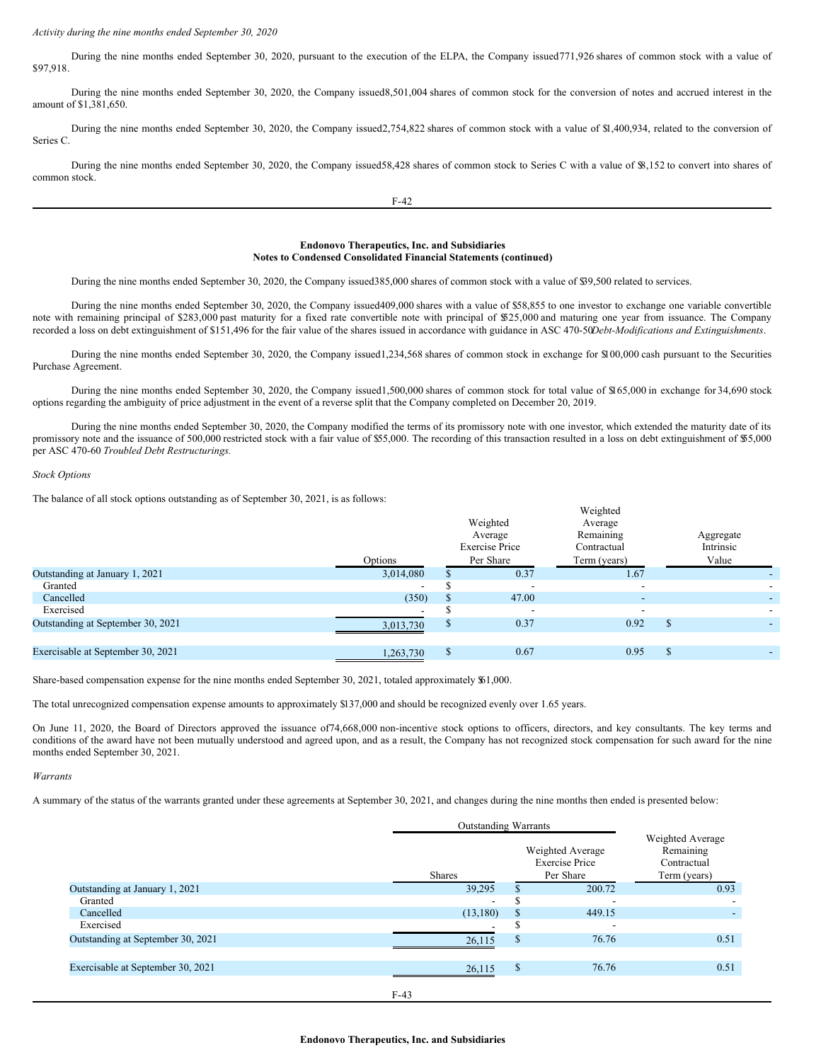*Activity during the nine months ended September 30, 2020*

During the nine months ended September 30, 2020, pursuant to the execution of the ELPA, the Company issued 771,926 shares of common stock with a value of $97,918.

During the nine months ended September 30, 2020, the Company issued 8,501,004 shares of common stock for the conversion of notes and accrued interest in the amount of $1,381,650.

During the nine months ended September 30, 2020, the Company issued 2,754,822 shares of common stock with a value of $1,400,934, related to the conversion of Series C.

During the nine months ended September 30, 2020, the Company issued 58,428 shares of common stock to Series C with a value of $8,152 to convert into shares of common stock.

**Endonovo Therapeutics, Inc. and Subsidiaries**
**Notes to Condensed Consolidated Financial Statements (continued)**

During the nine months ended September 30, 2020, the Company issued 385,000 shares of common stock with a value of $39,500 related to services.

During the nine months ended September 30, 2020, the Company issued 409,000 shares with a value of $58,855 to one investor to exchange one variable convertible note with remaining principal of $283,000 past maturity for a fixed rate convertible note with principal of $525,000 and maturing one year from issuance. The Company recorded a loss on debt extinguishment of $151,496 for the fair value of the shares issued in accordance with guidance in ASC 470-50 *Debt-Modifications and Extinguishments*.

During the nine months ended September 30, 2020, the Company issued 1,234,568 shares of common stock in exchange for $100,000 cash pursuant to the Securities Purchase Agreement.

During the nine months ended September 30, 2020, the Company issued 1,500,000 shares of common stock for total value of $165,000 in exchange for 34,690 stock options regarding the ambiguity of price adjustment in the event of a reverse split that the Company completed on December 20, 2019.

During the nine months ended September 30, 2020, the Company modified the terms of its promissory note with one investor, which extended the maturity date of its promissory note and the issuance of 500,000 restricted stock with a fair value of $55,000. The recording of this transaction resulted in a loss on debt extinguishment of $55,000 per ASC 470-60 *Troubled Debt Restructurings.*

*Stock Options*

The balance of all stock options outstanding as of September 30, 2021, is as follows:

| | Options | Weighted Average Exercise Price Per Share | Weighted Average Remaining Contractual Term (years) | Aggregate Intrinsic Value |
|---|---|---|---|---|
| Outstanding at January 1, 2021 | 3,014,080 | $ 0.37 | 1.67 | - |
| Granted | - | $ - | - | - |
| Cancelled | (350) | $ 47.00 | - | - |
| Exercised | - | $ - | - | - |
| Outstanding at September 30, 2021 | 3,013,730 | $ 0.37 | 0.92 | $ - |
| Exercisable at September 30, 2021 | 1,263,730 | $ 0.67 | 0.95 | $ - |

Share-based compensation expense for the nine months ended September 30, 2021, totaled approximately $61,000.

The total unrecognized compensation expense amounts to approximately $137,000 and should be recognized evenly over 1.65 years.

On June 11, 2020, the Board of Directors approved the issuance of 74,668,000 non-incentive stock options to officers, directors, and key consultants. The key terms and conditions of the award have not been mutually understood and agreed upon, and as a result, the Company has not recognized stock compensation for such award for the nine months ended September 30, 2021.

*Warrants*

A summary of the status of the warrants granted under these agreements at September 30, 2021, and changes during the nine months then ended is presented below:

| | Outstanding Warrants | | |
|---|---|---|---|
| | Shares | Weighted Average Exercise Price Per Share | Weighted Average Remaining Contractual Term (years) |
| Outstanding at January 1, 2021 | 39,295 | $ 200.72 | 0.93 |
| Granted | - | $ - | - |
| Cancelled | (13,180) | $ 449.15 | - |
| Exercised | - | $ - | |
| Outstanding at September 30, 2021 | 26,115 | $ 76.76 | 0.51 |
| Exercisable at September 30, 2021 | 26,115 | $ 76.76 | 0.51 |

**Endonovo Therapeutics, Inc. and Subsidiaries**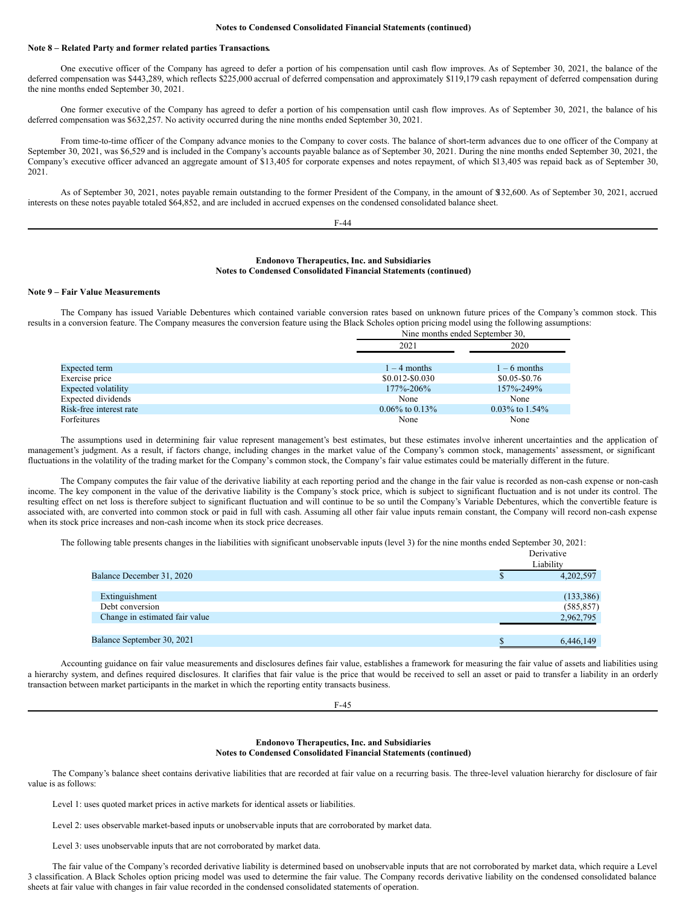**Notes to Condensed Consolidated Financial Statements (continued)**

**Note 8 – Related Party and former related parties Transactions.**

One executive officer of the Company has agreed to defer a portion of his compensation until cash flow improves. As of September 30, 2021, the balance of the deferred compensation was $443,289, which reflects $225,000 accrual of deferred compensation and approximately $119,179 cash repayment of deferred compensation during the nine months ended September 30, 2021.

One former executive of the Company has agreed to defer a portion of his compensation until cash flow improves. As of September 30, 2021, the balance of his deferred compensation was $632,257. No activity occurred during the nine months ended September 30, 2021.

From time-to-time officer of the Company advance monies to the Company to cover costs. The balance of short-term advances due to one officer of the Company at September 30, 2021, was $6,529 and is included in the Company's accounts payable balance as of September 30, 2021. During the nine months ended September 30, 2021, the Company's executive officer advanced an aggregate amount of $13,405 for corporate expenses and notes repayment, of which $13,405 was repaid back as of September 30, 2021.

As of September 30, 2021, notes payable remain outstanding to the former President of the Company, in the amount of $132,600. As of September 30, 2021, accrued interests on these notes payable totaled $64,852, and are included in accrued expenses on the condensed consolidated balance sheet.

**Endonovo Therapeutics, Inc. and Subsidiaries**
**Notes to Condensed Consolidated Financial Statements (continued)**

**Note 9 – Fair Value Measurements**

The Company has issued Variable Debentures which contained variable conversion rates based on unknown future prices of the Company's common stock. This results in a conversion feature. The Company measures the conversion feature using the Black Scholes option pricing model using the following assumptions:

| | Nine months ended September 30, | |
|---|---|---|
| | 2021 | 2020 |
| Expected term | 1 – 4 months | 1 – 6 months |
| Exercise price | $0.012-$0.030 | $0.05-$0.76 |
| Expected volatility | 177%-206% | 157%-249% |
| Expected dividends | None | None |
| Risk-free interest rate | 0.06% to 0.13% | 0.03% to 1.54% |
| Forfeitures | None | None |

The assumptions used in determining fair value represent management's best estimates, but these estimates involve inherent uncertainties and the application of management's judgment. As a result, if factors change, including changes in the market value of the Company's common stock, managements' assessment, or significant fluctuations in the volatility of the trading market for the Company's common stock, the Company's fair value estimates could be materially different in the future.

The Company computes the fair value of the derivative liability at each reporting period and the change in the fair value is recorded as non-cash expense or non-cash income. The key component in the value of the derivative liability is the Company's stock price, which is subject to significant fluctuation and is not under its control. The resulting effect on net loss is therefore subject to significant fluctuation and will continue to be so until the Company's Variable Debentures, which the convertible feature is associated with, are converted into common stock or paid in full with cash. Assuming all other fair value inputs remain constant, the Company will record non-cash expense when its stock price increases and non-cash income when its stock price decreases.

The following table presents changes in the liabilities with significant unobservable inputs (level 3) for the nine months ended September 30, 2021:

| | Derivative Liability |
|---|---|
| Balance December 31, 2020 | $ 4,202,597 |
| Extinguishment | (133,386) |
| Debt conversion | (585,857) |
| Change in estimated fair value | 2,962,795 |
| Balance September 30, 2021 | $ 6,446,149 |

Accounting guidance on fair value measurements and disclosures defines fair value, establishes a framework for measuring the fair value of assets and liabilities using a hierarchy system, and defines required disclosures. It clarifies that fair value is the price that would be received to sell an asset or paid to transfer a liability in an orderly transaction between market participants in the market in which the reporting entity transacts business.

**Endonovo Therapeutics, Inc. and Subsidiaries**
**Notes to Condensed Consolidated Financial Statements (continued)**

The Company's balance sheet contains derivative liabilities that are recorded at fair value on a recurring basis. The three-level valuation hierarchy for disclosure of fair value is as follows:

Level 1: uses quoted market prices in active markets for identical assets or liabilities.

Level 2: uses observable market-based inputs or unobservable inputs that are corroborated by market data.

Level 3: uses unobservable inputs that are not corroborated by market data.

The fair value of the Company's recorded derivative liability is determined based on unobservable inputs that are not corroborated by market data, which require a Level 3 classification. A Black Scholes option pricing model was used to determine the fair value. The Company records derivative liability on the condensed consolidated balance sheets at fair value with changes in fair value recorded in the condensed consolidated statements of operation.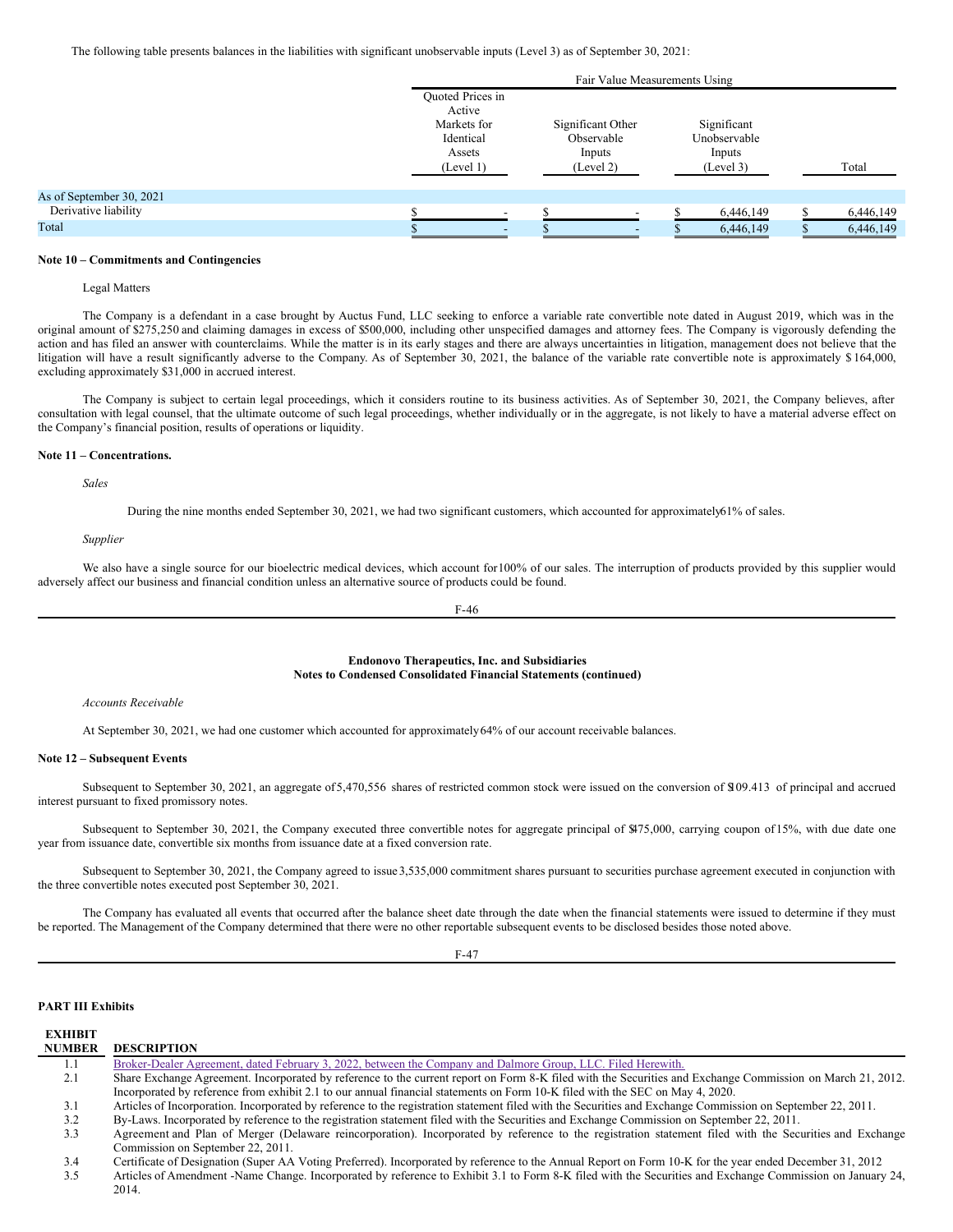The following table presents balances in the liabilities with significant unobservable inputs (Level 3) as of September 30, 2021:

| | Fair Value Measurements Using | | | |
|---|---|---|---|---|
| | Quoted Prices in Active Markets for Identical Assets (Level 1) | Significant Other Observable Inputs (Level 2) | Significant Unobservable Inputs (Level 3) | Total |
| As of September 30, 2021 | | | | |
| Derivative liability | $ - | $ - | $ 6,446,149 | $ 6,446,149 |
| Total | $ - | $ - | $ 6,446,149 | $ 6,446,149 |

**Note 10 – Commitments and Contingencies**

Legal Matters

The Company is a defendant in a case brought by Auctus Fund, LLC seeking to enforce a variable rate convertible note dated in August 2019, which was in the original amount of $275,250 and claiming damages in excess of $500,000, including other unspecified damages and attorney fees. The Company is vigorously defending the action and has filed an answer with counterclaims. While the matter is in its early stages and there are always uncertainties in litigation, management does not believe that the litigation will have a result significantly adverse to the Company. As of September 30, 2021, the balance of the variable rate convertible note is approximately $164,000, excluding approximately $31,000 in accrued interest.

The Company is subject to certain legal proceedings, which it considers routine to its business activities. As of September 30, 2021, the Company believes, after consultation with legal counsel, that the ultimate outcome of such legal proceedings, whether individually or in the aggregate, is not likely to have a material adverse effect on the Company's financial position, results of operations or liquidity.

**Note 11 – Concentrations.**

*Sales*

During the nine months ended September 30, 2021, we had two significant customers, which accounted for approximately 61% of sales.

*Supplier*

We also have a single source for our bioelectric medical devices, which account for 100% of our sales. The interruption of products provided by this supplier would adversely affect our business and financial condition unless an alternative source of products could be found.

**Endonovo Therapeutics, Inc. and Subsidiaries**
**Notes to Condensed Consolidated Financial Statements (continued)**

*Accounts Receivable*

At September 30, 2021, we had one customer which accounted for approximately 64% of our account receivable balances.

**Note 12 – Subsequent Events**

Subsequent to September 30, 2021, an aggregate of 5,470,556 shares of restricted common stock were issued on the conversion of $109.413 of principal and accrued interest pursuant to fixed promissory notes.

Subsequent to September 30, 2021, the Company executed three convertible notes for aggregate principal of $475,000, carrying coupon of 15%, with due date one year from issuance date, convertible six months from issuance date at a fixed conversion rate.

Subsequent to September 30, 2021, the Company agreed to issue 3,535,000 commitment shares pursuant to securities purchase agreement executed in conjunction with the three convertible notes executed post September 30, 2021.

The Company has evaluated all events that occurred after the balance sheet date through the date when the financial statements were issued to determine if they must be reported. The Management of the Company determined that there were no other reportable subsequent events to be disclosed besides those noted above.

**PART III Exhibits**

| EXHIBIT NUMBER | DESCRIPTION |
|---|---|
| 1.1 | Broker-Dealer Agreement, dated February 3, 2022, between the Company and Dalmore Group, LLC. Filed Herewith. |
| 2.1 | Share Exchange Agreement. Incorporated by reference to the current report on Form 8-K filed with the Securities and Exchange Commission on March 21, 2012. Incorporated by reference from exhibit 2.1 to our annual financial statements on Form 10-K filed with the SEC on May 4, 2020. |
| 3.1 | Articles of Incorporation. Incorporated by reference to the registration statement filed with the Securities and Exchange Commission on September 22, 2011. |
| 3.2 | By-Laws. Incorporated by reference to the registration statement filed with the Securities and Exchange Commission on September 22, 2011. |
| 3.3 | Agreement and Plan of Merger (Delaware reincorporation). Incorporated by reference to the registration statement filed with the Securities and Exchange Commission on September 22, 2011. |
| 3.4 | Certificate of Designation (Super AA Voting Preferred). Incorporated by reference to the Annual Report on Form 10-K for the year ended December 31, 2012 |
| 3.5 | Articles of Amendment -Name Change. Incorporated by reference to Exhibit 3.1 to Form 8-K filed with the Securities and Exchange Commission on January 24, 2014. |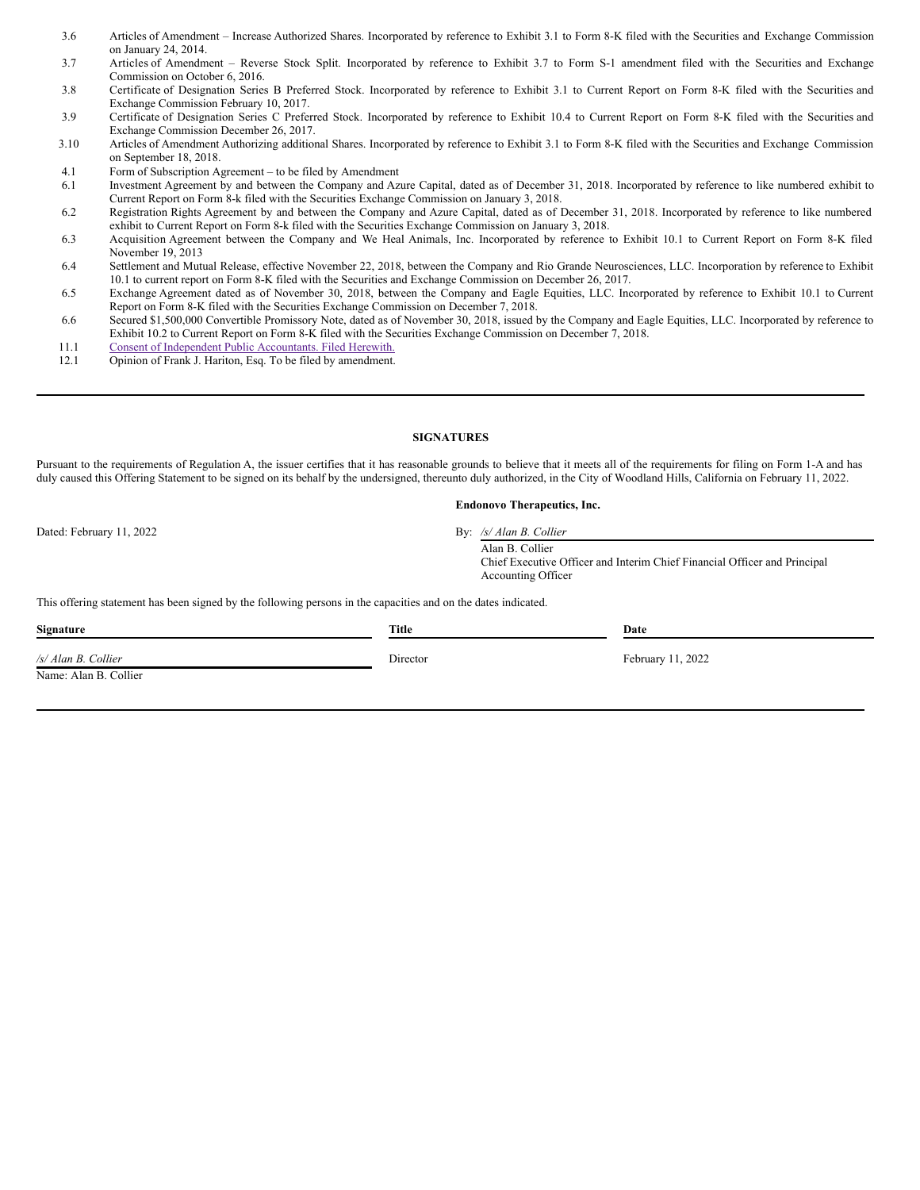| | |
|---|---|
| 3.6 | Articles of Amendment – Increase Authorized Shares. Incorporated by reference to Exhibit 3.1 to Form 8-K filed with the Securities and Exchange Commission on January 24, 2014. |
| 3.7 | Articles of Amendment – Reverse Stock Split. Incorporated by reference to Exhibit 3.7 to Form S-1 amendment filed with the Securities and Exchange Commission on October 6, 2016. |
| 3.8 | Certificate of Designation Series B Preferred Stock. Incorporated by reference to Exhibit 3.1 to Current Report on Form 8-K filed with the Securities and Exchange Commission February 10, 2017. |
| 3.9 | Certificate of Designation Series C Preferred Stock. Incorporated by reference to Exhibit 10.4 to Current Report on Form 8-K filed with the Securities and Exchange Commission December 26, 2017. |
| 3.10 | Articles of Amendment Authorizing additional Shares. Incorporated by reference to Exhibit 3.1 to Form 8-K filed with the Securities and Exchange Commission on September 18, 2018. |
| 4.1 | Form of Subscription Agreement – to be filed by Amendment |
| 6.1 | Investment Agreement by and between the Company and Azure Capital, dated as of December 31, 2018. Incorporated by reference to like numbered exhibit to Current Report on Form 8-k filed with the Securities Exchange Commission on January 3, 2018. |
| 6.2 | Registration Rights Agreement by and between the Company and Azure Capital, dated as of December 31, 2018. Incorporated by reference to like numbered exhibit to Current Report on Form 8-k filed with the Securities Exchange Commission on January 3, 2018. |
| 6.3 | Acquisition Agreement between the Company and We Heal Animals, Inc. Incorporated by reference to Exhibit 10.1 to Current Report on Form 8-K filed November 19, 2013 |
| 6.4 | Settlement and Mutual Release, effective November 22, 2018, between the Company and Rio Grande Neurosciences, LLC. Incorporation by reference to Exhibit 10.1 to current report on Form 8-K filed with the Securities and Exchange Commission on December 26, 2017. |
| 6.5 | Exchange Agreement dated as of November 30, 2018, between the Company and Eagle Equities, LLC. Incorporated by reference to Exhibit 10.1 to Current Report on Form 8-K filed with the Securities Exchange Commission on December 7, 2018. |
| 6.6 | Secured $1,500,000 Convertible Promissory Note, dated as of November 30, 2018, issued by the Company and Eagle Equities, LLC. Incorporated by reference to Exhibit 10.2 to Current Report on Form 8-K filed with the Securities Exchange Commission on December 7, 2018. |
| 11.1 | Consent of Independent Public Accountants. Filed Herewith. |
| 12.1 | Opinion of Frank J. Hariton, Esq. To be filed by amendment. |

## SIGNATURES

Pursuant to the requirements of Regulation A, the issuer certifies that it has reasonable grounds to believe that it meets all of the requirements for filing on Form 1-A and has duly caused this Offering Statement to be signed on its behalf by the undersigned, thereunto duly authorized, in the City of Woodland Hills, California on February 11, 2022.

**Endonovo Therapeutics, Inc.**

Dated: February 11, 2022

By: */s/ Alan B. Collier*
Alan B. Collier
Chief Executive Officer and Interim Chief Financial Officer and Principal Accounting Officer

This offering statement has been signed by the following persons in the capacities and on the dates indicated.

| Signature | Title | Date |
|---|---|---|
| */s/ Alan B. Collier* <br> Name: Alan B. Collier | Director | February 11, 2022 |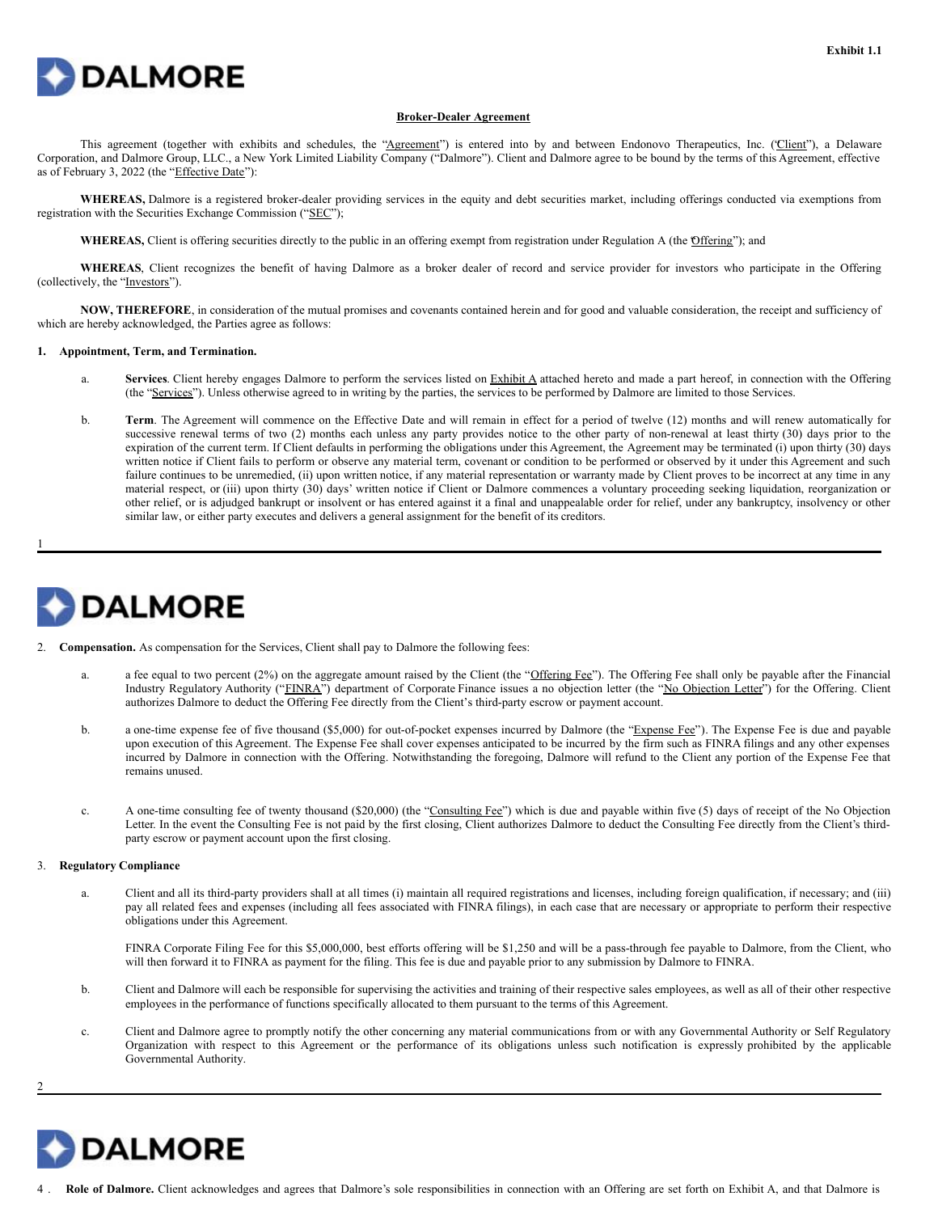Exhibit 1.1

DALMORE

**Broker-Dealer Agreement**

This agreement (together with exhibits and schedules, the "Agreement") is entered into by and between Endonovo Therapeutics, Inc. ("Client"), a Delaware Corporation, and Dalmore Group, LLC., a New York Limited Liability Company ("Dalmore"). Client and Dalmore agree to be bound by the terms of this Agreement, effective as of February 3, 2022 (the "Effective Date"):

**WHEREAS,** Dalmore is a registered broker-dealer providing services in the equity and debt securities market, including offerings conducted via exemptions from registration with the Securities Exchange Commission ("SEC");

**WHEREAS,** Client is offering securities directly to the public in an offering exempt from registration under Regulation A (the "Offering"); and

**WHEREAS**, Client recognizes the benefit of having Dalmore as a broker dealer of record and service provider for investors who participate in the Offering (collectively, the "Investors").

**NOW, THEREFORE**, in consideration of the mutual promises and covenants contained herein and for good and valuable consideration, the receipt and sufficiency of which are hereby acknowledged, the Parties agree as follows:

**1. Appointment, Term, and Termination.**

a. **Services**. Client hereby engages Dalmore to perform the services listed on Exhibit A attached hereto and made a part hereof, in connection with the Offering (the "Services"). Unless otherwise agreed to in writing by the parties, the services to be performed by Dalmore are limited to those Services.

b. **Term**. The Agreement will commence on the Effective Date and will remain in effect for a period of twelve (12) months and will renew automatically for successive renewal terms of two (2) months each unless any party provides notice to the other party of non-renewal at least thirty (30) days prior to the expiration of the current term. If Client defaults in performing the obligations under this Agreement, the Agreement may be terminated (i) upon thirty (30) days written notice if Client fails to perform or observe any material term, covenant or condition to be performed or observed by it under this Agreement and such failure continues to be unremedied, (ii) upon written notice, if any material representation or warranty made by Client proves to be incorrect at any time in any material respect, or (iii) upon thirty (30) days' written notice if Client or Dalmore commences a voluntary proceeding seeking liquidation, reorganization or other relief, or is adjudged bankrupt or insolvent or has entered against it a final and unappealable order for relief, under any bankruptcy, insolvency or other similar law, or either party executes and delivers a general assignment for the benefit of its creditors.

DALMORE

2. **Compensation.** As compensation for the Services, Client shall pay to Dalmore the following fees:

a. a fee equal to two percent (2%) on the aggregate amount raised by the Client (the "Offering Fee"). The Offering Fee shall only be payable after the Financial Industry Regulatory Authority ("FINRA") department of Corporate Finance issues a no objection letter (the "No Objection Letter") for the Offering. Client authorizes Dalmore to deduct the Offering Fee directly from the Client's third-party escrow or payment account.

b. a one-time expense fee of five thousand ($5,000) for out-of-pocket expenses incurred by Dalmore (the "Expense Fee"). The Expense Fee is due and payable upon execution of this Agreement. The Expense Fee shall cover expenses anticipated to be incurred by the firm such as FINRA filings and any other expenses incurred by Dalmore in connection with the Offering. Notwithstanding the foregoing, Dalmore will refund to the Client any portion of the Expense Fee that remains unused.

c. A one-time consulting fee of twenty thousand ($20,000) (the "Consulting Fee") which is due and payable within five (5) days of receipt of the No Objection Letter. In the event the Consulting Fee is not paid by the first closing, Client authorizes Dalmore to deduct the Consulting Fee directly from the Client's third-party escrow or payment account upon the first closing.

3. **Regulatory Compliance**

a. Client and all its third-party providers shall at all times (i) maintain all required registrations and licenses, including foreign qualification, if necessary; and (iii) pay all related fees and expenses (including all fees associated with FINRA filings), in each case that are necessary or appropriate to perform their respective obligations under this Agreement.

FINRA Corporate Filing Fee for this $5,000,000, best efforts offering will be $1,250 and will be a pass-through fee payable to Dalmore, from the Client, who will then forward it to FINRA as payment for the filing. This fee is due and payable prior to any submission by Dalmore to FINRA.

b. Client and Dalmore will each be responsible for supervising the activities and training of their respective sales employees, as well as all of their other respective employees in the performance of functions specifically allocated to them pursuant to the terms of this Agreement.

c. Client and Dalmore agree to promptly notify the other concerning any material communications from or with any Governmental Authority or Self Regulatory Organization with respect to this Agreement or the performance of its obligations unless such notification is expressly prohibited by the applicable Governmental Authority.

DALMORE

4 . **Role of Dalmore.** Client acknowledges and agrees that Dalmore's sole responsibilities in connection with an Offering are set forth on Exhibit A, and that Dalmore is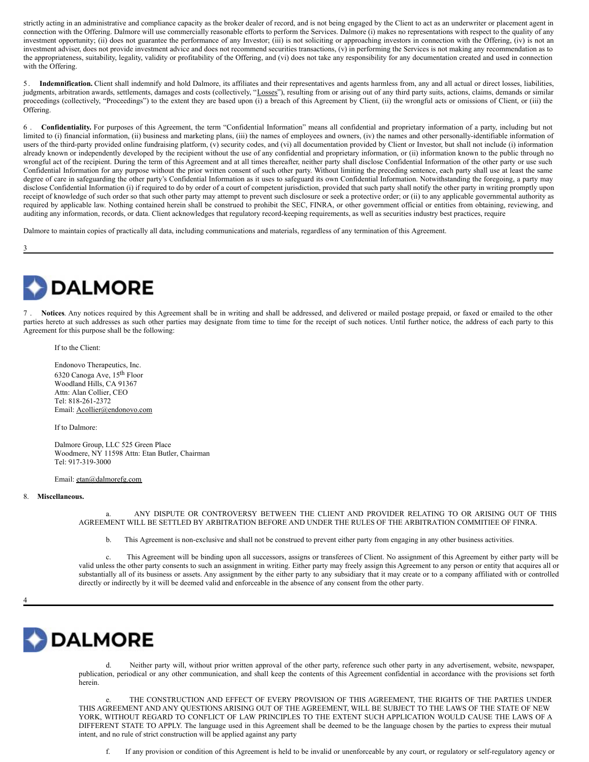strictly acting in an administrative and compliance capacity as the broker dealer of record, and is not being engaged by the Client to act as an underwriter or placement agent in connection with the Offering. Dalmore will use commercially reasonable efforts to perform the Services. Dalmore (i) makes no representations with respect to the quality of any investment opportunity; (ii) does not guarantee the performance of any Investor; (iii) is not soliciting or approaching investors in connection with the Offering, (iv) is not an investment adviser, does not provide investment advice and does not recommend securities transactions, (v) in performing the Services is not making any recommendation as to the appropriateness, suitability, legality, validity or profitability of the Offering, and (vi) does not take any responsibility for any documentation created and used in connection with the Offering.

5 . **Indemnification.** Client shall indemnify and hold Dalmore, its affiliates and their representatives and agents harmless from, any and all actual or direct losses, liabilities, judgments, arbitration awards, settlements, damages and costs (collectively, "Losses"), resulting from or arising out of any third party suits, actions, claims, demands or similar proceedings (collectively, "Proceedings") to the extent they are based upon (i) a breach of this Agreement by Client, (ii) the wrongful acts or omissions of Client, or (iii) the Offering.

6 . **Confidentiality.** For purposes of this Agreement, the term "Confidential Information" means all confidential and proprietary information of a party, including but not limited to (i) financial information, (ii) business and marketing plans, (iii) the names of employees and owners, (iv) the names and other personally-identifiable information of users of the third-party provided online fundraising platform, (v) security codes, and (vi) all documentation provided by Client or Investor, but shall not include (i) information already known or independently developed by the recipient without the use of any confidential and proprietary information, or (ii) information known to the public through no wrongful act of the recipient. During the term of this Agreement and at all times thereafter, neither party shall disclose Confidential Information of the other party or use such Confidential Information for any purpose without the prior written consent of such other party. Without limiting the preceding sentence, each party shall use at least the same degree of care in safeguarding the other party's Confidential Information as it uses to safeguard its own Confidential Information. Notwithstanding the foregoing, a party may disclose Confidential Information (i) if required to do by order of a court of competent jurisdiction, provided that such party shall notify the other party in writing promptly upon receipt of knowledge of such order so that such other party may attempt to prevent such disclosure or seek a protective order; or (ii) to any applicable governmental authority as required by applicable law. Nothing contained herein shall be construed to prohibit the SEC, FINRA, or other government official or entities from obtaining, reviewing, and auditing any information, records, or data. Client acknowledges that regulatory record-keeping requirements, as well as securities industry best practices, require

Dalmore to maintain copies of practically all data, including communications and materials, regardless of any termination of this Agreement.

7 . **Notices**. Any notices required by this Agreement shall be in writing and shall be addressed, and delivered or mailed postage prepaid, or faxed or emailed to the other parties hereto at such addresses as such other parties may designate from time to time for the receipt of such notices. Until further notice, the address of each party to this Agreement for this purpose shall be the following:

If to the Client:

Endonovo Therapeutics, Inc.
6320 Canoga Ave, 15th Floor
Woodland Hills, CA 91367
Attn: Alan Collier, CEO
Tel: 818-261-2372
Email: Acollier@endonovo.com

If to Dalmore:

Dalmore Group, LLC 525 Green Place
Woodmere, NY 11598 Attn: Etan Butler, Chairman
Tel: 917-319-3000

Email: etan@dalmorefg.com

8. **Miscellaneous.**

a. ANY DISPUTE OR CONTROVERSY BETWEEN THE CLIENT AND PROVIDER RELATING TO OR ARISING OUT OF THIS AGREEMENT WILL BE SETTLED BY ARBITRATION BEFORE AND UNDER THE RULES OF THE ARBITRATION COMMITIEE OF FINRA.

b. This Agreement is non-exclusive and shall not be construed to prevent either party from engaging in any other business activities.

c. This Agreement will be binding upon all successors, assigns or transferees of Client. No assignment of this Agreement by either party will be valid unless the other party consents to such an assignment in writing. Either party may freely assign this Agreement to any person or entity that acquires all or substantially all of its business or assets. Any assignment by the either party to any subsidiary that it may create or to a company affiliated with or controlled directly or indirectly by it will be deemed valid and enforceable in the absence of any consent from the other party.

d. Neither party will, without prior written approval of the other party, reference such other party in any advertisement, website, newspaper, publication, periodical or any other communication, and shall keep the contents of this Agreement confidential in accordance with the provisions set forth herein.

e. THE CONSTRUCTION AND EFFECT OF EVERY PROVISION OF THIS AGREEMENT, THE RIGHTS OF THE PARTIES UNDER THIS AGREEMENT AND ANY QUESTIONS ARISING OUT OF THE AGREEMENT, WILL BE SUBJECT TO THE LAWS OF THE STATE OF NEW YORK, WITHOUT REGARD TO CONFLICT OF LAW PRINCIPLES TO THE EXTENT SUCH APPLICATION WOULD CAUSE THE LAWS OF A DIFFERENT STATE TO APPLY. The language used in this Agreement shall be deemed to be the language chosen by the parties to express their mutual intent, and no rule of strict construction will be applied against any party

f. If any provision or condition of this Agreement is held to be invalid or unenforceable by any court, or regulatory or self-regulatory agency or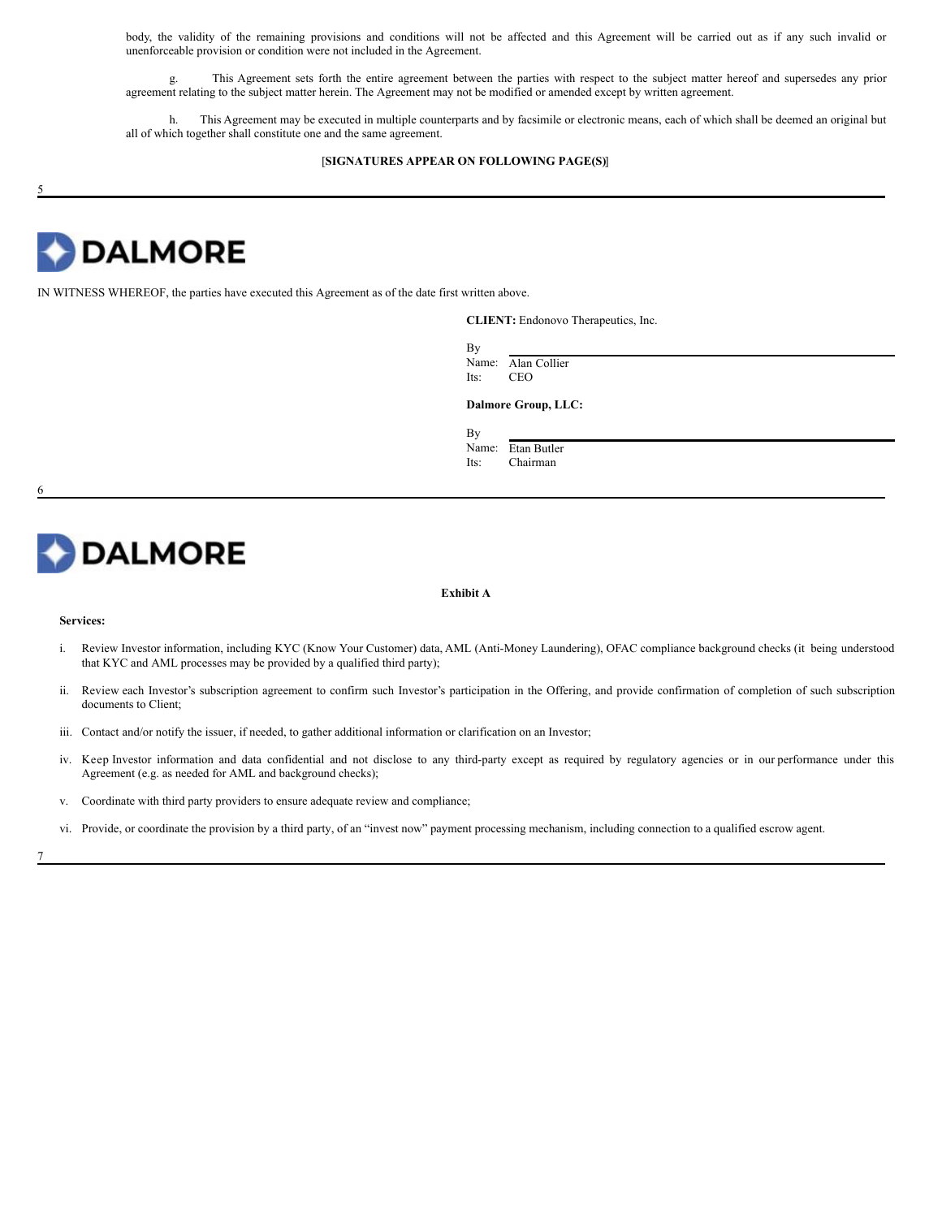body, the validity of the remaining provisions and conditions will not be affected and this Agreement will be carried out as if any such invalid or unenforceable provision or condition were not included in the Agreement.

g. This Agreement sets forth the entire agreement between the parties with respect to the subject matter hereof and supersedes any prior agreement relating to the subject matter herein. The Agreement may not be modified or amended except by written agreement.

h. This Agreement may be executed in multiple counterparts and by facsimile or electronic means, each of which shall be deemed an original but all of which together shall constitute one and the same agreement.

[**SIGNATURES APPEAR ON FOLLOWING PAGE(S)**]

**DALMORE**

IN WITNESS WHEREOF, the parties have executed this Agreement as of the date first written above.

**CLIENT:** Endonovo Therapeutics, Inc.

By \_\_\_\_\_\_\_\_\_\_\_\_\_\_\_\_\_\_\_\_\_\_\_\_\_\_\_\_
Name: Alan Collier
Its: CEO

**Dalmore Group, LLC:**

By \_\_\_\_\_\_\_\_\_\_\_\_\_\_\_\_\_\_\_\_\_\_\_\_\_\_\_\_
Name: Etan Butler
Its: Chairman

**DALMORE**

**Exhibit A**

**Services:**

i. Review Investor information, including KYC (Know Your Customer) data, AML (Anti-Money Laundering), OFAC compliance background checks (it being understood that KYC and AML processes may be provided by a qualified third party);

ii. Review each Investor's subscription agreement to confirm such Investor's participation in the Offering, and provide confirmation of completion of such subscription documents to Client;

iii. Contact and/or notify the issuer, if needed, to gather additional information or clarification on an Investor;

iv. Keep Investor information and data confidential and not disclose to any third-party except as required by regulatory agencies or in our performance under this Agreement (e.g. as needed for AML and background checks);

v. Coordinate with third party providers to ensure adequate review and compliance;

vi. Provide, or coordinate the provision by a third party, of an "invest now" payment processing mechanism, including connection to a qualified escrow agent.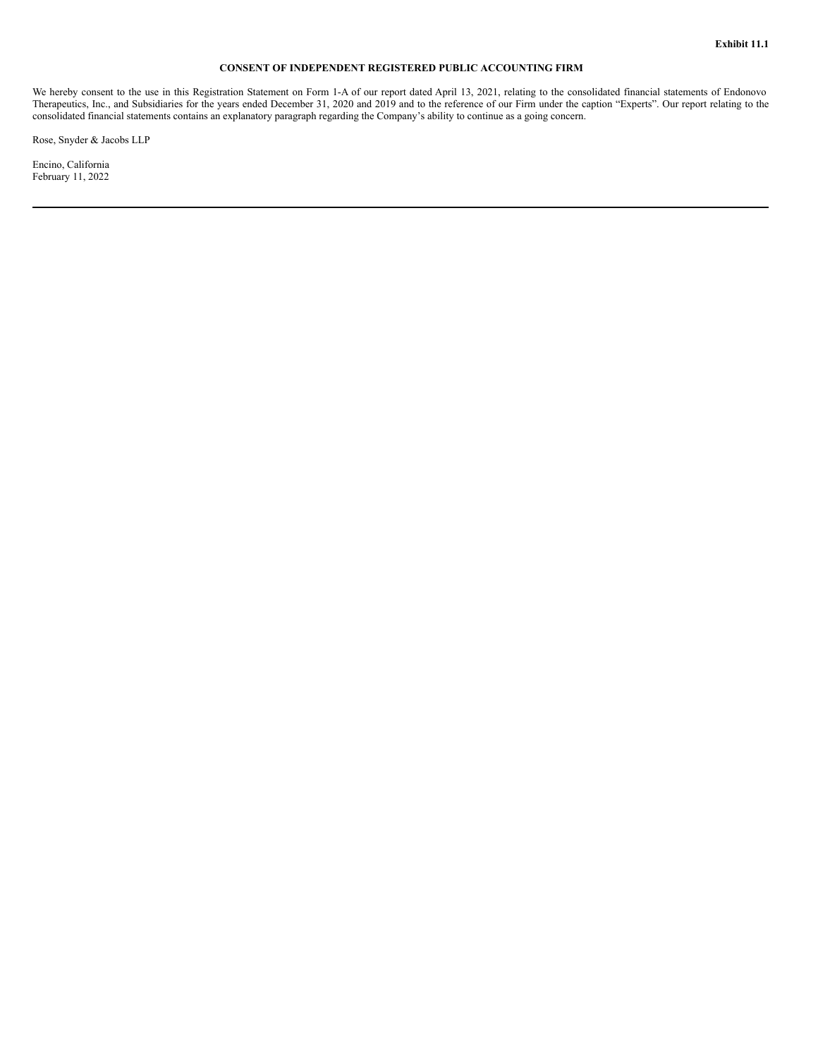**Exhibit 11.1**

**CONSENT OF INDEPENDENT REGISTERED PUBLIC ACCOUNTING FIRM**

We hereby consent to the use in this Registration Statement on Form 1-A of our report dated April 13, 2021, relating to the consolidated financial statements of Endonovo Therapeutics, Inc., and Subsidiaries for the years ended December 31, 2020 and 2019 and to the reference of our Firm under the caption "Experts". Our report relating to the consolidated financial statements contains an explanatory paragraph regarding the Company's ability to continue as a going concern.

Rose, Snyder & Jacobs LLP

Encino, California
February 11, 2022